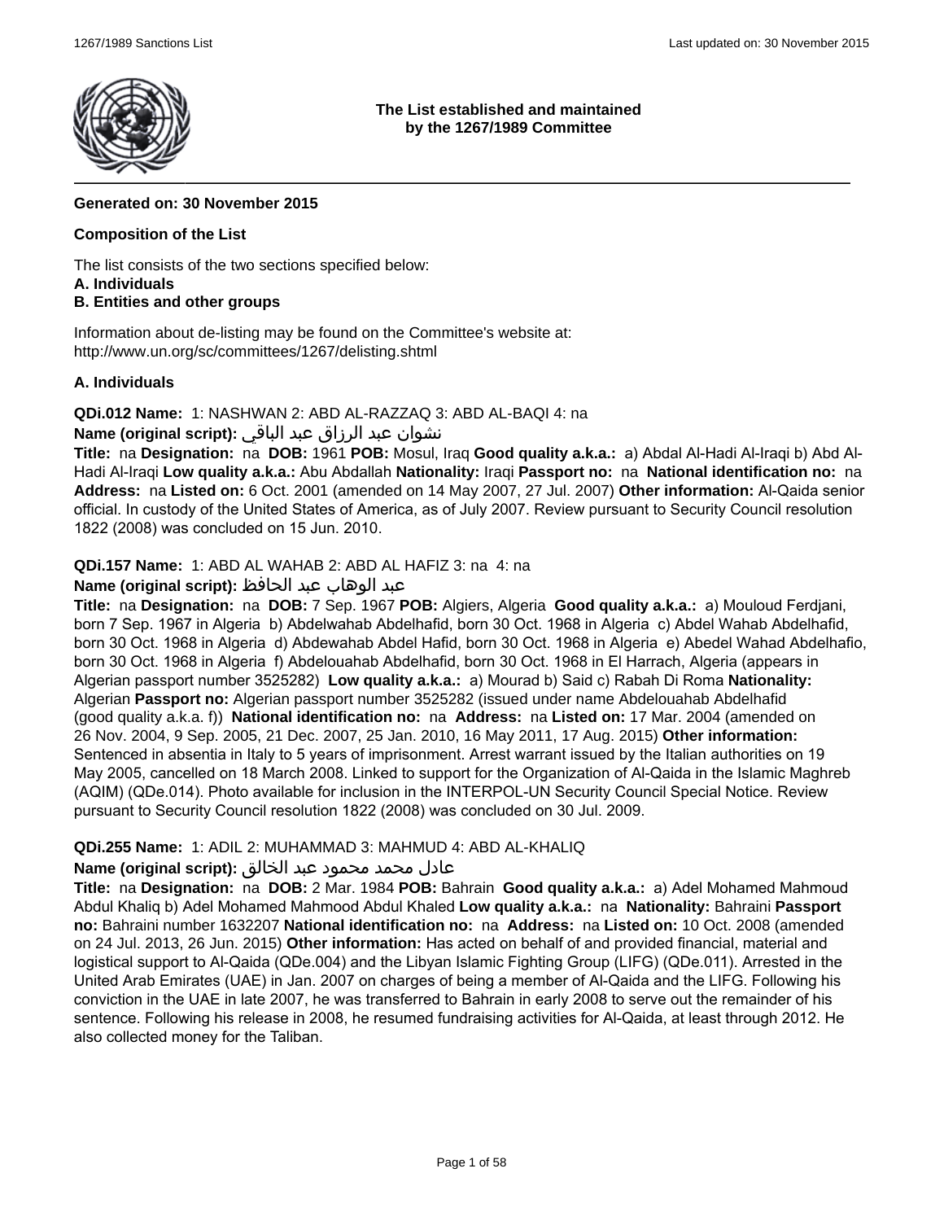**The List established and maintained by the 1267/1989 Committee**

**Generated on: 30 November 2015**

**Composition of the List**

The list consists of the two sections specified below:
**A. Individuals**
**B. Entities and other groups**

Information about de-listing may be found on the Committee's website at:
http://www.un.org/sc/committees/1267/delisting.shtml

**A. Individuals**

**QDi.012 Name:** 1: NASHWAN 2: ABD AL-RAZZAQ 3: ABD AL-BAQI 4: na
**Name (original script):** نشوان عبد الرزاق عبد الباقي
**Title:** na **Designation:** na **DOB:** 1961 **POB:** Mosul, Iraq **Good quality a.k.a.:** a) Abdal Al-Hadi Al-Iraqi b) Abd Al-Hadi Al-Iraqi **Low quality a.k.a.:** Abu Abdallah **Nationality:** Iraqi **Passport no:** na **National identification no:** na **Address:** na **Listed on:** 6 Oct. 2001 (amended on 14 May 2007, 27 Jul. 2007) **Other information:** Al-Qaida senior official. In custody of the United States of America, as of July 2007. Review pursuant to Security Council resolution 1822 (2008) was concluded on 15 Jun. 2010.

**QDi.157 Name:** 1: ABD AL WAHAB 2: ABD AL HAFIZ 3: na 4: na
**Name (original script):** عبد الوهاب عبد الحافظ
**Title:** na **Designation:** na **DOB:** 7 Sep. 1967 **POB:** Algiers, Algeria **Good quality a.k.a.:** a) Mouloud Ferdjani, born 7 Sep. 1967 in Algeria b) Abdelwahab Abdelhafid, born 30 Oct. 1968 in Algeria c) Abdel Wahab Abdelhafid, born 30 Oct. 1968 in Algeria d) Abdewahab Abdel Hafid, born 30 Oct. 1968 in Algeria e) Abedel Wahad Abdelhafio, born 30 Oct. 1968 in Algeria f) Abdelouahab Abdelhafid, born 30 Oct. 1968 in El Harrach, Algeria (appears in Algerian passport number 3525282) **Low quality a.k.a.:** a) Mourad b) Said c) Rabah Di Roma **Nationality:** Algerian **Passport no:** Algerian passport number 3525282 (issued under name Abdelouahab Abdelhafid (good quality a.k.a. f)) **National identification no:** na **Address:** na **Listed on:** 17 Mar. 2004 (amended on 26 Nov. 2004, 9 Sep. 2005, 21 Dec. 2007, 25 Jan. 2010, 16 May 2011, 17 Aug. 2015) **Other information:** Sentenced in absentia in Italy to 5 years of imprisonment. Arrest warrant issued by the Italian authorities on 19 May 2005, cancelled on 18 March 2008. Linked to support for the Organization of Al-Qaida in the Islamic Maghreb (AQIM) (QDe.014). Photo available for inclusion in the INTERPOL-UN Security Council Special Notice. Review pursuant to Security Council resolution 1822 (2008) was concluded on 30 Jul. 2009.

**QDi.255 Name:** 1: ADIL 2: MUHAMMAD 3: MAHMUD 4: ABD AL-KHALIQ
**Name (original script):** عادل محمد محمود عبد الخالق
**Title:** na **Designation:** na **DOB:** 2 Mar. 1984 **POB:** Bahrain **Good quality a.k.a.:** a) Adel Mohamed Mahmoud Abdul Khaliq b) Adel Mohamed Mahmood Abdul Khaled **Low quality a.k.a.:** na **Nationality:** Bahraini **Passport no:** Bahraini number 1632207 **National identification no:** na **Address:** na **Listed on:** 10 Oct. 2008 (amended on 24 Jul. 2013, 26 Jun. 2015) **Other information:** Has acted on behalf of and provided financial, material and logistical support to Al-Qaida (QDe.004) and the Libyan Islamic Fighting Group (LIFG) (QDe.011). Arrested in the United Arab Emirates (UAE) in Jan. 2007 on charges of being a member of Al-Qaida and the LIFG. Following his conviction in the UAE in late 2007, he was transferred to Bahrain in early 2008 to serve out the remainder of his sentence. Following his release in 2008, he resumed fundraising activities for Al-Qaida, at least through 2012. He also collected money for the Taliban.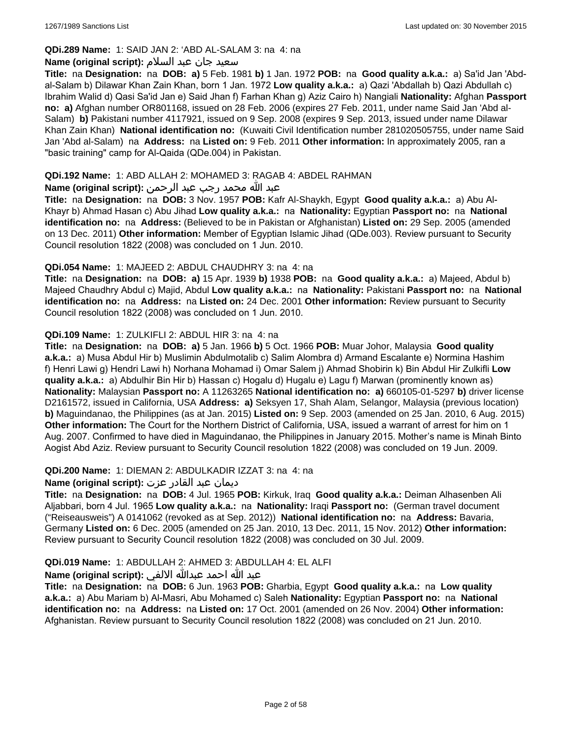**QDi.289 Name:** 1: SAID JAN 2: 'ABD AL-SALAM 3: na 4: na

**Name (original script):** سعيد جان عبد السلام

**Title:** na **Designation:** na **DOB:** **a)** 5 Feb. 1981 **b)** 1 Jan. 1972 **POB:** na **Good quality a.k.a.:** a) Sa'id Jan 'Abd-al-Salam b) Dilawar Khan Zain Khan, born 1 Jan. 1972 **Low quality a.k.a.:** a) Qazi 'Abdallah b) Qazi Abdullah c) Ibrahim Walid d) Qasi Sa'id Jan e) Said Jhan f) Farhan Khan g) Aziz Cairo h) Nangiali **Nationality:** Afghan **Passport no:** **a)** Afghan number OR801168, issued on 28 Feb. 2006 (expires 27 Feb. 2011, under name Said Jan 'Abd al-Salam) **b)** Pakistani number 4117921, issued on 9 Sep. 2008 (expires 9 Sep. 2013, issued under name Dilawar Khan Zain Khan) **National identification no:** (Kuwaiti Civil Identification number 281020505755, under name Said Jan 'Abd al-Salam) na **Address:** na **Listed on:** 9 Feb. 2011 **Other information:** In approximately 2005, ran a "basic training" camp for Al-Qaida (QDe.004) in Pakistan.

**QDi.192 Name:** 1: ABD ALLAH 2: MOHAMED 3: RAGAB 4: ABDEL RAHMAN

**Name (original script):** عبد الله محمد رجب عبد الرحمن

**Title:** na **Designation:** na **DOB:** 3 Nov. 1957 **POB:** Kafr Al-Shaykh, Egypt **Good quality a.k.a.:** a) Abu Al-Khayr b) Ahmad Hasan c) Abu Jihad **Low quality a.k.a.:** na **Nationality:** Egyptian **Passport no:** na **National identification no:** na **Address:** (Believed to be in Pakistan or Afghanistan) **Listed on:** 29 Sep. 2005 (amended on 13 Dec. 2011) **Other information:** Member of Egyptian Islamic Jihad (QDe.003). Review pursuant to Security Council resolution 1822 (2008) was concluded on 1 Jun. 2010.

**QDi.054 Name:** 1: MAJEED 2: ABDUL CHAUDHRY 3: na 4: na

**Title:** na **Designation:** na **DOB:** **a)** 15 Apr. 1939 **b)** 1938 **POB:** na **Good quality a.k.a.:** a) Majeed, Abdul b) Majeed Chaudhry Abdul c) Majid, Abdul **Low quality a.k.a.:** na **Nationality:** Pakistani **Passport no:** na **National identification no:** na **Address:** na **Listed on:** 24 Dec. 2001 **Other information:** Review pursuant to Security Council resolution 1822 (2008) was concluded on 1 Jun. 2010.

**QDi.109 Name:** 1: ZULKIFLI 2: ABDUL HIR 3: na 4: na

**Title:** na **Designation:** na **DOB:** **a)** 5 Jan. 1966 **b)** 5 Oct. 1966 **POB:** Muar Johor, Malaysia **Good quality a.k.a.:** a) Musa Abdul Hir b) Muslimin Abdulmotalib c) Salim Alombra d) Armand Escalante e) Normina Hashim f) Henri Lawi g) Hendri Lawi h) Norhana Mohamad i) Omar Salem j) Ahmad Shobirin k) Bin Abdul Hir Zulkifli **Low quality a.k.a.:** a) Abdulhir Bin Hir b) Hassan c) Hogalu d) Hugalu e) Lagu f) Marwan (prominently known as) **Nationality:** Malaysian **Passport no:** A 11263265 **National identification no:** **a)** 660105-01-5297 **b)** driver license D2161572, issued in California, USA **Address:** **a)** Seksyen 17, Shah Alam, Selangor, Malaysia (previous location) **b)** Maguindanao, the Philippines (as at Jan. 2015) **Listed on:** 9 Sep. 2003 (amended on 25 Jan. 2010, 6 Aug. 2015) **Other information:** The Court for the Northern District of California, USA, issued a warrant of arrest for him on 1 Aug. 2007. Confirmed to have died in Maguindanao, the Philippines in January 2015. Mother's name is Minah Binto Aogist Abd Aziz. Review pursuant to Security Council resolution 1822 (2008) was concluded on 19 Jun. 2009.

**QDi.200 Name:** 1: DIEMAN 2: ABDULKADIR IZZAT 3: na 4: na

**Name (original script):** ديمان عبد القادر عزت

**Title:** na **Designation:** na **DOB:** 4 Jul. 1965 **POB:** Kirkuk, Iraq **Good quality a.k.a.:** Deiman Alhasenben Ali Aljabbari, born 4 Jul. 1965 **Low quality a.k.a.:** na **Nationality:** Iraqi **Passport no:** (German travel document ("Reiseausweis") A 0141062 (revoked as at Sep. 2012)) **National identification no:** na **Address:** Bavaria, Germany **Listed on:** 6 Dec. 2005 (amended on 25 Jan. 2010, 13 Dec. 2011, 15 Nov. 2012) **Other information:** Review pursuant to Security Council resolution 1822 (2008) was concluded on 30 Jul. 2009.

**QDi.019 Name:** 1: ABDULLAH 2: AHMED 3: ABDULLAH 4: EL ALFI

**Name (original script):** عبد الله احمد عبدالله الالفي

**Title:** na **Designation:** na **DOB:** 6 Jun. 1963 **POB:** Gharbia, Egypt **Good quality a.k.a.:** na **Low quality a.k.a.:** a) Abu Mariam b) Al-Masri, Abu Mohamed c) Saleh **Nationality:** Egyptian **Passport no:** na **National identification no:** na **Address:** na **Listed on:** 17 Oct. 2001 (amended on 26 Nov. 2004) **Other information:** Afghanistan. Review pursuant to Security Council resolution 1822 (2008) was concluded on 21 Jun. 2010.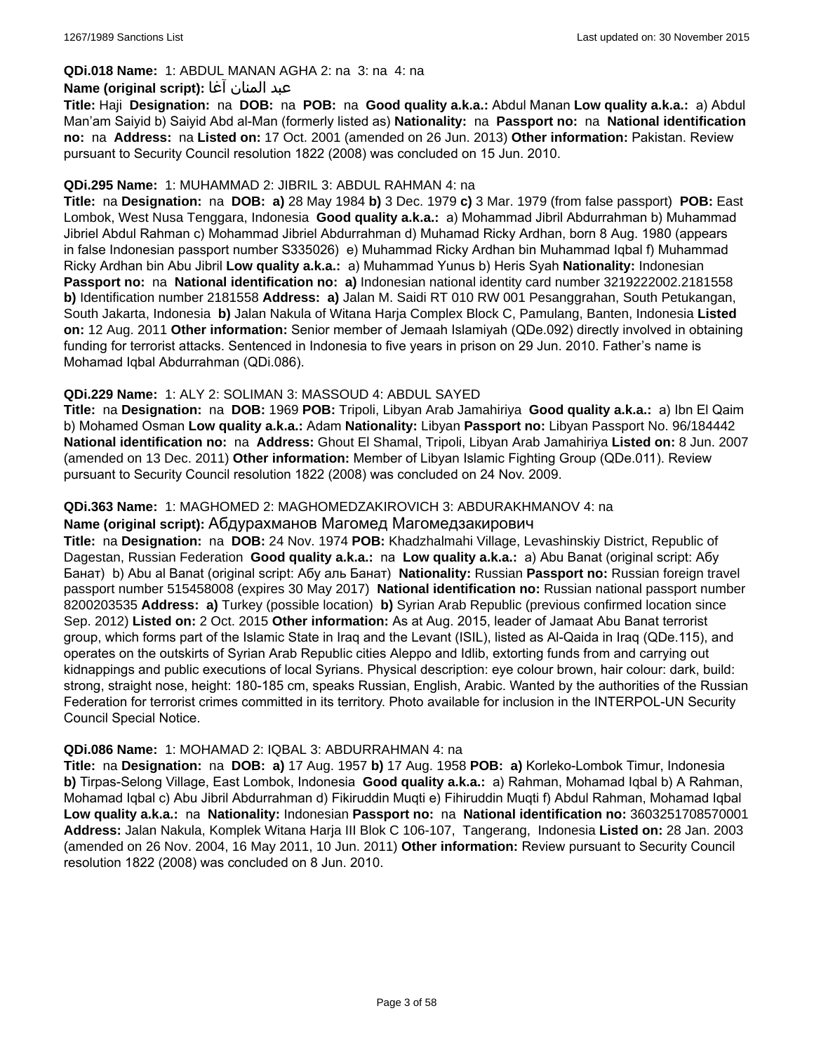**QDi.018 Name:** 1: ABDUL MANAN AGHA 2: na 3: na 4: na

**Name (original script):** عبد المنان آغا

**Title:** Haji **Designation:** na **DOB:** na **POB:** na **Good quality a.k.a.:** Abdul Manan **Low quality a.k.a.:** a) Abdul Man'am Saiyid b) Saiyid Abd al-Man (formerly listed as) **Nationality:** na **Passport no:** na **National identification no:** na **Address:** na **Listed on:** 17 Oct. 2001 (amended on 26 Jun. 2013) **Other information:** Pakistan. Review pursuant to Security Council resolution 1822 (2008) was concluded on 15 Jun. 2010.

**QDi.295 Name:** 1: MUHAMMAD 2: JIBRIL 3: ABDUL RAHMAN 4: na

**Title:** na **Designation:** na **DOB:** **a)** 28 May 1984 **b)** 3 Dec. 1979 **c)** 3 Mar. 1979 (from false passport) **POB:** East Lombok, West Nusa Tenggara, Indonesia **Good quality a.k.a.:** a) Mohammad Jibril Abdurrahman b) Muhammad Jibriel Abdul Rahman c) Mohammad Jibriel Abdurrahman d) Muhamad Ricky Ardhan, born 8 Aug. 1980 (appears in false Indonesian passport number S335026) e) Muhammad Ricky Ardhan bin Muhammad Iqbal f) Muhammad Ricky Ardhan bin Abu Jibril **Low quality a.k.a.:** a) Muhammad Yunus b) Heris Syah **Nationality:** Indonesian **Passport no:** na **National identification no:** **a)** Indonesian national identity card number 3219222002.2181558 **b)** Identification number 2181558 **Address:** **a)** Jalan M. Saidi RT 010 RW 001 Pesanggrahan, South Petukangan, South Jakarta, Indonesia **b)** Jalan Nakula of Witana Harja Complex Block C, Pamulang, Banten, Indonesia **Listed on:** 12 Aug. 2011 **Other information:** Senior member of Jemaah Islamiyah (QDe.092) directly involved in obtaining funding for terrorist attacks. Sentenced in Indonesia to five years in prison on 29 Jun. 2010. Father's name is Mohamad Iqbal Abdurrahman (QDi.086).

**QDi.229 Name:** 1: ALY 2: SOLIMAN 3: MASSOUD 4: ABDUL SAYED

**Title:** na **Designation:** na **DOB:** 1969 **POB:** Tripoli, Libyan Arab Jamahiriya **Good quality a.k.a.:** a) Ibn El Qaim b) Mohamed Osman **Low quality a.k.a.:** Adam **Nationality:** Libyan **Passport no:** Libyan Passport No. 96/184442 **National identification no:** na **Address:** Ghout El Shamal, Tripoli, Libyan Arab Jamahiriya **Listed on:** 8 Jun. 2007 (amended on 13 Dec. 2011) **Other information:** Member of Libyan Islamic Fighting Group (QDe.011). Review pursuant to Security Council resolution 1822 (2008) was concluded on 24 Nov. 2009.

**QDi.363 Name:** 1: MAGHOMED 2: MAGHOMEDZAKIROVICH 3: ABDURAKHMANOV 4: na

**Name (original script):** Абдурахманов Магомед Магомедзакирович

**Title:** na **Designation:** na **DOB:** 24 Nov. 1974 **POB:** Khadzhalmahi Village, Levashinskiy District, Republic of Dagestan, Russian Federation **Good quality a.k.a.:** na **Low quality a.k.a.:** a) Abu Banat (original script: Абу Банат) b) Abu al Banat (original script: Абу аль Банат) **Nationality:** Russian **Passport no:** Russian foreign travel passport number 515458008 (expires 30 May 2017) **National identification no:** Russian national passport number 8200203535 **Address:** **a)** Turkey (possible location) **b)** Syrian Arab Republic (previous confirmed location since Sep. 2012) **Listed on:** 2 Oct. 2015 **Other information:** As at Aug. 2015, leader of Jamaat Abu Banat terrorist group, which forms part of the Islamic State in Iraq and the Levant (ISIL), listed as Al-Qaida in Iraq (QDe.115), and operates on the outskirts of Syrian Arab Republic cities Aleppo and Idlib, extorting funds from and carrying out kidnappings and public executions of local Syrians. Physical description: eye colour brown, hair colour: dark, build: strong, straight nose, height: 180-185 cm, speaks Russian, English, Arabic. Wanted by the authorities of the Russian Federation for terrorist crimes committed in its territory. Photo available for inclusion in the INTERPOL-UN Security Council Special Notice.

**QDi.086 Name:** 1: MOHAMAD 2: IQBAL 3: ABDURRAHMAN 4: na

**Title:** na **Designation:** na **DOB:** **a)** 17 Aug. 1957 **b)** 17 Aug. 1958 **POB:** **a)** Korleko-Lombok Timur, Indonesia **b)** Tirpas-Selong Village, East Lombok, Indonesia **Good quality a.k.a.:** a) Rahman, Mohamad Iqbal b) A Rahman, Mohamad Iqbal c) Abu Jibril Abdurrahman d) Fikiruddin Muqti e) Fihiruddin Muqti f) Abdul Rahman, Mohamad Iqbal **Low quality a.k.a.:** na **Nationality:** Indonesian **Passport no:** na **National identification no:** 3603251708570001 **Address:** Jalan Nakula, Komplek Witana Harja III Blok C 106-107, Tangerang, Indonesia **Listed on:** 28 Jan. 2003 (amended on 26 Nov. 2004, 16 May 2011, 10 Jun. 2011) **Other information:** Review pursuant to Security Council resolution 1822 (2008) was concluded on 8 Jun. 2010.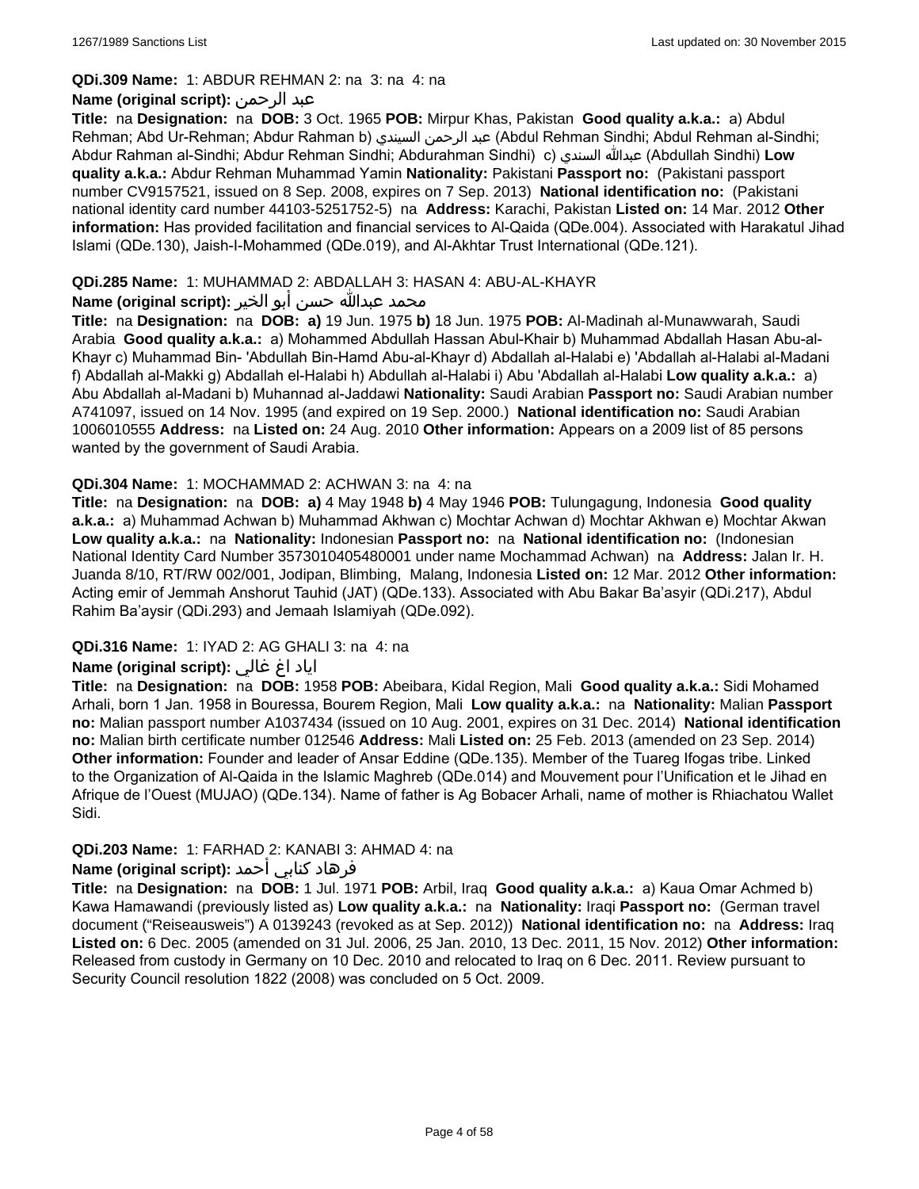**QDi.309 Name:** 1: ABDUR REHMAN 2: na 3: na 4: na

**Name (original script):** عبد الرحمن

**Title:** na **Designation:** na **DOB:** 3 Oct. 1965 **POB:** Mirpur Khas, Pakistan **Good quality a.k.a.:** a) Abdul Rehman; Abd Ur-Rehman; Abdur Rahman b) عبد الرحمن السيندي (Abdul Rehman Sindhi; Abdul Rehman al-Sindhi; Abdur Rahman al-Sindhi; Abdur Rehman Sindhi; Abdurahman Sindhi) c) عبدالله السندي (Abdullah Sindhi) **Low quality a.k.a.:** Abdur Rehman Muhammad Yamin **Nationality:** Pakistani **Passport no:** (Pakistani passport number CV9157521, issued on 8 Sep. 2008, expires on 7 Sep. 2013) **National identification no:** (Pakistani national identity card number 44103-5251752-5) na **Address:** Karachi, Pakistan **Listed on:** 14 Mar. 2012 **Other information:** Has provided facilitation and financial services to Al-Qaida (QDe.004). Associated with Harakatul Jihad Islami (QDe.130), Jaish-I-Mohammed (QDe.019), and Al-Akhtar Trust International (QDe.121).

**QDi.285 Name:** 1: MUHAMMAD 2: ABDALLAH 3: HASAN 4: ABU-AL-KHAYR

**Name (original script):** محمد عبدالله حسن أبو الخير

**Title:** na **Designation:** na **DOB:** **a)** 19 Jun. 1975 **b)** 18 Jun. 1975 **POB:** Al-Madinah al-Munawwarah, Saudi Arabia **Good quality a.k.a.:** a) Mohammed Abdullah Hassan Abul-Khair b) Muhammad Abdallah Hasan Abu-al-Khayr c) Muhammad Bin- 'Abdullah Bin-Hamd Abu-al-Khayr d) Abdallah al-Halabi e) 'Abdallah al-Halabi al-Madani f) Abdallah al-Makki g) Abdallah el-Halabi h) Abdullah al-Halabi i) Abu 'Abdallah al-Halabi **Low quality a.k.a.:** a) Abu Abdallah al-Madani b) Muhannad al-Jaddawi **Nationality:** Saudi Arabian **Passport no:** Saudi Arabian number A741097, issued on 14 Nov. 1995 (and expired on 19 Sep. 2000.) **National identification no:** Saudi Arabian 1006010555 **Address:** na **Listed on:** 24 Aug. 2010 **Other information:** Appears on a 2009 list of 85 persons wanted by the government of Saudi Arabia.

**QDi.304 Name:** 1: MOCHAMMAD 2: ACHWAN 3: na 4: na

**Title:** na **Designation:** na **DOB:** **a)** 4 May 1948 **b)** 4 May 1946 **POB:** Tulungagung, Indonesia **Good quality a.k.a.:** a) Muhammad Achwan b) Muhammad Akhwan c) Mochtar Achwan d) Mochtar Akhwan e) Mochtar Akwan **Low quality a.k.a.:** na **Nationality:** Indonesian **Passport no:** na **National identification no:** (Indonesian National Identity Card Number 3573010405480001 under name Mochammad Achwan) na **Address:** Jalan Ir. H. Juanda 8/10, RT/RW 002/001, Jodipan, Blimbing, Malang, Indonesia **Listed on:** 12 Mar. 2012 **Other information:** Acting emir of Jemmah Anshorut Tauhid (JAT) (QDe.133). Associated with Abu Bakar Ba'asyir (QDi.217), Abdul Rahim Ba'aysir (QDi.293) and Jemaah Islamiyah (QDe.092).

**QDi.316 Name:** 1: IYAD 2: AG GHALI 3: na 4: na

**Name (original script):** اياد اغ غالي

**Title:** na **Designation:** na **DOB:** 1958 **POB:** Abeibara, Kidal Region, Mali **Good quality a.k.a.:** Sidi Mohamed Arhali, born 1 Jan. 1958 in Bouressa, Bourem Region, Mali **Low quality a.k.a.:** na **Nationality:** Malian **Passport no:** Malian passport number A1037434 (issued on 10 Aug. 2001, expires on 31 Dec. 2014) **National identification no:** Malian birth certificate number 012546 **Address:** Mali **Listed on:** 25 Feb. 2013 (amended on 23 Sep. 2014) **Other information:** Founder and leader of Ansar Eddine (QDe.135). Member of the Tuareg Ifogas tribe. Linked to the Organization of Al-Qaida in the Islamic Maghreb (QDe.014) and Mouvement pour l'Unification et le Jihad en Afrique de l'Ouest (MUJAO) (QDe.134). Name of father is Ag Bobacer Arhali, name of mother is Rhiachatou Wallet Sidi.

**QDi.203 Name:** 1: FARHAD 2: KANABI 3: AHMAD 4: na

**Name (original script):** فرهاد كنابي أحمد

**Title:** na **Designation:** na **DOB:** 1 Jul. 1971 **POB:** Arbil, Iraq **Good quality a.k.a.:** a) Kaua Omar Achmed b) Kawa Hamawandi (previously listed as) **Low quality a.k.a.:** na **Nationality:** Iraqi **Passport no:** (German travel document ("Reiseausweis") A 0139243 (revoked as at Sep. 2012)) **National identification no:** na **Address:** Iraq **Listed on:** 6 Dec. 2005 (amended on 31 Jul. 2006, 25 Jan. 2010, 13 Dec. 2011, 15 Nov. 2012) **Other information:** Released from custody in Germany on 10 Dec. 2010 and relocated to Iraq on 6 Dec. 2011. Review pursuant to Security Council resolution 1822 (2008) was concluded on 5 Oct. 2009.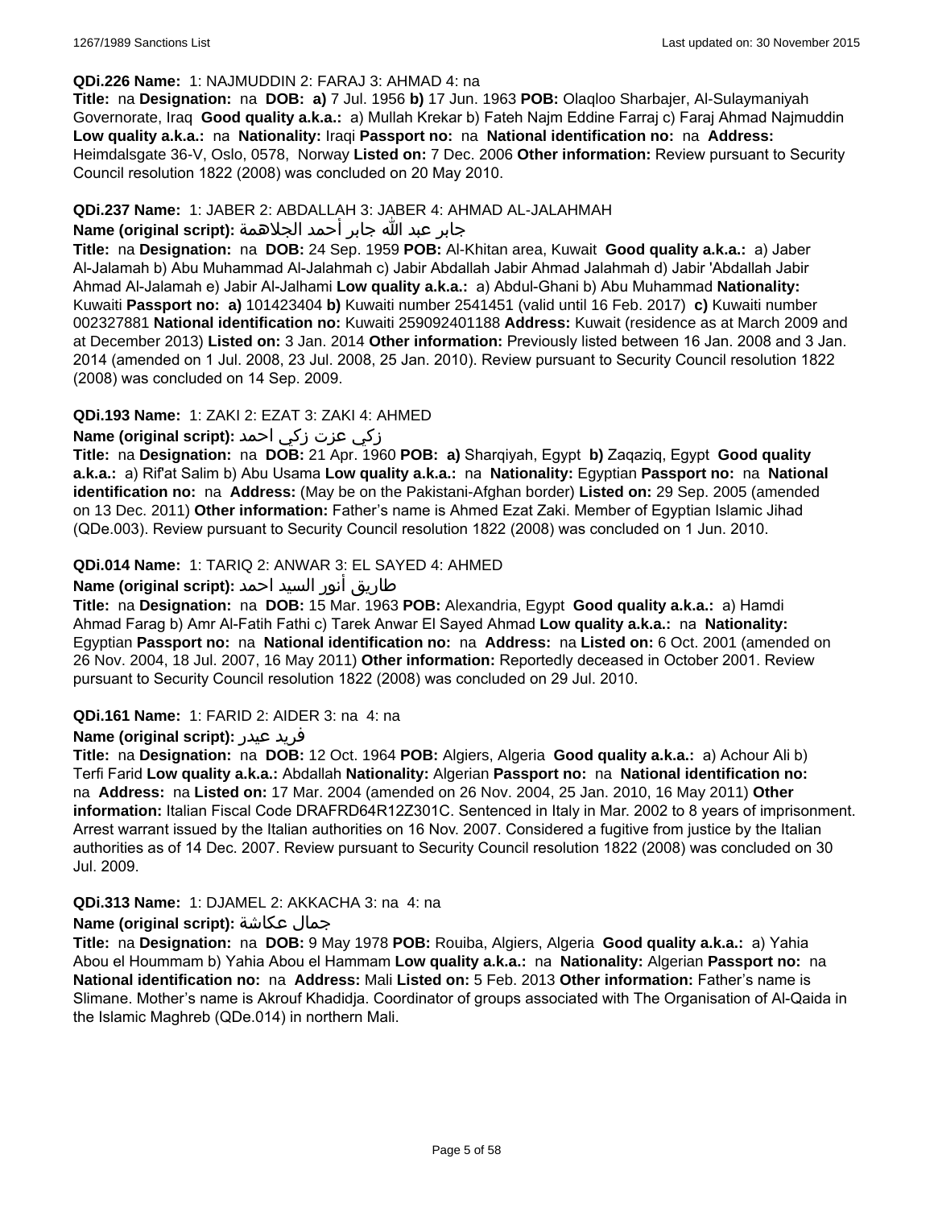**QDi.226 Name:** 1: NAJMUDDIN 2: FARAJ 3: AHMAD 4: na

**Title:** na **Designation:** na **DOB:** **a)** 7 Jul. 1956 **b)** 17 Jun. 1963 **POB:** Olaqloo Sharbajer, Al-Sulaymaniyah Governorate, Iraq **Good quality a.k.a.:** a) Mullah Krekar b) Fateh Najm Eddine Farraj c) Faraj Ahmad Najmuddin **Low quality a.k.a.:** na **Nationality:** Iraqi **Passport no:** na **National identification no:** na **Address:** Heimdalsgate 36-V, Oslo, 0578, Norway **Listed on:** 7 Dec. 2006 **Other information:** Review pursuant to Security Council resolution 1822 (2008) was concluded on 20 May 2010.

**QDi.237 Name:** 1: JABER 2: ABDALLAH 3: JABER 4: AHMAD AL-JALAHMAH

**Name (original script):** جابر عبد الله جابر أحمد الجلاهمة

**Title:** na **Designation:** na **DOB:** 24 Sep. 1959 **POB:** Al-Khitan area, Kuwait **Good quality a.k.a.:** a) Jaber Al-Jalamah b) Abu Muhammad Al-Jalahmah c) Jabir Abdallah Jabir Ahmad Jalahmah d) Jabir 'Abdallah Jabir Ahmad Al-Jalamah e) Jabir Al-Jalhami **Low quality a.k.a.:** a) Abdul-Ghani b) Abu Muhammad **Nationality:** Kuwaiti **Passport no:** **a)** 101423404 **b)** Kuwaiti number 2541451 (valid until 16 Feb. 2017) **c)** Kuwaiti number 002327881 **National identification no:** Kuwaiti 259092401188 **Address:** Kuwait (residence as at March 2009 and at December 2013) **Listed on:** 3 Jan. 2014 **Other information:** Previously listed between 16 Jan. 2008 and 3 Jan. 2014 (amended on 1 Jul. 2008, 23 Jul. 2008, 25 Jan. 2010). Review pursuant to Security Council resolution 1822 (2008) was concluded on 14 Sep. 2009.

**QDi.193 Name:** 1: ZAKI 2: EZAT 3: ZAKI 4: AHMED

**Name (original script):** زكي عزت زكي احمد

**Title:** na **Designation:** na **DOB:** 21 Apr. 1960 **POB:** **a)** Sharqiyah, Egypt **b)** Zaqaziq, Egypt **Good quality a.k.a.:** a) Rif'at Salim b) Abu Usama **Low quality a.k.a.:** na **Nationality:** Egyptian **Passport no:** na **National identification no:** na **Address:** (May be on the Pakistani-Afghan border) **Listed on:** 29 Sep. 2005 (amended on 13 Dec. 2011) **Other information:** Father's name is Ahmed Ezat Zaki. Member of Egyptian Islamic Jihad (QDe.003). Review pursuant to Security Council resolution 1822 (2008) was concluded on 1 Jun. 2010.

**QDi.014 Name:** 1: TARIQ 2: ANWAR 3: EL SAYED 4: AHMED

**Name (original script):** طاريق أنور السيد احمد

**Title:** na **Designation:** na **DOB:** 15 Mar. 1963 **POB:** Alexandria, Egypt **Good quality a.k.a.:** a) Hamdi Ahmad Farag b) Amr Al-Fatih Fathi c) Tarek Anwar El Sayed Ahmad **Low quality a.k.a.:** na **Nationality:** Egyptian **Passport no:** na **National identification no:** na **Address:** na **Listed on:** 6 Oct. 2001 (amended on 26 Nov. 2004, 18 Jul. 2007, 16 May 2011) **Other information:** Reportedly deceased in October 2001. Review pursuant to Security Council resolution 1822 (2008) was concluded on 29 Jul. 2010.

**QDi.161 Name:** 1: FARID 2: AIDER 3: na 4: na

**Name (original script):** فريد عيدر

**Title:** na **Designation:** na **DOB:** 12 Oct. 1964 **POB:** Algiers, Algeria **Good quality a.k.a.:** a) Achour Ali b) Terfi Farid **Low quality a.k.a.:** Abdallah **Nationality:** Algerian **Passport no:** na **National identification no:** na **Address:** na **Listed on:** 17 Mar. 2004 (amended on 26 Nov. 2004, 25 Jan. 2010, 16 May 2011) **Other information:** Italian Fiscal Code DRAFRD64R12Z301C. Sentenced in Italy in Mar. 2002 to 8 years of imprisonment. Arrest warrant issued by the Italian authorities on 16 Nov. 2007. Considered a fugitive from justice by the Italian authorities as of 14 Dec. 2007. Review pursuant to Security Council resolution 1822 (2008) was concluded on 30 Jul. 2009.

**QDi.313 Name:** 1: DJAMEL 2: AKKACHA 3: na 4: na

**Name (original script):** جمال عكاشة

**Title:** na **Designation:** na **DOB:** 9 May 1978 **POB:** Rouiba, Algiers, Algeria **Good quality a.k.a.:** a) Yahia Abou el Hoummam b) Yahia Abou el Hammam **Low quality a.k.a.:** na **Nationality:** Algerian **Passport no:** na **National identification no:** na **Address:** Mali **Listed on:** 5 Feb. 2013 **Other information:** Father's name is Slimane. Mother's name is Akrouf Khadidja. Coordinator of groups associated with The Organisation of Al-Qaida in the Islamic Maghreb (QDe.014) in northern Mali.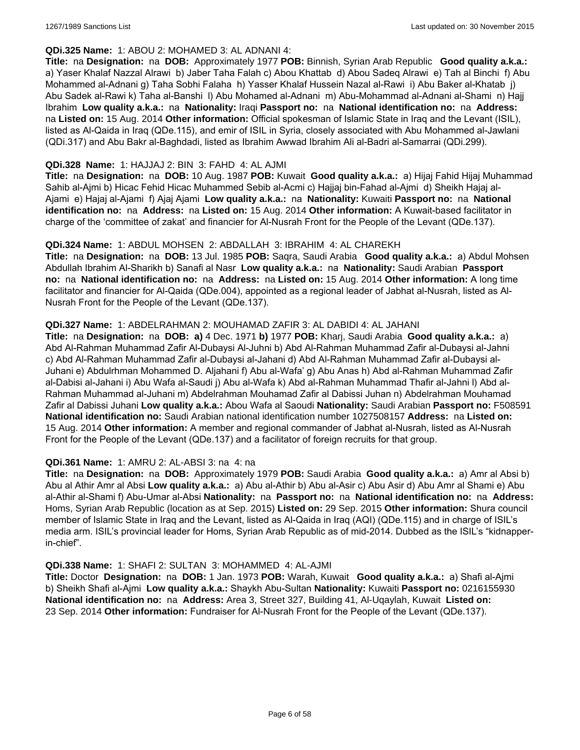**QDi.325 Name:** 1: ABOU 2: MOHAMED 3: AL ADNANI 4:

**Title:** na **Designation:** na **DOB:** Approximately 1977 **POB:** Binnish, Syrian Arab Republic **Good quality a.k.a.:** a) Yaser Khalaf Nazzal Alrawi b) Jaber Taha Falah c) Abou Khattab d) Abou Sadeq Alrawi e) Tah al Binchi f) Abu Mohammed al-Adnani g) Taha Sobhi Falaha h) Yasser Khalaf Hussein Nazal al-Rawi i) Abu Baker al-Khatab j) Abu Sadek al-Rawi k) Taha al-Banshi l) Abu Mohamed al-Adnani m) Abu-Mohammad al-Adnani al-Shami n) Hajj Ibrahim **Low quality a.k.a.:** na **Nationality:** Iraqi **Passport no:** na **National identification no:** na **Address:** na **Listed on:** 15 Aug. 2014 **Other information:** Official spokesman of Islamic State in Iraq and the Levant (ISIL), listed as Al-Qaida in Iraq (QDe.115), and emir of ISIL in Syria, closely associated with Abu Mohammed al-Jawlani (QDi.317) and Abu Bakr al-Baghdadi, listed as Ibrahim Awwad Ibrahim Ali al-Badri al-Samarrai (QDi.299).

**QDi.328 Name:** 1: HAJJAJ 2: BIN 3: FAHD 4: AL AJMI

**Title:** na **Designation:** na **DOB:** 10 Aug. 1987 **POB:** Kuwait **Good quality a.k.a.:** a) Hijaj Fahid Hijaj Muhammad Sahib al-Ajmi b) Hicac Fehid Hicac Muhammed Sebib al-Acmi c) Hajjaj bin-Fahad al-Ajmi d) Sheikh Hajaj al-Ajami e) Hajaj al-Ajami f) Ajaj Ajami **Low quality a.k.a.:** na **Nationality:** Kuwaiti **Passport no:** na **National identification no:** na **Address:** na **Listed on:** 15 Aug. 2014 **Other information:** A Kuwait-based facilitator in charge of the 'committee of zakat' and financier for Al-Nusrah Front for the People of the Levant (QDe.137).

**QDi.324 Name:** 1: ABDUL MOHSEN 2: ABDALLAH 3: IBRAHIM 4: AL CHAREKH

**Title:** na **Designation:** na **DOB:** 13 Jul. 1985 **POB:** Saqra, Saudi Arabia **Good quality a.k.a.:** a) Abdul Mohsen Abdullah Ibrahim Al-Sharikh b) Sanafi al Nasr **Low quality a.k.a.:** na **Nationality:** Saudi Arabian **Passport no:** na **National identification no:** na **Address:** na **Listed on:** 15 Aug. 2014 **Other information:** A long time facilitator and financier for Al-Qaida (QDe.004), appointed as a regional leader of Jabhat al-Nusrah, listed as Al-Nusrah Front for the People of the Levant (QDe.137).

**QDi.327 Name:** 1: ABDELRAHMAN 2: MOUHAMAD ZAFIR 3: AL DABIDI 4: AL JAHANI

**Title:** na **Designation:** na **DOB:** **a)** 4 Dec. 1971 **b)** 1977 **POB:** Kharj, Saudi Arabia **Good quality a.k.a.:** a) Abd Al-Rahman Muhammad Zafir Al-Dubaysi Al-Juhni b) Abd Al-Rahman Muhammad Zafir al-Dubaysi al-Jahni c) Abd Al-Rahman Muhammad Zafir al-Dubaysi al-Jahani d) Abd Al-Rahman Muhammad Zafir al-Dubaysi al-Juhani e) Abdulrhman Mohammed D. Aljahani f) Abu al-Wafa' g) Abu Anas h) Abd al-Rahman Muhammad Zafir al-Dabisi al-Jahani i) Abu Wafa al-Saudi j) Abu al-Wafa k) Abd al-Rahman Muhammad Thafir al-Jahni l) Abd al-Rahman Muhammad al-Juhani m) Abdelrahman Mouhamad Zafir al Dabissi Juhan n) Abdelrahman Mouhamad Zafir al Dabissi Juhani **Low quality a.k.a.:** Abou Wafa al Saoudi **Nationality:** Saudi Arabian **Passport no:** F508591 **National identification no:** Saudi Arabian national identification number 1027508157 **Address:** na **Listed on:** 15 Aug. 2014 **Other information:** A member and regional commander of Jabhat al-Nusrah, listed as Al-Nusrah Front for the People of the Levant (QDe.137) and a facilitator of foreign recruits for that group.

**QDi.361 Name:** 1: AMRU 2: AL-ABSI 3: na 4: na

**Title:** na **Designation:** na **DOB:** Approximately 1979 **POB:** Saudi Arabia **Good quality a.k.a.:** a) Amr al Absi b) Abu al Athir Amr al Absi **Low quality a.k.a.:** a) Abu al-Athir b) Abu al-Asir c) Abu Asir d) Abu Amr al Shami e) Abu al-Athir al-Shami f) Abu-Umar al-Absi **Nationality:** na **Passport no:** na **National identification no:** na **Address:** Homs, Syrian Arab Republic (location as at Sep. 2015) **Listed on:** 29 Sep. 2015 **Other information:** Shura council member of Islamic State in Iraq and the Levant, listed as Al-Qaida in Iraq (AQI) (QDe.115) and in charge of ISIL's media arm. ISIL's provincial leader for Homs, Syrian Arab Republic as of mid-2014. Dubbed as the ISIL's "kidnapper-in-chief".

**QDi.338 Name:** 1: SHAFI 2: SULTAN 3: MOHAMMED 4: AL-AJMI

**Title:** Doctor **Designation:** na **DOB:** 1 Jan. 1973 **POB:** Warah, Kuwait **Good quality a.k.a.:** a) Shafi al-Ajmi b) Sheikh Shafi al-Ajmi **Low quality a.k.a.:** Shaykh Abu-Sultan **Nationality:** Kuwaiti **Passport no:** 0216155930 **National identification no:** na **Address:** Area 3, Street 327, Building 41, Al-Uqaylah, Kuwait **Listed on:** 23 Sep. 2014 **Other information:** Fundraiser for Al-Nusrah Front for the People of the Levant (QDe.137).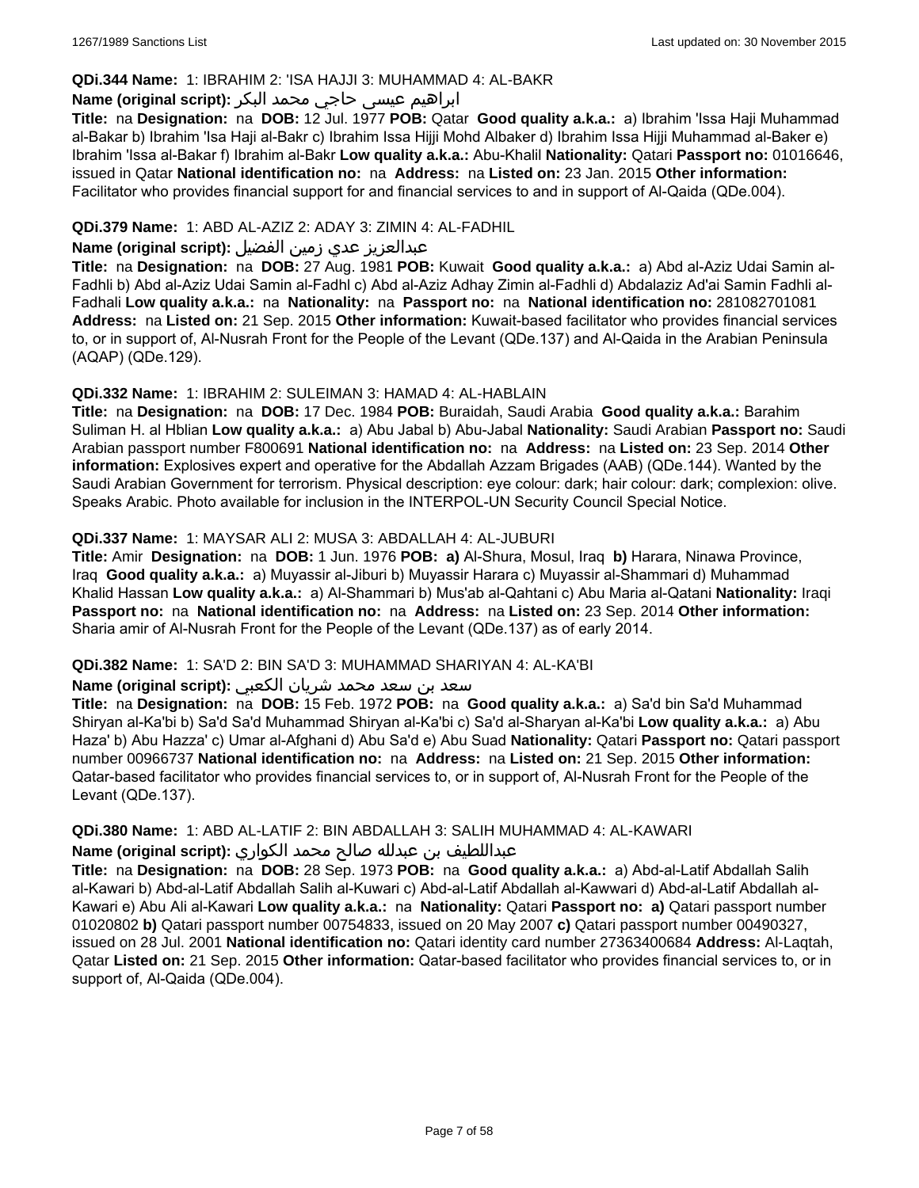**QDi.344 Name:** 1: IBRAHIM 2: 'ISA HAJJI 3: MUHAMMAD 4: AL-BAKR

**Name (original script):** ابراهيم عيسى حاجي محمد البكر

**Title:** na **Designation:** na **DOB:** 12 Jul. 1977 **POB:** Qatar **Good quality a.k.a.:** a) Ibrahim 'Issa Haji Muhammad al-Bakar b) Ibrahim 'Isa Haji al-Bakr c) Ibrahim Issa Hijji Mohd Albaker d) Ibrahim Issa Hijji Muhammad al-Baker e) Ibrahim 'Issa al-Bakar f) Ibrahim al-Bakr **Low quality a.k.a.:** Abu-Khalil **Nationality:** Qatari **Passport no:** 01016646, issued in Qatar **National identification no:** na **Address:** na **Listed on:** 23 Jan. 2015 **Other information:** Facilitator who provides financial support for and financial services to and in support of Al-Qaida (QDe.004).

**QDi.379 Name:** 1: ABD AL-AZIZ 2: ADAY 3: ZIMIN 4: AL-FADHIL

**Name (original script):** عبدالعزيز عدي زمين الفضيل

**Title:** na **Designation:** na **DOB:** 27 Aug. 1981 **POB:** Kuwait **Good quality a.k.a.:** a) Abd al-Aziz Udai Samin al-Fadhli b) Abd al-Aziz Udai Samin al-Fadhl c) Abd al-Aziz Adhay Zimin al-Fadhli d) Abdalaziz Ad'ai Samin Fadhli al-Fadhali **Low quality a.k.a.:** na **Nationality:** na **Passport no:** na **National identification no:** 281082701081 **Address:** na **Listed on:** 21 Sep. 2015 **Other information:** Kuwait-based facilitator who provides financial services to, or in support of, Al-Nusrah Front for the People of the Levant (QDe.137) and Al-Qaida in the Arabian Peninsula (AQAP) (QDe.129).

**QDi.332 Name:** 1: IBRAHIM 2: SULEIMAN 3: HAMAD 4: AL-HABLAIN

**Title:** na **Designation:** na **DOB:** 17 Dec. 1984 **POB:** Buraidah, Saudi Arabia **Good quality a.k.a.:** Barahim Suliman H. al Hblian **Low quality a.k.a.:** a) Abu Jabal b) Abu-Jabal **Nationality:** Saudi Arabian **Passport no:** Saudi Arabian passport number F800691 **National identification no:** na **Address:** na **Listed on:** 23 Sep. 2014 **Other information:** Explosives expert and operative for the Abdallah Azzam Brigades (AAB) (QDe.144). Wanted by the Saudi Arabian Government for terrorism. Physical description: eye colour: dark; hair colour: dark; complexion: olive. Speaks Arabic. Photo available for inclusion in the INTERPOL-UN Security Council Special Notice.

**QDi.337 Name:** 1: MAYSAR ALI 2: MUSA 3: ABDALLAH 4: AL-JUBURI

**Title:** Amir **Designation:** na **DOB:** 1 Jun. 1976 **POB:** **a)** Al-Shura, Mosul, Iraq **b)** Harara, Ninawa Province, Iraq **Good quality a.k.a.:** a) Muyassir al-Jiburi b) Muyassir Harara c) Muyassir al-Shammari d) Muhammad Khalid Hassan **Low quality a.k.a.:** a) Al-Shammari b) Mus'ab al-Qahtani c) Abu Maria al-Qatani **Nationality:** Iraqi **Passport no:** na **National identification no:** na **Address:** na **Listed on:** 23 Sep. 2014 **Other information:** Sharia amir of Al-Nusrah Front for the People of the Levant (QDe.137) as of early 2014.

**QDi.382 Name:** 1: SA'D 2: BIN SA'D 3: MUHAMMAD SHARIYAN 4: AL-KA'BI

**Name (original script):** سعد بن سعد محمد شريان الكعبي

**Title:** na **Designation:** na **DOB:** 15 Feb. 1972 **POB:** na **Good quality a.k.a.:** a) Sa'd bin Sa'd Muhammad Shiryan al-Ka'bi b) Sa'd Sa'd Muhammad Shiryan al-Ka'bi c) Sa'd al-Sharyan al-Ka'bi **Low quality a.k.a.:** a) Abu Haza' b) Abu Hazza' c) Umar al-Afghani d) Abu Sa'd e) Abu Suad **Nationality:** Qatari **Passport no:** Qatari passport number 00966737 **National identification no:** na **Address:** na **Listed on:** 21 Sep. 2015 **Other information:** Qatar-based facilitator who provides financial services to, or in support of, Al-Nusrah Front for the People of the Levant (QDe.137).

**QDi.380 Name:** 1: ABD AL-LATIF 2: BIN ABDALLAH 3: SALIH MUHAMMAD 4: AL-KAWARI

**Name (original script):** عبداللطيف بن عبدلله صالح محمد الكواري

**Title:** na **Designation:** na **DOB:** 28 Sep. 1973 **POB:** na **Good quality a.k.a.:** a) Abd-al-Latif Abdallah Salih al-Kawari b) Abd-al-Latif Abdallah Salih al-Kuwari c) Abd-al-Latif Abdallah al-Kawwari d) Abd-al-Latif Abdallah al-Kawari e) Abu Ali al-Kawari **Low quality a.k.a.:** na **Nationality:** Qatari **Passport no:** **a)** Qatari passport number 01020802 **b)** Qatari passport number 00754833, issued on 20 May 2007 **c)** Qatari passport number 00490327, issued on 28 Jul. 2001 **National identification no:** Qatari identity card number 27363400684 **Address:** Al-Laqtah, Qatar **Listed on:** 21 Sep. 2015 **Other information:** Qatar-based facilitator who provides financial services to, or in support of, Al-Qaida (QDe.004).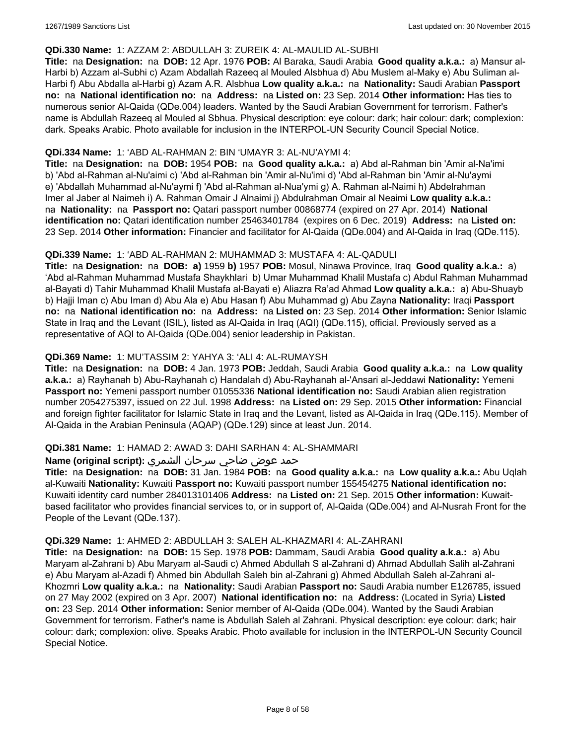**QDi.330 Name:** 1: AZZAM 2: ABDULLAH 3: ZUREIK 4: AL-MAULID AL-SUBHI

**Title:** na **Designation:** na **DOB:** 12 Apr. 1976 **POB:** Al Baraka, Saudi Arabia **Good quality a.k.a.:** a) Mansur al-Harbi b) Azzam al-Subhi c) Azam Abdallah Razeeq al Mouled Alsbhua d) Abu Muslem al-Maky e) Abu Suliman al-Harbi f) Abu Abdalla al-Harbi g) Azam A.R. Alsbhua **Low quality a.k.a.:** na **Nationality:** Saudi Arabian **Passport no:** na **National identification no:** na **Address:** na **Listed on:** 23 Sep. 2014 **Other information:** Has ties to numerous senior Al-Qaida (QDe.004) leaders. Wanted by the Saudi Arabian Government for terrorism. Father's name is Abdullah Razeeq al Mouled al Sbhua. Physical description: eye colour: dark; hair colour: dark; complexion: dark. Speaks Arabic. Photo available for inclusion in the INTERPOL-UN Security Council Special Notice.

**QDi.334 Name:** 1: 'ABD AL-RAHMAN 2: BIN 'UMAYR 3: AL-NU'AYMI 4:

**Title:** na **Designation:** na **DOB:** 1954 **POB:** na **Good quality a.k.a.:** a) Abd al-Rahman bin 'Amir al-Na'imi b) 'Abd al-Rahman al-Nu'aimi c) 'Abd al-Rahman bin 'Amir al-Nu'imi d) 'Abd al-Rahman bin 'Amir al-Nu'aymi e) 'Abdallah Muhammad al-Nu'aymi f) 'Abd al-Rahman al-Nua'ymi g) A. Rahman al-Naimi h) Abdelrahman Imer al Jaber al Naimeh i) A. Rahman Omair J Alnaimi j) Abdulrahman Omair al Neaimi **Low quality a.k.a.:** na **Nationality:** na **Passport no:** Qatari passport number 00868774 (expired on 27 Apr. 2014) **National identification no:** Qatari identification number 25463401784 (expires on 6 Dec. 2019) **Address:** na **Listed on:** 23 Sep. 2014 **Other information:** Financier and facilitator for Al-Qaida (QDe.004) and Al-Qaida in Iraq (QDe.115).

**QDi.339 Name:** 1: 'ABD AL-RAHMAN 2: MUHAMMAD 3: MUSTAFA 4: AL-QADULI

**Title:** na **Designation:** na **DOB:** **a)** 1959 **b)** 1957 **POB:** Mosul, Ninawa Province, Iraq **Good quality a.k.a.:** a) 'Abd al-Rahman Muhammad Mustafa Shaykhlari b) Umar Muhammad Khalil Mustafa c) Abdul Rahman Muhammad al-Bayati d) Tahir Muhammad Khalil Mustafa al-Bayati e) Aliazra Ra'ad Ahmad **Low quality a.k.a.:** a) Abu-Shuayb b) Hajji Iman c) Abu Iman d) Abu Ala e) Abu Hasan f) Abu Muhammad g) Abu Zayna **Nationality:** Iraqi **Passport no:** na **National identification no:** na **Address:** na **Listed on:** 23 Sep. 2014 **Other information:** Senior Islamic State in Iraq and the Levant (ISIL), listed as Al-Qaida in Iraq (AQI) (QDe.115), official. Previously served as a representative of AQI to Al-Qaida (QDe.004) senior leadership in Pakistan.

**QDi.369 Name:** 1: MU'TASSIM 2: YAHYA 3: 'ALI 4: AL-RUMAYSH

**Title:** na **Designation:** na **DOB:** 4 Jan. 1973 **POB:** Jeddah, Saudi Arabia **Good quality a.k.a.:** na **Low quality a.k.a.:** a) Rayhanah b) Abu-Rayhanah c) Handalah d) Abu-Rayhanah al-'Ansari al-Jeddawi **Nationality:** Yemeni **Passport no:** Yemeni passport number 01055336 **National identification no:** Saudi Arabian alien registration number 2054275397, issued on 22 Jul. 1998 **Address:** na **Listed on:** 29 Sep. 2015 **Other information:** Financial and foreign fighter facilitator for Islamic State in Iraq and the Levant, listed as Al-Qaida in Iraq (QDe.115). Member of Al-Qaida in the Arabian Peninsula (AQAP) (QDe.129) since at least Jun. 2014.

**QDi.381 Name:** 1: HAMAD 2: AWAD 3: DAHI SARHAN 4: AL-SHAMMARI

**Name (original script):** حمد عوض ضاحي سرحان الشمري

**Title:** na **Designation:** na **DOB:** 31 Jan. 1984 **POB:** na **Good quality a.k.a.:** na **Low quality a.k.a.:** Abu Uqlah al-Kuwaiti **Nationality:** Kuwaiti **Passport no:** Kuwaiti passport number 155454275 **National identification no:** Kuwaiti identity card number 284013101406 **Address:** na **Listed on:** 21 Sep. 2015 **Other information:** Kuwait-based facilitator who provides financial services to, or in support of, Al-Qaida (QDe.004) and Al-Nusrah Front for the People of the Levant (QDe.137).

**QDi.329 Name:** 1: AHMED 2: ABDULLAH 3: SALEH AL-KHAZMARI 4: AL-ZAHRANI

**Title:** na **Designation:** na **DOB:** 15 Sep. 1978 **POB:** Dammam, Saudi Arabia **Good quality a.k.a.:** a) Abu Maryam al-Zahrani b) Abu Maryam al-Saudi c) Ahmed Abdullah S al-Zahrani d) Ahmad Abdullah Salih al-Zahrani e) Abu Maryam al-Azadi f) Ahmed bin Abdullah Saleh bin al-Zahrani g) Ahmed Abdullah Saleh al-Zahrani al-Khozmri **Low quality a.k.a.:** na **Nationality:** Saudi Arabian **Passport no:** Saudi Arabia number E126785, issued on 27 May 2002 (expired on 3 Apr. 2007) **National identification no:** na **Address:** (Located in Syria) **Listed on:** 23 Sep. 2014 **Other information:** Senior member of Al-Qaida (QDe.004). Wanted by the Saudi Arabian Government for terrorism. Father's name is Abdullah Saleh al Zahrani. Physical description: eye colour: dark; hair colour: dark; complexion: olive. Speaks Arabic. Photo available for inclusion in the INTERPOL-UN Security Council Special Notice.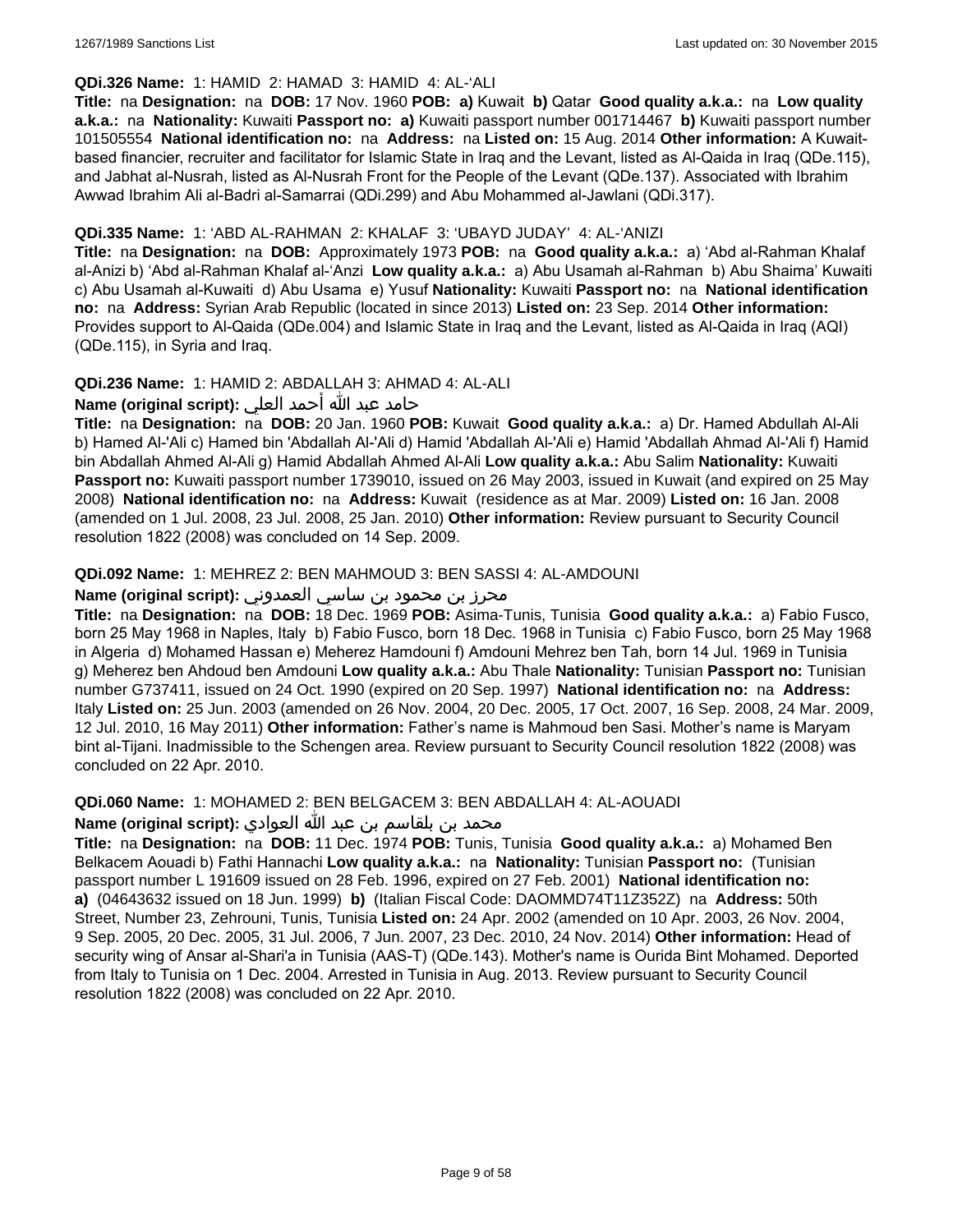**QDi.326 Name:** 1: HAMID 2: HAMAD 3: HAMID 4: AL-'ALI

**Title:** na **Designation:** na **DOB:** 17 Nov. 1960 **POB:** **a)** Kuwait **b)** Qatar **Good quality a.k.a.:** na **Low quality a.k.a.:** na **Nationality:** Kuwaiti **Passport no:** **a)** Kuwaiti passport number 001714467 **b)** Kuwaiti passport number 101505554 **National identification no:** na **Address:** na **Listed on:** 15 Aug. 2014 **Other information:** A Kuwait-based financier, recruiter and facilitator for Islamic State in Iraq and the Levant, listed as Al-Qaida in Iraq (QDe.115), and Jabhat al-Nusrah, listed as Al-Nusrah Front for the People of the Levant (QDe.137). Associated with Ibrahim Awwad Ibrahim Ali al-Badri al-Samarrai (QDi.299) and Abu Mohammed al-Jawlani (QDi.317).

**QDi.335 Name:** 1: 'ABD AL-RAHMAN 2: KHALAF 3: 'UBAYD JUDAY' 4: AL-'ANIZI

**Title:** na **Designation:** na **DOB:** Approximately 1973 **POB:** na **Good quality a.k.a.:** a) 'Abd al-Rahman Khalaf al-Anizi b) 'Abd al-Rahman Khalaf al-'Anzi **Low quality a.k.a.:** a) Abu Usamah al-Rahman b) Abu Shaima' Kuwaiti c) Abu Usamah al-Kuwaiti d) Abu Usama e) Yusuf **Nationality:** Kuwaiti **Passport no:** na **National identification no:** na **Address:** Syrian Arab Republic (located in since 2013) **Listed on:** 23 Sep. 2014 **Other information:** Provides support to Al-Qaida (QDe.004) and Islamic State in Iraq and the Levant, listed as Al-Qaida in Iraq (AQI) (QDe.115), in Syria and Iraq.

**QDi.236 Name:** 1: HAMID 2: ABDALLAH 3: AHMAD 4: AL-ALI

**Name (original script):** حامد عبد الله أحمد العلي

**Title:** na **Designation:** na **DOB:** 20 Jan. 1960 **POB:** Kuwait **Good quality a.k.a.:** a) Dr. Hamed Abdullah Al-Ali b) Hamed Al-'Ali c) Hamed bin 'Abdallah Al-'Ali d) Hamid 'Abdallah Al-'Ali e) Hamid 'Abdallah Ahmad Al-'Ali f) Hamid bin Abdallah Ahmed Al-Ali g) Hamid Abdallah Ahmed Al-Ali **Low quality a.k.a.:** Abu Salim **Nationality:** Kuwaiti **Passport no:** Kuwaiti passport number 1739010, issued on 26 May 2003, issued in Kuwait (and expired on 25 May 2008) **National identification no:** na **Address:** Kuwait (residence as at Mar. 2009) **Listed on:** 16 Jan. 2008 (amended on 1 Jul. 2008, 23 Jul. 2008, 25 Jan. 2010) **Other information:** Review pursuant to Security Council resolution 1822 (2008) was concluded on 14 Sep. 2009.

**QDi.092 Name:** 1: MEHREZ 2: BEN MAHMOUD 3: BEN SASSI 4: AL-AMDOUNI

**Name (original script):** محرز بن محمود بن ساسي العمدوني

**Title:** na **Designation:** na **DOB:** 18 Dec. 1969 **POB:** Asima-Tunis, Tunisia **Good quality a.k.a.:** a) Fabio Fusco, born 25 May 1968 in Naples, Italy b) Fabio Fusco, born 18 Dec. 1968 in Tunisia c) Fabio Fusco, born 25 May 1968 in Algeria d) Mohamed Hassan e) Meherez Hamdouni f) Amdouni Mehrez ben Tah, born 14 Jul. 1969 in Tunisia g) Meherez ben Ahdoud ben Amdouni **Low quality a.k.a.:** Abu Thale **Nationality:** Tunisian **Passport no:** Tunisian number G737411, issued on 24 Oct. 1990 (expired on 20 Sep. 1997) **National identification no:** na **Address:** Italy **Listed on:** 25 Jun. 2003 (amended on 26 Nov. 2004, 20 Dec. 2005, 17 Oct. 2007, 16 Sep. 2008, 24 Mar. 2009, 12 Jul. 2010, 16 May 2011) **Other information:** Father's name is Mahmoud ben Sasi. Mother's name is Maryam bint al-Tijani. Inadmissible to the Schengen area. Review pursuant to Security Council resolution 1822 (2008) was concluded on 22 Apr. 2010.

**QDi.060 Name:** 1: MOHAMED 2: BEN BELGACEM 3: BEN ABDALLAH 4: AL-AOUADI

**Name (original script):** محمد بن بلقاسم بن عبد الله العوادي

**Title:** na **Designation:** na **DOB:** 11 Dec. 1974 **POB:** Tunis, Tunisia **Good quality a.k.a.:** a) Mohamed Ben Belkacem Aouadi b) Fathi Hannachi **Low quality a.k.a.:** na **Nationality:** Tunisian **Passport no:** (Tunisian passport number L 191609 issued on 28 Feb. 1996, expired on 27 Feb. 2001) **National identification no:** **a)** (04643632 issued on 18 Jun. 1999) **b)** (Italian Fiscal Code: DAOMMD74T11Z352Z) na **Address:** 50th Street, Number 23, Zehrouni, Tunis, Tunisia **Listed on:** 24 Apr. 2002 (amended on 10 Apr. 2003, 26 Nov. 2004, 9 Sep. 2005, 20 Dec. 2005, 31 Jul. 2006, 7 Jun. 2007, 23 Dec. 2010, 24 Nov. 2014) **Other information:** Head of security wing of Ansar al-Shari'a in Tunisia (AAS-T) (QDe.143). Mother's name is Ourida Bint Mohamed. Deported from Italy to Tunisia on 1 Dec. 2004. Arrested in Tunisia in Aug. 2013. Review pursuant to Security Council resolution 1822 (2008) was concluded on 22 Apr. 2010.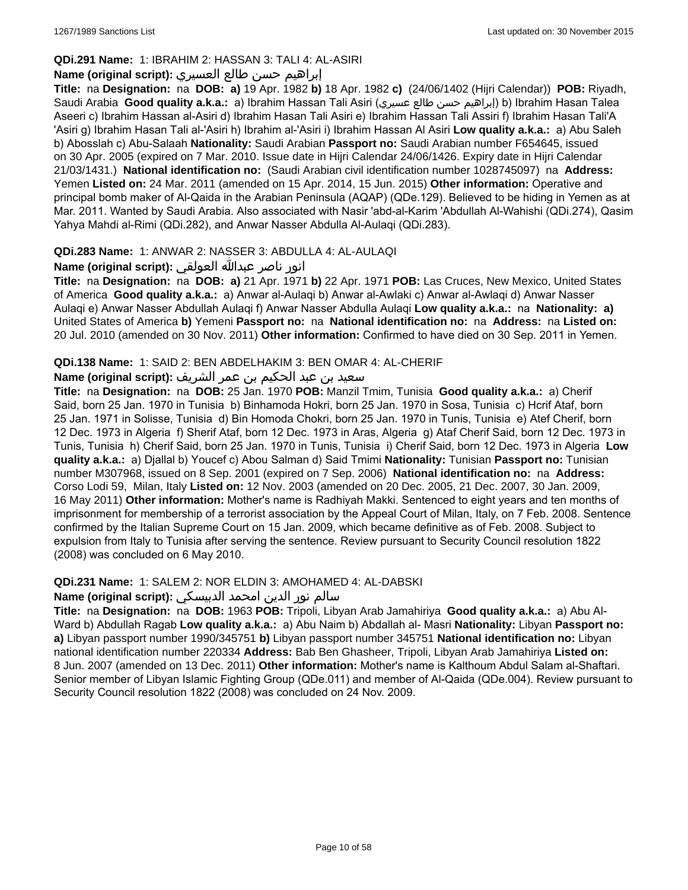**QDi.291 Name:** 1: IBRAHIM 2: HASSAN 3: TALI 4: AL-ASIRI

**Name (original script):** إبراهيم حسن طالع العسيري

**Title:** na **Designation:** na **DOB:** **a)** 19 Apr. 1982 **b)** 18 Apr. 1982 **c)** (24/06/1402 (Hijri Calendar)) **POB:** Riyadh, Saudi Arabia **Good quality a.k.a.:** a) Ibrahim Hassan Tali Asiri (إبراهيم حسن طالع عسيري) b) Ibrahim Hasan Talea Aseeri c) Ibrahim Hassan al-Asiri d) Ibrahim Hasan Tali Asiri e) Ibrahim Hassan Tali Assiri f) Ibrahim Hasan Tali'A 'Asiri g) Ibrahim Hasan Tali al-'Asiri h) Ibrahim al-'Asiri i) Ibrahim Hassan Al Asiri **Low quality a.k.a.:** a) Abu Saleh b) Abosslah c) Abu-Salaah **Nationality:** Saudi Arabian **Passport no:** Saudi Arabian number F654645, issued on 30 Apr. 2005 (expired on 7 Mar. 2010. Issue date in Hijri Calendar 24/06/1426. Expiry date in Hijri Calendar 21/03/1431.) **National identification no:** (Saudi Arabian civil identification number 1028745097) na **Address:** Yemen **Listed on:** 24 Mar. 2011 (amended on 15 Apr. 2014, 15 Jun. 2015) **Other information:** Operative and principal bomb maker of Al-Qaida in the Arabian Peninsula (AQAP) (QDe.129). Believed to be hiding in Yemen as at Mar. 2011. Wanted by Saudi Arabia. Also associated with Nasir 'abd-al-Karim 'Abdullah Al-Wahishi (QDi.274), Qasim Yahya Mahdi al-Rimi (QDi.282), and Anwar Nasser Abdulla Al-Aulaqi (QDi.283).

**QDi.283 Name:** 1: ANWAR 2: NASSER 3: ABDULLA 4: AL-AULAQI

**Name (original script):** انور ناصر عبدالله العولقي

**Title:** na **Designation:** na **DOB:** **a)** 21 Apr. 1971 **b)** 22 Apr. 1971 **POB:** Las Cruces, New Mexico, United States of America **Good quality a.k.a.:** a) Anwar al-Aulaqi b) Anwar al-Awlaki c) Anwar al-Awlaqi d) Anwar Nasser Aulaqi e) Anwar Nasser Abdullah Aulaqi f) Anwar Nasser Abdulla Aulaqi **Low quality a.k.a.:** na **Nationality:** **a)** United States of America **b)** Yemeni **Passport no:** na **National identification no:** na **Address:** na **Listed on:** 20 Jul. 2010 (amended on 30 Nov. 2011) **Other information:** Confirmed to have died on 30 Sep. 2011 in Yemen.

**QDi.138 Name:** 1: SAID 2: BEN ABDELHAKIM 3: BEN OMAR 4: AL-CHERIF

**Name (original script):** سعيد بن عبد الحكيم بن عمر الشريف

**Title:** na **Designation:** na **DOB:** 25 Jan. 1970 **POB:** Manzil Tmim, Tunisia **Good quality a.k.a.:** a) Cherif Said, born 25 Jan. 1970 in Tunisia b) Binhamoda Hokri, born 25 Jan. 1970 in Sosa, Tunisia c) Hcrif Ataf, born 25 Jan. 1971 in Solisse, Tunisia d) Bin Homoda Chokri, born 25 Jan. 1970 in Tunis, Tunisia e) Atef Cherif, born 12 Dec. 1973 in Algeria f) Sherif Ataf, born 12 Dec. 1973 in Aras, Algeria g) Ataf Cherif Said, born 12 Dec. 1973 in Tunis, Tunisia h) Cherif Said, born 25 Jan. 1970 in Tunis, Tunisia i) Cherif Said, born 12 Dec. 1973 in Algeria **Low quality a.k.a.:** a) Djallal b) Youcef c) Abou Salman d) Said Tmimi **Nationality:** Tunisian **Passport no:** Tunisian number M307968, issued on 8 Sep. 2001 (expired on 7 Sep. 2006) **National identification no:** na **Address:** Corso Lodi 59, Milan, Italy **Listed on:** 12 Nov. 2003 (amended on 20 Dec. 2005, 21 Dec. 2007, 30 Jan. 2009, 16 May 2011) **Other information:** Mother's name is Radhiyah Makki. Sentenced to eight years and ten months of imprisonment for membership of a terrorist association by the Appeal Court of Milan, Italy, on 7 Feb. 2008. Sentence confirmed by the Italian Supreme Court on 15 Jan. 2009, which became definitive as of Feb. 2008. Subject to expulsion from Italy to Tunisia after serving the sentence. Review pursuant to Security Council resolution 1822 (2008) was concluded on 6 May 2010.

**QDi.231 Name:** 1: SALEM 2: NOR ELDIN 3: AMOHAMED 4: AL-DABSKI

**Name (original script):** سالم نور الدين امحمد الدبيسكي

**Title:** na **Designation:** na **DOB:** 1963 **POB:** Tripoli, Libyan Arab Jamahiriya **Good quality a.k.a.:** a) Abu Al-Ward b) Abdullah Ragab **Low quality a.k.a.:** a) Abu Naim b) Abdallah al- Masri **Nationality:** Libyan **Passport no:** **a)** Libyan passport number 1990/345751 **b)** Libyan passport number 345751 **National identification no:** Libyan national identification number 220334 **Address:** Bab Ben Ghasheer, Tripoli, Libyan Arab Jamahiriya **Listed on:** 8 Jun. 2007 (amended on 13 Dec. 2011) **Other information:** Mother's name is Kalthoum Abdul Salam al-Shaftari. Senior member of Libyan Islamic Fighting Group (QDe.011) and member of Al-Qaida (QDe.004). Review pursuant to Security Council resolution 1822 (2008) was concluded on 24 Nov. 2009.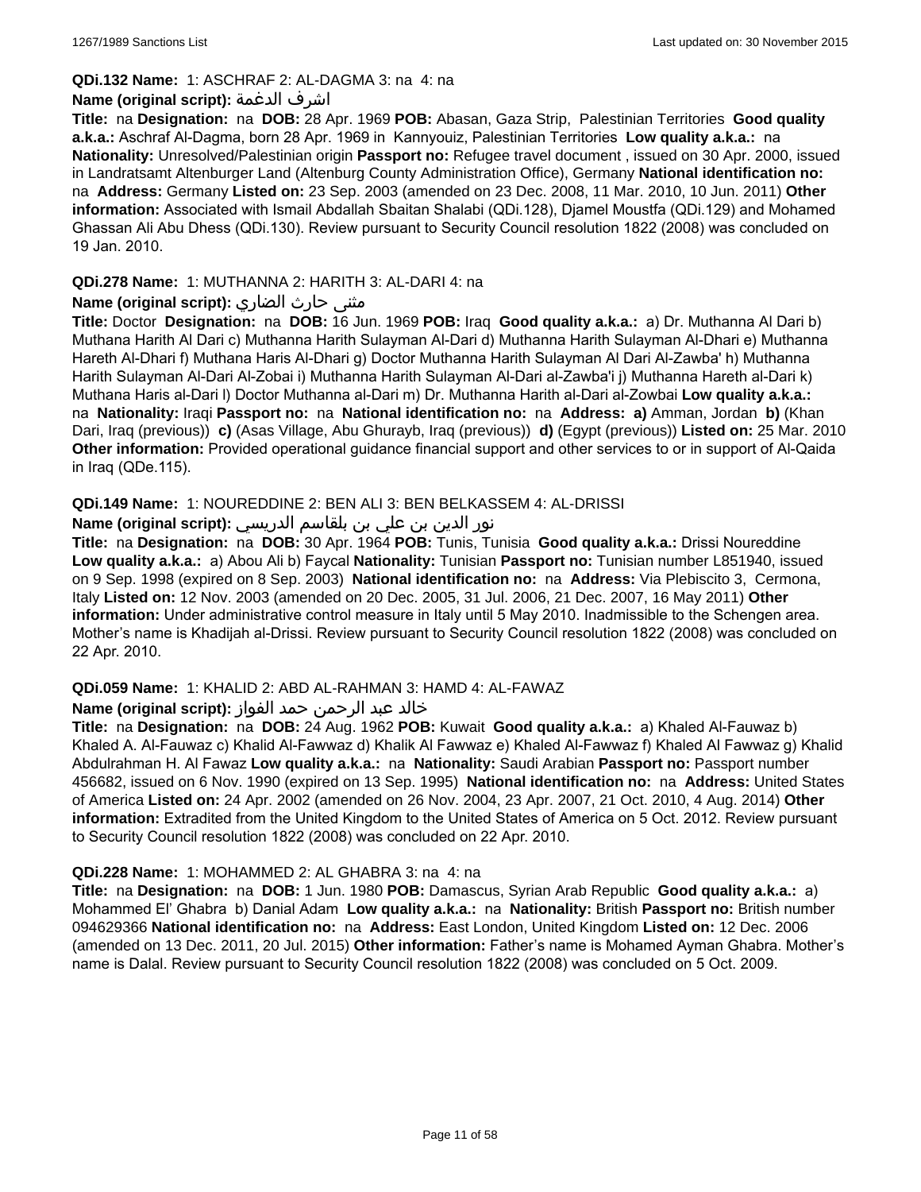**QDi.132 Name:** 1: ASCHRAF 2: AL-DAGMA 3: na 4: na

**Name (original script):** اشرف الدغمة

**Title:** na **Designation:** na **DOB:** 28 Apr. 1969 **POB:** Abasan, Gaza Strip, Palestinian Territories **Good quality a.k.a.:** Aschraf Al-Dagma, born 28 Apr. 1969 in Kannyouiz, Palestinian Territories **Low quality a.k.a.:** na **Nationality:** Unresolved/Palestinian origin **Passport no:** Refugee travel document , issued on 30 Apr. 2000, issued in Landratsamt Altenburger Land (Altenburg County Administration Office), Germany **National identification no:** na **Address:** Germany **Listed on:** 23 Sep. 2003 (amended on 23 Dec. 2008, 11 Mar. 2010, 10 Jun. 2011) **Other information:** Associated with Ismail Abdallah Sbaitan Shalabi (QDi.128), Djamel Moustfa (QDi.129) and Mohamed Ghassan Ali Abu Dhess (QDi.130). Review pursuant to Security Council resolution 1822 (2008) was concluded on 19 Jan. 2010.

**QDi.278 Name:** 1: MUTHANNA 2: HARITH 3: AL-DARI 4: na

**Name (original script):** مثنى حارث الضاري

**Title:** Doctor **Designation:** na **DOB:** 16 Jun. 1969 **POB:** Iraq **Good quality a.k.a.:** a) Dr. Muthanna Al Dari b) Muthana Harith Al Dari c) Muthanna Harith Sulayman Al-Dari d) Muthanna Harith Sulayman Al-Dhari e) Muthanna Hareth Al-Dhari f) Muthana Haris Al-Dhari g) Doctor Muthanna Harith Sulayman Al Dari Al-Zawba' h) Muthanna Harith Sulayman Al-Dari Al-Zobai i) Muthanna Harith Sulayman Al-Dari al-Zawba'i j) Muthanna Hareth al-Dari k) Muthana Haris al-Dari l) Doctor Muthanna al-Dari m) Dr. Muthanna Harith al-Dari al-Zowbai **Low quality a.k.a.:** na **Nationality:** Iraqi **Passport no:** na **National identification no:** na **Address:** **a)** Amman, Jordan **b)** (Khan Dari, Iraq (previous)) **c)** (Asas Village, Abu Ghurayb, Iraq (previous)) **d)** (Egypt (previous)) **Listed on:** 25 Mar. 2010 **Other information:** Provided operational guidance financial support and other services to or in support of Al-Qaida in Iraq (QDe.115).

**QDi.149 Name:** 1: NOUREDDINE 2: BEN ALI 3: BEN BELKASSEM 4: AL-DRISSI

**Name (original script):** نور الدين بن علي بن بلقاسم الدريسي

**Title:** na **Designation:** na **DOB:** 30 Apr. 1964 **POB:** Tunis, Tunisia **Good quality a.k.a.:** Drissi Noureddine **Low quality a.k.a.:** a) Abou Ali b) Faycal **Nationality:** Tunisian **Passport no:** Tunisian number L851940, issued on 9 Sep. 1998 (expired on 8 Sep. 2003) **National identification no:** na **Address:** Via Plebiscito 3, Cermona, Italy **Listed on:** 12 Nov. 2003 (amended on 20 Dec. 2005, 31 Jul. 2006, 21 Dec. 2007, 16 May 2011) **Other information:** Under administrative control measure in Italy until 5 May 2010. Inadmissible to the Schengen area. Mother's name is Khadijah al-Drissi. Review pursuant to Security Council resolution 1822 (2008) was concluded on 22 Apr. 2010.

**QDi.059 Name:** 1: KHALID 2: ABD AL-RAHMAN 3: HAMD 4: AL-FAWAZ

**Name (original script):** خالد عبد الرحمن حمد الفواز

**Title:** na **Designation:** na **DOB:** 24 Aug. 1962 **POB:** Kuwait **Good quality a.k.a.:** a) Khaled Al-Fauwaz b) Khaled A. Al-Fauwaz c) Khalid Al-Fawwaz d) Khalik Al Fawwaz e) Khaled Al-Fawwaz f) Khaled Al Fawwaz g) Khalid Abdulrahman H. Al Fawaz **Low quality a.k.a.:** na **Nationality:** Saudi Arabian **Passport no:** Passport number 456682, issued on 6 Nov. 1990 (expired on 13 Sep. 1995) **National identification no:** na **Address:** United States of America **Listed on:** 24 Apr. 2002 (amended on 26 Nov. 2004, 23 Apr. 2007, 21 Oct. 2010, 4 Aug. 2014) **Other information:** Extradited from the United Kingdom to the United States of America on 5 Oct. 2012. Review pursuant to Security Council resolution 1822 (2008) was concluded on 22 Apr. 2010.

**QDi.228 Name:** 1: MOHAMMED 2: AL GHABRA 3: na 4: na

**Title:** na **Designation:** na **DOB:** 1 Jun. 1980 **POB:** Damascus, Syrian Arab Republic **Good quality a.k.a.:** a) Mohammed El' Ghabra b) Danial Adam **Low quality a.k.a.:** na **Nationality:** British **Passport no:** British number 094629366 **National identification no:** na **Address:** East London, United Kingdom **Listed on:** 12 Dec. 2006 (amended on 13 Dec. 2011, 20 Jul. 2015) **Other information:** Father's name is Mohamed Ayman Ghabra. Mother's name is Dalal. Review pursuant to Security Council resolution 1822 (2008) was concluded on 5 Oct. 2009.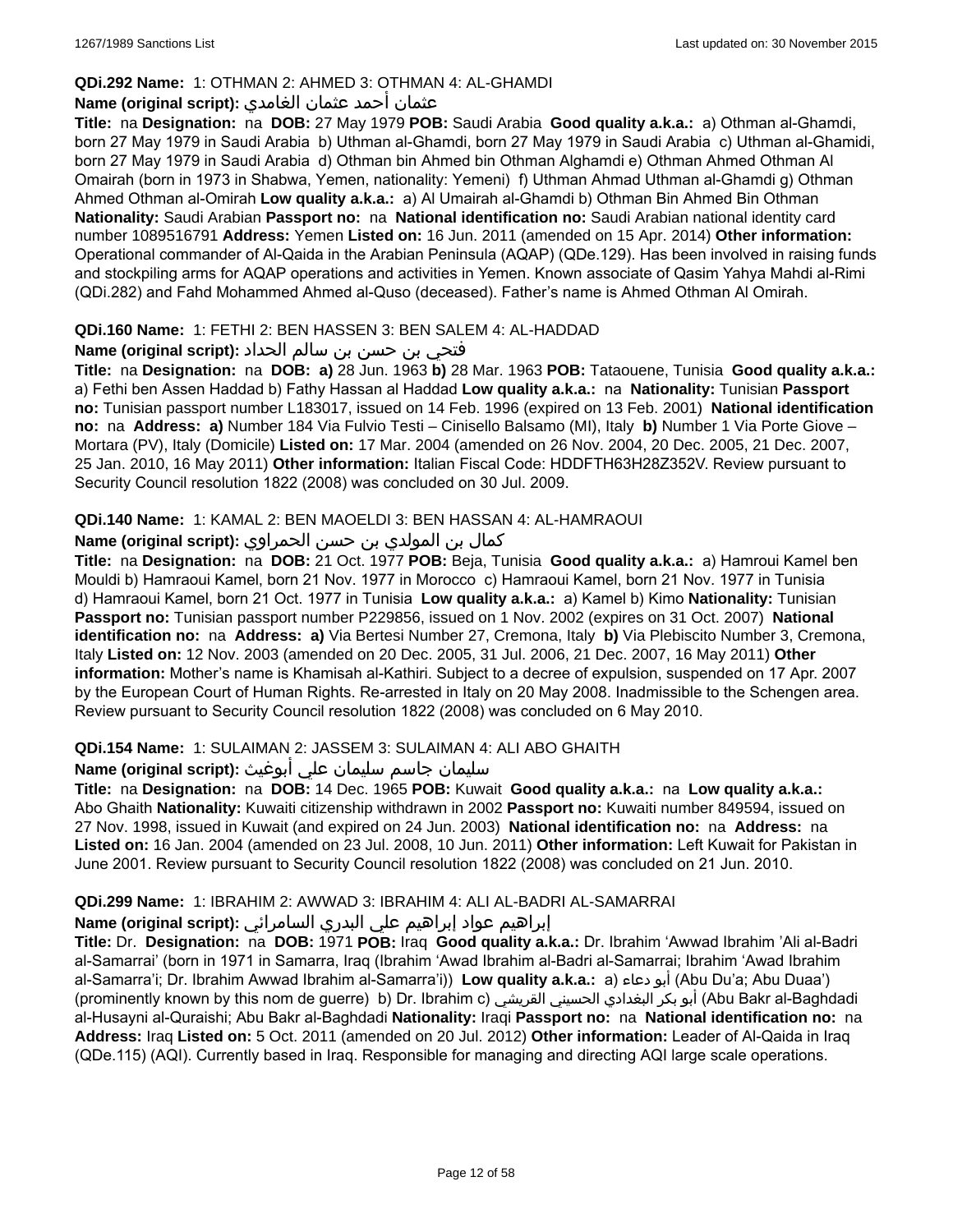**QDi.292 Name:** 1: OTHMAN 2: AHMED 3: OTHMAN 4: AL-GHAMDI

**Name (original script):** عثمان أحمد عثمان الغامدي

**Title:** na **Designation:** na **DOB:** 27 May 1979 **POB:** Saudi Arabia **Good quality a.k.a.:** a) Othman al-Ghamdi, born 27 May 1979 in Saudi Arabia b) Uthman al-Ghamdi, born 27 May 1979 in Saudi Arabia c) Uthman al-Ghamidi, born 27 May 1979 in Saudi Arabia d) Othman bin Ahmed bin Othman Alghamdi e) Othman Ahmed Othman Al Omairah (born in 1973 in Shabwa, Yemen, nationality: Yemeni) f) Uthman Ahmad Uthman al-Ghamdi g) Othman Ahmed Othman al-Omirah **Low quality a.k.a.:** a) Al Umairah al-Ghamdi b) Othman Bin Ahmed Bin Othman **Nationality:** Saudi Arabian **Passport no:** na **National identification no:** Saudi Arabian national identity card number 1089516791 **Address:** Yemen **Listed on:** 16 Jun. 2011 (amended on 15 Apr. 2014) **Other information:** Operational commander of Al-Qaida in the Arabian Peninsula (AQAP) (QDe.129). Has been involved in raising funds and stockpiling arms for AQAP operations and activities in Yemen. Known associate of Qasim Yahya Mahdi al-Rimi (QDi.282) and Fahd Mohammed Ahmed al-Quso (deceased). Father's name is Ahmed Othman Al Omirah.

**QDi.160 Name:** 1: FETHI 2: BEN HASSEN 3: BEN SALEM 4: AL-HADDAD

**Name (original script):** فتحي بن حسن بن سالم الحداد

**Title:** na **Designation:** na **DOB:** **a)** 28 Jun. 1963 **b)** 28 Mar. 1963 **POB:** Tataouene, Tunisia **Good quality a.k.a.:** a) Fethi ben Assen Haddad b) Fathy Hassan al Haddad **Low quality a.k.a.:** na **Nationality:** Tunisian **Passport no:** Tunisian passport number L183017, issued on 14 Feb. 1996 (expired on 13 Feb. 2001) **National identification no:** na **Address:** **a)** Number 184 Via Fulvio Testi – Cinisello Balsamo (MI), Italy **b)** Number 1 Via Porte Giove – Mortara (PV), Italy (Domicile) **Listed on:** 17 Mar. 2004 (amended on 26 Nov. 2004, 20 Dec. 2005, 21 Dec. 2007, 25 Jan. 2010, 16 May 2011) **Other information:** Italian Fiscal Code: HDDFTH63H28Z352V. Review pursuant to Security Council resolution 1822 (2008) was concluded on 30 Jul. 2009.

**QDi.140 Name:** 1: KAMAL 2: BEN MAOELDI 3: BEN HASSAN 4: AL-HAMRAOUI

**Name (original script):** كمال بن المولدي بن حسن الحمراوي

**Title:** na **Designation:** na **DOB:** 21 Oct. 1977 **POB:** Beja, Tunisia **Good quality a.k.a.:** a) Hamroui Kamel ben Mouldi b) Hamraoui Kamel, born 21 Nov. 1977 in Morocco c) Hamraoui Kamel, born 21 Nov. 1977 in Tunisia d) Hamraoui Kamel, born 21 Oct. 1977 in Tunisia **Low quality a.k.a.:** a) Kamel b) Kimo **Nationality:** Tunisian **Passport no:** Tunisian passport number P229856, issued on 1 Nov. 2002 (expires on 31 Oct. 2007) **National identification no:** na **Address:** **a)** Via Bertesi Number 27, Cremona, Italy **b)** Via Plebiscito Number 3, Cremona, Italy **Listed on:** 12 Nov. 2003 (amended on 20 Dec. 2005, 31 Jul. 2006, 21 Dec. 2007, 16 May 2011) **Other information:** Mother's name is Khamisah al-Kathiri. Subject to a decree of expulsion, suspended on 17 Apr. 2007 by the European Court of Human Rights. Re-arrested in Italy on 20 May 2008. Inadmissible to the Schengen area. Review pursuant to Security Council resolution 1822 (2008) was concluded on 6 May 2010.

**QDi.154 Name:** 1: SULAIMAN 2: JASSEM 3: SULAIMAN 4: ALI ABO GHAITH

**Name (original script):** سليمان جاسم سليمان علي أبوغيث

**Title:** na **Designation:** na **DOB:** 14 Dec. 1965 **POB:** Kuwait **Good quality a.k.a.:** na **Low quality a.k.a.:** Abo Ghaith **Nationality:** Kuwaiti citizenship withdrawn in 2002 **Passport no:** Kuwaiti number 849594, issued on 27 Nov. 1998, issued in Kuwait (and expired on 24 Jun. 2003) **National identification no:** na **Address:** na **Listed on:** 16 Jan. 2004 (amended on 23 Jul. 2008, 10 Jun. 2011) **Other information:** Left Kuwait for Pakistan in June 2001. Review pursuant to Security Council resolution 1822 (2008) was concluded on 21 Jun. 2010.

**QDi.299 Name:** 1: IBRAHIM 2: AWWAD 3: IBRAHIM 4: ALI AL-BADRI AL-SAMARRAI

**Name (original script):** إبراهيم عواد إبراهيم علي البدري السامرائي

**Title:** Dr. **Designation:** na **DOB:** 1971 **POB:** Iraq **Good quality a.k.a.:** Dr. Ibrahim 'Awwad Ibrahim 'Ali al-Badri al-Samarrai' (born in 1971 in Samarra, Iraq (Ibrahim 'Awad Ibrahim al-Badri al-Samarrai; Ibrahim 'Awad Ibrahim al-Samarra'i; Dr. Ibrahim Awwad Ibrahim al-Samarra'i)) **Low quality a.k.a.:** a) أبو دعاء (Abu Du'a; Abu Duaa') (prominently known by this nom de guerre) b) Dr. Ibrahim c) أبو بكر البغدادي الحسيني القريشي (Abu Bakr al-Baghdadi al-Husayni al-Quraishi; Abu Bakr al-Baghdadi **Nationality:** Iraqi **Passport no:** na **National identification no:** na **Address:** Iraq **Listed on:** 5 Oct. 2011 (amended on 20 Jul. 2012) **Other information:** Leader of Al-Qaida in Iraq (QDe.115) (AQI). Currently based in Iraq. Responsible for managing and directing AQI large scale operations.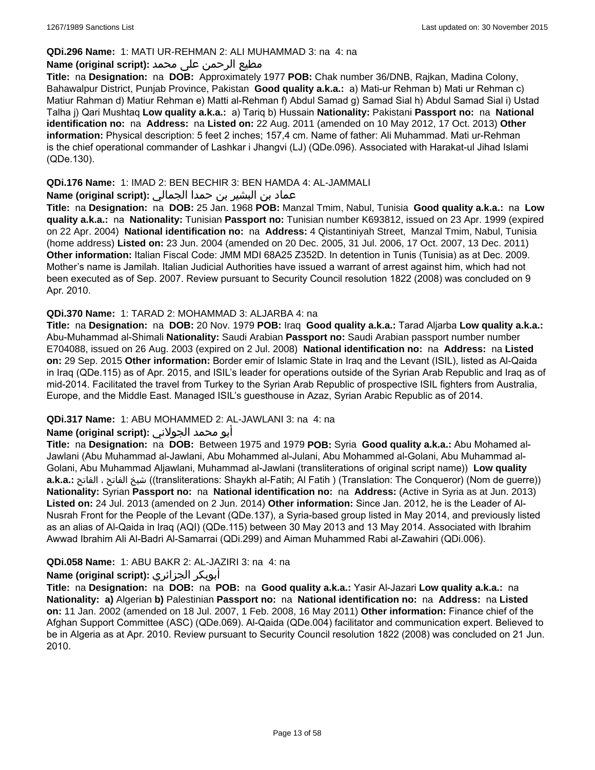**QDi.296 Name:** 1: MATI UR-REHMAN 2: ALI MUHAMMAD 3: na 4: na

**Name (original script):** مطيع الرحمن على محمد

**Title:** na **Designation:** na **DOB:** Approximately 1977 **POB:** Chak number 36/DNB, Rajkan, Madina Colony, Bahawalpur District, Punjab Province, Pakistan **Good quality a.k.a.:** a) Mati-ur Rehman b) Mati ur Rehman c) Matiur Rahman d) Matiur Rehman e) Matti al-Rehman f) Abdul Samad g) Samad Sial h) Abdul Samad Sial i) Ustad Talha j) Qari Mushtaq **Low quality a.k.a.:** a) Tariq b) Hussain **Nationality:** Pakistani **Passport no:** na **National identification no:** na **Address:** na **Listed on:** 22 Aug. 2011 (amended on 10 May 2012, 17 Oct. 2013) **Other information:** Physical description: 5 feet 2 inches; 157,4 cm. Name of father: Ali Muhammad. Mati ur-Rehman is the chief operational commander of Lashkar i Jhangvi (LJ) (QDe.096). Associated with Harakat-ul Jihad Islami (QDe.130).

**QDi.176 Name:** 1: IMAD 2: BEN BECHIR 3: BEN HAMDA 4: AL-JAMMALI

**Name (original script):** عماد بن البشير بن حمدا الجمالي

**Title:** na **Designation:** na **DOB:** 25 Jan. 1968 **POB:** Manzal Tmim, Nabul, Tunisia **Good quality a.k.a.:** na **Low quality a.k.a.:** na **Nationality:** Tunisian **Passport no:** Tunisian number K693812, issued on 23 Apr. 1999 (expired on 22 Apr. 2004) **National identification no:** na **Address:** 4 Qistantiniyah Street, Manzal Tmim, Nabul, Tunisia (home address) **Listed on:** 23 Jun. 2004 (amended on 20 Dec. 2005, 31 Jul. 2006, 17 Oct. 2007, 13 Dec. 2011) **Other information:** Italian Fiscal Code: JMM MDI 68A25 Z352D. In detention in Tunis (Tunisia) as at Dec. 2009. Mother's name is Jamilah. Italian Judicial Authorities have issued a warrant of arrest against him, which had not been executed as of Sep. 2007. Review pursuant to Security Council resolution 1822 (2008) was concluded on 9 Apr. 2010.

**QDi.370 Name:** 1: TARAD 2: MOHAMMAD 3: ALJARBA 4: na

**Title:** na **Designation:** na **DOB:** 20 Nov. 1979 **POB:** Iraq **Good quality a.k.a.:** Tarad Aljarba **Low quality a.k.a.:** Abu-Muhammad al-Shimali **Nationality:** Saudi Arabian **Passport no:** Saudi Arabian passport number number E704088, issued on 26 Aug. 2003 (expired on 2 Jul. 2008) **National identification no:** na **Address:** na **Listed on:** 29 Sep. 2015 **Other information:** Border emir of Islamic State in Iraq and the Levant (ISIL), listed as Al-Qaida in Iraq (QDe.115) as of Apr. 2015, and ISIL's leader for operations outside of the Syrian Arab Republic and Iraq as of mid-2014. Facilitated the travel from Turkey to the Syrian Arab Republic of prospective ISIL fighters from Australia, Europe, and the Middle East. Managed ISIL's guesthouse in Azaz, Syrian Arabic Republic as of 2014.

**QDi.317 Name:** 1: ABU MOHAMMED 2: AL-JAWLANI 3: na 4: na

**Name (original script):** أبو محمد الجولاني

**Title:** na **Designation:** na **DOB:** Between 1975 and 1979 **POB:** Syria **Good quality a.k.a.:** Abu Mohamed al-Jawlani (Abu Muhammad al-Jawlani, Abu Mohammed al-Julani, Abu Mohammed al-Golani, Abu Muhammad al-Golani, Abu Muhammad Aljawlani, Muhammad al-Jawlani (transliterations of original script name)) **Low quality a.k.a.:** شيخ الفاتح ، الفاتح ((transliterations: Shaykh al-Fatih; Al Fatih ) (Translation: The Conqueror) (Nom de guerre)) **Nationality:** Syrian **Passport no:** na **National identification no:** na **Address:** (Active in Syria as at Jun. 2013) **Listed on:** 24 Jul. 2013 (amended on 2 Jun. 2014) **Other information:** Since Jan. 2012, he is the Leader of Al-Nusrah Front for the People of the Levant (QDe.137), a Syria-based group listed in May 2014, and previously listed as an alias of Al-Qaida in Iraq (AQI) (QDe.115) between 30 May 2013 and 13 May 2014. Associated with Ibrahim Awwad Ibrahim Ali Al-Badri Al-Samarrai (QDi.299) and Aiman Muhammed Rabi al-Zawahiri (QDi.006).

**QDi.058 Name:** 1: ABU BAKR 2: AL-JAZIRI 3: na 4: na

**Name (original script):** أبوبكر الجزائري

**Title:** na **Designation:** na **DOB:** na **POB:** na **Good quality a.k.a.:** Yasir Al-Jazari **Low quality a.k.a.:** na **Nationality:** a) Algerian b) Palestinian **Passport no:** na **National identification no:** na **Address:** na **Listed on:** 11 Jan. 2002 (amended on 18 Jul. 2007, 1 Feb. 2008, 16 May 2011) **Other information:** Finance chief of the Afghan Support Committee (ASC) (QDe.069). Al-Qaida (QDe.004) facilitator and communication expert. Believed to be in Algeria as at Apr. 2010. Review pursuant to Security Council resolution 1822 (2008) was concluded on 21 Jun. 2010.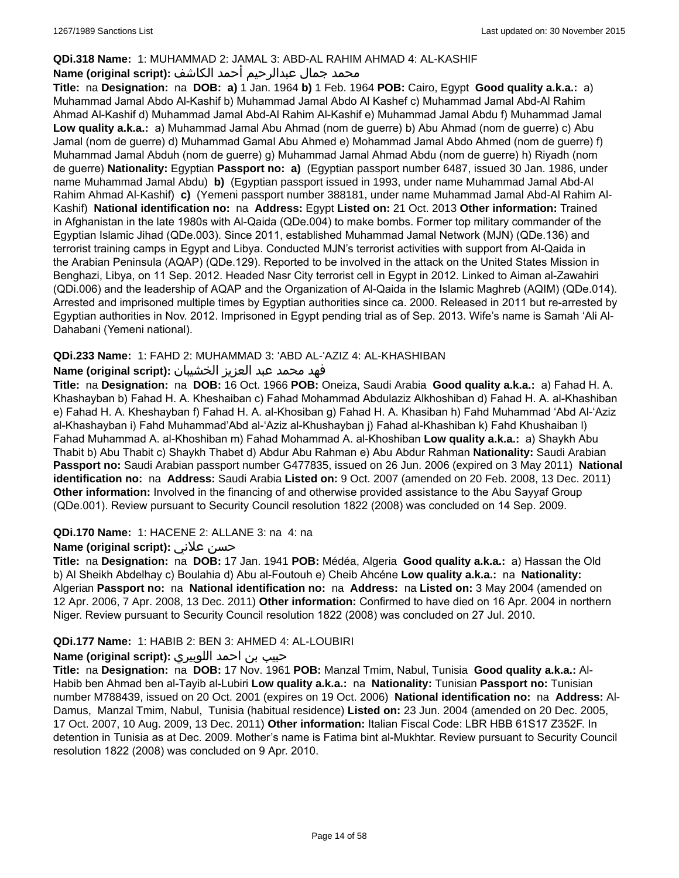**QDi.318 Name:** 1: MUHAMMAD 2: JAMAL 3: ABD-AL RAHIM AHMAD 4: AL-KASHIF

**Name (original script):** محمد جمال عبدالرحيم أحمد الكاشف

**Title:** na **Designation:** na **DOB:** **a)** 1 Jan. 1964 **b)** 1 Feb. 1964 **POB:** Cairo, Egypt **Good quality a.k.a.:** a) Muhammad Jamal Abdo Al-Kashif b) Muhammad Jamal Abdo Al Kashef c) Muhammad Jamal Abd-Al Rahim Ahmad Al-Kashif d) Muhammad Jamal Abd-Al Rahim Al-Kashif e) Muhammad Jamal Abdu f) Muhammad Jamal **Low quality a.k.a.:** a) Muhammad Jamal Abu Ahmad (nom de guerre) b) Abu Ahmad (nom de guerre) c) Abu Jamal (nom de guerre) d) Muhammad Gamal Abu Ahmed e) Mohammad Jamal Abdo Ahmed (nom de guerre) f) Muhammad Jamal Abduh (nom de guerre) g) Muhammad Jamal Ahmad Abdu (nom de guerre) h) Riyadh (nom de guerre) **Nationality:** Egyptian **Passport no:** **a)** (Egyptian passport number 6487, issued 30 Jan. 1986, under name Muhammad Jamal Abdu) **b)** (Egyptian passport issued in 1993, under name Muhammad Jamal Abd-Al Rahim Ahmad Al-Kashif) **c)** (Yemeni passport number 388181, under name Muhammad Jamal Abd-Al Rahim Al-Kashif) **National identification no:** na **Address:** Egypt **Listed on:** 21 Oct. 2013 **Other information:** Trained in Afghanistan in the late 1980s with Al-Qaida (QDe.004) to make bombs. Former top military commander of the Egyptian Islamic Jihad (QDe.003). Since 2011, established Muhammad Jamal Network (MJN) (QDe.136) and terrorist training camps in Egypt and Libya. Conducted MJN's terrorist activities with support from Al-Qaida in the Arabian Peninsula (AQAP) (QDe.129). Reported to be involved in the attack on the United States Mission in Benghazi, Libya, on 11 Sep. 2012. Headed Nasr City terrorist cell in Egypt in 2012. Linked to Aiman al-Zawahiri (QDi.006) and the leadership of AQAP and the Organization of Al-Qaida in the Islamic Maghreb (AQIM) (QDe.014). Arrested and imprisoned multiple times by Egyptian authorities since ca. 2000. Released in 2011 but re-arrested by Egyptian authorities in Nov. 2012. Imprisoned in Egypt pending trial as of Sep. 2013. Wife's name is Samah 'Ali Al-Dahabani (Yemeni national).

**QDi.233 Name:** 1: FAHD 2: MUHAMMAD 3: 'ABD AL-'AZIZ 4: AL-KHASHIBAN

**Name (original script):** فهد محمد عبد العزيز الخشيبان

**Title:** na **Designation:** na **DOB:** 16 Oct. 1966 **POB:** Oneiza, Saudi Arabia **Good quality a.k.a.:** a) Fahad H. A. Khashayban b) Fahad H. A. Kheshaiban c) Fahad Mohammad Abdulaziz Alkhoshiban d) Fahad H. A. al-Khashiban e) Fahad H. A. Kheshayban f) Fahad H. A. al-Khosiban g) Fahad H. A. Khasiban h) Fahd Muhammad 'Abd Al-'Aziz al-Khashayban i) Fahd Muhammad'Abd al-'Aziz al-Khushayban j) Fahad al-Khashiban k) Fahd Khushaiban l) Fahad Muhammad A. al-Khoshiban m) Fahad Mohammad A. al-Khoshiban **Low quality a.k.a.:** a) Shaykh Abu Thabit b) Abu Thabit c) Shaykh Thabet d) Abdur Abu Rahman e) Abu Abdur Rahman **Nationality:** Saudi Arabian **Passport no:** Saudi Arabian passport number G477835, issued on 26 Jun. 2006 (expired on 3 May 2011) **National identification no:** na **Address:** Saudi Arabia **Listed on:** 9 Oct. 2007 (amended on 20 Feb. 2008, 13 Dec. 2011) **Other information:** Involved in the financing of and otherwise provided assistance to the Abu Sayyaf Group (QDe.001). Review pursuant to Security Council resolution 1822 (2008) was concluded on 14 Sep. 2009.

**QDi.170 Name:** 1: HACENE 2: ALLANE 3: na 4: na

**Name (original script):** حسن علاني

**Title:** na **Designation:** na **DOB:** 17 Jan. 1941 **POB:** Médéa, Algeria **Good quality a.k.a.:** a) Hassan the Old b) Al Sheikh Abdelhay c) Boulahia d) Abu al-Foutouh e) Cheib Ahcéne **Low quality a.k.a.:** na **Nationality:** Algerian **Passport no:** na **National identification no:** na **Address:** na **Listed on:** 3 May 2004 (amended on 12 Apr. 2006, 7 Apr. 2008, 13 Dec. 2011) **Other information:** Confirmed to have died on 16 Apr. 2004 in northern Niger. Review pursuant to Security Council resolution 1822 (2008) was concluded on 27 Jul. 2010.

**QDi.177 Name:** 1: HABIB 2: BEN 3: AHMED 4: AL-LOUBIRI

**Name (original script):** حبيب بن احمد اللوبيري

**Title:** na **Designation:** na **DOB:** 17 Nov. 1961 **POB:** Manzal Tmim, Nabul, Tunisia **Good quality a.k.a.:** Al-Habib ben Ahmad ben al-Tayib al-Lubiri **Low quality a.k.a.:** na **Nationality:** Tunisian **Passport no:** Tunisian number M788439, issued on 20 Oct. 2001 (expires on 19 Oct. 2006) **National identification no:** na **Address:** Al-Damus, Manzal Tmim, Nabul, Tunisia (habitual residence) **Listed on:** 23 Jun. 2004 (amended on 20 Dec. 2005, 17 Oct. 2007, 10 Aug. 2009, 13 Dec. 2011) **Other information:** Italian Fiscal Code: LBR HBB 61S17 Z352F. In detention in Tunisia as at Dec. 2009. Mother's name is Fatima bint al-Mukhtar. Review pursuant to Security Council resolution 1822 (2008) was concluded on 9 Apr. 2010.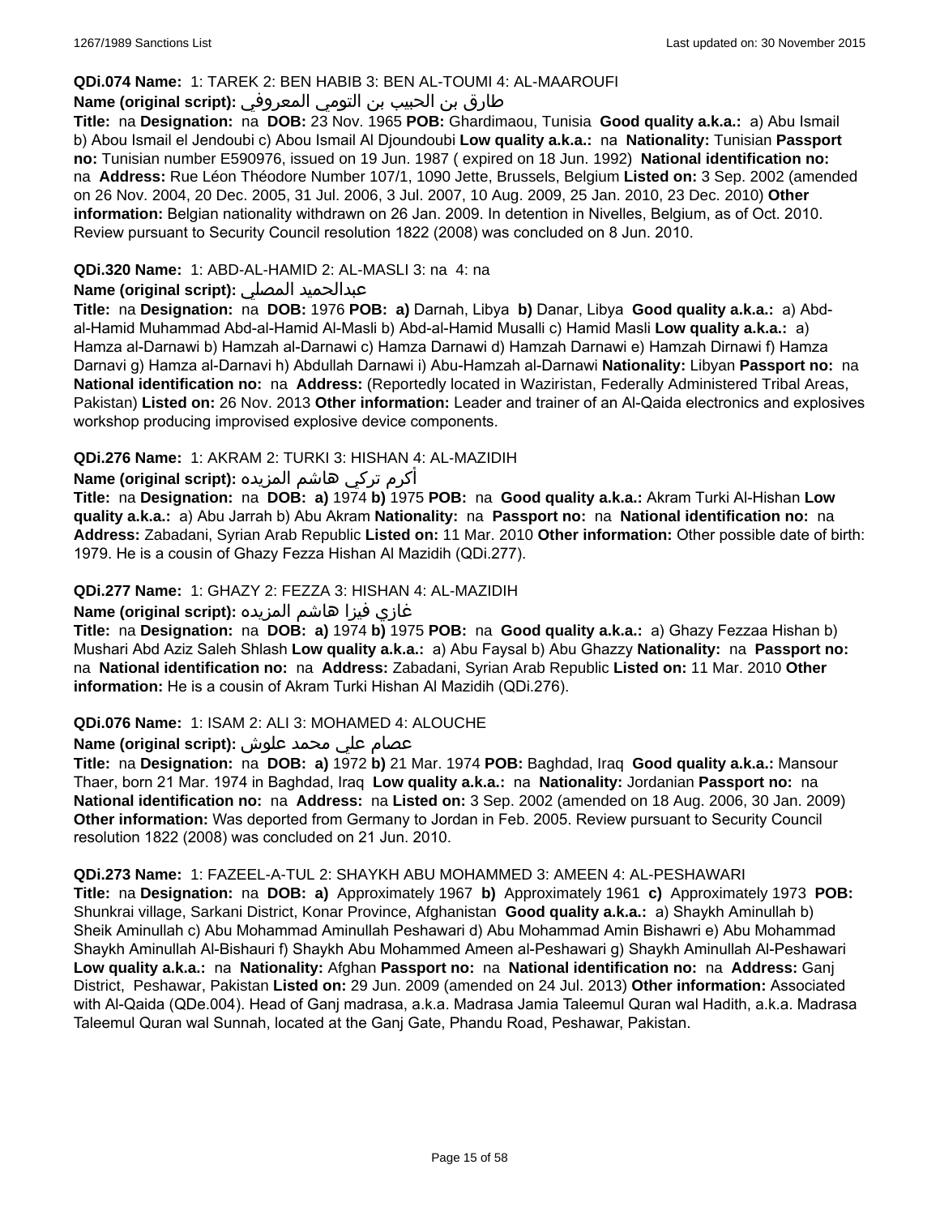**QDi.074 Name:** 1: TAREK 2: BEN HABIB 3: BEN AL-TOUMI 4: AL-MAAROUFI

**Name (original script):** طارق بن الحبيب بن التومي المعروفي

**Title:** na **Designation:** na **DOB:** 23 Nov. 1965 **POB:** Ghardimaou, Tunisia **Good quality a.k.a.:** a) Abu Ismail b) Abou Ismail el Jendoubi c) Abou Ismail Al Djoundoubi **Low quality a.k.a.:** na **Nationality:** Tunisian **Passport no:** Tunisian number E590976, issued on 19 Jun. 1987 ( expired on 18 Jun. 1992) **National identification no:** na **Address:** Rue Léon Théodore Number 107/1, 1090 Jette, Brussels, Belgium **Listed on:** 3 Sep. 2002 (amended on 26 Nov. 2004, 20 Dec. 2005, 31 Jul. 2006, 3 Jul. 2007, 10 Aug. 2009, 25 Jan. 2010, 23 Dec. 2010) **Other information:** Belgian nationality withdrawn on 26 Jan. 2009. In detention in Nivelles, Belgium, as of Oct. 2010. Review pursuant to Security Council resolution 1822 (2008) was concluded on 8 Jun. 2010.

**QDi.320 Name:** 1: ABD-AL-HAMID 2: AL-MASLI 3: na 4: na

**Name (original script):** عبدالحميد المصلي

**Title:** na **Designation:** na **DOB:** 1976 **POB:** **a)** Darnah, Libya **b)** Danar, Libya **Good quality a.k.a.:** a) Abd-al-Hamid Muhammad Abd-al-Hamid Al-Masli b) Abd-al-Hamid Musalli c) Hamid Masli **Low quality a.k.a.:** a) Hamza al-Darnawi b) Hamzah al-Darnawi c) Hamza Darnawi d) Hamzah Darnawi e) Hamzah Dirnawi f) Hamza Darnavi g) Hamza al-Darnavi h) Abdullah Darnawi i) Abu-Hamzah al-Darnawi **Nationality:** Libyan **Passport no:** na **National identification no:** na **Address:** (Reportedly located in Waziristan, Federally Administered Tribal Areas, Pakistan) **Listed on:** 26 Nov. 2013 **Other information:** Leader and trainer of an Al-Qaida electronics and explosives workshop producing improvised explosive device components.

**QDi.276 Name:** 1: AKRAM 2: TURKI 3: HISHAN 4: AL-MAZIDIH

**Name (original script):** أكرم تركي هاشم المزيده

**Title:** na **Designation:** na **DOB:** **a)** 1974 **b)** 1975 **POB:** na **Good quality a.k.a.:** Akram Turki Al-Hishan **Low quality a.k.a.:** a) Abu Jarrah b) Abu Akram **Nationality:** na **Passport no:** na **National identification no:** na **Address:** Zabadani, Syrian Arab Republic **Listed on:** 11 Mar. 2010 **Other information:** Other possible date of birth: 1979. He is a cousin of Ghazy Fezza Hishan Al Mazidih (QDi.277).

**QDi.277 Name:** 1: GHAZY 2: FEZZA 3: HISHAN 4: AL-MAZIDIH

**Name (original script):** غازي فيزا هاشم المزيده

**Title:** na **Designation:** na **DOB:** **a)** 1974 **b)** 1975 **POB:** na **Good quality a.k.a.:** a) Ghazy Fezzaa Hishan b) Mushari Abd Aziz Saleh Shlash **Low quality a.k.a.:** a) Abu Faysal b) Abu Ghazzy **Nationality:** na **Passport no:** na **National identification no:** na **Address:** Zabadani, Syrian Arab Republic **Listed on:** 11 Mar. 2010 **Other information:** He is a cousin of Akram Turki Hishan Al Mazidih (QDi.276).

**QDi.076 Name:** 1: ISAM 2: ALI 3: MOHAMED 4: ALOUCHE

**Name (original script):** عصام علي محمد علوش

**Title:** na **Designation:** na **DOB:** **a)** 1972 **b)** 21 Mar. 1974 **POB:** Baghdad, Iraq **Good quality a.k.a.:** Mansour Thaer, born 21 Mar. 1974 in Baghdad, Iraq **Low quality a.k.a.:** na **Nationality:** Jordanian **Passport no:** na **National identification no:** na **Address:** na **Listed on:** 3 Sep. 2002 (amended on 18 Aug. 2006, 30 Jan. 2009) **Other information:** Was deported from Germany to Jordan in Feb. 2005. Review pursuant to Security Council resolution 1822 (2008) was concluded on 21 Jun. 2010.

**QDi.273 Name:** 1: FAZEEL-A-TUL 2: SHAYKH ABU MOHAMMED 3: AMEEN 4: AL-PESHAWARI

**Title:** na **Designation:** na **DOB:** **a)** Approximately 1967 **b)** Approximately 1961 **c)** Approximately 1973 **POB:** Shunkrai village, Sarkani District, Konar Province, Afghanistan **Good quality a.k.a.:** a) Shaykh Aminullah b) Sheik Aminullah c) Abu Mohammad Aminullah Peshawari d) Abu Mohammad Amin Bishawri e) Abu Mohammad Shaykh Aminullah Al-Bishauri f) Shaykh Abu Mohammed Ameen al-Peshawari g) Shaykh Aminullah Al-Peshawari **Low quality a.k.a.:** na **Nationality:** Afghan **Passport no:** na **National identification no:** na **Address:** Ganj District, Peshawar, Pakistan **Listed on:** 29 Jun. 2009 (amended on 24 Jul. 2013) **Other information:** Associated with Al-Qaida (QDe.004). Head of Ganj madrasa, a.k.a. Madrasa Jamia Taleemul Quran wal Hadith, a.k.a. Madrasa Taleemul Quran wal Sunnah, located at the Ganj Gate, Phandu Road, Peshawar, Pakistan.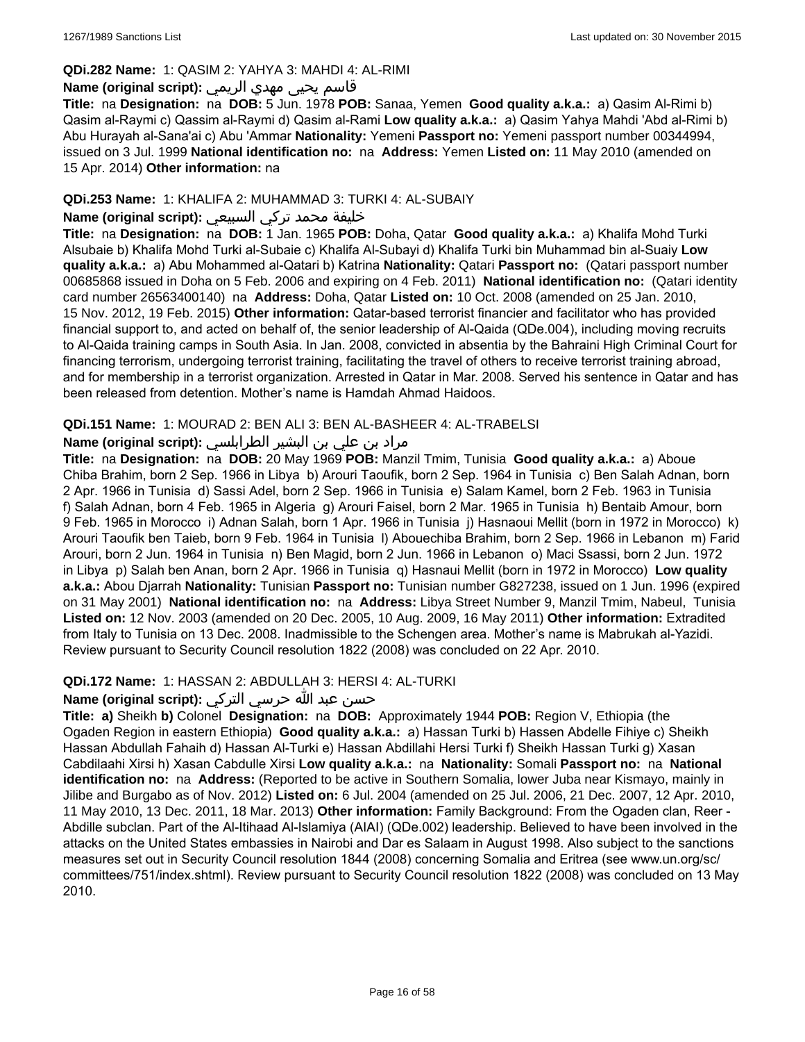**QDi.282 Name:** 1: QASIM 2: YAHYA 3: MAHDI 4: AL-RIMI

**Name (original script):** قاسم يحيى مهدي الريمي

**Title:** na **Designation:** na **DOB:** 5 Jun. 1978 **POB:** Sanaa, Yemen **Good quality a.k.a.:** a) Qasim Al-Rimi b) Qasim al-Raymi c) Qassim al-Raymi d) Qasim al-Rami **Low quality a.k.a.:** a) Qasim Yahya Mahdi 'Abd al-Rimi b) Abu Hurayah al-Sana'ai c) Abu 'Ammar **Nationality:** Yemeni **Passport no:** Yemeni passport number 00344994, issued on 3 Jul. 1999 **National identification no:** na **Address:** Yemen **Listed on:** 11 May 2010 (amended on 15 Apr. 2014) **Other information:** na

**QDi.253 Name:** 1: KHALIFA 2: MUHAMMAD 3: TURKI 4: AL-SUBAIY

**Name (original script):** خليفة محمد تركي السبيعي

**Title:** na **Designation:** na **DOB:** 1 Jan. 1965 **POB:** Doha, Qatar **Good quality a.k.a.:** a) Khalifa Mohd Turki Alsubaie b) Khalifa Mohd Turki al-Subaie c) Khalifa Al-Subayi d) Khalifa Turki bin Muhammad bin al-Suaiy **Low quality a.k.a.:** a) Abu Mohammed al-Qatari b) Katrina **Nationality:** Qatari **Passport no:** (Qatari passport number 00685868 issued in Doha on 5 Feb. 2006 and expiring on 4 Feb. 2011) **National identification no:** (Qatari identity card number 26563400140) na **Address:** Doha, Qatar **Listed on:** 10 Oct. 2008 (amended on 25 Jan. 2010, 15 Nov. 2012, 19 Feb. 2015) **Other information:** Qatar-based terrorist financier and facilitator who has provided financial support to, and acted on behalf of, the senior leadership of Al-Qaida (QDe.004), including moving recruits to Al-Qaida training camps in South Asia. In Jan. 2008, convicted in absentia by the Bahraini High Criminal Court for financing terrorism, undergoing terrorist training, facilitating the travel of others to receive terrorist training abroad, and for membership in a terrorist organization. Arrested in Qatar in Mar. 2008. Served his sentence in Qatar and has been released from detention. Mother's name is Hamdah Ahmad Haidoos.

**QDi.151 Name:** 1: MOURAD 2: BEN ALI 3: BEN AL-BASHEER 4: AL-TRABELSI

**Name (original script):** مراد بن علي بن البشير الطرابلسي

**Title:** na **Designation:** na **DOB:** 20 May 1969 **POB:** Manzil Tmim, Tunisia **Good quality a.k.a.:** a) Aboue Chiba Brahim, born 2 Sep. 1966 in Libya b) Arouri Taoufik, born 2 Sep. 1964 in Tunisia c) Ben Salah Adnan, born 2 Apr. 1966 in Tunisia d) Sassi Adel, born 2 Sep. 1966 in Tunisia e) Salam Kamel, born 2 Feb. 1963 in Tunisia f) Salah Adnan, born 4 Feb. 1965 in Algeria g) Arouri Faisel, born 2 Mar. 1965 in Tunisia h) Bentaib Amour, born 9 Feb. 1965 in Morocco i) Adnan Salah, born 1 Apr. 1966 in Tunisia j) Hasnaoui Mellit (born in 1972 in Morocco) k) Arouri Taoufik ben Taieb, born 9 Feb. 1964 in Tunisia l) Abouechiba Brahim, born 2 Sep. 1966 in Lebanon m) Farid Arouri, born 2 Jun. 1964 in Tunisia n) Ben Magid, born 2 Jun. 1966 in Lebanon o) Maci Ssassi, born 2 Jun. 1972 in Libya p) Salah ben Anan, born 2 Apr. 1966 in Tunisia q) Hasnaui Mellit (born in 1972 in Morocco) **Low quality a.k.a.:** Abou Djarrah **Nationality:** Tunisian **Passport no:** Tunisian number G827238, issued on 1 Jun. 1996 (expired on 31 May 2001) **National identification no:** na **Address:** Libya Street Number 9, Manzil Tmim, Nabeul, Tunisia **Listed on:** 12 Nov. 2003 (amended on 20 Dec. 2005, 10 Aug. 2009, 16 May 2011) **Other information:** Extradited from Italy to Tunisia on 13 Dec. 2008. Inadmissible to the Schengen area. Mother's name is Mabrukah al-Yazidi. Review pursuant to Security Council resolution 1822 (2008) was concluded on 22 Apr. 2010.

**QDi.172 Name:** 1: HASSAN 2: ABDULLAH 3: HERSI 4: AL-TURKI

**Name (original script):** حسن عبد الله حرسي التركي

**Title:** a) Sheikh b) Colonel **Designation:** na **DOB:** Approximately 1944 **POB:** Region V, Ethiopia (the Ogaden Region in eastern Ethiopia) **Good quality a.k.a.:** a) Hassan Turki b) Hassen Abdelle Fihiye c) Sheikh Hassan Abdullah Fahaih d) Hassan Al-Turki e) Hassan Abdillahi Hersi Turki f) Sheikh Hassan Turki g) Xasan Cabdilaahi Xirsi h) Xasan Cabdulle Xirsi **Low quality a.k.a.:** na **Nationality:** Somali **Passport no:** na **National identification no:** na **Address:** (Reported to be active in Southern Somalia, lower Juba near Kismayo, mainly in Jilibe and Burgabo as of Nov. 2012) **Listed on:** 6 Jul. 2004 (amended on 25 Jul. 2006, 21 Dec. 2007, 12 Apr. 2010, 11 May 2010, 13 Dec. 2011, 18 Mar. 2013) **Other information:** Family Background: From the Ogaden clan, Reer - Abdille subclan. Part of the Al-Itihaad Al-Islamiya (AIAI) (QDe.002) leadership. Believed to have been involved in the attacks on the United States embassies in Nairobi and Dar es Salaam in August 1998. Also subject to the sanctions measures set out in Security Council resolution 1844 (2008) concerning Somalia and Eritrea (see www.un.org/sc/committees/751/index.shtml). Review pursuant to Security Council resolution 1822 (2008) was concluded on 13 May 2010.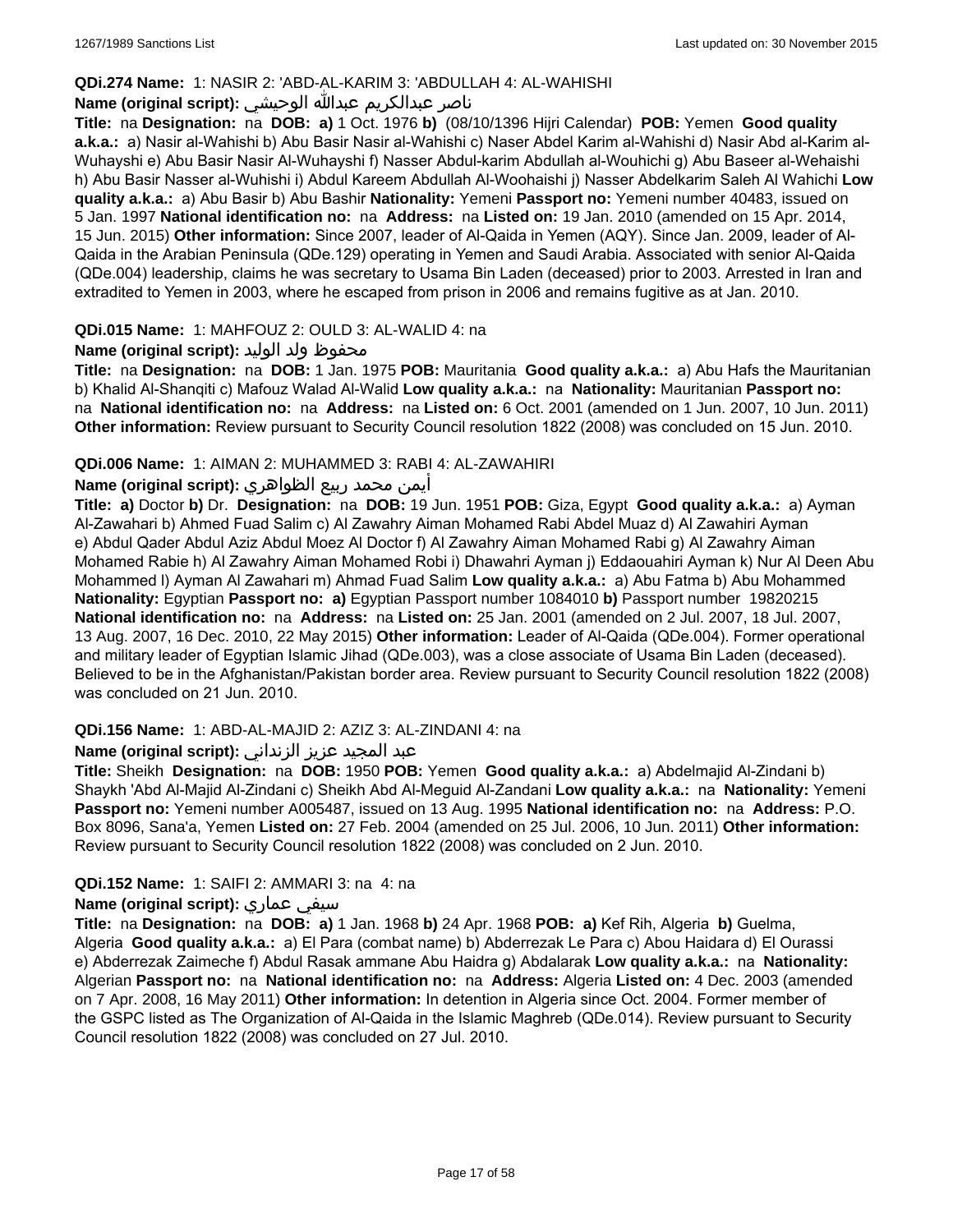**QDi.274 Name:** 1: NASIR 2: 'ABD-AL-KARIM 3: 'ABDULLAH 4: AL-WAHISHI

**Name (original script):** ناصر عبدالكريم عبدالله الوحيشي

**Title:** na **Designation:** na **DOB:** **a)** 1 Oct. 1976 **b)** (08/10/1396 Hijri Calendar) **POB:** Yemen **Good quality a.k.a.:** a) Nasir al-Wahishi b) Abu Basir Nasir al-Wahishi c) Naser Abdel Karim al-Wahishi d) Nasir Abd al-Karim al-Wuhayshi e) Abu Basir Nasir Al-Wuhayshi f) Nasser Abdul-karim Abdullah al-Wouhichi g) Abu Baseer al-Wehaishi h) Abu Basir Nasser al-Wuhishi i) Abdul Kareem Abdullah Al-Woohaishi j) Nasser Abdelkarim Saleh Al Wahichi **Low quality a.k.a.:** a) Abu Basir b) Abu Bashir **Nationality:** Yemeni **Passport no:** Yemeni number 40483, issued on 5 Jan. 1997 **National identification no:** na **Address:** na **Listed on:** 19 Jan. 2010 (amended on 15 Apr. 2014, 15 Jun. 2015) **Other information:** Since 2007, leader of Al-Qaida in Yemen (AQY). Since Jan. 2009, leader of Al-Qaida in the Arabian Peninsula (QDe.129) operating in Yemen and Saudi Arabia. Associated with senior Al-Qaida (QDe.004) leadership, claims he was secretary to Usama Bin Laden (deceased) prior to 2003. Arrested in Iran and extradited to Yemen in 2003, where he escaped from prison in 2006 and remains fugitive as at Jan. 2010.

**QDi.015 Name:** 1: MAHFOUZ 2: OULD 3: AL-WALID 4: na

**Name (original script):** محفوظ ولد الوليد

**Title:** na **Designation:** na **DOB:** 1 Jan. 1975 **POB:** Mauritania **Good quality a.k.a.:** a) Abu Hafs the Mauritanian b) Khalid Al-Shanqiti c) Mafouz Walad Al-Walid **Low quality a.k.a.:** na **Nationality:** Mauritanian **Passport no:** na **National identification no:** na **Address:** na **Listed on:** 6 Oct. 2001 (amended on 1 Jun. 2007, 10 Jun. 2011) **Other information:** Review pursuant to Security Council resolution 1822 (2008) was concluded on 15 Jun. 2010.

**QDi.006 Name:** 1: AIMAN 2: MUHAMMED 3: RABI 4: AL-ZAWAHIRI

**Name (original script):** أيمن محمد ربيع الظواهري

**Title:** **a)** Doctor **b)** Dr. **Designation:** na **DOB:** 19 Jun. 1951 **POB:** Giza, Egypt **Good quality a.k.a.:** a) Ayman Al-Zawahari b) Ahmed Fuad Salim c) Al Zawahry Aiman Mohamed Rabi Abdel Muaz d) Al Zawahiri Ayman e) Abdul Qader Abdul Aziz Abdul Moez Al Doctor f) Al Zawahry Aiman Mohamed Rabi g) Al Zawahry Aiman Mohamed Rabie h) Al Zawahry Aiman Mohamed Robi i) Dhawahri Ayman j) Eddaouahiri Ayman k) Nur Al Deen Abu Mohammed l) Ayman Al Zawahari m) Ahmad Fuad Salim **Low quality a.k.a.:** a) Abu Fatma b) Abu Mohammed **Nationality:** Egyptian **Passport no:** **a)** Egyptian Passport number 1084010 **b)** Passport number 19820215 **National identification no:** na **Address:** na **Listed on:** 25 Jan. 2001 (amended on 2 Jul. 2007, 18 Jul. 2007, 13 Aug. 2007, 16 Dec. 2010, 22 May 2015) **Other information:** Leader of Al-Qaida (QDe.004). Former operational and military leader of Egyptian Islamic Jihad (QDe.003), was a close associate of Usama Bin Laden (deceased). Believed to be in the Afghanistan/Pakistan border area. Review pursuant to Security Council resolution 1822 (2008) was concluded on 21 Jun. 2010.

**QDi.156 Name:** 1: ABD-AL-MAJID 2: AZIZ 3: AL-ZINDANI 4: na

**Name (original script):** عبد المجيد عزيز الزنداني

**Title:** Sheikh **Designation:** na **DOB:** 1950 **POB:** Yemen **Good quality a.k.a.:** a) Abdelmajid Al-Zindani b) Shaykh 'Abd Al-Majid Al-Zindani c) Sheikh Abd Al-Meguid Al-Zandani **Low quality a.k.a.:** na **Nationality:** Yemeni **Passport no:** Yemeni number A005487, issued on 13 Aug. 1995 **National identification no:** na **Address:** P.O. Box 8096, Sana'a, Yemen **Listed on:** 27 Feb. 2004 (amended on 25 Jul. 2006, 10 Jun. 2011) **Other information:** Review pursuant to Security Council resolution 1822 (2008) was concluded on 2 Jun. 2010.

**QDi.152 Name:** 1: SAIFI 2: AMMARI 3: na 4: na

**Name (original script):** سيفي عماري

**Title:** na **Designation:** na **DOB:** **a)** 1 Jan. 1968 **b)** 24 Apr. 1968 **POB:** **a)** Kef Rih, Algeria **b)** Guelma, Algeria **Good quality a.k.a.:** a) El Para (combat name) b) Abderrezak Le Para c) Abou Haidara d) El Ourassi e) Abderrezak Zaimeche f) Abdul Rasak ammane Abu Haidra g) Abdalarak **Low quality a.k.a.:** na **Nationality:** Algerian **Passport no:** na **National identification no:** na **Address:** Algeria **Listed on:** 4 Dec. 2003 (amended on 7 Apr. 2008, 16 May 2011) **Other information:** In detention in Algeria since Oct. 2004. Former member of the GSPC listed as The Organization of Al-Qaida in the Islamic Maghreb (QDe.014). Review pursuant to Security Council resolution 1822 (2008) was concluded on 27 Jul. 2010.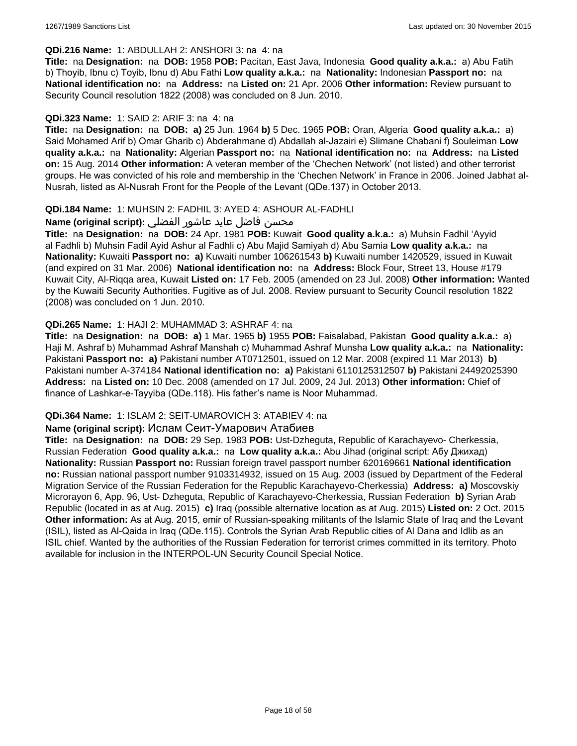**QDi.216 Name:** 1: ABDULLAH 2: ANSHORI 3: na 4: na

**Title:** na **Designation:** na **DOB:** 1958 **POB:** Pacitan, East Java, Indonesia **Good quality a.k.a.:** a) Abu Fatih b) Thoyib, Ibnu c) Toyib, Ibnu d) Abu Fathi **Low quality a.k.a.:** na **Nationality:** Indonesian **Passport no:** na **National identification no:** na **Address:** na **Listed on:** 21 Apr. 2006 **Other information:** Review pursuant to Security Council resolution 1822 (2008) was concluded on 8 Jun. 2010.

**QDi.323 Name:** 1: SAID 2: ARIF 3: na 4: na

**Title:** na **Designation:** na **DOB:** **a)** 25 Jun. 1964 **b)** 5 Dec. 1965 **POB:** Oran, Algeria **Good quality a.k.a.:** a) Said Mohamed Arif b) Omar Gharib c) Abderahmane d) Abdallah al-Jazairi e) Slimane Chabani f) Souleiman **Low quality a.k.a.:** na **Nationality:** Algerian **Passport no:** na **National identification no:** na **Address:** na **Listed on:** 15 Aug. 2014 **Other information:** A veteran member of the ‘Chechen Network’ (not listed) and other terrorist groups. He was convicted of his role and membership in the ‘Chechen Network’ in France in 2006. Joined Jabhat al-Nusrah, listed as Al-Nusrah Front for the People of the Levant (QDe.137) in October 2013.

**QDi.184 Name:** 1: MUHSIN 2: FADHIL 3: AYED 4: ASHOUR AL-FADHLI

**Name (original script):** محسن فاضل عايد عاشور الفضلي

**Title:** na **Designation:** na **DOB:** 24 Apr. 1981 **POB:** Kuwait **Good quality a.k.a.:** a) Muhsin Fadhil ‘Ayyid al Fadhli b) Muhsin Fadil Ayid Ashur al Fadhli c) Abu Majid Samiyah d) Abu Samia **Low quality a.k.a.:** na **Nationality:** Kuwaiti **Passport no:** **a)** Kuwaiti number 106261543 **b)** Kuwaiti number 1420529, issued in Kuwait (and expired on 31 Mar. 2006) **National identification no:** na **Address:** Block Four, Street 13, House #179 Kuwait City, Al-Riqqa area, Kuwait **Listed on:** 17 Feb. 2005 (amended on 23 Jul. 2008) **Other information:** Wanted by the Kuwaiti Security Authorities. Fugitive as of Jul. 2008. Review pursuant to Security Council resolution 1822 (2008) was concluded on 1 Jun. 2010.

**QDi.265 Name:** 1: HAJI 2: MUHAMMAD 3: ASHRAF 4: na

**Title:** na **Designation:** na **DOB:** **a)** 1 Mar. 1965 **b)** 1955 **POB:** Faisalabad, Pakistan **Good quality a.k.a.:** a) Haji M. Ashraf b) Muhammad Ashraf Manshah c) Muhammad Ashraf Munsha **Low quality a.k.a.:** na **Nationality:** Pakistani **Passport no:** **a)** Pakistani number AT0712501, issued on 12 Mar. 2008 (expired 11 Mar 2013) **b)** Pakistani number A-374184 **National identification no:** **a)** Pakistani 6110125312507 **b)** Pakistani 24492025390 **Address:** na **Listed on:** 10 Dec. 2008 (amended on 17 Jul. 2009, 24 Jul. 2013) **Other information:** Chief of finance of Lashkar-e-Tayyiba (QDe.118). His father’s name is Noor Muhammad.

**QDi.364 Name:** 1: ISLAM 2: SEIT-UMAROVICH 3: ATABIEV 4: na

**Name (original script):** Ислам Сеит-Умарович Атабиев

**Title:** na **Designation:** na **DOB:** 29 Sep. 1983 **POB:** Ust-Dzheguta, Republic of Karachayevo- Cherkessia, Russian Federation **Good quality a.k.a.:** na **Low quality a.k.a.:** Abu Jihad (original script: Абу Джихад) **Nationality:** Russian **Passport no:** Russian foreign travel passport number 620169661 **National identification no:** Russian national passport number 9103314932, issued on 15 Aug. 2003 (issued by Department of the Federal Migration Service of the Russian Federation for the Republic Karachayevo-Cherkessia) **Address:** **a)** Moscovskiy Microrayon 6, App. 96, Ust- Dzheguta, Republic of Karachayevo-Cherkessia, Russian Federation **b)** Syrian Arab Republic (located in as at Aug. 2015) **c)** Iraq (possible alternative location as at Aug. 2015) **Listed on:** 2 Oct. 2015 **Other information:** As at Aug. 2015, emir of Russian-speaking militants of the Islamic State of Iraq and the Levant (ISIL), listed as Al-Qaida in Iraq (QDe.115). Controls the Syrian Arab Republic cities of Al Dana and Idlib as an ISIL chief. Wanted by the authorities of the Russian Federation for terrorist crimes committed in its territory. Photo available for inclusion in the INTERPOL-UN Security Council Special Notice.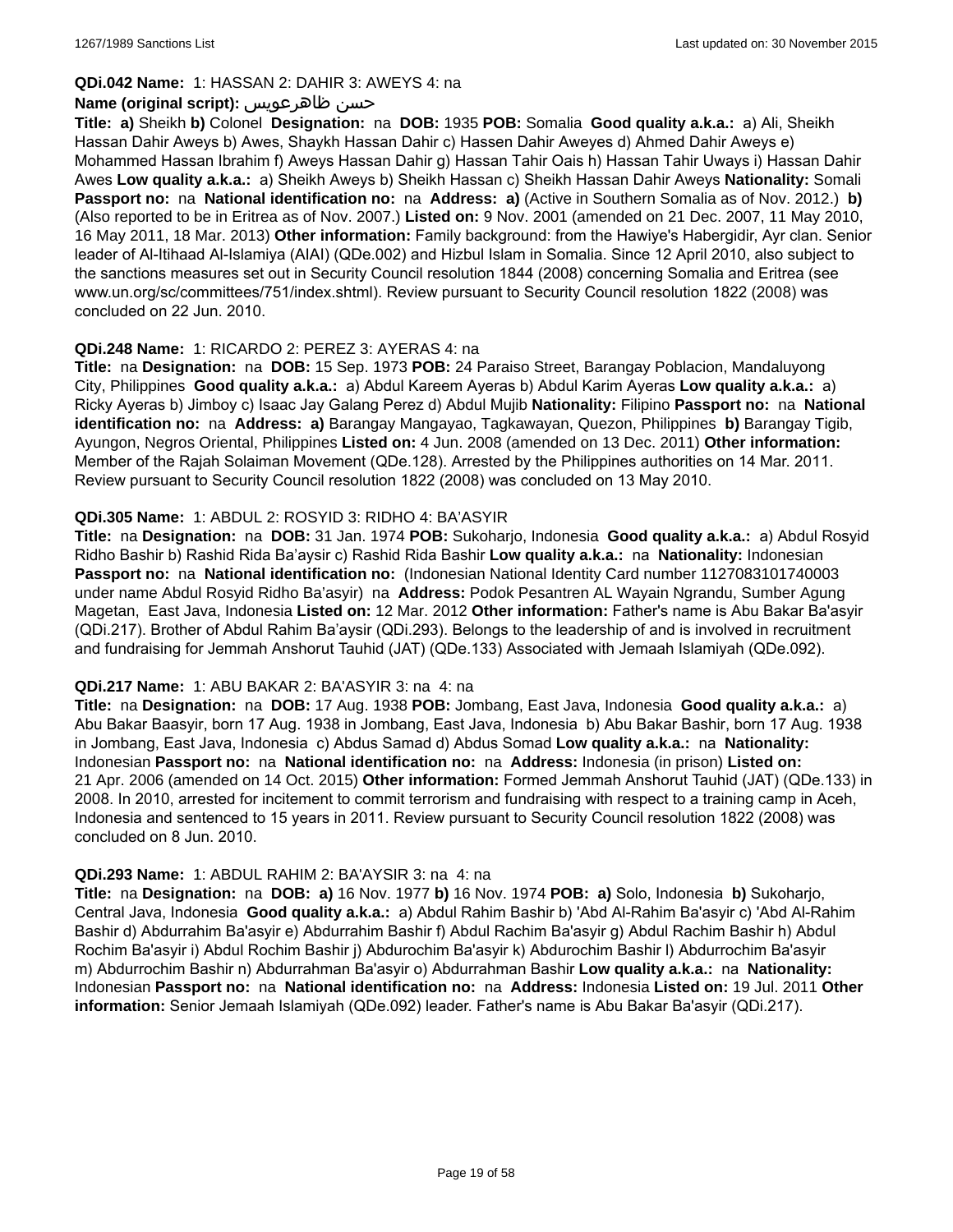**QDi.042 Name:** 1: HASSAN 2: DAHIR 3: AWEYS 4: na

**Name (original script):** حسن ظاهرعويس

**Title:** **a)** Sheikh **b)** Colonel **Designation:** na **DOB:** 1935 **POB:** Somalia **Good quality a.k.a.:** a) Ali, Sheikh Hassan Dahir Aweys b) Awes, Shaykh Hassan Dahir c) Hassen Dahir Aweyes d) Ahmed Dahir Aweys e) Mohammed Hassan Ibrahim f) Aweys Hassan Dahir g) Hassan Tahir Oais h) Hassan Tahir Uways i) Hassan Dahir Awes **Low quality a.k.a.:** a) Sheikh Aweys b) Sheikh Hassan c) Sheikh Hassan Dahir Aweys **Nationality:** Somali **Passport no:** na **National identification no:** na **Address:** **a)** (Active in Southern Somalia as of Nov. 2012.) **b)** (Also reported to be in Eritrea as of Nov. 2007.) **Listed on:** 9 Nov. 2001 (amended on 21 Dec. 2007, 11 May 2010, 16 May 2011, 18 Mar. 2013) **Other information:** Family background: from the Hawiye's Habergidir, Ayr clan. Senior leader of Al-Itihaad Al-Islamiya (AIAI) (QDe.002) and Hizbul Islam in Somalia. Since 12 April 2010, also subject to the sanctions measures set out in Security Council resolution 1844 (2008) concerning Somalia and Eritrea (see www.un.org/sc/committees/751/index.shtml). Review pursuant to Security Council resolution 1822 (2008) was concluded on 22 Jun. 2010.

**QDi.248 Name:** 1: RICARDO 2: PEREZ 3: AYERAS 4: na

**Title:** na **Designation:** na **DOB:** 15 Sep. 1973 **POB:** 24 Paraiso Street, Barangay Poblacion, Mandaluyong City, Philippines **Good quality a.k.a.:** a) Abdul Kareem Ayeras b) Abdul Karim Ayeras **Low quality a.k.a.:** a) Ricky Ayeras b) Jimboy c) Isaac Jay Galang Perez d) Abdul Mujib **Nationality:** Filipino **Passport no:** na **National identification no:** na **Address:** **a)** Barangay Mangayao, Tagkawayan, Quezon, Philippines **b)** Barangay Tigib, Ayungon, Negros Oriental, Philippines **Listed on:** 4 Jun. 2008 (amended on 13 Dec. 2011) **Other information:** Member of the Rajah Solaiman Movement (QDe.128). Arrested by the Philippines authorities on 14 Mar. 2011. Review pursuant to Security Council resolution 1822 (2008) was concluded on 13 May 2010.

**QDi.305 Name:** 1: ABDUL 2: ROSYID 3: RIDHO 4: BA'ASYIR

**Title:** na **Designation:** na **DOB:** 31 Jan. 1974 **POB:** Sukoharjo, Indonesia **Good quality a.k.a.:** a) Abdul Rosyid Ridho Bashir b) Rashid Rida Ba'aysir c) Rashid Rida Bashir **Low quality a.k.a.:** na **Nationality:** Indonesian **Passport no:** na **National identification no:** (Indonesian National Identity Card number 1127083101740003 under name Abdul Rosyid Ridho Ba'asyir) na **Address:** Podok Pesantren AL Wayain Ngrandu, Sumber Agung Magetan, East Java, Indonesia **Listed on:** 12 Mar. 2012 **Other information:** Father's name is Abu Bakar Ba'asyir (QDi.217). Brother of Abdul Rahim Ba'aysir (QDi.293). Belongs to the leadership of and is involved in recruitment and fundraising for Jemmah Anshorut Tauhid (JAT) (QDe.133) Associated with Jemaah Islamiyah (QDe.092).

**QDi.217 Name:** 1: ABU BAKAR 2: BA'ASYIR 3: na 4: na

**Title:** na **Designation:** na **DOB:** 17 Aug. 1938 **POB:** Jombang, East Java, Indonesia **Good quality a.k.a.:** a) Abu Bakar Baasyir, born 17 Aug. 1938 in Jombang, East Java, Indonesia b) Abu Bakar Bashir, born 17 Aug. 1938 in Jombang, East Java, Indonesia c) Abdus Samad d) Abdus Somad **Low quality a.k.a.:** na **Nationality:** Indonesian **Passport no:** na **National identification no:** na **Address:** Indonesia (in prison) **Listed on:** 21 Apr. 2006 (amended on 14 Oct. 2015) **Other information:** Formed Jemmah Anshorut Tauhid (JAT) (QDe.133) in 2008. In 2010, arrested for incitement to commit terrorism and fundraising with respect to a training camp in Aceh, Indonesia and sentenced to 15 years in 2011. Review pursuant to Security Council resolution 1822 (2008) was concluded on 8 Jun. 2010.

**QDi.293 Name:** 1: ABDUL RAHIM 2: BA'AYSIR 3: na 4: na

**Title:** na **Designation:** na **DOB:** **a)** 16 Nov. 1977 **b)** 16 Nov. 1974 **POB:** **a)** Solo, Indonesia **b)** Sukoharjo, Central Java, Indonesia **Good quality a.k.a.:** a) Abdul Rahim Bashir b) 'Abd Al-Rahim Ba'asyir c) 'Abd Al-Rahim Bashir d) Abdurrahim Ba'asyir e) Abdurrahim Bashir f) Abdul Rachim Ba'asyir g) Abdul Rachim Bashir h) Abdul Rochim Ba'asyir i) Abdul Rochim Bashir j) Abdurochim Ba'asyir k) Abdurochim Bashir l) Abdurrochim Ba'asyir m) Abdurrochim Bashir n) Abdurrahman Ba'asyir o) Abdurrahman Bashir **Low quality a.k.a.:** na **Nationality:** Indonesian **Passport no:** na **National identification no:** na **Address:** Indonesia **Listed on:** 19 Jul. 2011 **Other information:** Senior Jemaah Islamiyah (QDe.092) leader. Father's name is Abu Bakar Ba'asyir (QDi.217).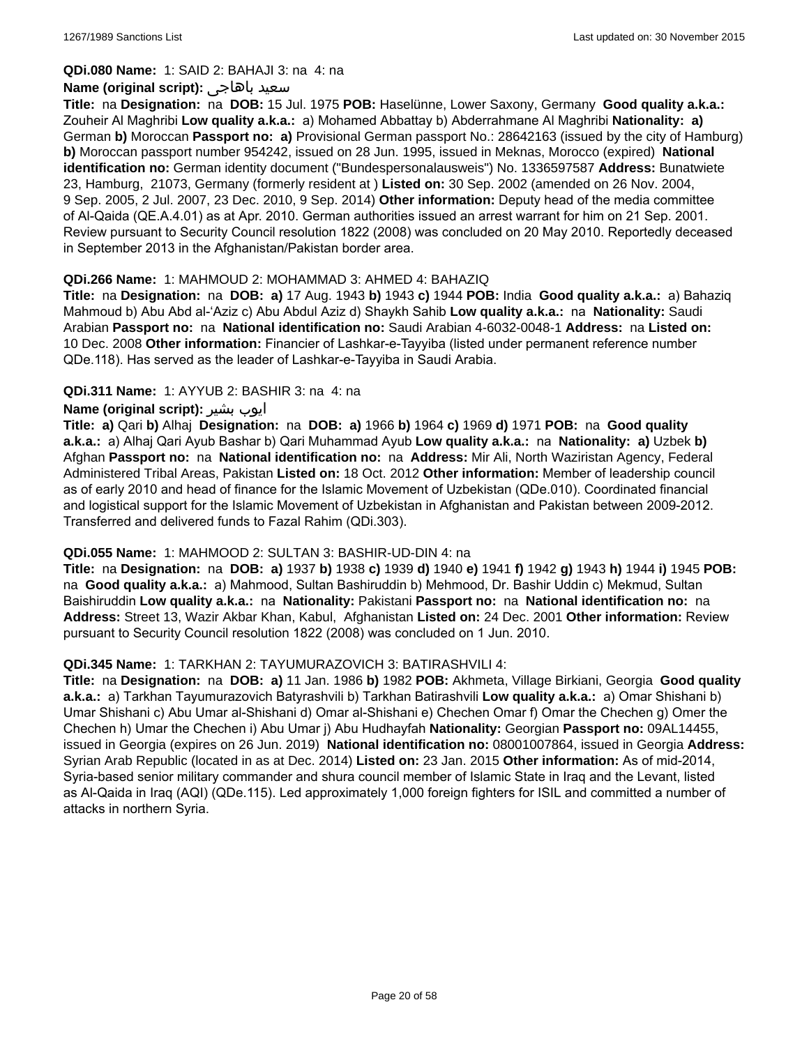**QDi.080 Name:** 1: SAID 2: BAHAJI 3: na 4: na

**Name (original script):** سعيد باهاجى

**Title:** na **Designation:** na **DOB:** 15 Jul. 1975 **POB:** Haselünne, Lower Saxony, Germany **Good quality a.k.a.:** Zouheir Al Maghribi **Low quality a.k.a.:** a) Mohamed Abbattay b) Abderrahmane Al Maghribi **Nationality:** **a)** German **b)** Moroccan **Passport no:** **a)** Provisional German passport No.: 28642163 (issued by the city of Hamburg) **b)** Moroccan passport number 954242, issued on 28 Jun. 1995, issued in Meknas, Morocco (expired) **National identification no:** German identity document ("Bundespersonalausweis") No. 1336597587 **Address:** Bunatwiete 23, Hamburg, 21073, Germany (formerly resident at ) **Listed on:** 30 Sep. 2002 (amended on 26 Nov. 2004, 9 Sep. 2005, 2 Jul. 2007, 23 Dec. 2010, 9 Sep. 2014) **Other information:** Deputy head of the media committee of Al-Qaida (QE.A.4.01) as at Apr. 2010. German authorities issued an arrest warrant for him on 21 Sep. 2001. Review pursuant to Security Council resolution 1822 (2008) was concluded on 20 May 2010. Reportedly deceased in September 2013 in the Afghanistan/Pakistan border area.

**QDi.266 Name:** 1: MAHMOUD 2: MOHAMMAD 3: AHMED 4: BAHAZIQ

**Title:** na **Designation:** na **DOB:** **a)** 17 Aug. 1943 **b)** 1943 **c)** 1944 **POB:** India **Good quality a.k.a.:** a) Bahaziq Mahmoud b) Abu Abd al-'Aziz c) Abu Abdul Aziz d) Shaykh Sahib **Low quality a.k.a.:** na **Nationality:** Saudi Arabian **Passport no:** na **National identification no:** Saudi Arabian 4-6032-0048-1 **Address:** na **Listed on:** 10 Dec. 2008 **Other information:** Financier of Lashkar-e-Tayyiba (listed under permanent reference number QDe.118). Has served as the leader of Lashkar-e-Tayyiba in Saudi Arabia.

**QDi.311 Name:** 1: AYYUB 2: BASHIR 3: na 4: na

**Name (original script):** ايوب بشير

**Title:** **a)** Qari **b)** Alhaj **Designation:** na **DOB:** **a)** 1966 **b)** 1964 **c)** 1969 **d)** 1971 **POB:** na **Good quality a.k.a.:** a) Alhaj Qari Ayub Bashar b) Qari Muhammad Ayub **Low quality a.k.a.:** na **Nationality:** **a)** Uzbek **b)** Afghan **Passport no:** na **National identification no:** na **Address:** Mir Ali, North Waziristan Agency, Federal Administered Tribal Areas, Pakistan **Listed on:** 18 Oct. 2012 **Other information:** Member of leadership council as of early 2010 and head of finance for the Islamic Movement of Uzbekistan (QDe.010). Coordinated financial and logistical support for the Islamic Movement of Uzbekistan in Afghanistan and Pakistan between 2009-2012. Transferred and delivered funds to Fazal Rahim (QDi.303).

**QDi.055 Name:** 1: MAHMOOD 2: SULTAN 3: BASHIR-UD-DIN 4: na

**Title:** na **Designation:** na **DOB:** **a)** 1937 **b)** 1938 **c)** 1939 **d)** 1940 **e)** 1941 **f)** 1942 **g)** 1943 **h)** 1944 **i)** 1945 **POB:** na **Good quality a.k.a.:** a) Mahmood, Sultan Bashiruddin b) Mehmood, Dr. Bashir Uddin c) Mekmud, Sultan Baishiruddin **Low quality a.k.a.:** na **Nationality:** Pakistani **Passport no:** na **National identification no:** na **Address:** Street 13, Wazir Akbar Khan, Kabul, Afghanistan **Listed on:** 24 Dec. 2001 **Other information:** Review pursuant to Security Council resolution 1822 (2008) was concluded on 1 Jun. 2010.

**QDi.345 Name:** 1: TARKHAN 2: TAYUMURAZOVICH 3: BATIRASHVILI 4:

**Title:** na **Designation:** na **DOB:** **a)** 11 Jan. 1986 **b)** 1982 **POB:** Akhmeta, Village Birkiani, Georgia **Good quality a.k.a.:** a) Tarkhan Tayumurazovich Batyrashvili b) Tarkhan Batirashvili **Low quality a.k.a.:** a) Omar Shishani b) Umar Shishani c) Abu Umar al-Shishani d) Omar al-Shishani e) Chechen Omar f) Omar the Chechen g) Omer the Chechen h) Umar the Chechen i) Abu Umar j) Abu Hudhayfah **Nationality:** Georgian **Passport no:** 09AL14455, issued in Georgia (expires on 26 Jun. 2019) **National identification no:** 08001007864, issued in Georgia **Address:** Syrian Arab Republic (located in as at Dec. 2014) **Listed on:** 23 Jan. 2015 **Other information:** As of mid-2014, Syria-based senior military commander and shura council member of Islamic State in Iraq and the Levant, listed as Al-Qaida in Iraq (AQI) (QDe.115). Led approximately 1,000 foreign fighters for ISIL and committed a number of attacks in northern Syria.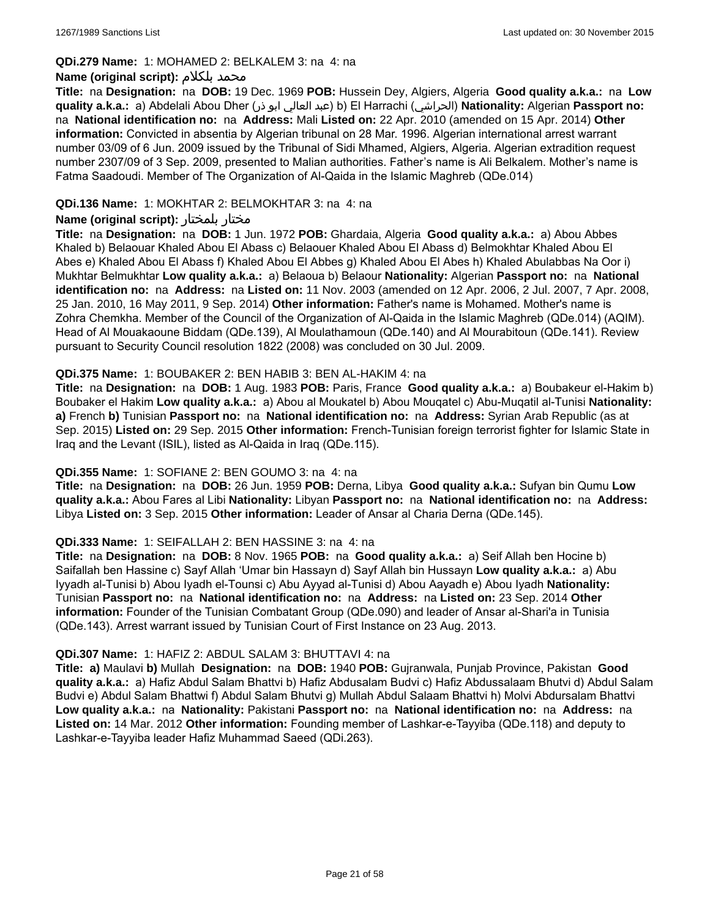**QDi.279 Name:** 1: MOHAMED 2: BELKALEM 3: na 4: na

**Name (original script):** محمد بلكلام

**Title:** na **Designation:** na **DOB:** 19 Dec. 1969 **POB:** Hussein Dey, Algiers, Algeria **Good quality a.k.a.:** na **Low quality a.k.a.:** a) Abdelali Abou Dher (عبد العالي ابو ذر) b) El Harrachi (الحراشي) **Nationality:** Algerian **Passport no:** na **National identification no:** na **Address:** Mali **Listed on:** 22 Apr. 2010 (amended on 15 Apr. 2014) **Other information:** Convicted in absentia by Algerian tribunal on 28 Mar. 1996. Algerian international arrest warrant number 03/09 of 6 Jun. 2009 issued by the Tribunal of Sidi Mhamed, Algiers, Algeria. Algerian extradition request number 2307/09 of 3 Sep. 2009, presented to Malian authorities. Father's name is Ali Belkalem. Mother's name is Fatma Saadoudi. Member of The Organization of Al-Qaida in the Islamic Maghreb (QDe.014)

**QDi.136 Name:** 1: MOKHTAR 2: BELMOKHTAR 3: na 4: na

**Name (original script):** مختار بلمختار

**Title:** na **Designation:** na **DOB:** 1 Jun. 1972 **POB:** Ghardaia, Algeria **Good quality a.k.a.:** a) Abou Abbes Khaled b) Belaouar Khaled Abou El Abass c) Belaouer Khaled Abou El Abass d) Belmokhtar Khaled Abou El Abes e) Khaled Abou El Abass f) Khaled Abou El Abbes g) Khaled Abou El Abes h) Khaled Abulabbas Na Oor i) Mukhtar Belmukhtar **Low quality a.k.a.:** a) Belaoua b) Belaour **Nationality:** Algerian **Passport no:** na **National identification no:** na **Address:** na **Listed on:** 11 Nov. 2003 (amended on 12 Apr. 2006, 2 Jul. 2007, 7 Apr. 2008, 25 Jan. 2010, 16 May 2011, 9 Sep. 2014) **Other information:** Father's name is Mohamed. Mother's name is Zohra Chemkha. Member of the Council of the Organization of Al-Qaida in the Islamic Maghreb (QDe.014) (AQIM). Head of Al Mouakaoune Biddam (QDe.139), Al Moulathamoun (QDe.140) and Al Mourabitoun (QDe.141). Review pursuant to Security Council resolution 1822 (2008) was concluded on 30 Jul. 2009.

**QDi.375 Name:** 1: BOUBAKER 2: BEN HABIB 3: BEN AL-HAKIM 4: na

**Title:** na **Designation:** na **DOB:** 1 Aug. 1983 **POB:** Paris, France **Good quality a.k.a.:** a) Boubakeur el-Hakim b) Boubaker el Hakim **Low quality a.k.a.:** a) Abou al Moukatel b) Abou Mouqatel c) Abu-Muqatil al-Tunisi **Nationality:** **a)** French **b)** Tunisian **Passport no:** na **National identification no:** na **Address:** Syrian Arab Republic (as at Sep. 2015) **Listed on:** 29 Sep. 2015 **Other information:** French-Tunisian foreign terrorist fighter for Islamic State in Iraq and the Levant (ISIL), listed as Al-Qaida in Iraq (QDe.115).

**QDi.355 Name:** 1: SOFIANE 2: BEN GOUMO 3: na 4: na

**Title:** na **Designation:** na **DOB:** 26 Jun. 1959 **POB:** Derna, Libya **Good quality a.k.a.:** Sufyan bin Qumu **Low quality a.k.a.:** Abou Fares al Libi **Nationality:** Libyan **Passport no:** na **National identification no:** na **Address:** Libya **Listed on:** 3 Sep. 2015 **Other information:** Leader of Ansar al Charia Derna (QDe.145).

**QDi.333 Name:** 1: SEIFALLAH 2: BEN HASSINE 3: na 4: na

**Title:** na **Designation:** na **DOB:** 8 Nov. 1965 **POB:** na **Good quality a.k.a.:** a) Seif Allah ben Hocine b) Saifallah ben Hassine c) Sayf Allah 'Umar bin Hassayn d) Sayf Allah bin Hussayn **Low quality a.k.a.:** a) Abu Iyyadh al-Tunisi b) Abou Iyadh el-Tounsi c) Abu Ayyad al-Tunisi d) Abou Aayadh e) Abou Iyadh **Nationality:** Tunisian **Passport no:** na **National identification no:** na **Address:** na **Listed on:** 23 Sep. 2014 **Other information:** Founder of the Tunisian Combatant Group (QDe.090) and leader of Ansar al-Shari'a in Tunisia (QDe.143). Arrest warrant issued by Tunisian Court of First Instance on 23 Aug. 2013.

**QDi.307 Name:** 1: HAFIZ 2: ABDUL SALAM 3: BHUTTAVI 4: na

**Title:** **a)** Maulavi **b)** Mullah **Designation:** na **DOB:** 1940 **POB:** Gujranwala, Punjab Province, Pakistan **Good quality a.k.a.:** a) Hafiz Abdul Salam Bhattvi b) Hafiz Abdusalam Budvi c) Hafiz Abdussalaam Bhutvi d) Abdul Salam Budvi e) Abdul Salam Bhattwi f) Abdul Salam Bhutvi g) Mullah Abdul Salaam Bhattvi h) Molvi Abdursalam Bhattvi **Low quality a.k.a.:** na **Nationality:** Pakistani **Passport no:** na **National identification no:** na **Address:** na **Listed on:** 14 Mar. 2012 **Other information:** Founding member of Lashkar-e-Tayyiba (QDe.118) and deputy to Lashkar-e-Tayyiba leader Hafiz Muhammad Saeed (QDi.263).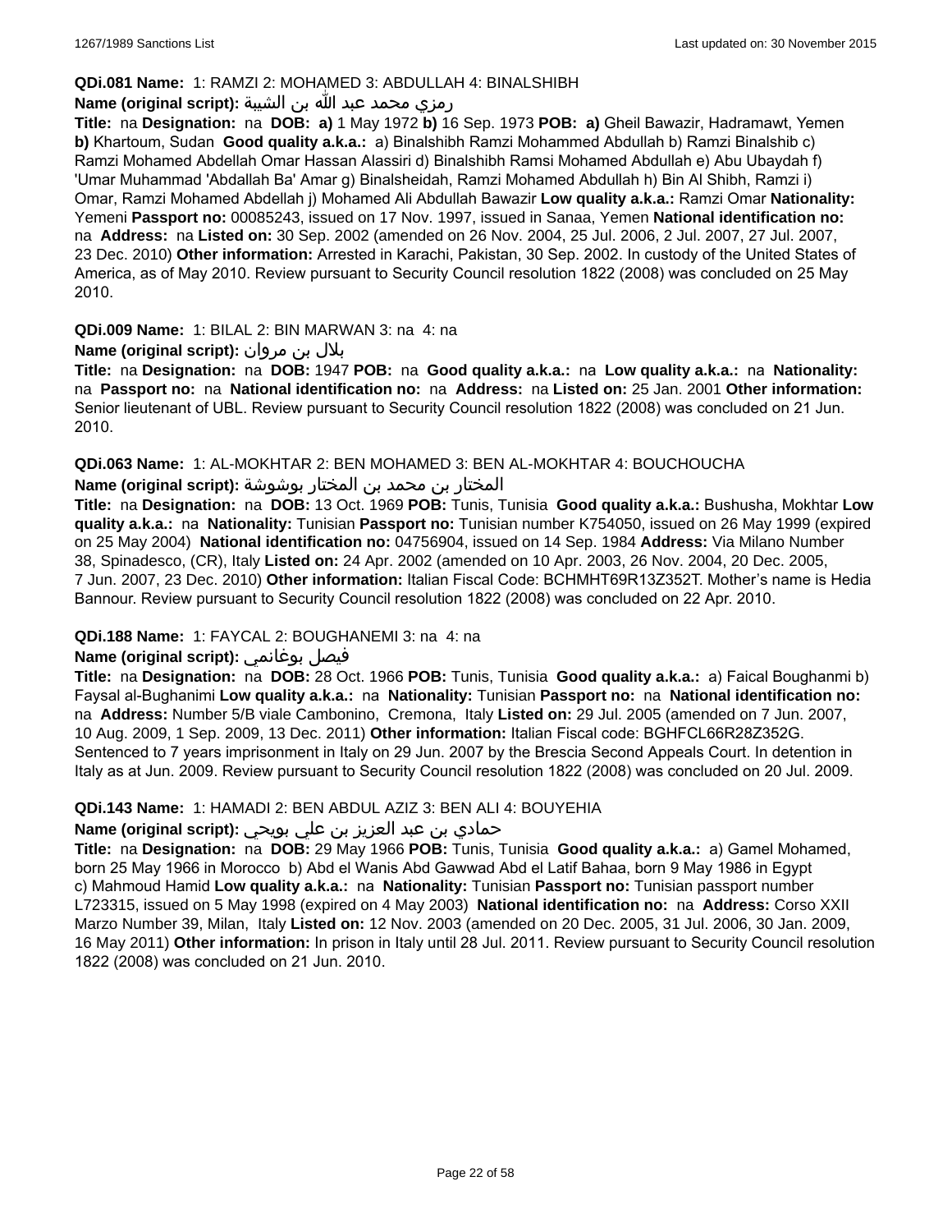**QDi.081 Name:** 1: RAMZI 2: MOHAMED 3: ABDULLAH 4: BINALSHIBH

**Name (original script):** رمزي محمد عبد الله بن الشيبة

**Title:** na **Designation:** na **DOB:** **a)** 1 May 1972 **b)** 16 Sep. 1973 **POB:** **a)** Gheil Bawazir, Hadramawt, Yemen **b)** Khartoum, Sudan **Good quality a.k.a.:** a) Binalshibh Ramzi Mohammed Abdullah b) Ramzi Binalshib c) Ramzi Mohamed Abdellah Omar Hassan Alassiri d) Binalshibh Ramsi Mohamed Abdullah e) Abu Ubaydah f) 'Umar Muhammad 'Abdallah Ba' Amar g) Binalsheidah, Ramzi Mohamed Abdullah h) Bin Al Shibh, Ramzi i) Omar, Ramzi Mohamed Abdellah j) Mohamed Ali Abdullah Bawazir **Low quality a.k.a.:** Ramzi Omar **Nationality:** Yemeni **Passport no:** 00085243, issued on 17 Nov. 1997, issued in Sanaa, Yemen **National identification no:** na **Address:** na **Listed on:** 30 Sep. 2002 (amended on 26 Nov. 2004, 25 Jul. 2006, 2 Jul. 2007, 27 Jul. 2007, 23 Dec. 2010) **Other information:** Arrested in Karachi, Pakistan, 30 Sep. 2002. In custody of the United States of America, as of May 2010. Review pursuant to Security Council resolution 1822 (2008) was concluded on 25 May 2010.

**QDi.009 Name:** 1: BILAL 2: BIN MARWAN 3: na 4: na

**Name (original script):** بلال بن مروان

**Title:** na **Designation:** na **DOB:** 1947 **POB:** na **Good quality a.k.a.:** na **Low quality a.k.a.:** na **Nationality:** na **Passport no:** na **National identification no:** na **Address:** na **Listed on:** 25 Jan. 2001 **Other information:** Senior lieutenant of UBL. Review pursuant to Security Council resolution 1822 (2008) was concluded on 21 Jun. 2010.

**QDi.063 Name:** 1: AL-MOKHTAR 2: BEN MOHAMED 3: BEN AL-MOKHTAR 4: BOUCHOUCHA

**Name (original script):** المختار بن محمد بن المختار بوشوشة

**Title:** na **Designation:** na **DOB:** 13 Oct. 1969 **POB:** Tunis, Tunisia **Good quality a.k.a.:** Bushusha, Mokhtar **Low quality a.k.a.:** na **Nationality:** Tunisian **Passport no:** Tunisian number K754050, issued on 26 May 1999 (expired on 25 May 2004) **National identification no:** 04756904, issued on 14 Sep. 1984 **Address:** Via Milano Number 38, Spinadesco, (CR), Italy **Listed on:** 24 Apr. 2002 (amended on 10 Apr. 2003, 26 Nov. 2004, 20 Dec. 2005, 7 Jun. 2007, 23 Dec. 2010) **Other information:** Italian Fiscal Code: BCHMHT69R13Z352T. Mother's name is Hedia Bannour. Review pursuant to Security Council resolution 1822 (2008) was concluded on 22 Apr. 2010.

**QDi.188 Name:** 1: FAYCAL 2: BOUGHANEMI 3: na 4: na

**Name (original script):** فيصل بوغانمي

**Title:** na **Designation:** na **DOB:** 28 Oct. 1966 **POB:** Tunis, Tunisia **Good quality a.k.a.:** a) Faical Boughanmi b) Faysal al-Bughanimi **Low quality a.k.a.:** na **Nationality:** Tunisian **Passport no:** na **National identification no:** na **Address:** Number 5/B viale Cambonino, Cremona, Italy **Listed on:** 29 Jul. 2005 (amended on 7 Jun. 2007, 10 Aug. 2009, 1 Sep. 2009, 13 Dec. 2011) **Other information:** Italian Fiscal code: BGHFCL66R28Z352G. Sentenced to 7 years imprisonment in Italy on 29 Jun. 2007 by the Brescia Second Appeals Court. In detention in Italy as at Jun. 2009. Review pursuant to Security Council resolution 1822 (2008) was concluded on 20 Jul. 2009.

**QDi.143 Name:** 1: HAMADI 2: BEN ABDUL AZIZ 3: BEN ALI 4: BOUYEHIA

**Name (original script):** حمادي بن عبد العزيز بن علي بويحي

**Title:** na **Designation:** na **DOB:** 29 May 1966 **POB:** Tunis, Tunisia **Good quality a.k.a.:** a) Gamel Mohamed, born 25 May 1966 in Morocco b) Abd el Wanis Abd Gawwad Abd el Latif Bahaa, born 9 May 1986 in Egypt c) Mahmoud Hamid **Low quality a.k.a.:** na **Nationality:** Tunisian **Passport no:** Tunisian passport number L723315, issued on 5 May 1998 (expired on 4 May 2003) **National identification no:** na **Address:** Corso XXII Marzo Number 39, Milan, Italy **Listed on:** 12 Nov. 2003 (amended on 20 Dec. 2005, 31 Jul. 2006, 30 Jan. 2009, 16 May 2011) **Other information:** In prison in Italy until 28 Jul. 2011. Review pursuant to Security Council resolution 1822 (2008) was concluded on 21 Jun. 2010.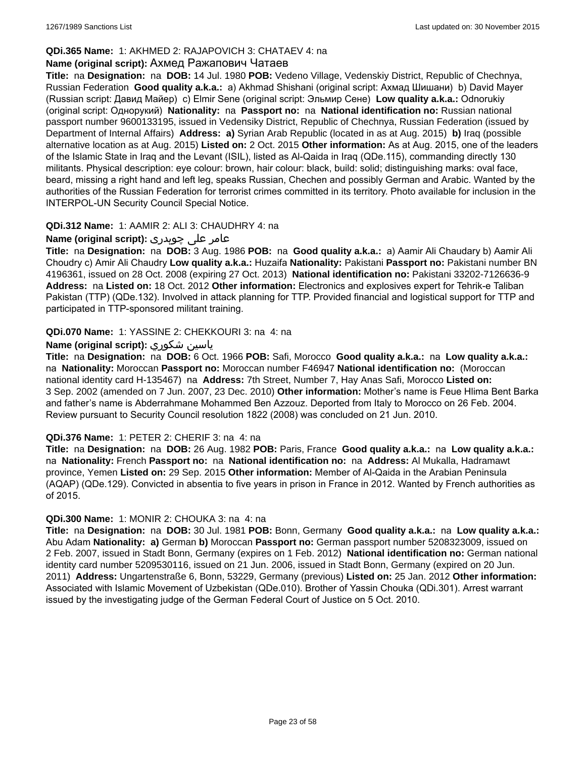**QDi.365 Name:** 1: AKHMED 2: RAJAPOVICH 3: CHATAEV 4: na

**Name (original script):** Ахмед Ражапович Чатаев

**Title:** na **Designation:** na **DOB:** 14 Jul. 1980 **POB:** Vedeno Village, Vedenskiy District, Republic of Chechnya, Russian Federation **Good quality a.k.a.:** a) Akhmad Shishani (original script: Ахмад Шишани) b) David Mayer (Russian script: Давид Майер) c) Elmir Sene (original script: Эльмир Сене) **Low quality a.k.a.:** Odnorukiy (original script: Однорукий) **Nationality:** na **Passport no:** na **National identification no:** Russian national passport number 9600133195, issued in Vedensiky District, Republic of Chechnya, Russian Federation (issued by Department of Internal Affairs) **Address:** **a)** Syrian Arab Republic (located in as at Aug. 2015) **b)** Iraq (possible alternative location as at Aug. 2015) **Listed on:** 2 Oct. 2015 **Other information:** As at Aug. 2015, one of the leaders of the Islamic State in Iraq and the Levant (ISIL), listed as Al-Qaida in Iraq (QDe.115), commanding directly 130 militants. Physical description: eye colour: brown, hair colour: black, build: solid; distinguishing marks: oval face, beard, missing a right hand and left leg, speaks Russian, Chechen and possibly German and Arabic. Wanted by the authorities of the Russian Federation for terrorist crimes committed in its territory. Photo available for inclusion in the INTERPOL-UN Security Council Special Notice.

**QDi.312 Name:** 1: AAMIR 2: ALI 3: CHAUDHRY 4: na

**Name (original script):** عامر علی چوہدری

**Title:** na **Designation:** na **DOB:** 3 Aug. 1986 **POB:** na **Good quality a.k.a.:** a) Aamir Ali Chaudary b) Aamir Ali Choudry c) Amir Ali Chaudry **Low quality a.k.a.:** Huzaifa **Nationality:** Pakistani **Passport no:** Pakistani number BN 4196361, issued on 28 Oct. 2008 (expiring 27 Oct. 2013) **National identification no:** Pakistani 33202-7126636-9 **Address:** na **Listed on:** 18 Oct. 2012 **Other information:** Electronics and explosives expert for Tehrik-e Taliban Pakistan (TTP) (QDe.132). Involved in attack planning for TTP. Provided financial and logistical support for TTP and participated in TTP-sponsored militant training.

**QDi.070 Name:** 1: YASSINE 2: CHEKKOURI 3: na 4: na

**Name (original script):** ياسين شكوري

**Title:** na **Designation:** na **DOB:** 6 Oct. 1966 **POB:** Safi, Morocco **Good quality a.k.a.:** na **Low quality a.k.a.:** na **Nationality:** Moroccan **Passport no:** Moroccan number F46947 **National identification no:** (Moroccan national identity card H-135467) na **Address:** 7th Street, Number 7, Hay Anas Safi, Morocco **Listed on:** 3 Sep. 2002 (amended on 7 Jun. 2007, 23 Dec. 2010) **Other information:** Mother's name is Feue Hlima Bent Barka and father's name is Abderrahmane Mohammed Ben Azzouz. Deported from Italy to Morocco on 26 Feb. 2004. Review pursuant to Security Council resolution 1822 (2008) was concluded on 21 Jun. 2010.

**QDi.376 Name:** 1: PETER 2: CHERIF 3: na 4: na

**Title:** na **Designation:** na **DOB:** 26 Aug. 1982 **POB:** Paris, France **Good quality a.k.a.:** na **Low quality a.k.a.:** na **Nationality:** French **Passport no:** na **National identification no:** na **Address:** Al Mukalla, Hadramawt province, Yemen **Listed on:** 29 Sep. 2015 **Other information:** Member of Al-Qaida in the Arabian Peninsula (AQAP) (QDe.129). Convicted in absentia to five years in prison in France in 2012. Wanted by French authorities as of 2015.

**QDi.300 Name:** 1: MONIR 2: CHOUKA 3: na 4: na

**Title:** na **Designation:** na **DOB:** 30 Jul. 1981 **POB:** Bonn, Germany **Good quality a.k.a.:** na **Low quality a.k.a.:** Abu Adam **Nationality:** **a)** German **b)** Moroccan **Passport no:** German passport number 5208323009, issued on 2 Feb. 2007, issued in Stadt Bonn, Germany (expires on 1 Feb. 2012) **National identification no:** German national identity card number 5209530116, issued on 21 Jun. 2006, issued in Stadt Bonn, Germany (expired on 20 Jun. 2011) **Address:** Ungartenstraße 6, Bonn, 53229, Germany (previous) **Listed on:** 25 Jan. 2012 **Other information:** Associated with Islamic Movement of Uzbekistan (QDe.010). Brother of Yassin Chouka (QDi.301). Arrest warrant issued by the investigating judge of the German Federal Court of Justice on 5 Oct. 2010.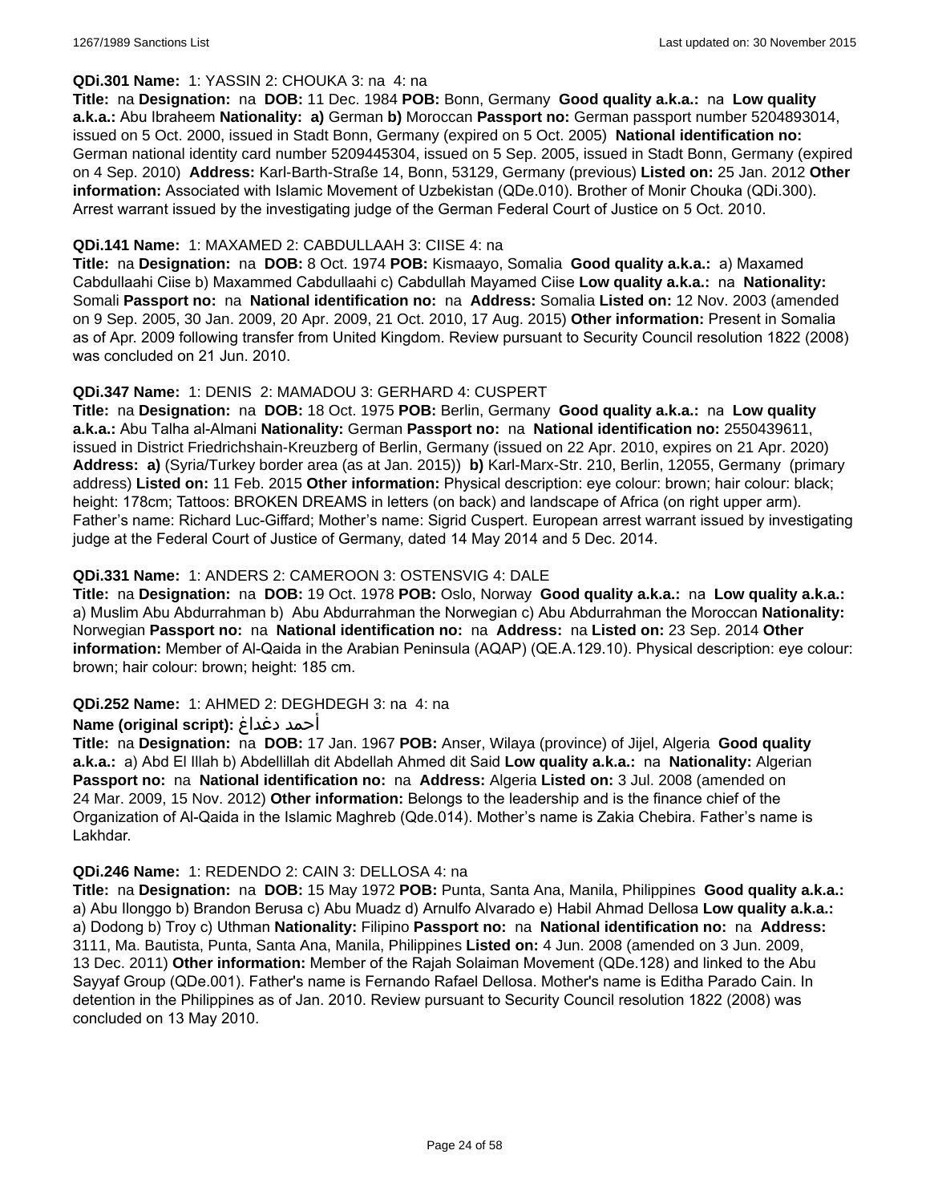**QDi.301 Name:** 1: YASSIN 2: CHOUKA 3: na 4: na

**Title:** na **Designation:** na **DOB:** 11 Dec. 1984 **POB:** Bonn, Germany **Good quality a.k.a.:** na **Low quality a.k.a.:** Abu Ibraheem **Nationality:** **a)** German **b)** Moroccan **Passport no:** German passport number 5204893014, issued on 5 Oct. 2000, issued in Stadt Bonn, Germany (expired on 5 Oct. 2005) **National identification no:** German national identity card number 5209445304, issued on 5 Sep. 2005, issued in Stadt Bonn, Germany (expired on 4 Sep. 2010) **Address:** Karl-Barth-Straße 14, Bonn, 53129, Germany (previous) **Listed on:** 25 Jan. 2012 **Other information:** Associated with Islamic Movement of Uzbekistan (QDe.010). Brother of Monir Chouka (QDi.300). Arrest warrant issued by the investigating judge of the German Federal Court of Justice on 5 Oct. 2010.

**QDi.141 Name:** 1: MAXAMED 2: CABDULLAAH 3: CIISE 4: na

**Title:** na **Designation:** na **DOB:** 8 Oct. 1974 **POB:** Kismaayo, Somalia **Good quality a.k.a.:** a) Maxamed Cabdullaahi Ciise b) Maxammed Cabdullaahi c) Cabdullah Mayamed Ciise **Low quality a.k.a.:** na **Nationality:** Somali **Passport no:** na **National identification no:** na **Address:** Somalia **Listed on:** 12 Nov. 2003 (amended on 9 Sep. 2005, 30 Jan. 2009, 20 Apr. 2009, 21 Oct. 2010, 17 Aug. 2015) **Other information:** Present in Somalia as of Apr. 2009 following transfer from United Kingdom. Review pursuant to Security Council resolution 1822 (2008) was concluded on 21 Jun. 2010.

**QDi.347 Name:** 1: DENIS 2: MAMADOU 3: GERHARD 4: CUSPERT

**Title:** na **Designation:** na **DOB:** 18 Oct. 1975 **POB:** Berlin, Germany **Good quality a.k.a.:** na **Low quality a.k.a.:** Abu Talha al-Almani **Nationality:** German **Passport no:** na **National identification no:** 2550439611, issued in District Friedrichshain-Kreuzberg of Berlin, Germany (issued on 22 Apr. 2010, expires on 21 Apr. 2020) **Address:** **a)** (Syria/Turkey border area (as at Jan. 2015)) **b)** Karl-Marx-Str. 210, Berlin, 12055, Germany (primary address) **Listed on:** 11 Feb. 2015 **Other information:** Physical description: eye colour: brown; hair colour: black; height: 178cm; Tattoos: BROKEN DREAMS in letters (on back) and landscape of Africa (on right upper arm). Father's name: Richard Luc-Giffard; Mother's name: Sigrid Cuspert. European arrest warrant issued by investigating judge at the Federal Court of Justice of Germany, dated 14 May 2014 and 5 Dec. 2014.

**QDi.331 Name:** 1: ANDERS 2: CAMEROON 3: OSTENSVIG 4: DALE

**Title:** na **Designation:** na **DOB:** 19 Oct. 1978 **POB:** Oslo, Norway **Good quality a.k.a.:** na **Low quality a.k.a.:** a) Muslim Abu Abdurrahman b) Abu Abdurrahman the Norwegian c) Abu Abdurrahman the Moroccan **Nationality:** Norwegian **Passport no:** na **National identification no:** na **Address:** na **Listed on:** 23 Sep. 2014 **Other information:** Member of Al-Qaida in the Arabian Peninsula (AQAP) (QE.A.129.10). Physical description: eye colour: brown; hair colour: brown; height: 185 cm.

**QDi.252 Name:** 1: AHMED 2: DEGHDEGH 3: na 4: na

**Name (original script):** أحمد دغداغ

**Title:** na **Designation:** na **DOB:** 17 Jan. 1967 **POB:** Anser, Wilaya (province) of Jijel, Algeria **Good quality a.k.a.:** a) Abd El Illah b) Abdellillah dit Abdellah Ahmed dit Said **Low quality a.k.a.:** na **Nationality:** Algerian **Passport no:** na **National identification no:** na **Address:** Algeria **Listed on:** 3 Jul. 2008 (amended on 24 Mar. 2009, 15 Nov. 2012) **Other information:** Belongs to the leadership and is the finance chief of the Organization of Al-Qaida in the Islamic Maghreb (Qde.014). Mother's name is Zakia Chebira. Father's name is Lakhdar.

**QDi.246 Name:** 1: REDENDO 2: CAIN 3: DELLOSA 4: na

**Title:** na **Designation:** na **DOB:** 15 May 1972 **POB:** Punta, Santa Ana, Manila, Philippines **Good quality a.k.a.:** a) Abu Ilonggo b) Brandon Berusa c) Abu Muadz d) Arnulfo Alvarado e) Habil Ahmad Dellosa **Low quality a.k.a.:** a) Dodong b) Troy c) Uthman **Nationality:** Filipino **Passport no:** na **National identification no:** na **Address:** 3111, Ma. Bautista, Punta, Santa Ana, Manila, Philippines **Listed on:** 4 Jun. 2008 (amended on 3 Jun. 2009, 13 Dec. 2011) **Other information:** Member of the Rajah Solaiman Movement (QDe.128) and linked to the Abu Sayyaf Group (QDe.001). Father's name is Fernando Rafael Dellosa. Mother's name is Editha Parado Cain. In detention in the Philippines as of Jan. 2010. Review pursuant to Security Council resolution 1822 (2008) was concluded on 13 May 2010.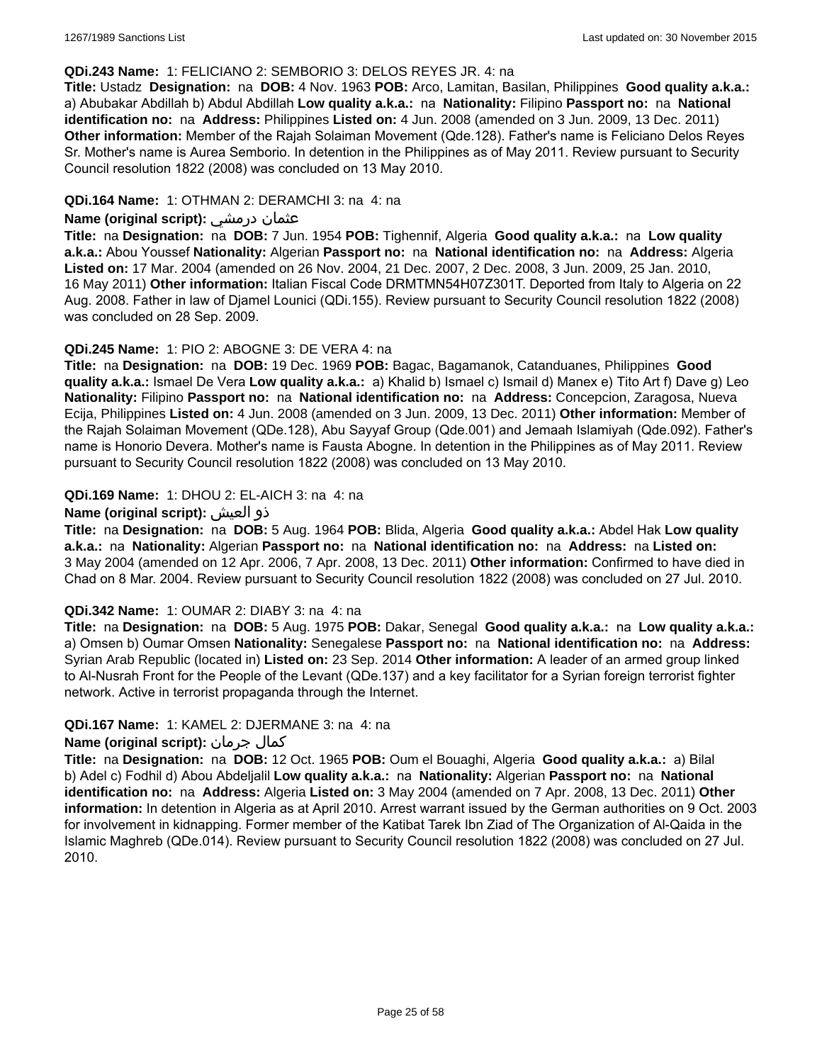**QDi.243 Name:** 1: FELICIANO 2: SEMBORIO 3: DELOS REYES JR. 4: na

**Title:** Ustadz **Designation:** na **DOB:** 4 Nov. 1963 **POB:** Arco, Lamitan, Basilan, Philippines **Good quality a.k.a.:** a) Abubakar Abdillah b) Abdul Abdillah **Low quality a.k.a.:** na **Nationality:** Filipino **Passport no:** na **National identification no:** na **Address:** Philippines **Listed on:** 4 Jun. 2008 (amended on 3 Jun. 2009, 13 Dec. 2011) **Other information:** Member of the Rajah Solaiman Movement (Qde.128). Father's name is Feliciano Delos Reyes Sr. Mother's name is Aurea Semborio. In detention in the Philippines as of May 2011. Review pursuant to Security Council resolution 1822 (2008) was concluded on 13 May 2010.

**QDi.164 Name:** 1: OTHMAN 2: DERAMCHI 3: na 4: na

**Name (original script):** عثمان درمشي

**Title:** na **Designation:** na **DOB:** 7 Jun. 1954 **POB:** Tighennif, Algeria **Good quality a.k.a.:** na **Low quality a.k.a.:** Abou Youssef **Nationality:** Algerian **Passport no:** na **National identification no:** na **Address:** Algeria **Listed on:** 17 Mar. 2004 (amended on 26 Nov. 2004, 21 Dec. 2007, 2 Dec. 2008, 3 Jun. 2009, 25 Jan. 2010, 16 May 2011) **Other information:** Italian Fiscal Code DRMTMN54H07Z301T. Deported from Italy to Algeria on 22 Aug. 2008. Father in law of Djamel Lounici (QDi.155). Review pursuant to Security Council resolution 1822 (2008) was concluded on 28 Sep. 2009.

**QDi.245 Name:** 1: PIO 2: ABOGNE 3: DE VERA 4: na

**Title:** na **Designation:** na **DOB:** 19 Dec. 1969 **POB:** Bagac, Bagamanok, Catanduanes, Philippines **Good quality a.k.a.:** Ismael De Vera **Low quality a.k.a.:** a) Khalid b) Ismael c) Ismail d) Manex e) Tito Art f) Dave g) Leo **Nationality:** Filipino **Passport no:** na **National identification no:** na **Address:** Concepcion, Zaragosa, Nueva Ecija, Philippines **Listed on:** 4 Jun. 2008 (amended on 3 Jun. 2009, 13 Dec. 2011) **Other information:** Member of the Rajah Solaiman Movement (QDe.128), Abu Sayyaf Group (Qde.001) and Jemaah Islamiyah (Qde.092). Father's name is Honorio Devera. Mother's name is Fausta Abogne. In detention in the Philippines as of May 2011. Review pursuant to Security Council resolution 1822 (2008) was concluded on 13 May 2010.

**QDi.169 Name:** 1: DHOU 2: EL-AICH 3: na 4: na

**Name (original script):** ذو العيش

**Title:** na **Designation:** na **DOB:** 5 Aug. 1964 **POB:** Blida, Algeria **Good quality a.k.a.:** Abdel Hak **Low quality a.k.a.:** na **Nationality:** Algerian **Passport no:** na **National identification no:** na **Address:** na **Listed on:** 3 May 2004 (amended on 12 Apr. 2006, 7 Apr. 2008, 13 Dec. 2011) **Other information:** Confirmed to have died in Chad on 8 Mar. 2004. Review pursuant to Security Council resolution 1822 (2008) was concluded on 27 Jul. 2010.

**QDi.342 Name:** 1: OUMAR 2: DIABY 3: na 4: na

**Title:** na **Designation:** na **DOB:** 5 Aug. 1975 **POB:** Dakar, Senegal **Good quality a.k.a.:** na **Low quality a.k.a.:** a) Omsen b) Oumar Omsen **Nationality:** Senegalese **Passport no:** na **National identification no:** na **Address:** Syrian Arab Republic (located in) **Listed on:** 23 Sep. 2014 **Other information:** A leader of an armed group linked to Al-Nusrah Front for the People of the Levant (QDe.137) and a key facilitator for a Syrian foreign terrorist fighter network. Active in terrorist propaganda through the Internet.

**QDi.167 Name:** 1: KAMEL 2: DJERMANE 3: na 4: na

**Name (original script):** كمال جرمان

**Title:** na **Designation:** na **DOB:** 12 Oct. 1965 **POB:** Oum el Bouaghi, Algeria **Good quality a.k.a.:** a) Bilal b) Adel c) Fodhil d) Abou Abdeljalil **Low quality a.k.a.:** na **Nationality:** Algerian **Passport no:** na **National identification no:** na **Address:** Algeria **Listed on:** 3 May 2004 (amended on 7 Apr. 2008, 13 Dec. 2011) **Other information:** In detention in Algeria as at April 2010. Arrest warrant issued by the German authorities on 9 Oct. 2003 for involvement in kidnapping. Former member of the Katibat Tarek Ibn Ziad of The Organization of Al-Qaida in the Islamic Maghreb (QDe.014). Review pursuant to Security Council resolution 1822 (2008) was concluded on 27 Jul. 2010.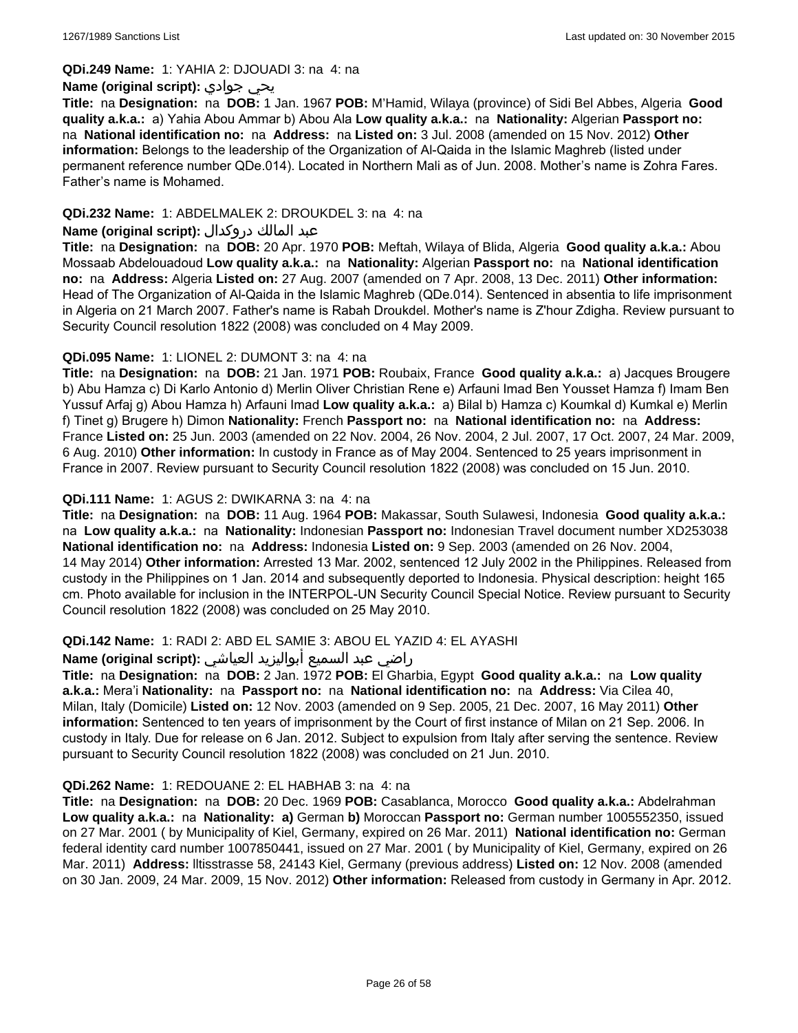**QDi.249 Name:** 1: YAHIA 2: DJOUADI 3: na 4: na

**Name (original script):** يحي جوادي

**Title:** na **Designation:** na **DOB:** 1 Jan. 1967 **POB:** M'Hamid, Wilaya (province) of Sidi Bel Abbes, Algeria **Good quality a.k.a.:** a) Yahia Abou Ammar b) Abou Ala **Low quality a.k.a.:** na **Nationality:** Algerian **Passport no:** na **National identification no:** na **Address:** na **Listed on:** 3 Jul. 2008 (amended on 15 Nov. 2012) **Other information:** Belongs to the leadership of the Organization of Al-Qaida in the Islamic Maghreb (listed under permanent reference number QDe.014). Located in Northern Mali as of Jun. 2008. Mother's name is Zohra Fares. Father's name is Mohamed.

**QDi.232 Name:** 1: ABDELMALEK 2: DROUKDEL 3: na 4: na

**Name (original script):** عبد المالك دروكدال

**Title:** na **Designation:** na **DOB:** 20 Apr. 1970 **POB:** Meftah, Wilaya of Blida, Algeria **Good quality a.k.a.:** Abou Mossaab Abdelouadoud **Low quality a.k.a.:** na **Nationality:** Algerian **Passport no:** na **National identification no:** na **Address:** Algeria **Listed on:** 27 Aug. 2007 (amended on 7 Apr. 2008, 13 Dec. 2011) **Other information:** Head of The Organization of Al-Qaida in the Islamic Maghreb (QDe.014). Sentenced in absentia to life imprisonment in Algeria on 21 March 2007. Father's name is Rabah Droukdel. Mother's name is Z'hour Zdigha. Review pursuant to Security Council resolution 1822 (2008) was concluded on 4 May 2009.

**QDi.095 Name:** 1: LIONEL 2: DUMONT 3: na 4: na

**Title:** na **Designation:** na **DOB:** 21 Jan. 1971 **POB:** Roubaix, France **Good quality a.k.a.:** a) Jacques Brougere b) Abu Hamza c) Di Karlo Antonio d) Merlin Oliver Christian Rene e) Arfauni Imad Ben Yousset Hamza f) Imam Ben Yussuf Arfaj g) Abou Hamza h) Arfauni Imad **Low quality a.k.a.:** a) Bilal b) Hamza c) Koumkal d) Kumkal e) Merlin f) Tinet g) Brugere h) Dimon **Nationality:** French **Passport no:** na **National identification no:** na **Address:** France **Listed on:** 25 Jun. 2003 (amended on 22 Nov. 2004, 26 Nov. 2004, 2 Jul. 2007, 17 Oct. 2007, 24 Mar. 2009, 6 Aug. 2010) **Other information:** In custody in France as of May 2004. Sentenced to 25 years imprisonment in France in 2007. Review pursuant to Security Council resolution 1822 (2008) was concluded on 15 Jun. 2010.

**QDi.111 Name:** 1: AGUS 2: DWIKARNA 3: na 4: na

**Title:** na **Designation:** na **DOB:** 11 Aug. 1964 **POB:** Makassar, South Sulawesi, Indonesia **Good quality a.k.a.:** na **Low quality a.k.a.:** na **Nationality:** Indonesian **Passport no:** Indonesian Travel document number XD253038 **National identification no:** na **Address:** Indonesia **Listed on:** 9 Sep. 2003 (amended on 26 Nov. 2004, 14 May 2014) **Other information:** Arrested 13 Mar. 2002, sentenced 12 July 2002 in the Philippines. Released from custody in the Philippines on 1 Jan. 2014 and subsequently deported to Indonesia. Physical description: height 165 cm. Photo available for inclusion in the INTERPOL-UN Security Council Special Notice. Review pursuant to Security Council resolution 1822 (2008) was concluded on 25 May 2010.

**QDi.142 Name:** 1: RADI 2: ABD EL SAMIE 3: ABOU EL YAZID 4: EL AYASHI

**Name (original script):** راضي عبد السميع أبواليزيد العياشي

**Title:** na **Designation:** na **DOB:** 2 Jan. 1972 **POB:** El Gharbia, Egypt **Good quality a.k.a.:** na **Low quality a.k.a.:** Mera'i **Nationality:** na **Passport no:** na **National identification no:** na **Address:** Via Cilea 40, Milan, Italy (Domicile) **Listed on:** 12 Nov. 2003 (amended on 9 Sep. 2005, 21 Dec. 2007, 16 May 2011) **Other information:** Sentenced to ten years of imprisonment by the Court of first instance of Milan on 21 Sep. 2006. In custody in Italy. Due for release on 6 Jan. 2012. Subject to expulsion from Italy after serving the sentence. Review pursuant to Security Council resolution 1822 (2008) was concluded on 21 Jun. 2010.

**QDi.262 Name:** 1: REDOUANE 2: EL HABHAB 3: na 4: na

**Title:** na **Designation:** na **DOB:** 20 Dec. 1969 **POB:** Casablanca, Morocco **Good quality a.k.a.:** Abdelrahman **Low quality a.k.a.:** na **Nationality:** **a)** German **b)** Moroccan **Passport no:** German number 1005552350, issued on 27 Mar. 2001 ( by Municipality of Kiel, Germany, expired on 26 Mar. 2011) **National identification no:** German federal identity card number 1007850441, issued on 27 Mar. 2001 ( by Municipality of Kiel, Germany, expired on 26 Mar. 2011) **Address:** lltisstrasse 58, 24143 Kiel, Germany (previous address) **Listed on:** 12 Nov. 2008 (amended on 30 Jan. 2009, 24 Mar. 2009, 15 Nov. 2012) **Other information:** Released from custody in Germany in Apr. 2012.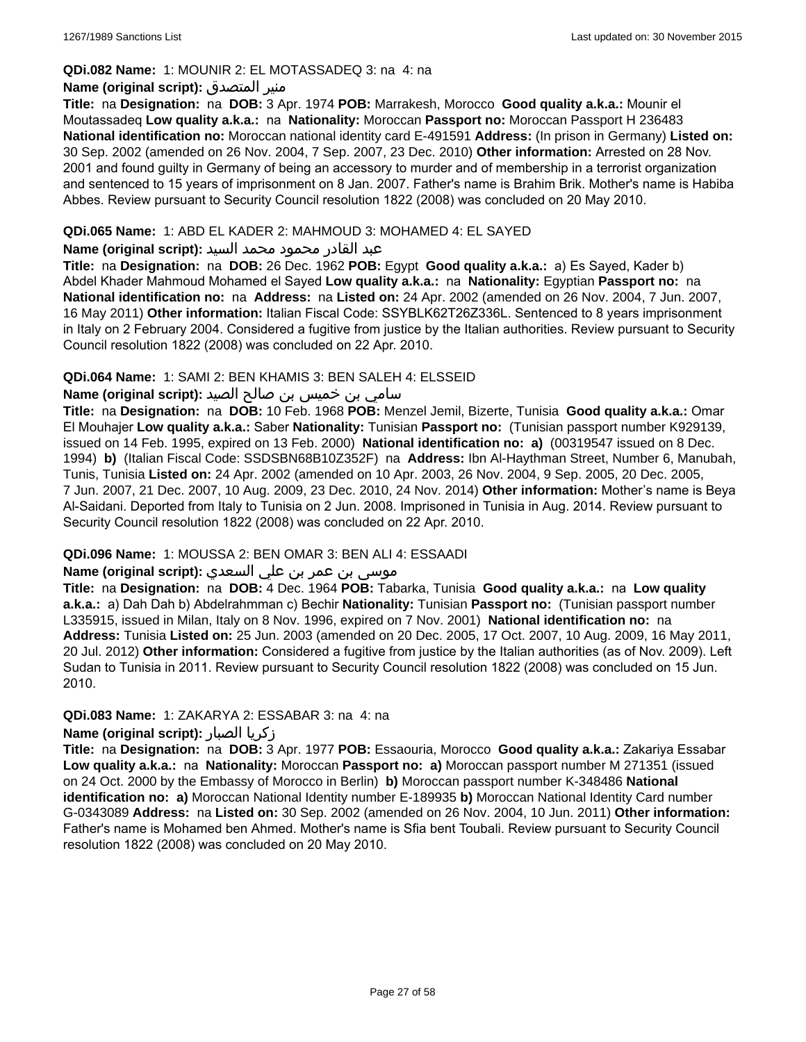**QDi.082 Name:** 1: MOUNIR 2: EL MOTASSADEQ 3: na 4: na

**Name (original script):** منير المتصدق

**Title:** na **Designation:** na **DOB:** 3 Apr. 1974 **POB:** Marrakesh, Morocco **Good quality a.k.a.:** Mounir el Moutassadeq **Low quality a.k.a.:** na **Nationality:** Moroccan **Passport no:** Moroccan Passport H 236483 **National identification no:** Moroccan national identity card E-491591 **Address:** (In prison in Germany) **Listed on:** 30 Sep. 2002 (amended on 26 Nov. 2004, 7 Sep. 2007, 23 Dec. 2010) **Other information:** Arrested on 28 Nov. 2001 and found guilty in Germany of being an accessory to murder and of membership in a terrorist organization and sentenced to 15 years of imprisonment on 8 Jan. 2007. Father's name is Brahim Brik. Mother's name is Habiba Abbes. Review pursuant to Security Council resolution 1822 (2008) was concluded on 20 May 2010.

**QDi.065 Name:** 1: ABD EL KADER 2: MAHMOUD 3: MOHAMED 4: EL SAYED

**Name (original script):** عبد القادر محمود محمد السيد

**Title:** na **Designation:** na **DOB:** 26 Dec. 1962 **POB:** Egypt **Good quality a.k.a.:** a) Es Sayed, Kader b) Abdel Khader Mahmoud Mohamed el Sayed **Low quality a.k.a.:** na **Nationality:** Egyptian **Passport no:** na **National identification no:** na **Address:** na **Listed on:** 24 Apr. 2002 (amended on 26 Nov. 2004, 7 Jun. 2007, 16 May 2011) **Other information:** Italian Fiscal Code: SSYBLK62T26Z336L. Sentenced to 8 years imprisonment in Italy on 2 February 2004. Considered a fugitive from justice by the Italian authorities. Review pursuant to Security Council resolution 1822 (2008) was concluded on 22 Apr. 2010.

**QDi.064 Name:** 1: SAMI 2: BEN KHAMIS 3: BEN SALEH 4: ELSSEID

**Name (original script):** سامي بن خميس بن صالح الصيد

**Title:** na **Designation:** na **DOB:** 10 Feb. 1968 **POB:** Menzel Jemil, Bizerte, Tunisia **Good quality a.k.a.:** Omar El Mouhajer **Low quality a.k.a.:** Saber **Nationality:** Tunisian **Passport no:** (Tunisian passport number K929139, issued on 14 Feb. 1995, expired on 13 Feb. 2000) **National identification no: a)** (00319547 issued on 8 Dec. 1994) **b)** (Italian Fiscal Code: SSDSBN68B10Z352F) na **Address:** Ibn Al-Haythman Street, Number 6, Manubah, Tunis, Tunisia **Listed on:** 24 Apr. 2002 (amended on 10 Apr. 2003, 26 Nov. 2004, 9 Sep. 2005, 20 Dec. 2005, 7 Jun. 2007, 21 Dec. 2007, 10 Aug. 2009, 23 Dec. 2010, 24 Nov. 2014) **Other information:** Mother's name is Beya Al-Saidani. Deported from Italy to Tunisia on 2 Jun. 2008. Imprisoned in Tunisia in Aug. 2014. Review pursuant to Security Council resolution 1822 (2008) was concluded on 22 Apr. 2010.

**QDi.096 Name:** 1: MOUSSA 2: BEN OMAR 3: BEN ALI 4: ESSAADI

**Name (original script):** موسى بن عمر بن علي السعدي

**Title:** na **Designation:** na **DOB:** 4 Dec. 1964 **POB:** Tabarka, Tunisia **Good quality a.k.a.:** na **Low quality a.k.a.:** a) Dah Dah b) Abdelrahmman c) Bechir **Nationality:** Tunisian **Passport no:** (Tunisian passport number L335915, issued in Milan, Italy on 8 Nov. 1996, expired on 7 Nov. 2001) **National identification no:** na **Address:** Tunisia **Listed on:** 25 Jun. 2003 (amended on 20 Dec. 2005, 17 Oct. 2007, 10 Aug. 2009, 16 May 2011, 20 Jul. 2012) **Other information:** Considered a fugitive from justice by the Italian authorities (as of Nov. 2009). Left Sudan to Tunisia in 2011. Review pursuant to Security Council resolution 1822 (2008) was concluded on 15 Jun. 2010.

**QDi.083 Name:** 1: ZAKARYA 2: ESSABAR 3: na 4: na

**Name (original script):** زكريا الصبار

**Title:** na **Designation:** na **DOB:** 3 Apr. 1977 **POB:** Essaouria, Morocco **Good quality a.k.a.:** Zakariya Essabar **Low quality a.k.a.:** na **Nationality:** Moroccan **Passport no: a)** Moroccan passport number M 271351 (issued on 24 Oct. 2000 by the Embassy of Morocco in Berlin) **b)** Moroccan passport number K-348486 **National identification no: a)** Moroccan National Identity number E-189935 **b)** Moroccan National Identity Card number G-0343089 **Address:** na **Listed on:** 30 Sep. 2002 (amended on 26 Nov. 2004, 10 Jun. 2011) **Other information:** Father's name is Mohamed ben Ahmed. Mother's name is Sfia bent Toubali. Review pursuant to Security Council resolution 1822 (2008) was concluded on 20 May 2010.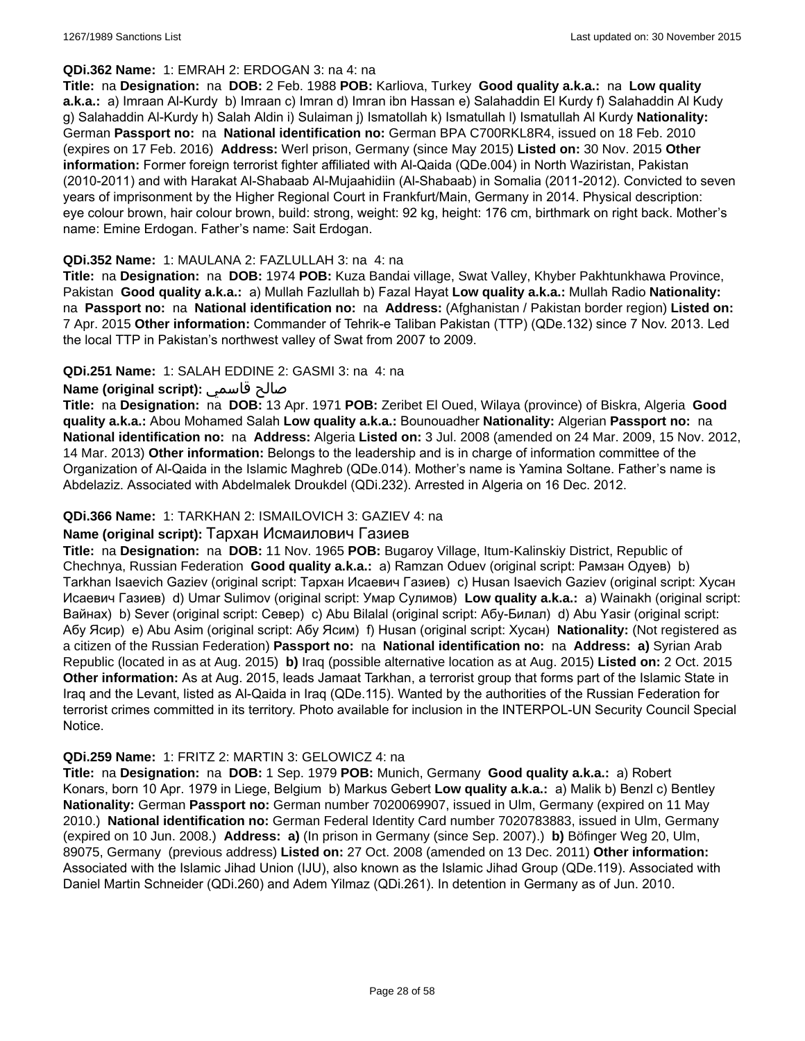**QDi.362 Name:** 1: EMRAH 2: ERDOGAN 3: na 4: na

**Title:** na **Designation:** na **DOB:** 2 Feb. 1988 **POB:** Karliova, Turkey **Good quality a.k.a.:** na **Low quality a.k.a.:** a) Imraan Al-Kurdy b) Imraan c) Imran d) Imran ibn Hassan e) Salahaddin El Kurdy f) Salahaddin Al Kudy g) Salahaddin Al-Kurdy h) Salah Aldin i) Sulaiman j) Ismatollah k) Ismatullah l) Ismatullah Al Kurdy **Nationality:** German **Passport no:** na **National identification no:** German BPA C700RKL8R4, issued on 18 Feb. 2010 (expires on 17 Feb. 2016) **Address:** Werl prison, Germany (since May 2015) **Listed on:** 30 Nov. 2015 **Other information:** Former foreign terrorist fighter affiliated with Al-Qaida (QDe.004) in North Waziristan, Pakistan (2010-2011) and with Harakat Al-Shabaab Al-Mujaahidiin (Al-Shabaab) in Somalia (2011-2012). Convicted to seven years of imprisonment by the Higher Regional Court in Frankfurt/Main, Germany in 2014. Physical description: eye colour brown, hair colour brown, build: strong, weight: 92 kg, height: 176 cm, birthmark on right back. Mother's name: Emine Erdogan. Father's name: Sait Erdogan.

**QDi.352 Name:** 1: MAULANA 2: FAZLULLAH 3: na 4: na

**Title:** na **Designation:** na **DOB:** 1974 **POB:** Kuza Bandai village, Swat Valley, Khyber Pakhtunkhawa Province, Pakistan **Good quality a.k.a.:** a) Mullah Fazlullah b) Fazal Hayat **Low quality a.k.a.:** Mullah Radio **Nationality:** na **Passport no:** na **National identification no:** na **Address:** (Afghanistan / Pakistan border region) **Listed on:** 7 Apr. 2015 **Other information:** Commander of Tehrik-e Taliban Pakistan (TTP) (QDe.132) since 7 Nov. 2013. Led the local TTP in Pakistan's northwest valley of Swat from 2007 to 2009.

**QDi.251 Name:** 1: SALAH EDDINE 2: GASMI 3: na 4: na

**Name (original script):** صالح قاسمي

**Title:** na **Designation:** na **DOB:** 13 Apr. 1971 **POB:** Zeribet El Oued, Wilaya (province) of Biskra, Algeria **Good quality a.k.a.:** Abou Mohamed Salah **Low quality a.k.a.:** Bounouadher **Nationality:** Algerian **Passport no:** na **National identification no:** na **Address:** Algeria **Listed on:** 3 Jul. 2008 (amended on 24 Mar. 2009, 15 Nov. 2012, 14 Mar. 2013) **Other information:** Belongs to the leadership and is in charge of information committee of the Organization of Al-Qaida in the Islamic Maghreb (QDe.014). Mother's name is Yamina Soltane. Father's name is Abdelaziz. Associated with Abdelmalek Droukdel (QDi.232). Arrested in Algeria on 16 Dec. 2012.

**QDi.366 Name:** 1: TARKHAN 2: ISMAILOVICH 3: GAZIEV 4: na

**Name (original script):** Тархан Исмаилович Газиев

**Title:** na **Designation:** na **DOB:** 11 Nov. 1965 **POB:** Bugaroy Village, Itum-Kalinskiy District, Republic of Chechnya, Russian Federation **Good quality a.k.a.:** a) Ramzan Oduev (original script: Рамзан Одуев) b) Tarkhan Isaevich Gaziev (original script: Тархан Исаевич Газиев) c) Husan Isaevich Gaziev (original script: Хусан Исаевич Газиев) d) Umar Sulimov (original script: Умар Сулимов) **Low quality a.k.a.:** a) Wainakh (original script: Вайнах) b) Sever (original script: Север) c) Abu Bilalal (original script: Абу-Билал) d) Abu Yasir (original script: Абу Ясир) e) Abu Asim (original script: Абу Ясим) f) Husan (original script: Хусан) **Nationality:** (Not registered as a citizen of the Russian Federation) **Passport no:** na **National identification no:** na **Address:** **a)** Syrian Arab Republic (located in as at Aug. 2015) **b)** Iraq (possible alternative location as at Aug. 2015) **Listed on:** 2 Oct. 2015 **Other information:** As at Aug. 2015, leads Jamaat Tarkhan, a terrorist group that forms part of the Islamic State in Iraq and the Levant, listed as Al-Qaida in Iraq (QDe.115). Wanted by the authorities of the Russian Federation for terrorist crimes committed in its territory. Photo available for inclusion in the INTERPOL-UN Security Council Special Notice.

**QDi.259 Name:** 1: FRITZ 2: MARTIN 3: GELOWICZ 4: na

**Title:** na **Designation:** na **DOB:** 1 Sep. 1979 **POB:** Munich, Germany **Good quality a.k.a.:** a) Robert Konars, born 10 Apr. 1979 in Liege, Belgium b) Markus Gebert **Low quality a.k.a.:** a) Malik b) Benzl c) Bentley **Nationality:** German **Passport no:** German number 7020069907, issued in Ulm, Germany (expired on 11 May 2010.) **National identification no:** German Federal Identity Card number 7020783883, issued in Ulm, Germany (expired on 10 Jun. 2008.) **Address:** **a)** (In prison in Germany (since Sep. 2007).) **b)** Böfinger Weg 20, Ulm, 89075, Germany (previous address) **Listed on:** 27 Oct. 2008 (amended on 13 Dec. 2011) **Other information:** Associated with the Islamic Jihad Union (IJU), also known as the Islamic Jihad Group (QDe.119). Associated with Daniel Martin Schneider (QDi.260) and Adem Yilmaz (QDi.261). In detention in Germany as of Jun. 2010.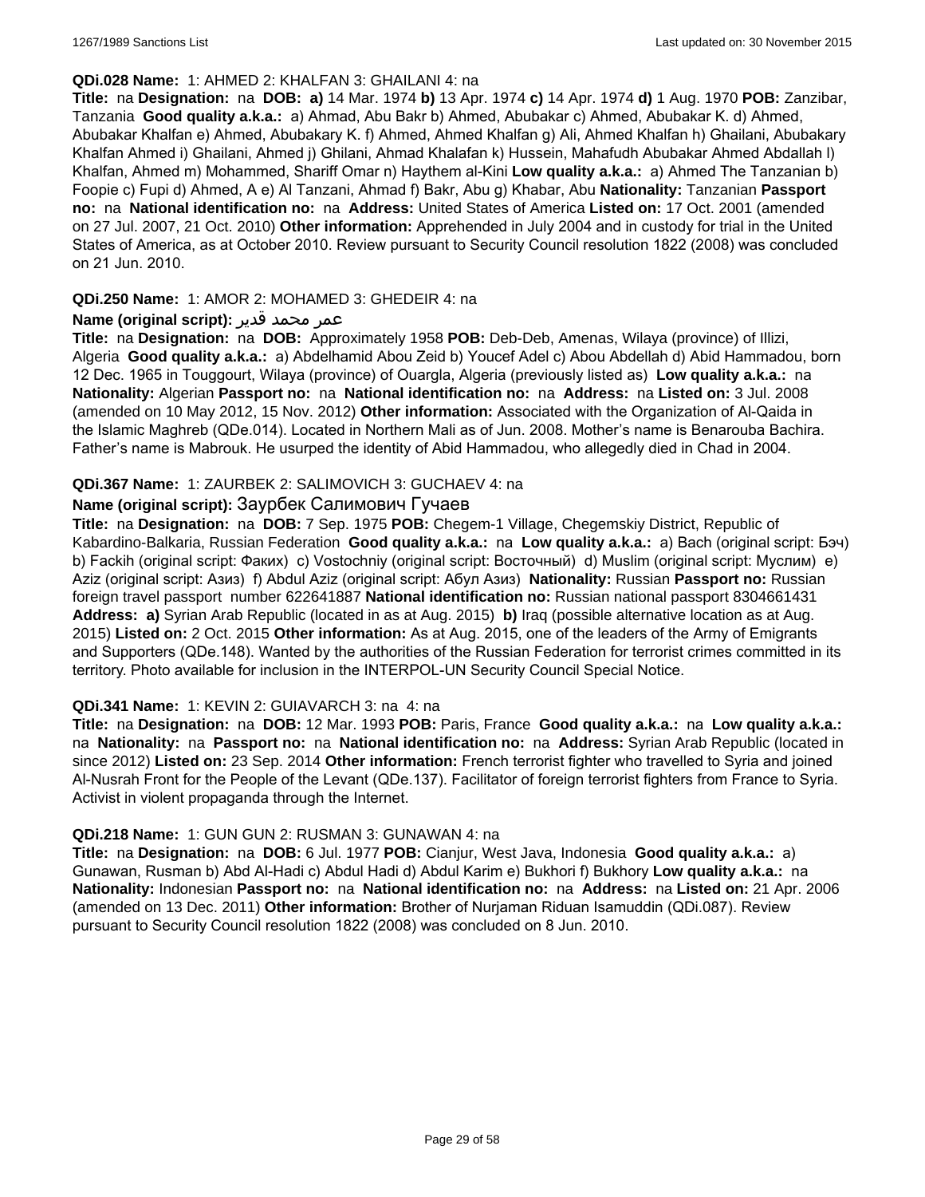**QDi.028 Name:** 1: AHMED 2: KHALFAN 3: GHAILANI 4: na

**Title:** na **Designation:** na **DOB:** **a)** 14 Mar. 1974 **b)** 13 Apr. 1974 **c)** 14 Apr. 1974 **d)** 1 Aug. 1970 **POB:** Zanzibar, Tanzania **Good quality a.k.a.:** a) Ahmad, Abu Bakr b) Ahmed, Abubakar c) Ahmed, Abubakar K. d) Ahmed, Abubakar Khalfan e) Ahmed, Abubakary K. f) Ahmed, Ahmed Khalfan g) Ali, Ahmed Khalfan h) Ghailani, Abubakary Khalfan Ahmed i) Ghailani, Ahmed j) Ghilani, Ahmad Khalafan k) Hussein, Mahafudh Abubakar Ahmed Abdallah l) Khalfan, Ahmed m) Mohammed, Shariff Omar n) Haythem al-Kini **Low quality a.k.a.:** a) Ahmed The Tanzanian b) Foopie c) Fupi d) Ahmed, A e) Al Tanzani, Ahmad f) Bakr, Abu g) Khabar, Abu **Nationality:** Tanzanian **Passport no:** na **National identification no:** na **Address:** United States of America **Listed on:** 17 Oct. 2001 (amended on 27 Jul. 2007, 21 Oct. 2010) **Other information:** Apprehended in July 2004 and in custody for trial in the United States of America, as at October 2010. Review pursuant to Security Council resolution 1822 (2008) was concluded on 21 Jun. 2010.

**QDi.250 Name:** 1: AMOR 2: MOHAMED 3: GHEDEIR 4: na

**Name (original script):** عمر محمد قدير

**Title:** na **Designation:** na **DOB:** Approximately 1958 **POB:** Deb-Deb, Amenas, Wilaya (province) of Illizi, Algeria **Good quality a.k.a.:** a) Abdelhamid Abou Zeid b) Youcef Adel c) Abou Abdellah d) Abid Hammadou, born 12 Dec. 1965 in Touggourt, Wilaya (province) of Ouargla, Algeria (previously listed as) **Low quality a.k.a.:** na **Nationality:** Algerian **Passport no:** na **National identification no:** na **Address:** na **Listed on:** 3 Jul. 2008 (amended on 10 May 2012, 15 Nov. 2012) **Other information:** Associated with the Organization of Al-Qaida in the Islamic Maghreb (QDe.014). Located in Northern Mali as of Jun. 2008. Mother’s name is Benarouba Bachira. Father’s name is Mabrouk. He usurped the identity of Abid Hammadou, who allegedly died in Chad in 2004.

**QDi.367 Name:** 1: ZAURBEK 2: SALIMOVICH 3: GUCHAEV 4: na

**Name (original script):** Заурбек Салимович Гучаев

**Title:** na **Designation:** na **DOB:** 7 Sep. 1975 **POB:** Chegem-1 Village, Chegemskiy District, Republic of Kabardino-Balkaria, Russian Federation **Good quality a.k.a.:** na **Low quality a.k.a.:** a) Bach (original script: Бэч) b) Fackih (original script: Факих) c) Vostochniy (original script: Восточный) d) Muslim (original script: Муслим) e) Aziz (original script: Азиз) f) Abdul Aziz (original script: Абул Азиз) **Nationality:** Russian **Passport no:** Russian foreign travel passport number 622641887 **National identification no:** Russian national passport 8304661431 **Address:** **a)** Syrian Arab Republic (located in as at Aug. 2015) **b)** Iraq (possible alternative location as at Aug. 2015) **Listed on:** 2 Oct. 2015 **Other information:** As at Aug. 2015, one of the leaders of the Army of Emigrants and Supporters (QDe.148). Wanted by the authorities of the Russian Federation for terrorist crimes committed in its territory. Photo available for inclusion in the INTERPOL-UN Security Council Special Notice.

**QDi.341 Name:** 1: KEVIN 2: GUIAVARCH 3: na 4: na

**Title:** na **Designation:** na **DOB:** 12 Mar. 1993 **POB:** Paris, France **Good quality a.k.a.:** na **Low quality a.k.a.:** na **Nationality:** na **Passport no:** na **National identification no:** na **Address:** Syrian Arab Republic (located in since 2012) **Listed on:** 23 Sep. 2014 **Other information:** French terrorist fighter who travelled to Syria and joined Al-Nusrah Front for the People of the Levant (QDe.137). Facilitator of foreign terrorist fighters from France to Syria. Activist in violent propaganda through the Internet.

**QDi.218 Name:** 1: GUN GUN 2: RUSMAN 3: GUNAWAN 4: na

**Title:** na **Designation:** na **DOB:** 6 Jul. 1977 **POB:** Cianjur, West Java, Indonesia **Good quality a.k.a.:** a) Gunawan, Rusman b) Abd Al-Hadi c) Abdul Hadi d) Abdul Karim e) Bukhori f) Bukhory **Low quality a.k.a.:** na **Nationality:** Indonesian **Passport no:** na **National identification no:** na **Address:** na **Listed on:** 21 Apr. 2006 (amended on 13 Dec. 2011) **Other information:** Brother of Nurjaman Riduan Isamuddin (QDi.087). Review pursuant to Security Council resolution 1822 (2008) was concluded on 8 Jun. 2010.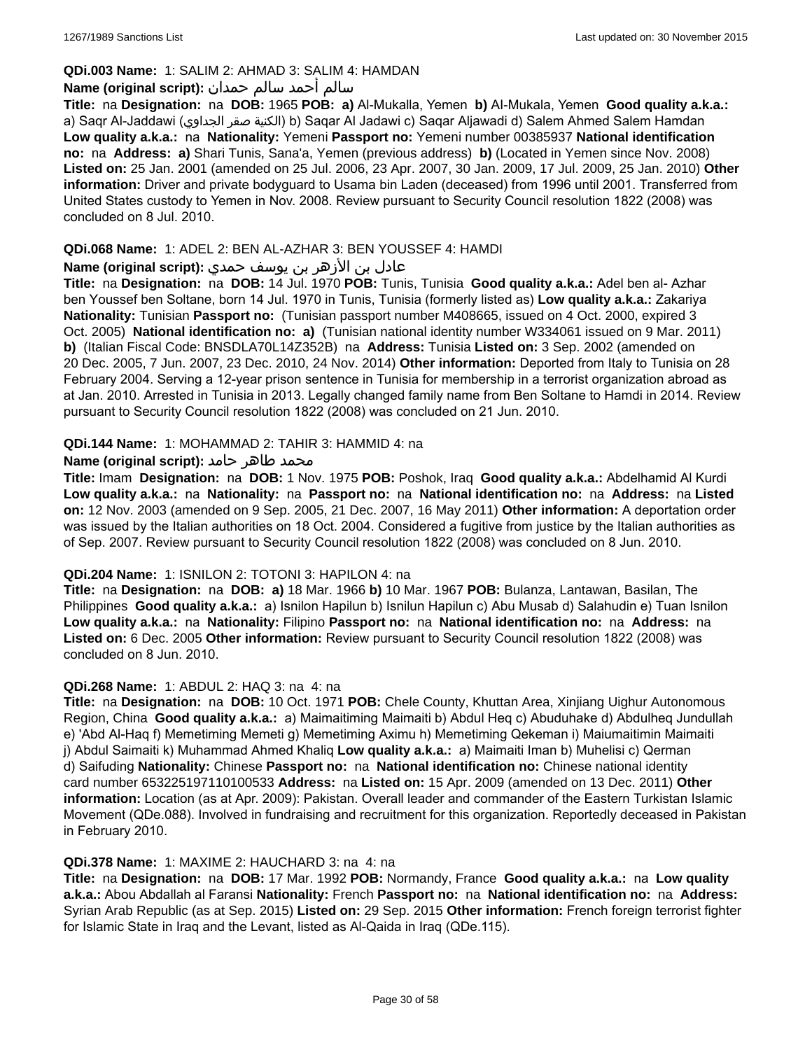**QDi.003 Name:** 1: SALIM 2: AHMAD 3: SALIM 4: HAMDAN

**Name (original script):** سالم أحمد سالم حمدان

**Title:** na **Designation:** na **DOB:** 1965 **POB:** **a)** Al-Mukalla, Yemen **b)** Al-Mukala, Yemen **Good quality a.k.a.:** a) Saqr Al-Jaddawi (الكنية صقر الجداوي) b) Saqar Al Jadawi c) Saqar Aljawadi d) Salem Ahmed Salem Hamdan **Low quality a.k.a.:** na **Nationality:** Yemeni **Passport no:** Yemeni number 00385937 **National identification no:** na **Address:** **a)** Shari Tunis, Sana'a, Yemen (previous address) **b)** (Located in Yemen since Nov. 2008) **Listed on:** 25 Jan. 2001 (amended on 25 Jul. 2006, 23 Apr. 2007, 30 Jan. 2009, 17 Jul. 2009, 25 Jan. 2010) **Other information:** Driver and private bodyguard to Usama bin Laden (deceased) from 1996 until 2001. Transferred from United States custody to Yemen in Nov. 2008. Review pursuant to Security Council resolution 1822 (2008) was concluded on 8 Jul. 2010.

**QDi.068 Name:** 1: ADEL 2: BEN AL-AZHAR 3: BEN YOUSSEF 4: HAMDI

**Name (original script):** عادل بن الأزهر بن يوسف حمدي

**Title:** na **Designation:** na **DOB:** 14 Jul. 1970 **POB:** Tunis, Tunisia **Good quality a.k.a.:** Adel ben al- Azhar ben Youssef ben Soltane, born 14 Jul. 1970 in Tunis, Tunisia (formerly listed as) **Low quality a.k.a.:** Zakariya **Nationality:** Tunisian **Passport no:** (Tunisian passport number M408665, issued on 4 Oct. 2000, expired 3 Oct. 2005) **National identification no:** **a)** (Tunisian national identity number W334061 issued on 9 Mar. 2011) **b)** (Italian Fiscal Code: BNSDLA70L14Z352B) na **Address:** Tunisia **Listed on:** 3 Sep. 2002 (amended on 20 Dec. 2005, 7 Jun. 2007, 23 Dec. 2010, 24 Nov. 2014) **Other information:** Deported from Italy to Tunisia on 28 February 2004. Serving a 12-year prison sentence in Tunisia for membership in a terrorist organization abroad as at Jan. 2010. Arrested in Tunisia in 2013. Legally changed family name from Ben Soltane to Hamdi in 2014. Review pursuant to Security Council resolution 1822 (2008) was concluded on 21 Jun. 2010.

**QDi.144 Name:** 1: MOHAMMAD 2: TAHIR 3: HAMMID 4: na

**Name (original script):** محمد طاهر حامد

**Title:** Imam **Designation:** na **DOB:** 1 Nov. 1975 **POB:** Poshok, Iraq **Good quality a.k.a.:** Abdelhamid Al Kurdi **Low quality a.k.a.:** na **Nationality:** na **Passport no:** na **National identification no:** na **Address:** na **Listed on:** 12 Nov. 2003 (amended on 9 Sep. 2005, 21 Dec. 2007, 16 May 2011) **Other information:** A deportation order was issued by the Italian authorities on 18 Oct. 2004. Considered a fugitive from justice by the Italian authorities as of Sep. 2007. Review pursuant to Security Council resolution 1822 (2008) was concluded on 8 Jun. 2010.

**QDi.204 Name:** 1: ISNILON 2: TOTONI 3: HAPILON 4: na

**Title:** na **Designation:** na **DOB:** **a)** 18 Mar. 1966 **b)** 10 Mar. 1967 **POB:** Bulanza, Lantawan, Basilan, The Philippines **Good quality a.k.a.:** a) Isnilon Hapilun b) Isnilun Hapilun c) Abu Musab d) Salahudin e) Tuan Isnilon **Low quality a.k.a.:** na **Nationality:** Filipino **Passport no:** na **National identification no:** na **Address:** na **Listed on:** 6 Dec. 2005 **Other information:** Review pursuant to Security Council resolution 1822 (2008) was concluded on 8 Jun. 2010.

**QDi.268 Name:** 1: ABDUL 2: HAQ 3: na 4: na

**Title:** na **Designation:** na **DOB:** 10 Oct. 1971 **POB:** Chele County, Khuttan Area, Xinjiang Uighur Autonomous Region, China **Good quality a.k.a.:** a) Maimaitiming Maimaiti b) Abdul Heq c) Abuduhake d) Abdulheq Jundullah e) 'Abd Al-Haq f) Memetiming Memeti g) Memetiming Aximu h) Memetiming Qekeman i) Maiumaitimin Maimaiti j) Abdul Saimaiti k) Muhammad Ahmed Khaliq **Low quality a.k.a.:** a) Maimaiti Iman b) Muhelisi c) Qerman d) Saifuding **Nationality:** Chinese **Passport no:** na **National identification no:** Chinese national identity card number 653225197110100533 **Address:** na **Listed on:** 15 Apr. 2009 (amended on 13 Dec. 2011) **Other information:** Location (as at Apr. 2009): Pakistan. Overall leader and commander of the Eastern Turkistan Islamic Movement (QDe.088). Involved in fundraising and recruitment for this organization. Reportedly deceased in Pakistan in February 2010.

**QDi.378 Name:** 1: MAXIME 2: HAUCHARD 3: na 4: na

**Title:** na **Designation:** na **DOB:** 17 Mar. 1992 **POB:** Normandy, France **Good quality a.k.a.:** na **Low quality a.k.a.:** Abou Abdallah al Faransi **Nationality:** French **Passport no:** na **National identification no:** na **Address:** Syrian Arab Republic (as at Sep. 2015) **Listed on:** 29 Sep. 2015 **Other information:** French foreign terrorist fighter for Islamic State in Iraq and the Levant, listed as Al-Qaida in Iraq (QDe.115).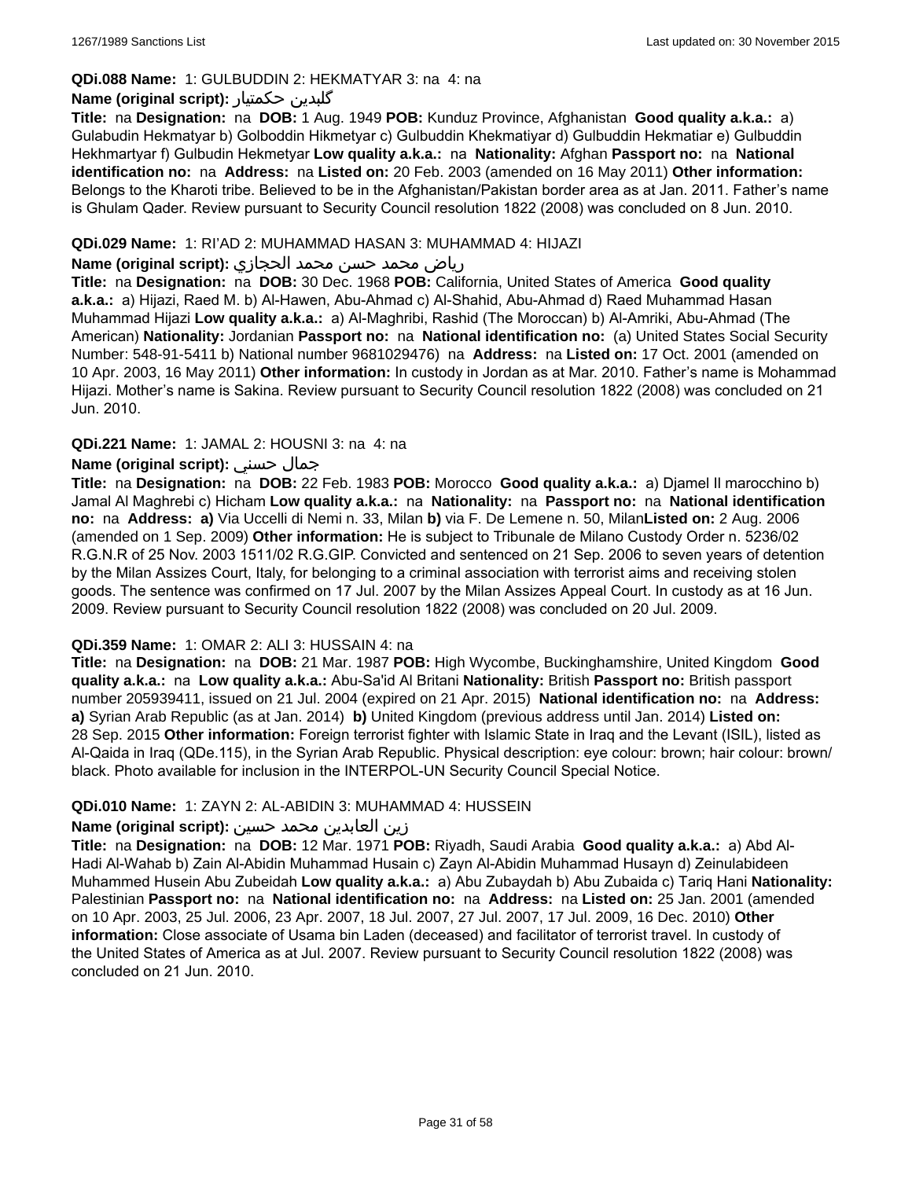**QDi.088 Name:** 1: GULBUDDIN 2: HEKMATYAR 3: na 4: na

**Name (original script):** گلبدین حکمتیار

**Title:** na **Designation:** na **DOB:** 1 Aug. 1949 **POB:** Kunduz Province, Afghanistan **Good quality a.k.a.:** a) Gulabudin Hekmatyar b) Golboddin Hikmetyar c) Gulbuddin Khekmatiyar d) Gulbuddin Hekmatiar e) Gulbuddin Hekhmartyar f) Gulbudin Hekmetyar **Low quality a.k.a.:** na **Nationality:** Afghan **Passport no:** na **National identification no:** na **Address:** na **Listed on:** 20 Feb. 2003 (amended on 16 May 2011) **Other information:** Belongs to the Kharoti tribe. Believed to be in the Afghanistan/Pakistan border area as at Jan. 2011. Father's name is Ghulam Qader. Review pursuant to Security Council resolution 1822 (2008) was concluded on 8 Jun. 2010.

**QDi.029 Name:** 1: RI'AD 2: MUHAMMAD HASAN 3: MUHAMMAD 4: HIJAZI

**Name (original script):** رياض محمد حسن محمد الحجازي

**Title:** na **Designation:** na **DOB:** 30 Dec. 1968 **POB:** California, United States of America **Good quality a.k.a.:** a) Hijazi, Raed M. b) Al-Hawen, Abu-Ahmad c) Al-Shahid, Abu-Ahmad d) Raed Muhammad Hasan Muhammad Hijazi **Low quality a.k.a.:** a) Al-Maghribi, Rashid (The Moroccan) b) Al-Amriki, Abu-Ahmad (The American) **Nationality:** Jordanian **Passport no:** na **National identification no:** (a) United States Social Security Number: 548-91-5411 b) National number 9681029476) na **Address:** na **Listed on:** 17 Oct. 2001 (amended on 10 Apr. 2003, 16 May 2011) **Other information:** In custody in Jordan as at Mar. 2010. Father's name is Mohammad Hijazi. Mother's name is Sakina. Review pursuant to Security Council resolution 1822 (2008) was concluded on 21 Jun. 2010.

**QDi.221 Name:** 1: JAMAL 2: HOUSNI 3: na 4: na

**Name (original script):** جمال حسني

**Title:** na **Designation:** na **DOB:** 22 Feb. 1983 **POB:** Morocco **Good quality a.k.a.:** a) Djamel Il marocchino b) Jamal Al Maghrebi c) Hicham **Low quality a.k.a.:** na **Nationality:** na **Passport no:** na **National identification no:** na **Address:** **a)** Via Uccelli di Nemi n. 33, Milan **b)** via F. De Lemene n. 50, Milan**Listed on:** 2 Aug. 2006 (amended on 1 Sep. 2009) **Other information:** He is subject to Tribunale de Milano Custody Order n. 5236/02 R.G.N.R of 25 Nov. 2003 1511/02 R.G.GIP. Convicted and sentenced on 21 Sep. 2006 to seven years of detention by the Milan Assizes Court, Italy, for belonging to a criminal association with terrorist aims and receiving stolen goods. The sentence was confirmed on 17 Jul. 2007 by the Milan Assizes Appeal Court. In custody as at 16 Jun. 2009. Review pursuant to Security Council resolution 1822 (2008) was concluded on 20 Jul. 2009.

**QDi.359 Name:** 1: OMAR 2: ALI 3: HUSSAIN 4: na

**Title:** na **Designation:** na **DOB:** 21 Mar. 1987 **POB:** High Wycombe, Buckinghamshire, United Kingdom **Good quality a.k.a.:** na **Low quality a.k.a.:** Abu-Sa'id Al Britani **Nationality:** British **Passport no:** British passport number 205939411, issued on 21 Jul. 2004 (expired on 21 Apr. 2015) **National identification no:** na **Address:** **a)** Syrian Arab Republic (as at Jan. 2014) **b)** United Kingdom (previous address until Jan. 2014) **Listed on:** 28 Sep. 2015 **Other information:** Foreign terrorist fighter with Islamic State in Iraq and the Levant (ISIL), listed as Al-Qaida in Iraq (QDe.115), in the Syrian Arab Republic. Physical description: eye colour: brown; hair colour: brown/ black. Photo available for inclusion in the INTERPOL-UN Security Council Special Notice.

**QDi.010 Name:** 1: ZAYN 2: AL-ABIDIN 3: MUHAMMAD 4: HUSSEIN

**Name (original script):** زين العابدين محمد حسين

**Title:** na **Designation:** na **DOB:** 12 Mar. 1971 **POB:** Riyadh, Saudi Arabia **Good quality a.k.a.:** a) Abd Al-Hadi Al-Wahab b) Zain Al-Abidin Muhammad Husain c) Zayn Al-Abidin Muhammad Husayn d) Zeinulabideen Muhammed Husein Abu Zubeidah **Low quality a.k.a.:** a) Abu Zubaydah b) Abu Zubaida c) Tariq Hani **Nationality:** Palestinian **Passport no:** na **National identification no:** na **Address:** na **Listed on:** 25 Jan. 2001 (amended on 10 Apr. 2003, 25 Jul. 2006, 23 Apr. 2007, 18 Jul. 2007, 27 Jul. 2007, 17 Jul. 2009, 16 Dec. 2010) **Other information:** Close associate of Usama bin Laden (deceased) and facilitator of terrorist travel. In custody of the United States of America as at Jul. 2007. Review pursuant to Security Council resolution 1822 (2008) was concluded on 21 Jun. 2010.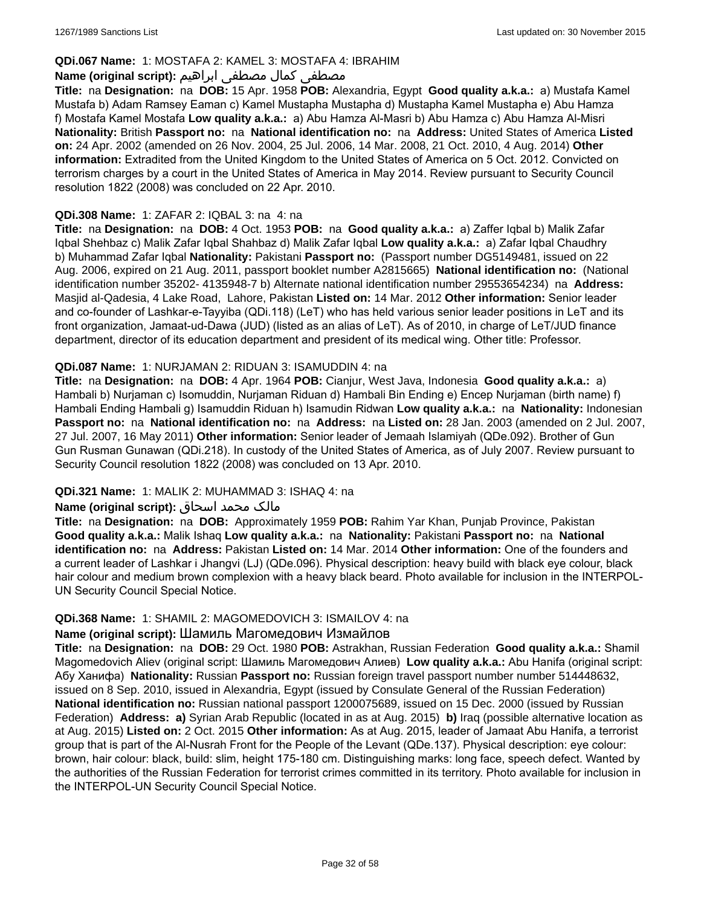**QDi.067 Name:** 1: MOSTAFA 2: KAMEL 3: MOSTAFA 4: IBRAHIM

**Name (original script):** مصطفى كمال مصطفى ابراهيم

**Title:** na **Designation:** na **DOB:** 15 Apr. 1958 **POB:** Alexandria, Egypt **Good quality a.k.a.:** a) Mustafa Kamel Mustafa b) Adam Ramsey Eaman c) Kamel Mustapha Mustapha d) Mustapha Kamel Mustapha e) Abu Hamza f) Mostafa Kamel Mostafa **Low quality a.k.a.:** a) Abu Hamza Al-Masri b) Abu Hamza c) Abu Hamza Al-Misri **Nationality:** British **Passport no:** na **National identification no:** na **Address:** United States of America **Listed on:** 24 Apr. 2002 (amended on 26 Nov. 2004, 25 Jul. 2006, 14 Mar. 2008, 21 Oct. 2010, 4 Aug. 2014) **Other information:** Extradited from the United Kingdom to the United States of America on 5 Oct. 2012. Convicted on terrorism charges by a court in the United States of America in May 2014. Review pursuant to Security Council resolution 1822 (2008) was concluded on 22 Apr. 2010.

**QDi.308 Name:** 1: ZAFAR 2: IQBAL 3: na 4: na

**Title:** na **Designation:** na **DOB:** 4 Oct. 1953 **POB:** na **Good quality a.k.a.:** a) Zaffer Iqbal b) Malik Zafar Iqbal Shehbaz c) Malik Zafar Iqbal Shahbaz d) Malik Zafar Iqbal **Low quality a.k.a.:** a) Zafar Iqbal Chaudhry b) Muhammad Zafar Iqbal **Nationality:** Pakistani **Passport no:** (Passport number DG5149481, issued on 22 Aug. 2006, expired on 21 Aug. 2011, passport booklet number A2815665) **National identification no:** (National identification number 35202- 4135948-7 b) Alternate national identification number 29553654234) na **Address:** Masjid al-Qadesia, 4 Lake Road, Lahore, Pakistan **Listed on:** 14 Mar. 2012 **Other information:** Senior leader and co-founder of Lashkar-e-Tayyiba (QDi.118) (LeT) who has held various senior leader positions in LeT and its front organization, Jamaat-ud-Dawa (JUD) (listed as an alias of LeT). As of 2010, in charge of LeT/JUD finance department, director of its education department and president of its medical wing. Other title: Professor.

**QDi.087 Name:** 1: NURJAMAN 2: RIDUAN 3: ISAMUDDIN 4: na

**Title:** na **Designation:** na **DOB:** 4 Apr. 1964 **POB:** Cianjur, West Java, Indonesia **Good quality a.k.a.:** a) Hambali b) Nurjaman c) Isomuddin, Nurjaman Riduan d) Hambali Bin Ending e) Encep Nurjaman (birth name) f) Hambali Ending Hambali g) Isamuddin Riduan h) Isamudin Ridwan **Low quality a.k.a.:** na **Nationality:** Indonesian **Passport no:** na **National identification no:** na **Address:** na **Listed on:** 28 Jan. 2003 (amended on 2 Jul. 2007, 27 Jul. 2007, 16 May 2011) **Other information:** Senior leader of Jemaah Islamiyah (QDe.092). Brother of Gun Gun Rusman Gunawan (QDi.218). In custody of the United States of America, as of July 2007. Review pursuant to Security Council resolution 1822 (2008) was concluded on 13 Apr. 2010.

**QDi.321 Name:** 1: MALIK 2: MUHAMMAD 3: ISHAQ 4: na

**Name (original script):** مالک محمد اسحاق

**Title:** na **Designation:** na **DOB:** Approximately 1959 **POB:** Rahim Yar Khan, Punjab Province, Pakistan **Good quality a.k.a.:** Malik Ishaq **Low quality a.k.a.:** na **Nationality:** Pakistani **Passport no:** na **National identification no:** na **Address:** Pakistan **Listed on:** 14 Mar. 2014 **Other information:** One of the founders and a current leader of Lashkar i Jhangvi (LJ) (QDe.096). Physical description: heavy build with black eye colour, black hair colour and medium brown complexion with a heavy black beard. Photo available for inclusion in the INTERPOL-UN Security Council Special Notice.

**QDi.368 Name:** 1: SHAMIL 2: MAGOMEDOVICH 3: ISMAILOV 4: na

**Name (original script):** Шамиль Магомедович Измайлов

**Title:** na **Designation:** na **DOB:** 29 Oct. 1980 **POB:** Astrakhan, Russian Federation **Good quality a.k.a.:** Shamil Magomedovich Aliev (original script: Шамиль Магомедович Алиев) **Low quality a.k.a.:** Abu Hanifa (original script: Абу Ханифа) **Nationality:** Russian **Passport no:** Russian foreign travel passport number number 514448632, issued on 8 Sep. 2010, issued in Alexandria, Egypt (issued by Consulate General of the Russian Federation) **National identification no:** Russian national passport 1200075689, issued on 15 Dec. 2000 (issued by Russian Federation) **Address:** **a)** Syrian Arab Republic (located in as at Aug. 2015) **b)** Iraq (possible alternative location as at Aug. 2015) **Listed on:** 2 Oct. 2015 **Other information:** As at Aug. 2015, leader of Jamaat Abu Hanifa, a terrorist group that is part of the Al-Nusrah Front for the People of the Levant (QDe.137). Physical description: eye colour: brown, hair colour: black, build: slim, height 175-180 cm. Distinguishing marks: long face, speech defect. Wanted by the authorities of the Russian Federation for terrorist crimes committed in its territory. Photo available for inclusion in the INTERPOL-UN Security Council Special Notice.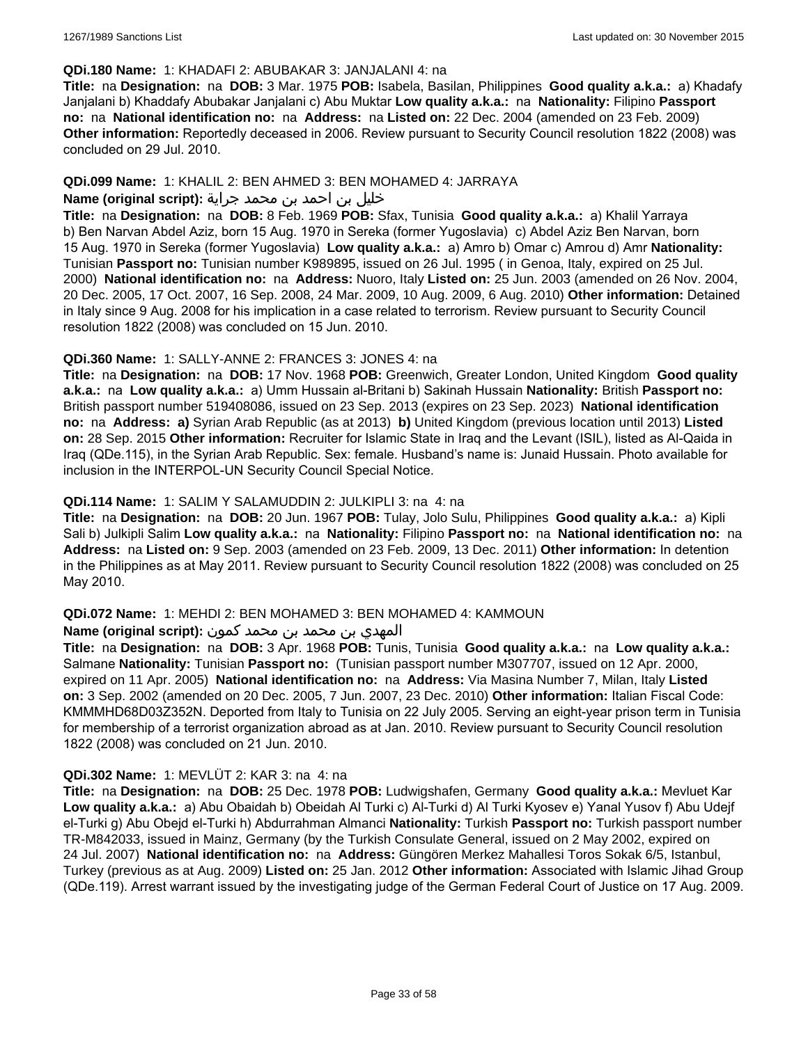**QDi.180 Name:** 1: KHADAFI 2: ABUBAKAR 3: JANJALANI 4: na

**Title:** na **Designation:** na **DOB:** 3 Mar. 1975 **POB:** Isabela, Basilan, Philippines **Good quality a.k.a.:** a) Khadafy Janjalani b) Khaddafy Abubakar Janjalani c) Abu Muktar **Low quality a.k.a.:** na **Nationality:** Filipino **Passport no:** na **National identification no:** na **Address:** na **Listed on:** 22 Dec. 2004 (amended on 23 Feb. 2009) **Other information:** Reportedly deceased in 2006. Review pursuant to Security Council resolution 1822 (2008) was concluded on 29 Jul. 2010.

**QDi.099 Name:** 1: KHALIL 2: BEN AHMED 3: BEN MOHAMED 4: JARRAYA

**Name (original script):** خليل بن احمد بن محمد جراية

**Title:** na **Designation:** na **DOB:** 8 Feb. 1969 **POB:** Sfax, Tunisia **Good quality a.k.a.:** a) Khalil Yarraya b) Ben Narvan Abdel Aziz, born 15 Aug. 1970 in Sereka (former Yugoslavia) c) Abdel Aziz Ben Narvan, born 15 Aug. 1970 in Sereka (former Yugoslavia) **Low quality a.k.a.:** a) Amro b) Omar c) Amrou d) Amr **Nationality:** Tunisian **Passport no:** Tunisian number K989895, issued on 26 Jul. 1995 ( in Genoa, Italy, expired on 25 Jul. 2000) **National identification no:** na **Address:** Nuoro, Italy **Listed on:** 25 Jun. 2003 (amended on 26 Nov. 2004, 20 Dec. 2005, 17 Oct. 2007, 16 Sep. 2008, 24 Mar. 2009, 10 Aug. 2009, 6 Aug. 2010) **Other information:** Detained in Italy since 9 Aug. 2008 for his implication in a case related to terrorism. Review pursuant to Security Council resolution 1822 (2008) was concluded on 15 Jun. 2010.

**QDi.360 Name:** 1: SALLY-ANNE 2: FRANCES 3: JONES 4: na

**Title:** na **Designation:** na **DOB:** 17 Nov. 1968 **POB:** Greenwich, Greater London, United Kingdom **Good quality a.k.a.:** na **Low quality a.k.a.:** a) Umm Hussain al-Britani b) Sakinah Hussain **Nationality:** British **Passport no:** British passport number 519408086, issued on 23 Sep. 2013 (expires on 23 Sep. 2023) **National identification no:** na **Address:** **a)** Syrian Arab Republic (as at 2013) **b)** United Kingdom (previous location until 2013) **Listed on:** 28 Sep. 2015 **Other information:** Recruiter for Islamic State in Iraq and the Levant (ISIL), listed as Al-Qaida in Iraq (QDe.115), in the Syrian Arab Republic. Sex: female. Husband's name is: Junaid Hussain. Photo available for inclusion in the INTERPOL-UN Security Council Special Notice.

**QDi.114 Name:** 1: SALIM Y SALAMUDDIN 2: JULKIPLI 3: na 4: na

**Title:** na **Designation:** na **DOB:** 20 Jun. 1967 **POB:** Tulay, Jolo Sulu, Philippines **Good quality a.k.a.:** a) Kipli Sali b) Julkipli Salim **Low quality a.k.a.:** na **Nationality:** Filipino **Passport no:** na **National identification no:** na **Address:** na **Listed on:** 9 Sep. 2003 (amended on 23 Feb. 2009, 13 Dec. 2011) **Other information:** In detention in the Philippines as at May 2011. Review pursuant to Security Council resolution 1822 (2008) was concluded on 25 May 2010.

**QDi.072 Name:** 1: MEHDI 2: BEN MOHAMED 3: BEN MOHAMED 4: KAMMOUN

**Name (original script):** المهدي بن محمد بن محمد كمون

**Title:** na **Designation:** na **DOB:** 3 Apr. 1968 **POB:** Tunis, Tunisia **Good quality a.k.a.:** na **Low quality a.k.a.:** Salmane **Nationality:** Tunisian **Passport no:** (Tunisian passport number M307707, issued on 12 Apr. 2000, expired on 11 Apr. 2005) **National identification no:** na **Address:** Via Masina Number 7, Milan, Italy **Listed on:** 3 Sep. 2002 (amended on 20 Dec. 2005, 7 Jun. 2007, 23 Dec. 2010) **Other information:** Italian Fiscal Code: KMMMHD68D03Z352N. Deported from Italy to Tunisia on 22 July 2005. Serving an eight-year prison term in Tunisia for membership of a terrorist organization abroad as at Jan. 2010. Review pursuant to Security Council resolution 1822 (2008) was concluded on 21 Jun. 2010.

**QDi.302 Name:** 1: MEVLÜT 2: KAR 3: na 4: na

**Title:** na **Designation:** na **DOB:** 25 Dec. 1978 **POB:** Ludwigshafen, Germany **Good quality a.k.a.:** Mevluet Kar **Low quality a.k.a.:** a) Abu Obaidah b) Obeidah Al Turki c) Al-Turki d) Al Turki Kyosev e) Yanal Yusov f) Abu Udejf el-Turki g) Abu Obejd el-Turki h) Abdurrahman Almanci **Nationality:** Turkish **Passport no:** Turkish passport number TR-M842033, issued in Mainz, Germany (by the Turkish Consulate General, issued on 2 May 2002, expired on 24 Jul. 2007) **National identification no:** na **Address:** Güngören Merkez Mahallesi Toros Sokak 6/5, Istanbul, Turkey (previous as at Aug. 2009) **Listed on:** 25 Jan. 2012 **Other information:** Associated with Islamic Jihad Group (QDe.119). Arrest warrant issued by the investigating judge of the German Federal Court of Justice on 17 Aug. 2009.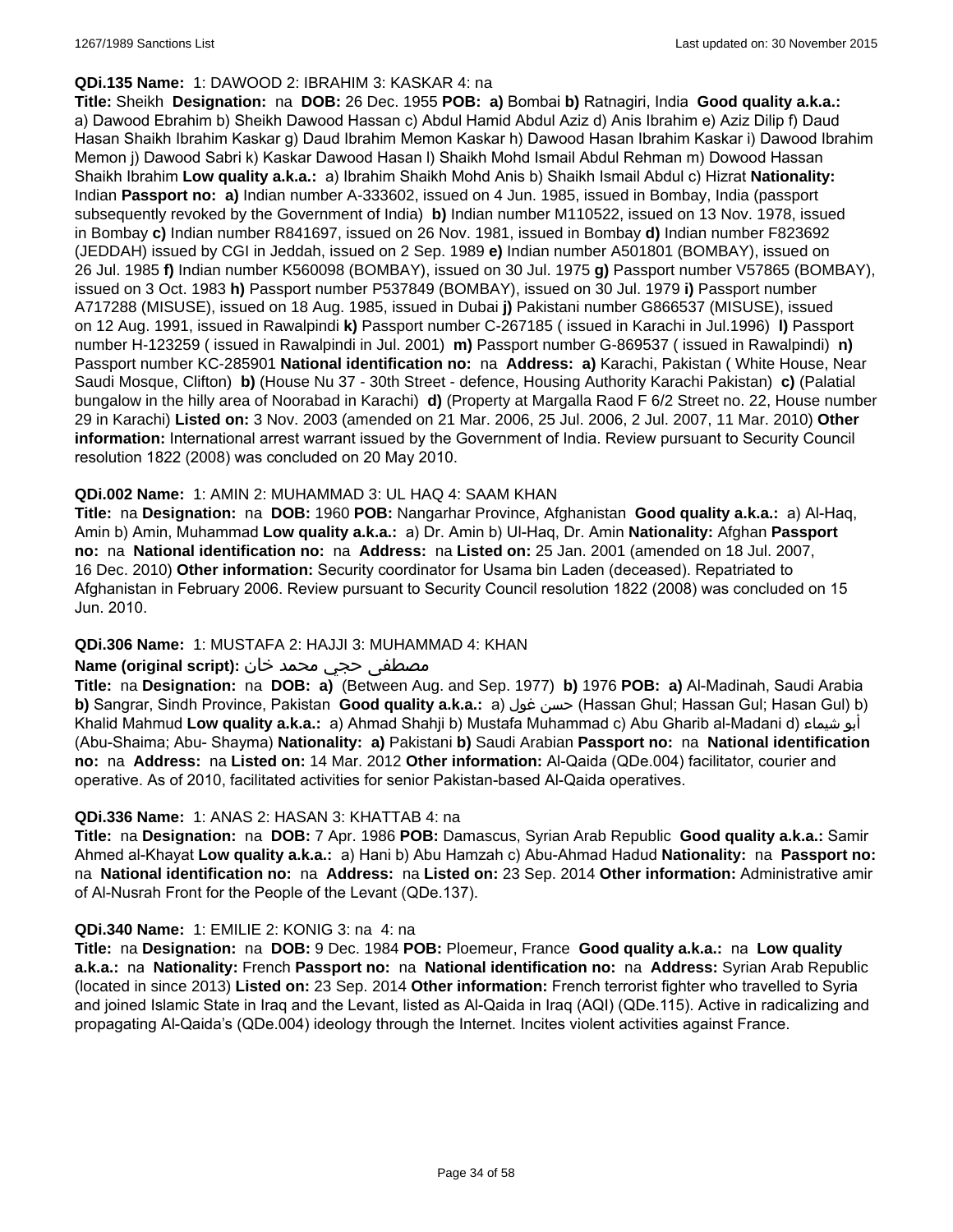**QDi.135 Name:** 1: DAWOOD 2: IBRAHIM 3: KASKAR 4: na

**Title:** Sheikh **Designation:** na **DOB:** 26 Dec. 1955 **POB:** **a)** Bombai **b)** Ratnagiri, India **Good quality a.k.a.:** a) Dawood Ebrahim b) Sheikh Dawood Hassan c) Abdul Hamid Abdul Aziz d) Anis Ibrahim e) Aziz Dilip f) Daud Hasan Shaikh Ibrahim Kaskar g) Daud Ibrahim Memon Kaskar h) Dawood Hasan Ibrahim Kaskar i) Dawood Ibrahim Memon j) Dawood Sabri k) Kaskar Dawood Hasan l) Shaikh Mohd Ismail Abdul Rehman m) Dowood Hassan Shaikh Ibrahim **Low quality a.k.a.:** a) Ibrahim Shaikh Mohd Anis b) Shaikh Ismail Abdul c) Hizrat **Nationality:** Indian **Passport no:** **a)** Indian number A-333602, issued on 4 Jun. 1985, issued in Bombay, India (passport subsequently revoked by the Government of India) **b)** Indian number M110522, issued on 13 Nov. 1978, issued in Bombay **c)** Indian number R841697, issued on 26 Nov. 1981, issued in Bombay **d)** Indian number F823692 (JEDDAH) issued by CGI in Jeddah, issued on 2 Sep. 1989 **e)** Indian number A501801 (BOMBAY), issued on 26 Jul. 1985 **f)** Indian number K560098 (BOMBAY), issued on 30 Jul. 1975 **g)** Passport number V57865 (BOMBAY), issued on 3 Oct. 1983 **h)** Passport number P537849 (BOMBAY), issued on 30 Jul. 1979 **i)** Passport number A717288 (MISUSE), issued on 18 Aug. 1985, issued in Dubai **j)** Pakistani number G866537 (MISUSE), issued on 12 Aug. 1991, issued in Rawalpindi **k)** Passport number C-267185 ( issued in Karachi in Jul.1996) **l)** Passport number H-123259 ( issued in Rawalpindi in Jul. 2001) **m)** Passport number G-869537 ( issued in Rawalpindi) **n)** Passport number KC-285901 **National identification no:** na **Address:** **a)** Karachi, Pakistan ( White House, Near Saudi Mosque, Clifton) **b)** (House Nu 37 - 30th Street - defence, Housing Authority Karachi Pakistan) **c)** (Palatial bungalow in the hilly area of Noorabad in Karachi) **d)** (Property at Margalla Raod F 6/2 Street no. 22, House number 29 in Karachi) **Listed on:** 3 Nov. 2003 (amended on 21 Mar. 2006, 25 Jul. 2006, 2 Jul. 2007, 11 Mar. 2010) **Other information:** International arrest warrant issued by the Government of India. Review pursuant to Security Council resolution 1822 (2008) was concluded on 20 May 2010.

**QDi.002 Name:** 1: AMIN 2: MUHAMMAD 3: UL HAQ 4: SAAM KHAN

**Title:** na **Designation:** na **DOB:** 1960 **POB:** Nangarhar Province, Afghanistan **Good quality a.k.a.:** a) Al-Haq, Amin b) Amin, Muhammad **Low quality a.k.a.:** a) Dr. Amin b) Ul-Haq, Dr. Amin **Nationality:** Afghan **Passport no:** na **National identification no:** na **Address:** na **Listed on:** 25 Jan. 2001 (amended on 18 Jul. 2007, 16 Dec. 2010) **Other information:** Security coordinator for Usama bin Laden (deceased). Repatriated to Afghanistan in February 2006. Review pursuant to Security Council resolution 1822 (2008) was concluded on 15 Jun. 2010.

**QDi.306 Name:** 1: MUSTAFA 2: HAJJI 3: MUHAMMAD 4: KHAN

**Name (original script):** مصطفى حجي محمد خان

**Title:** na **Designation:** na **DOB:** **a)** (Between Aug. and Sep. 1977) **b)** 1976 **POB:** **a)** Al-Madinah, Saudi Arabia **b)** Sangrar, Sindh Province, Pakistan **Good quality a.k.a.:** a) حسن غول (Hassan Ghul; Hassan Gul; Hasan Gul) b) Khalid Mahmud **Low quality a.k.a.:** a) Ahmad Shahji b) Mustafa Muhammad c) Abu Gharib al-Madani d) أبو شيماء (Abu-Shaima; Abu- Shayma) **Nationality:** **a)** Pakistani **b)** Saudi Arabian **Passport no:** na **National identification no:** na **Address:** na **Listed on:** 14 Mar. 2012 **Other information:** Al-Qaida (QDe.004) facilitator, courier and operative. As of 2010, facilitated activities for senior Pakistan-based Al-Qaida operatives.

**QDi.336 Name:** 1: ANAS 2: HASAN 3: KHATTAB 4: na

**Title:** na **Designation:** na **DOB:** 7 Apr. 1986 **POB:** Damascus, Syrian Arab Republic **Good quality a.k.a.:** Samir Ahmed al-Khayat **Low quality a.k.a.:** a) Hani b) Abu Hamzah c) Abu-Ahmad Hadud **Nationality:** na **Passport no:** na **National identification no:** na **Address:** na **Listed on:** 23 Sep. 2014 **Other information:** Administrative amir of Al-Nusrah Front for the People of the Levant (QDe.137).

**QDi.340 Name:** 1: EMILIE 2: KONIG 3: na 4: na

**Title:** na **Designation:** na **DOB:** 9 Dec. 1984 **POB:** Ploemeur, France **Good quality a.k.a.:** na **Low quality a.k.a.:** na **Nationality:** French **Passport no:** na **National identification no:** na **Address:** Syrian Arab Republic (located in since 2013) **Listed on:** 23 Sep. 2014 **Other information:** French terrorist fighter who travelled to Syria and joined Islamic State in Iraq and the Levant, listed as Al-Qaida in Iraq (AQI) (QDe.115). Active in radicalizing and propagating Al-Qaida's (QDe.004) ideology through the Internet. Incites violent activities against France.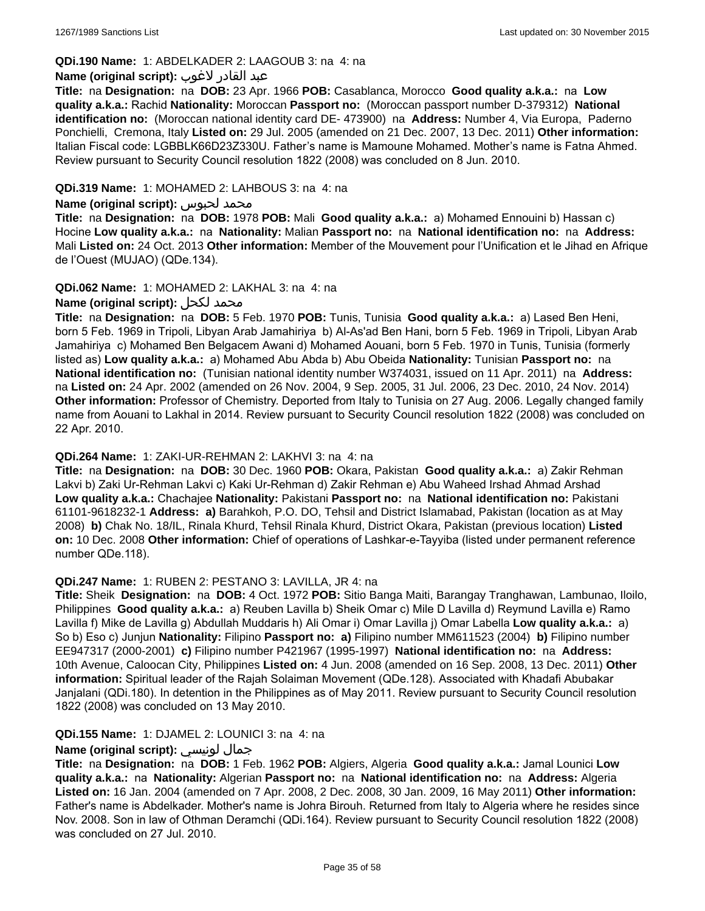**QDi.190 Name:** 1: ABDELKADER 2: LAAGOUB 3: na 4: na

**Name (original script):** عبد القادر لاغوب

**Title:** na **Designation:** na **DOB:** 23 Apr. 1966 **POB:** Casablanca, Morocco **Good quality a.k.a.:** na **Low quality a.k.a.:** Rachid **Nationality:** Moroccan **Passport no:** (Moroccan passport number D-379312) **National identification no:** (Moroccan national identity card DE- 473900) na **Address:** Number 4, Via Europa, Paderno Ponchielli, Cremona, Italy **Listed on:** 29 Jul. 2005 (amended on 21 Dec. 2007, 13 Dec. 2011) **Other information:** Italian Fiscal code: LGBBLK66D23Z330U. Father's name is Mamoune Mohamed. Mother's name is Fatna Ahmed. Review pursuant to Security Council resolution 1822 (2008) was concluded on 8 Jun. 2010.

**QDi.319 Name:** 1: MOHAMED 2: LAHBOUS 3: na 4: na

**Name (original script):** محمد لحبوس

**Title:** na **Designation:** na **DOB:** 1978 **POB:** Mali **Good quality a.k.a.:** a) Mohamed Ennouini b) Hassan c) Hocine **Low quality a.k.a.:** na **Nationality:** Malian **Passport no:** na **National identification no:** na **Address:** Mali **Listed on:** 24 Oct. 2013 **Other information:** Member of the Mouvement pour l'Unification et le Jihad en Afrique de l'Ouest (MUJAO) (QDe.134).

**QDi.062 Name:** 1: MOHAMED 2: LAKHAL 3: na 4: na

**Name (original script):** محمد لكحل

**Title:** na **Designation:** na **DOB:** 5 Feb. 1970 **POB:** Tunis, Tunisia **Good quality a.k.a.:** a) Lased Ben Heni, born 5 Feb. 1969 in Tripoli, Libyan Arab Jamahiriya b) Al-As'ad Ben Hani, born 5 Feb. 1969 in Tripoli, Libyan Arab Jamahiriya c) Mohamed Ben Belgacem Awani d) Mohamed Aouani, born 5 Feb. 1970 in Tunis, Tunisia (formerly listed as) **Low quality a.k.a.:** a) Mohamed Abu Abda b) Abu Obeida **Nationality:** Tunisian **Passport no:** na **National identification no:** (Tunisian national identity number W374031, issued on 11 Apr. 2011) na **Address:** na **Listed on:** 24 Apr. 2002 (amended on 26 Nov. 2004, 9 Sep. 2005, 31 Jul. 2006, 23 Dec. 2010, 24 Nov. 2014) **Other information:** Professor of Chemistry. Deported from Italy to Tunisia on 27 Aug. 2006. Legally changed family name from Aouani to Lakhal in 2014. Review pursuant to Security Council resolution 1822 (2008) was concluded on 22 Apr. 2010.

**QDi.264 Name:** 1: ZAKI-UR-REHMAN 2: LAKHVI 3: na 4: na

**Title:** na **Designation:** na **DOB:** 30 Dec. 1960 **POB:** Okara, Pakistan **Good quality a.k.a.:** a) Zakir Rehman Lakvi b) Zaki Ur-Rehman Lakvi c) Kaki Ur-Rehman d) Zakir Rehman e) Abu Waheed Irshad Ahmad Arshad **Low quality a.k.a.:** Chachajee **Nationality:** Pakistani **Passport no:** na **National identification no:** Pakistani 61101-9618232-1 **Address: a)** Barahkoh, P.O. DO, Tehsil and District Islamabad, Pakistan (location as at May 2008) **b)** Chak No. 18/IL, Rinala Khurd, Tehsil Rinala Khurd, District Okara, Pakistan (previous location) **Listed on:** 10 Dec. 2008 **Other information:** Chief of operations of Lashkar-e-Tayyiba (listed under permanent reference number QDe.118).

**QDi.247 Name:** 1: RUBEN 2: PESTANO 3: LAVILLA, JR 4: na

**Title:** Sheik **Designation:** na **DOB:** 4 Oct. 1972 **POB:** Sitio Banga Maiti, Barangay Tranghawan, Lambunao, Iloilo, Philippines **Good quality a.k.a.:** a) Reuben Lavilla b) Sheik Omar c) Mile D Lavilla d) Reymund Lavilla e) Ramo Lavilla f) Mike de Lavilla g) Abdullah Muddaris h) Ali Omar i) Omar Lavilla j) Omar Labella **Low quality a.k.a.:** a) So b) Eso c) Junjun **Nationality:** Filipino **Passport no: a)** Filipino number MM611523 (2004) **b)** Filipino number EE947317 (2000-2001) **c)** Filipino number P421967 (1995-1997) **National identification no:** na **Address:** 10th Avenue, Caloocan City, Philippines **Listed on:** 4 Jun. 2008 (amended on 16 Sep. 2008, 13 Dec. 2011) **Other information:** Spiritual leader of the Rajah Solaiman Movement (QDe.128). Associated with Khadafi Abubakar Janjalani (QDi.180). In detention in the Philippines as of May 2011. Review pursuant to Security Council resolution 1822 (2008) was concluded on 13 May 2010.

**QDi.155 Name:** 1: DJAMEL 2: LOUNICI 3: na 4: na

**Name (original script):** جمال لونيسي

**Title:** na **Designation:** na **DOB:** 1 Feb. 1962 **POB:** Algiers, Algeria **Good quality a.k.a.:** Jamal Lounici **Low quality a.k.a.:** na **Nationality:** Algerian **Passport no:** na **National identification no:** na **Address:** Algeria **Listed on:** 16 Jan. 2004 (amended on 7 Apr. 2008, 2 Dec. 2008, 30 Jan. 2009, 16 May 2011) **Other information:** Father's name is Abdelkader. Mother's name is Johra Birouh. Returned from Italy to Algeria where he resides since Nov. 2008. Son in law of Othman Deramchi (QDi.164). Review pursuant to Security Council resolution 1822 (2008) was concluded on 27 Jul. 2010.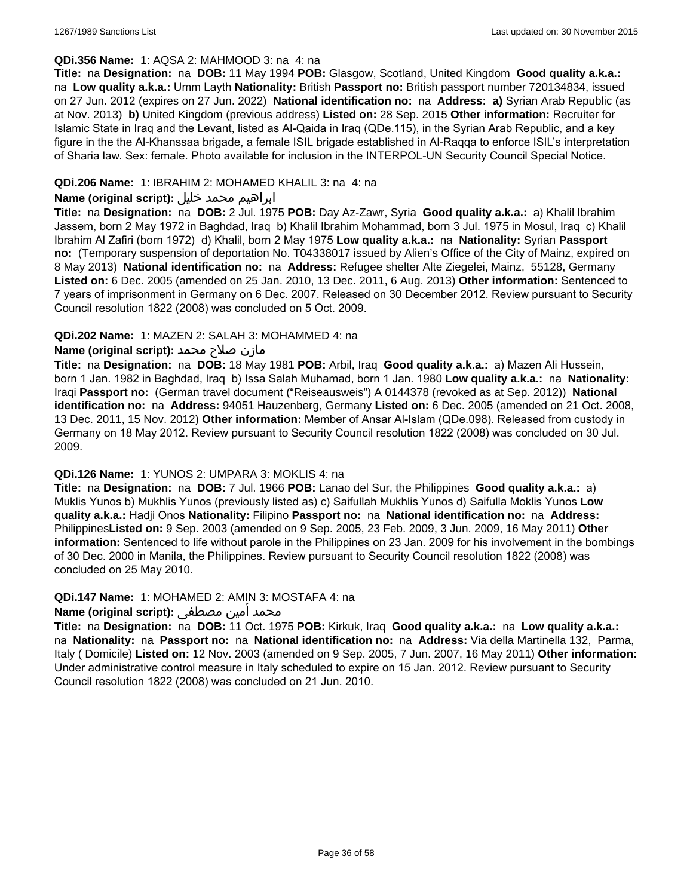**QDi.356 Name:** 1: AQSA 2: MAHMOOD 3: na 4: na

**Title:** na **Designation:** na **DOB:** 11 May 1994 **POB:** Glasgow, Scotland, United Kingdom **Good quality a.k.a.:** na **Low quality a.k.a.:** Umm Layth **Nationality:** British **Passport no:** British passport number 720134834, issued on 27 Jun. 2012 (expires on 27 Jun. 2022) **National identification no:** na **Address:** **a)** Syrian Arab Republic (as at Nov. 2013) **b)** United Kingdom (previous address) **Listed on:** 28 Sep. 2015 **Other information:** Recruiter for Islamic State in Iraq and the Levant, listed as Al-Qaida in Iraq (QDe.115), in the Syrian Arab Republic, and a key figure in the the Al-Khanssaa brigade, a female ISIL brigade established in Al-Raqqa to enforce ISIL's interpretation of Sharia law. Sex: female. Photo available for inclusion in the INTERPOL-UN Security Council Special Notice.

**QDi.206 Name:** 1: IBRAHIM 2: MOHAMED KHALIL 3: na 4: na

**Name (original script):** ابراهيم محمد خليل

**Title:** na **Designation:** na **DOB:** 2 Jul. 1975 **POB:** Day Az-Zawr, Syria **Good quality a.k.a.:** a) Khalil Ibrahim Jassem, born 2 May 1972 in Baghdad, Iraq b) Khalil Ibrahim Mohammad, born 3 Jul. 1975 in Mosul, Iraq c) Khalil Ibrahim Al Zafiri (born 1972) d) Khalil, born 2 May 1975 **Low quality a.k.a.:** na **Nationality:** Syrian **Passport no:** (Temporary suspension of deportation No. T04338017 issued by Alien's Office of the City of Mainz, expired on 8 May 2013) **National identification no:** na **Address:** Refugee shelter Alte Ziegelei, Mainz, 55128, Germany **Listed on:** 6 Dec. 2005 (amended on 25 Jan. 2010, 13 Dec. 2011, 6 Aug. 2013) **Other information:** Sentenced to 7 years of imprisonment in Germany on 6 Dec. 2007. Released on 30 December 2012. Review pursuant to Security Council resolution 1822 (2008) was concluded on 5 Oct. 2009.

**QDi.202 Name:** 1: MAZEN 2: SALAH 3: MOHAMMED 4: na

**Name (original script):** مازن صلاح محمد

**Title:** na **Designation:** na **DOB:** 18 May 1981 **POB:** Arbil, Iraq **Good quality a.k.a.:** a) Mazen Ali Hussein, born 1 Jan. 1982 in Baghdad, Iraq b) Issa Salah Muhamad, born 1 Jan. 1980 **Low quality a.k.a.:** na **Nationality:** Iraqi **Passport no:** (German travel document ("Reiseausweis") A 0144378 (revoked as at Sep. 2012)) **National identification no:** na **Address:** 94051 Hauzenberg, Germany **Listed on:** 6 Dec. 2005 (amended on 21 Oct. 2008, 13 Dec. 2011, 15 Nov. 2012) **Other information:** Member of Ansar Al-Islam (QDe.098). Released from custody in Germany on 18 May 2012. Review pursuant to Security Council resolution 1822 (2008) was concluded on 30 Jul. 2009.

**QDi.126 Name:** 1: YUNOS 2: UMPARA 3: MOKLIS 4: na

**Title:** na **Designation:** na **DOB:** 7 Jul. 1966 **POB:** Lanao del Sur, the Philippines **Good quality a.k.a.:** a) Muklis Yunos b) Mukhlis Yunos (previously listed as) c) Saifullah Mukhlis Yunos d) Saifulla Moklis Yunos **Low quality a.k.a.:** Hadji Onos **Nationality:** Filipino **Passport no:** na **National identification no:** na **Address:** Philippines**Listed on:** 9 Sep. 2003 (amended on 9 Sep. 2005, 23 Feb. 2009, 3 Jun. 2009, 16 May 2011) **Other information:** Sentenced to life without parole in the Philippines on 23 Jan. 2009 for his involvement in the bombings of 30 Dec. 2000 in Manila, the Philippines. Review pursuant to Security Council resolution 1822 (2008) was concluded on 25 May 2010.

**QDi.147 Name:** 1: MOHAMED 2: AMIN 3: MOSTAFA 4: na

**Name (original script):** محمد أمين مصطفى

**Title:** na **Designation:** na **DOB:** 11 Oct. 1975 **POB:** Kirkuk, Iraq **Good quality a.k.a.:** na **Low quality a.k.a.:** na **Nationality:** na **Passport no:** na **National identification no:** na **Address:** Via della Martinella 132, Parma, Italy ( Domicile) **Listed on:** 12 Nov. 2003 (amended on 9 Sep. 2005, 7 Jun. 2007, 16 May 2011) **Other information:** Under administrative control measure in Italy scheduled to expire on 15 Jan. 2012. Review pursuant to Security Council resolution 1822 (2008) was concluded on 21 Jun. 2010.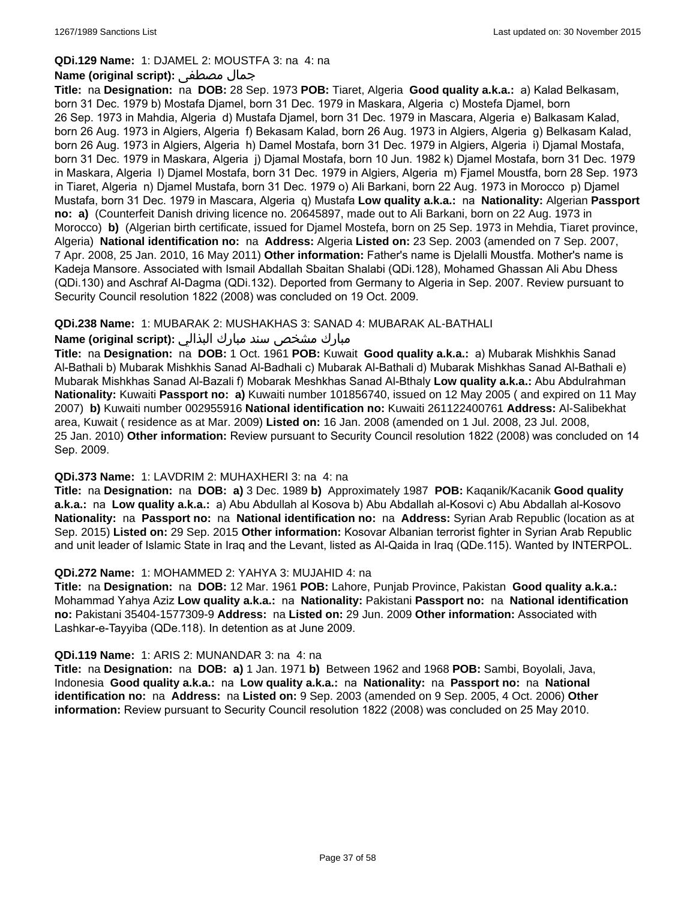**QDi.129 Name:** 1: DJAMEL 2: MOUSTFA 3: na 4: na

**Name (original script):** جمال مصطفى

**Title:** na **Designation:** na **DOB:** 28 Sep. 1973 **POB:** Tiaret, Algeria **Good quality a.k.a.:** a) Kalad Belkasam, born 31 Dec. 1979 b) Mostafa Djamel, born 31 Dec. 1979 in Maskara, Algeria c) Mostefa Djamel, born 26 Sep. 1973 in Mahdia, Algeria d) Mustafa Djamel, born 31 Dec. 1979 in Mascara, Algeria e) Balkasam Kalad, born 26 Aug. 1973 in Algiers, Algeria f) Bekasam Kalad, born 26 Aug. 1973 in Algiers, Algeria g) Belkasam Kalad, born 26 Aug. 1973 in Algiers, Algeria h) Damel Mostafa, born 31 Dec. 1979 in Algiers, Algeria i) Djamal Mostafa, born 31 Dec. 1979 in Maskara, Algeria j) Djamal Mostafa, born 10 Jun. 1982 k) Djamel Mostafa, born 31 Dec. 1979 in Maskara, Algeria l) Djamel Mostafa, born 31 Dec. 1979 in Algiers, Algeria m) Fjamel Moustfa, born 28 Sep. 1973 in Tiaret, Algeria n) Djamel Mustafa, born 31 Dec. 1979 o) Ali Barkani, born 22 Aug. 1973 in Morocco p) Djamel Mustafa, born 31 Dec. 1979 in Mascara, Algeria q) Mustafa **Low quality a.k.a.:** na **Nationality:** Algerian **Passport no:** **a)** (Counterfeit Danish driving licence no. 20645897, made out to Ali Barkani, born on 22 Aug. 1973 in Morocco) **b)** (Algerian birth certificate, issued for Djamel Mostefa, born on 25 Sep. 1973 in Mehdia, Tiaret province, Algeria) **National identification no:** na **Address:** Algeria **Listed on:** 23 Sep. 2003 (amended on 7 Sep. 2007, 7 Apr. 2008, 25 Jan. 2010, 16 May 2011) **Other information:** Father's name is Djelalli Moustfa. Mother's name is Kadeja Mansore. Associated with Ismail Abdallah Sbaitan Shalabi (QDi.128), Mohamed Ghassan Ali Abu Dhess (QDi.130) and Aschraf Al-Dagma (QDi.132). Deported from Germany to Algeria in Sep. 2007. Review pursuant to Security Council resolution 1822 (2008) was concluded on 19 Oct. 2009.

**QDi.238 Name:** 1: MUBARAK 2: MUSHAKHAS 3: SANAD 4: MUBARAK AL-BATHALI

**Name (original script):** مبارك مشخص سند مبارك البذالي

**Title:** na **Designation:** na **DOB:** 1 Oct. 1961 **POB:** Kuwait **Good quality a.k.a.:** a) Mubarak Mishkhis Sanad Al-Bathali b) Mubarak Mishkhis Sanad Al-Badhali c) Mubarak Al-Bathali d) Mubarak Mishkhas Sanad Al-Bathali e) Mubarak Mishkhas Sanad Al-Bazali f) Mobarak Meshkhas Sanad Al-Bthaly **Low quality a.k.a.:** Abu Abdulrahman **Nationality:** Kuwaiti **Passport no:** **a)** Kuwaiti number 101856740, issued on 12 May 2005 ( and expired on 11 May 2007) **b)** Kuwaiti number 002955916 **National identification no:** Kuwaiti 261122400761 **Address:** Al-Salibekhat area, Kuwait ( residence as at Mar. 2009) **Listed on:** 16 Jan. 2008 (amended on 1 Jul. 2008, 23 Jul. 2008, 25 Jan. 2010) **Other information:** Review pursuant to Security Council resolution 1822 (2008) was concluded on 14 Sep. 2009.

**QDi.373 Name:** 1: LAVDRIM 2: MUHAXHERI 3: na 4: na

**Title:** na **Designation:** na **DOB:** **a)** 3 Dec. 1989 **b)** Approximately 1987 **POB:** Kaqanik/Kacanik **Good quality a.k.a.:** na **Low quality a.k.a.:** a) Abu Abdullah al Kosova b) Abu Abdallah al-Kosovi c) Abu Abdallah al-Kosovo **Nationality:** na **Passport no:** na **National identification no:** na **Address:** Syrian Arab Republic (location as at Sep. 2015) **Listed on:** 29 Sep. 2015 **Other information:** Kosovar Albanian terrorist fighter in Syrian Arab Republic and unit leader of Islamic State in Iraq and the Levant, listed as Al-Qaida in Iraq (QDe.115). Wanted by INTERPOL.

**QDi.272 Name:** 1: MOHAMMED 2: YAHYA 3: MUJAHID 4: na

**Title:** na **Designation:** na **DOB:** 12 Mar. 1961 **POB:** Lahore, Punjab Province, Pakistan **Good quality a.k.a.:** Mohammad Yahya Aziz **Low quality a.k.a.:** na **Nationality:** Pakistani **Passport no:** na **National identification no:** Pakistani 35404-1577309-9 **Address:** na **Listed on:** 29 Jun. 2009 **Other information:** Associated with Lashkar-e-Tayyiba (QDe.118). In detention as at June 2009.

**QDi.119 Name:** 1: ARIS 2: MUNANDAR 3: na 4: na

**Title:** na **Designation:** na **DOB:** **a)** 1 Jan. 1971 **b)** Between 1962 and 1968 **POB:** Sambi, Boyolali, Java, Indonesia **Good quality a.k.a.:** na **Low quality a.k.a.:** na **Nationality:** na **Passport no:** na **National identification no:** na **Address:** na **Listed on:** 9 Sep. 2003 (amended on 9 Sep. 2005, 4 Oct. 2006) **Other information:** Review pursuant to Security Council resolution 1822 (2008) was concluded on 25 May 2010.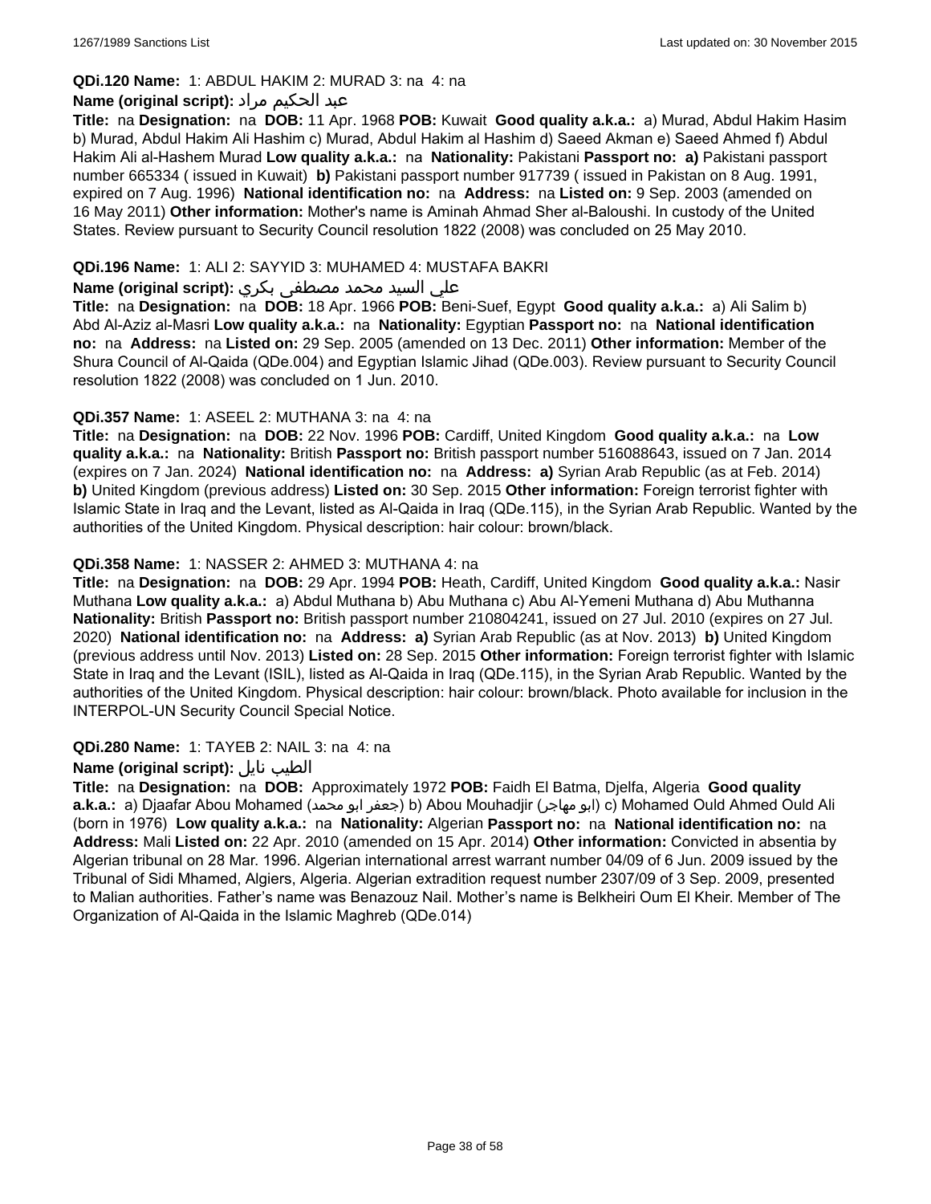**QDi.120 Name:** 1: ABDUL HAKIM 2: MURAD 3: na 4: na

**Name (original script):** عبد الحكيم مراد

**Title:** na **Designation:** na **DOB:** 11 Apr. 1968 **POB:** Kuwait **Good quality a.k.a.:** a) Murad, Abdul Hakim Hasim b) Murad, Abdul Hakim Ali Hashim c) Murad, Abdul Hakim al Hashim d) Saeed Akman e) Saeed Ahmed f) Abdul Hakim Ali al-Hashem Murad **Low quality a.k.a.:** na **Nationality:** Pakistani **Passport no:** **a)** Pakistani passport number 665334 ( issued in Kuwait) **b)** Pakistani passport number 917739 ( issued in Pakistan on 8 Aug. 1991, expired on 7 Aug. 1996) **National identification no:** na **Address:** na **Listed on:** 9 Sep. 2003 (amended on 16 May 2011) **Other information:** Mother's name is Aminah Ahmad Sher al-Baloushi. In custody of the United States. Review pursuant to Security Council resolution 1822 (2008) was concluded on 25 May 2010.

**QDi.196 Name:** 1: ALI 2: SAYYID 3: MUHAMED 4: MUSTAFA BAKRI

**Name (original script):** علي السيد محمد مصطفى بكري

**Title:** na **Designation:** na **DOB:** 18 Apr. 1966 **POB:** Beni-Suef, Egypt **Good quality a.k.a.:** a) Ali Salim b) Abd Al-Aziz al-Masri **Low quality a.k.a.:** na **Nationality:** Egyptian **Passport no:** na **National identification no:** na **Address:** na **Listed on:** 29 Sep. 2005 (amended on 13 Dec. 2011) **Other information:** Member of the Shura Council of Al-Qaida (QDe.004) and Egyptian Islamic Jihad (QDe.003). Review pursuant to Security Council resolution 1822 (2008) was concluded on 1 Jun. 2010.

**QDi.357 Name:** 1: ASEEL 2: MUTHANA 3: na 4: na

**Title:** na **Designation:** na **DOB:** 22 Nov. 1996 **POB:** Cardiff, United Kingdom **Good quality a.k.a.:** na **Low quality a.k.a.:** na **Nationality:** British **Passport no:** British passport number 516088643, issued on 7 Jan. 2014 (expires on 7 Jan. 2024) **National identification no:** na **Address:** **a)** Syrian Arab Republic (as at Feb. 2014) **b)** United Kingdom (previous address) **Listed on:** 30 Sep. 2015 **Other information:** Foreign terrorist fighter with Islamic State in Iraq and the Levant, listed as Al-Qaida in Iraq (QDe.115), in the Syrian Arab Republic. Wanted by the authorities of the United Kingdom. Physical description: hair colour: brown/black.

**QDi.358 Name:** 1: NASSER 2: AHMED 3: MUTHANA 4: na

**Title:** na **Designation:** na **DOB:** 29 Apr. 1994 **POB:** Heath, Cardiff, United Kingdom **Good quality a.k.a.:** Nasir Muthana **Low quality a.k.a.:** a) Abdul Muthana b) Abu Muthana c) Abu Al-Yemeni Muthana d) Abu Muthanna **Nationality:** British **Passport no:** British passport number 210804241, issued on 27 Jul. 2010 (expires on 27 Jul. 2020) **National identification no:** na **Address:** **a)** Syrian Arab Republic (as at Nov. 2013) **b)** United Kingdom (previous address until Nov. 2013) **Listed on:** 28 Sep. 2015 **Other information:** Foreign terrorist fighter with Islamic State in Iraq and the Levant (ISIL), listed as Al-Qaida in Iraq (QDe.115), in the Syrian Arab Republic. Wanted by the authorities of the United Kingdom. Physical description: hair colour: brown/black. Photo available for inclusion in the INTERPOL-UN Security Council Special Notice.

**QDi.280 Name:** 1: TAYEB 2: NAIL 3: na 4: na

**Name (original script):** الطيب نايل

**Title:** na **Designation:** na **DOB:** Approximately 1972 **POB:** Faidh El Batma, Djelfa, Algeria **Good quality a.k.a.:** a) Djaafar Abou Mohamed (جعفر ابو محمد) b) Abou Mouhadjir (ابو مهاجر) c) Mohamed Ould Ahmed Ould Ali (born in 1976) **Low quality a.k.a.:** na **Nationality:** Algerian **Passport no:** na **National identification no:** na **Address:** Mali **Listed on:** 22 Apr. 2010 (amended on 15 Apr. 2014) **Other information:** Convicted in absentia by Algerian tribunal on 28 Mar. 1996. Algerian international arrest warrant number 04/09 of 6 Jun. 2009 issued by the Tribunal of Sidi Mhamed, Algiers, Algeria. Algerian extradition request number 2307/09 of 3 Sep. 2009, presented to Malian authorities. Father’s name was Benazouz Nail. Mother’s name is Belkheiri Oum El Kheir. Member of The Organization of Al-Qaida in the Islamic Maghreb (QDe.014)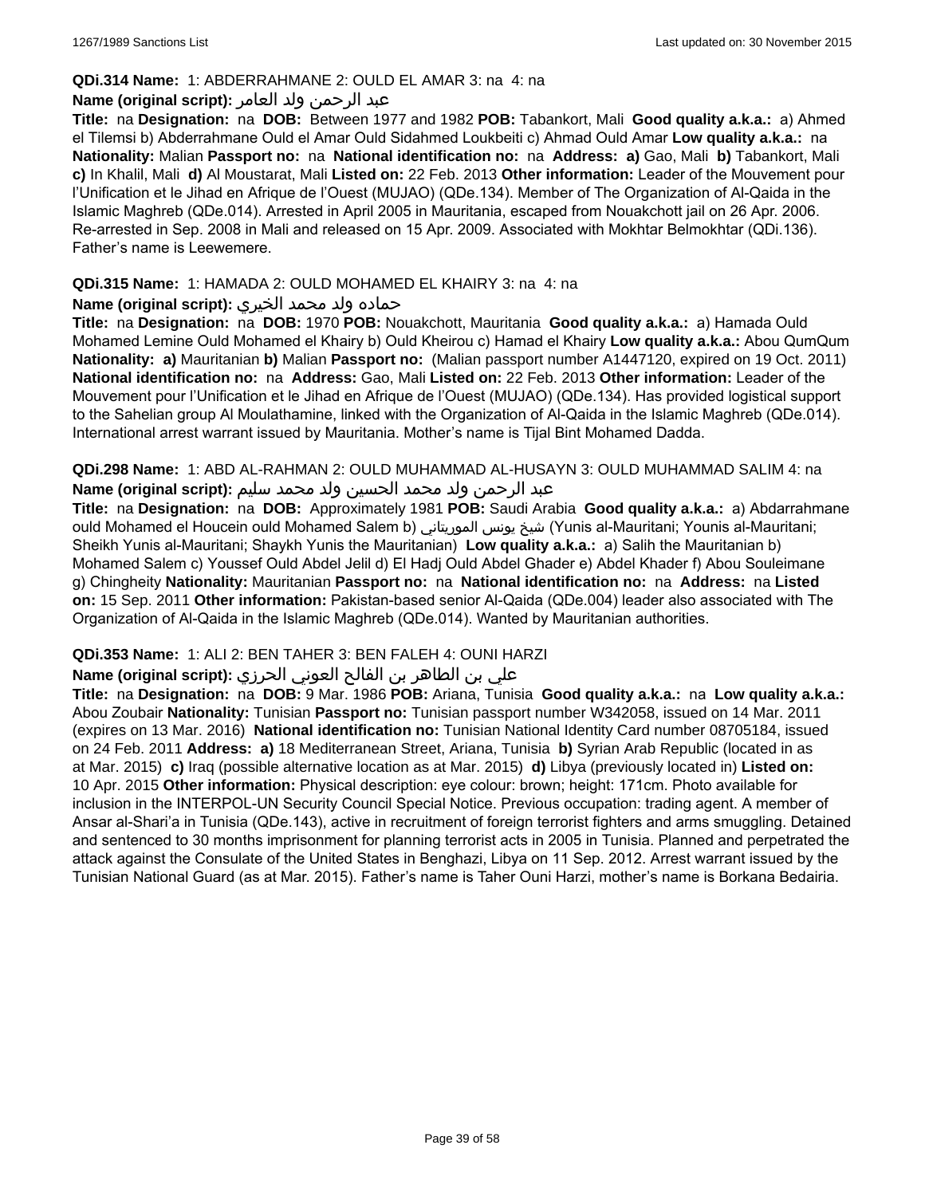**QDi.314 Name:** 1: ABDERRAHMANE 2: OULD EL AMAR 3: na 4: na

**Name (original script):** عبد الرحمن ولد العامر

**Title:** na **Designation:** na **DOB:** Between 1977 and 1982 **POB:** Tabankort, Mali **Good quality a.k.a.:** a) Ahmed el Tilemsi b) Abderrahmane Ould el Amar Ould Sidahmed Loukbeiti c) Ahmad Ould Amar **Low quality a.k.a.:** na **Nationality:** Malian **Passport no:** na **National identification no:** na **Address:** **a)** Gao, Mali **b)** Tabankort, Mali **c)** In Khalil, Mali **d)** Al Moustarat, Mali **Listed on:** 22 Feb. 2013 **Other information:** Leader of the Mouvement pour l'Unification et le Jihad en Afrique de l'Ouest (MUJAO) (QDe.134). Member of The Organization of Al-Qaida in the Islamic Maghreb (QDe.014). Arrested in April 2005 in Mauritania, escaped from Nouakchott jail on 26 Apr. 2006. Re-arrested in Sep. 2008 in Mali and released on 15 Apr. 2009. Associated with Mokhtar Belmokhtar (QDi.136). Father's name is Leewemere.

**QDi.315 Name:** 1: HAMADA 2: OULD MOHAMED EL KHAIRY 3: na 4: na

**Name (original script):** حماده ولد محمد الخيري

**Title:** na **Designation:** na **DOB:** 1970 **POB:** Nouakchott, Mauritania **Good quality a.k.a.:** a) Hamada Ould Mohamed Lemine Ould Mohamed el Khairy b) Ould Kheirou c) Hamad el Khairy **Low quality a.k.a.:** Abou QumQum **Nationality:** **a)** Mauritanian **b)** Malian **Passport no:** (Malian passport number A1447120, expired on 19 Oct. 2011) **National identification no:** na **Address:** Gao, Mali **Listed on:** 22 Feb. 2013 **Other information:** Leader of the Mouvement pour l'Unification et le Jihad en Afrique de l'Ouest (MUJAO) (QDe.134). Has provided logistical support to the Sahelian group Al Moulathamine, linked with the Organization of Al-Qaida in the Islamic Maghreb (QDe.014). International arrest warrant issued by Mauritania. Mother's name is Tijal Bint Mohamed Dadda.

**QDi.298 Name:** 1: ABD AL-RAHMAN 2: OULD MUHAMMAD AL-HUSAYN 3: OULD MUHAMMAD SALIM 4: na

**Name (original script):** عبد الرحمن ولد محمد الحسين ولد محمد سليم

**Title:** na **Designation:** na **DOB:** Approximately 1981 **POB:** Saudi Arabia **Good quality a.k.a.:** a) Abdarrahmane ould Mohamed el Houcein ould Mohamed Salem b) شيخ يونس الموريتاني (Yunis al-Mauritani; Younis al-Mauritani; Sheikh Yunis al-Mauritani; Shaykh Yunis the Mauritanian) **Low quality a.k.a.:** a) Salih the Mauritanian b) Mohamed Salem c) Youssef Ould Abdel Jelil d) El Hadj Ould Abdel Ghader e) Abdel Khader f) Abou Souleimane g) Chingheity **Nationality:** Mauritanian **Passport no:** na **National identification no:** na **Address:** na **Listed on:** 15 Sep. 2011 **Other information:** Pakistan-based senior Al-Qaida (QDe.004) leader also associated with The Organization of Al-Qaida in the Islamic Maghreb (QDe.014). Wanted by Mauritanian authorities.

**QDi.353 Name:** 1: ALI 2: BEN TAHER 3: BEN FALEH 4: OUNI HARZI

**Name (original script):** علي بن الطاهر بن الفالح العوني الحرزي

**Title:** na **Designation:** na **DOB:** 9 Mar. 1986 **POB:** Ariana, Tunisia **Good quality a.k.a.:** na **Low quality a.k.a.:** Abou Zoubair **Nationality:** Tunisian **Passport no:** Tunisian passport number W342058, issued on 14 Mar. 2011 (expires on 13 Mar. 2016) **National identification no:** Tunisian National Identity Card number 08705184, issued on 24 Feb. 2011 **Address:** **a)** 18 Mediterranean Street, Ariana, Tunisia **b)** Syrian Arab Republic (located in as at Mar. 2015) **c)** Iraq (possible alternative location as at Mar. 2015) **d)** Libya (previously located in) **Listed on:** 10 Apr. 2015 **Other information:** Physical description: eye colour: brown; height: 171cm. Photo available for inclusion in the INTERPOL-UN Security Council Special Notice. Previous occupation: trading agent. A member of Ansar al-Shari'a in Tunisia (QDe.143), active in recruitment of foreign terrorist fighters and arms smuggling. Detained and sentenced to 30 months imprisonment for planning terrorist acts in 2005 in Tunisia. Planned and perpetrated the attack against the Consulate of the United States in Benghazi, Libya on 11 Sep. 2012. Arrest warrant issued by the Tunisian National Guard (as at Mar. 2015). Father's name is Taher Ouni Harzi, mother's name is Borkana Bedairia.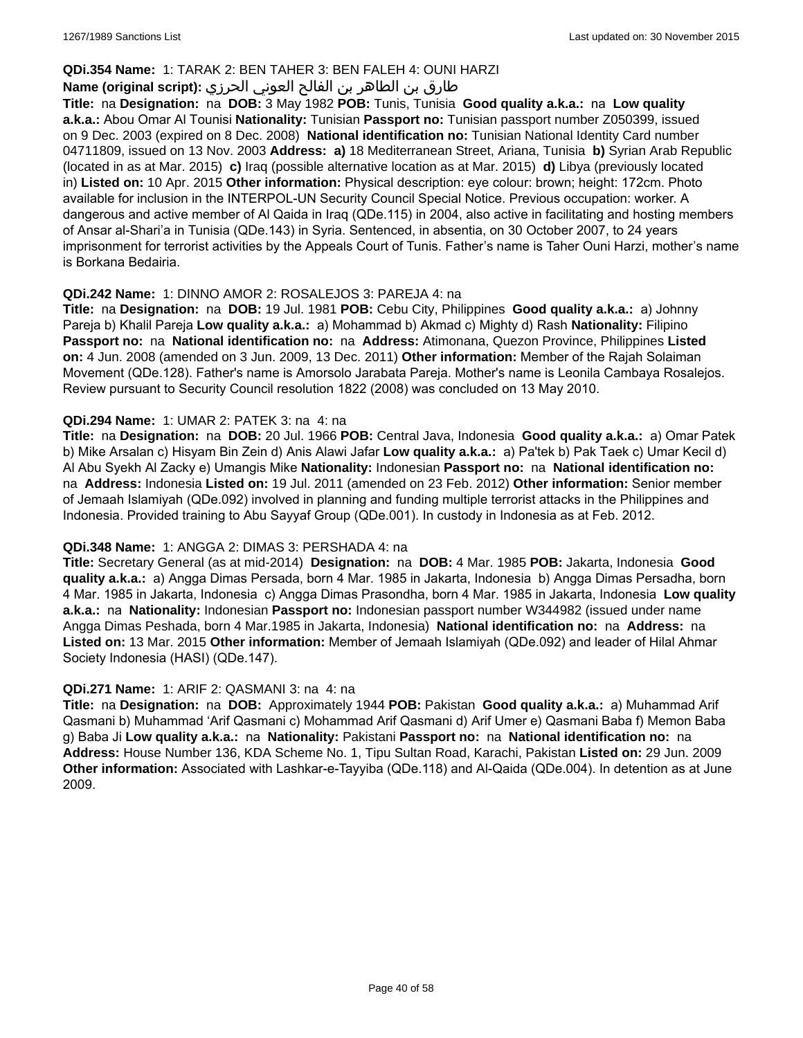**QDi.354 Name:** 1: TARAK 2: BEN TAHER 3: BEN FALEH 4: OUNI HARZI

**Name (original script):** طارق بن الطاهر بن الفالح العوني الحرزي

**Title:** na **Designation:** na **DOB:** 3 May 1982 **POB:** Tunis, Tunisia **Good quality a.k.a.:** na **Low quality a.k.a.:** Abou Omar Al Tounisi **Nationality:** Tunisian **Passport no:** Tunisian passport number Z050399, issued on 9 Dec. 2003 (expired on 8 Dec. 2008) **National identification no:** Tunisian National Identity Card number 04711809, issued on 13 Nov. 2003 **Address:** **a)** 18 Mediterranean Street, Ariana, Tunisia **b)** Syrian Arab Republic (located in as at Mar. 2015) **c)** Iraq (possible alternative location as at Mar. 2015) **d)** Libya (previously located in) **Listed on:** 10 Apr. 2015 **Other information:** Physical description: eye colour: brown; height: 172cm. Photo available for inclusion in the INTERPOL-UN Security Council Special Notice. Previous occupation: worker. A dangerous and active member of Al Qaida in Iraq (QDe.115) in 2004, also active in facilitating and hosting members of Ansar al-Shari'a in Tunisia (QDe.143) in Syria. Sentenced, in absentia, on 30 October 2007, to 24 years imprisonment for terrorist activities by the Appeals Court of Tunis. Father's name is Taher Ouni Harzi, mother's name is Borkana Bedairia.

**QDi.242 Name:** 1: DINNO AMOR 2: ROSALEJOS 3: PAREJA 4: na

**Title:** na **Designation:** na **DOB:** 19 Jul. 1981 **POB:** Cebu City, Philippines **Good quality a.k.a.:** a) Johnny Pareja b) Khalil Pareja **Low quality a.k.a.:** a) Mohammad b) Akmad c) Mighty d) Rash **Nationality:** Filipino **Passport no:** na **National identification no:** na **Address:** Atimonana, Quezon Province, Philippines **Listed on:** 4 Jun. 2008 (amended on 3 Jun. 2009, 13 Dec. 2011) **Other information:** Member of the Rajah Solaiman Movement (QDe.128). Father's name is Amorsolo Jarabata Pareja. Mother's name is Leonila Cambaya Rosalejos. Review pursuant to Security Council resolution 1822 (2008) was concluded on 13 May 2010.

**QDi.294 Name:** 1: UMAR 2: PATEK 3: na 4: na

**Title:** na **Designation:** na **DOB:** 20 Jul. 1966 **POB:** Central Java, Indonesia **Good quality a.k.a.:** a) Omar Patek b) Mike Arsalan c) Hisyam Bin Zein d) Anis Alawi Jafar **Low quality a.k.a.:** a) Pa'tek b) Pak Taek c) Umar Kecil d) Al Abu Syekh Al Zacky e) Umangis Mike **Nationality:** Indonesian **Passport no:** na **National identification no:** na **Address:** Indonesia **Listed on:** 19 Jul. 2011 (amended on 23 Feb. 2012) **Other information:** Senior member of Jemaah Islamiyah (QDe.092) involved in planning and funding multiple terrorist attacks in the Philippines and Indonesia. Provided training to Abu Sayyaf Group (QDe.001). In custody in Indonesia as at Feb. 2012.

**QDi.348 Name:** 1: ANGGA 2: DIMAS 3: PERSHADA 4: na

**Title:** Secretary General (as at mid-2014) **Designation:** na **DOB:** 4 Mar. 1985 **POB:** Jakarta, Indonesia **Good quality a.k.a.:** a) Angga Dimas Persada, born 4 Mar. 1985 in Jakarta, Indonesia b) Angga Dimas Persadha, born 4 Mar. 1985 in Jakarta, Indonesia c) Angga Dimas Prasondha, born 4 Mar. 1985 in Jakarta, Indonesia **Low quality a.k.a.:** na **Nationality:** Indonesian **Passport no:** Indonesian passport number W344982 (issued under name Angga Dimas Peshada, born 4 Mar.1985 in Jakarta, Indonesia) **National identification no:** na **Address:** na **Listed on:** 13 Mar. 2015 **Other information:** Member of Jemaah Islamiyah (QDe.092) and leader of Hilal Ahmar Society Indonesia (HASI) (QDe.147).

**QDi.271 Name:** 1: ARIF 2: QASMANI 3: na 4: na

**Title:** na **Designation:** na **DOB:** Approximately 1944 **POB:** Pakistan **Good quality a.k.a.:** a) Muhammad Arif Qasmani b) Muhammad 'Arif Qasmani c) Mohammad Arif Qasmani d) Arif Umer e) Qasmani Baba f) Memon Baba g) Baba Ji **Low quality a.k.a.:** na **Nationality:** Pakistani **Passport no:** na **National identification no:** na **Address:** House Number 136, KDA Scheme No. 1, Tipu Sultan Road, Karachi, Pakistan **Listed on:** 29 Jun. 2009 **Other information:** Associated with Lashkar-e-Tayyiba (QDe.118) and Al-Qaida (QDe.004). In detention as at June 2009.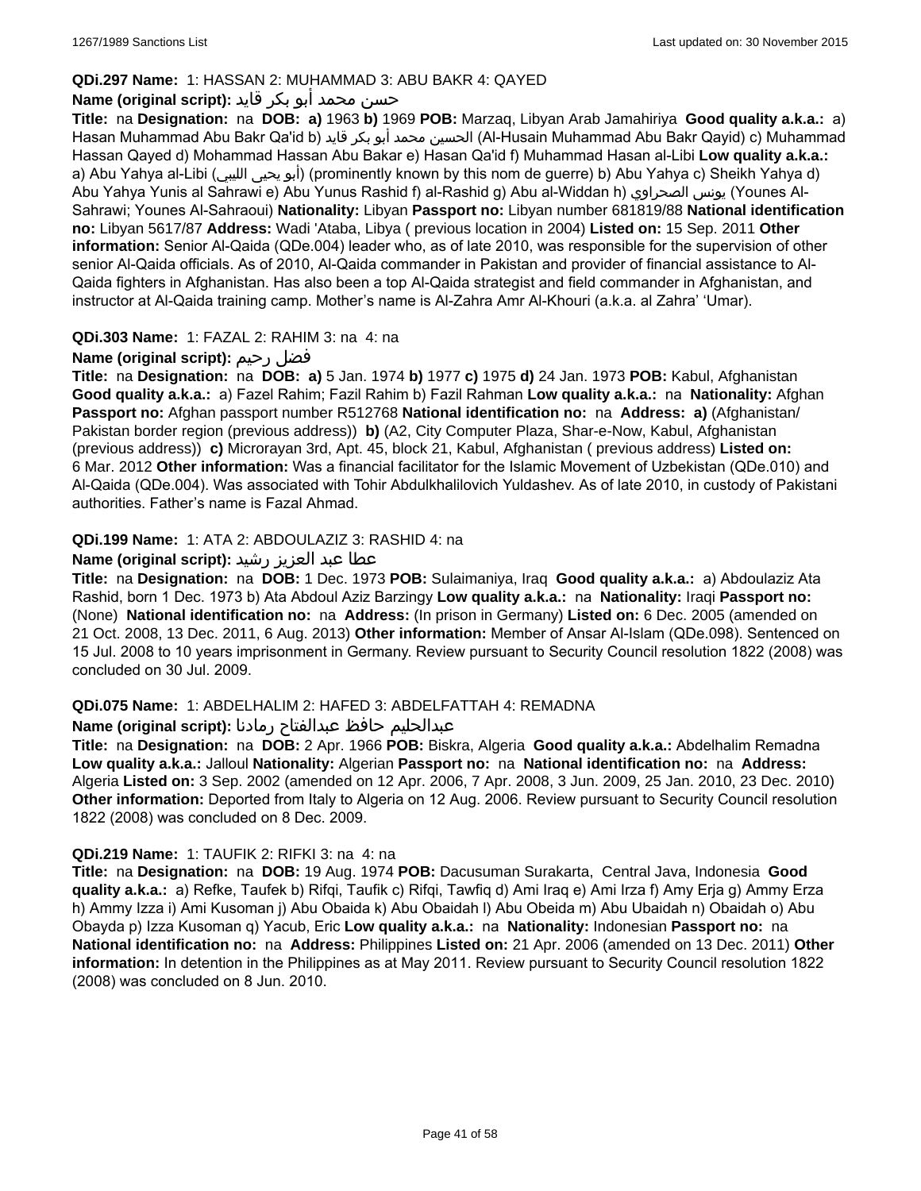**QDi.297 Name:** 1: HASSAN 2: MUHAMMAD 3: ABU BAKR 4: QAYED

**Name (original script):** حسن محمد أبو بكر قايد

**Title:** na **Designation:** na **DOB:** **a)** 1963 **b)** 1969 **POB:** Marzaq, Libyan Arab Jamahiriya **Good quality a.k.a.:** a) Hasan Muhammad Abu Bakr Qa'id b) الحسين محمد أبو بكر قايد (Al-Husain Muhammad Abu Bakr Qayid) c) Muhammad Hassan Qayed d) Mohammad Hassan Abu Bakar e) Hasan Qa'id f) Muhammad Hasan al-Libi **Low quality a.k.a.:** a) Abu Yahya al-Libi (أبو يحيى الليبي) (prominently known by this nom de guerre) b) Abu Yahya c) Sheikh Yahya d) Abu Yahya Yunis al Sahrawi e) Abu Yunus Rashid f) al-Rashid g) Abu al-Widdan h) يونس الصحراوي (Younes Al-Sahrawi; Younes Al-Sahraoui) **Nationality:** Libyan **Passport no:** Libyan number 681819/88 **National identification no:** Libyan 5617/87 **Address:** Wadi 'Ataba, Libya ( previous location in 2004) **Listed on:** 15 Sep. 2011 **Other information:** Senior Al-Qaida (QDe.004) leader who, as of late 2010, was responsible for the supervision of other senior Al-Qaida officials. As of 2010, Al-Qaida commander in Pakistan and provider of financial assistance to Al-Qaida fighters in Afghanistan. Has also been a top Al-Qaida strategist and field commander in Afghanistan, and instructor at Al-Qaida training camp. Mother's name is Al-Zahra Amr Al-Khouri (a.k.a. al Zahra' 'Umar).

**QDi.303 Name:** 1: FAZAL 2: RAHIM 3: na 4: na

**Name (original script):** فضل رحيم

**Title:** na **Designation:** na **DOB:** **a)** 5 Jan. 1974 **b)** 1977 **c)** 1975 **d)** 24 Jan. 1973 **POB:** Kabul, Afghanistan **Good quality a.k.a.:** a) Fazel Rahim; Fazil Rahim b) Fazil Rahman **Low quality a.k.a.:** na **Nationality:** Afghan **Passport no:** Afghan passport number R512768 **National identification no:** na **Address:** **a)** (Afghanistan/ Pakistan border region (previous address)) **b)** (A2, City Computer Plaza, Shar-e-Now, Kabul, Afghanistan (previous address)) **c)** Microrayan 3rd, Apt. 45, block 21, Kabul, Afghanistan ( previous address) **Listed on:** 6 Mar. 2012 **Other information:** Was a financial facilitator for the Islamic Movement of Uzbekistan (QDe.010) and Al-Qaida (QDe.004). Was associated with Tohir Abdulkhalilovich Yuldashev. As of late 2010, in custody of Pakistani authorities. Father's name is Fazal Ahmad.

**QDi.199 Name:** 1: ATA 2: ABDOULAZIZ 3: RASHID 4: na

**Name (original script):** عطا عبد العزيز رشيد

**Title:** na **Designation:** na **DOB:** 1 Dec. 1973 **POB:** Sulaimaniya, Iraq **Good quality a.k.a.:** a) Abdoulaziz Ata Rashid, born 1 Dec. 1973 b) Ata Abdoul Aziz Barzingy **Low quality a.k.a.:** na **Nationality:** Iraqi **Passport no:** (None) **National identification no:** na **Address:** (In prison in Germany) **Listed on:** 6 Dec. 2005 (amended on 21 Oct. 2008, 13 Dec. 2011, 6 Aug. 2013) **Other information:** Member of Ansar Al-Islam (QDe.098). Sentenced on 15 Jul. 2008 to 10 years imprisonment in Germany. Review pursuant to Security Council resolution 1822 (2008) was concluded on 30 Jul. 2009.

**QDi.075 Name:** 1: ABDELHALIM 2: HAFED 3: ABDELFATTAH 4: REMADNA

**Name (original script):** عبدالحليم حافظ عبدالفتاح رمادنا

**Title:** na **Designation:** na **DOB:** 2 Apr. 1966 **POB:** Biskra, Algeria **Good quality a.k.a.:** Abdelhalim Remadna **Low quality a.k.a.:** Jalloul **Nationality:** Algerian **Passport no:** na **National identification no:** na **Address:** Algeria **Listed on:** 3 Sep. 2002 (amended on 12 Apr. 2006, 7 Apr. 2008, 3 Jun. 2009, 25 Jan. 2010, 23 Dec. 2010) **Other information:** Deported from Italy to Algeria on 12 Aug. 2006. Review pursuant to Security Council resolution 1822 (2008) was concluded on 8 Dec. 2009.

**QDi.219 Name:** 1: TAUFIK 2: RIFKI 3: na 4: na

**Title:** na **Designation:** na **DOB:** 19 Aug. 1974 **POB:** Dacusuman Surakarta, Central Java, Indonesia **Good quality a.k.a.:** a) Refke, Taufek b) Rifqi, Taufik c) Rifqi, Tawfiq d) Ami Iraq e) Ami Irza f) Amy Erja g) Ammy Erza h) Ammy Izza i) Ami Kusoman j) Abu Obaida k) Abu Obaidah l) Abu Obeida m) Abu Ubaidah n) Obaidah o) Abu Obayda p) Izza Kusoman q) Yacub, Eric **Low quality a.k.a.:** na **Nationality:** Indonesian **Passport no:** na **National identification no:** na **Address:** Philippines **Listed on:** 21 Apr. 2006 (amended on 13 Dec. 2011) **Other information:** In detention in the Philippines as at May 2011. Review pursuant to Security Council resolution 1822 (2008) was concluded on 8 Jun. 2010.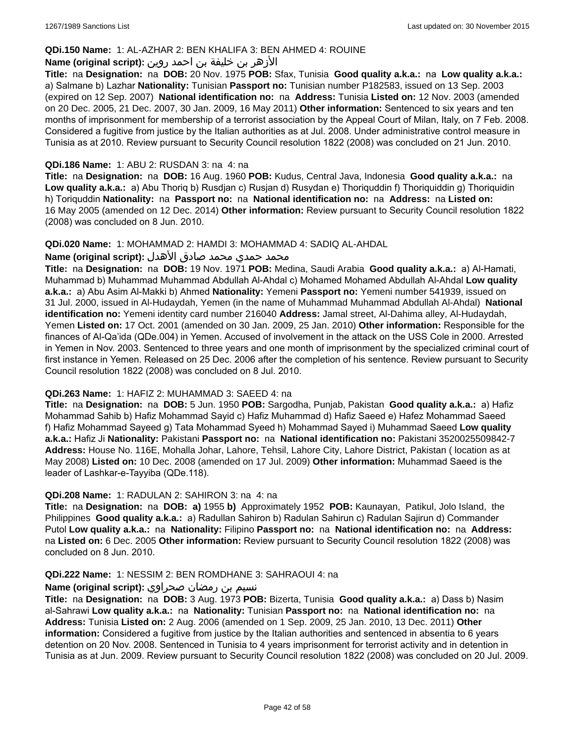**QDi.150 Name:** 1: AL-AZHAR 2: BEN KHALIFA 3: BEN AHMED 4: ROUINE

**Name (original script):** الأزهر بن خليفة بن احمد روين

**Title:** na **Designation:** na **DOB:** 20 Nov. 1975 **POB:** Sfax, Tunisia **Good quality a.k.a.:** na **Low quality a.k.a.:** a) Salmane b) Lazhar **Nationality:** Tunisian **Passport no:** Tunisian number P182583, issued on 13 Sep. 2003 (expired on 12 Sep. 2007) **National identification no:** na **Address:** Tunisia **Listed on:** 12 Nov. 2003 (amended on 20 Dec. 2005, 21 Dec. 2007, 30 Jan. 2009, 16 May 2011) **Other information:** Sentenced to six years and ten months of imprisonment for membership of a terrorist association by the Appeal Court of Milan, Italy, on 7 Feb. 2008. Considered a fugitive from justice by the Italian authorities as at Jul. 2008. Under administrative control measure in Tunisia as at 2010. Review pursuant to Security Council resolution 1822 (2008) was concluded on 21 Jun. 2010.

**QDi.186 Name:** 1: ABU 2: RUSDAN 3: na 4: na

**Title:** na **Designation:** na **DOB:** 16 Aug. 1960 **POB:** Kudus, Central Java, Indonesia **Good quality a.k.a.:** na **Low quality a.k.a.:** a) Abu Thoriq b) Rusdjan c) Rusjan d) Rusydan e) Thoriquddin f) Thoriquiddin g) Thoriquidin h) Toriquddin **Nationality:** na **Passport no:** na **National identification no:** na **Address:** na **Listed on:** 16 May 2005 (amended on 12 Dec. 2014) **Other information:** Review pursuant to Security Council resolution 1822 (2008) was concluded on 8 Jun. 2010.

**QDi.020 Name:** 1: MOHAMMAD 2: HAMDI 3: MOHAMMAD 4: SADIQ AL-AHDAL

**Name (original script):** محمد حمدي محمد صادق الأهدل

**Title:** na **Designation:** na **DOB:** 19 Nov. 1971 **POB:** Medina, Saudi Arabia **Good quality a.k.a.:** a) Al-Hamati, Muhammad b) Muhammad Muhammad Abdullah Al-Ahdal c) Mohamed Mohamed Abdullah Al-Ahdal **Low quality a.k.a.:** a) Abu Asim Al-Makki b) Ahmed **Nationality:** Yemeni **Passport no:** Yemeni number 541939, issued on 31 Jul. 2000, issued in Al-Hudaydah, Yemen (in the name of Muhammad Muhammad Abdullah Al-Ahdal) **National identification no:** Yemeni identity card number 216040 **Address:** Jamal street, Al-Dahima alley, Al-Hudaydah, Yemen **Listed on:** 17 Oct. 2001 (amended on 30 Jan. 2009, 25 Jan. 2010) **Other information:** Responsible for the finances of Al-Qa'ida (QDe.004) in Yemen. Accused of involvement in the attack on the USS Cole in 2000. Arrested in Yemen in Nov. 2003. Sentenced to three years and one month of imprisonment by the specialized criminal court of first instance in Yemen. Released on 25 Dec. 2006 after the completion of his sentence. Review pursuant to Security Council resolution 1822 (2008) was concluded on 8 Jul. 2010.

**QDi.263 Name:** 1: HAFIZ 2: MUHAMMAD 3: SAEED 4: na

**Title:** na **Designation:** na **DOB:** 5 Jun. 1950 **POB:** Sargodha, Punjab, Pakistan **Good quality a.k.a.:** a) Hafiz Mohammad Sahib b) Hafiz Mohammad Sayid c) Hafiz Muhammad d) Hafiz Saeed e) Hafez Mohammad Saeed f) Hafiz Mohammad Sayeed g) Tata Mohammad Syeed h) Mohammad Sayed i) Muhammad Saeed **Low quality a.k.a.:** Hafiz Ji **Nationality:** Pakistani **Passport no:** na **National identification no:** Pakistani 3520025509842-7 **Address:** House No. 116E, Mohalla Johar, Lahore, Tehsil, Lahore City, Lahore District, Pakistan ( location as at May 2008) **Listed on:** 10 Dec. 2008 (amended on 17 Jul. 2009) **Other information:** Muhammad Saeed is the leader of Lashkar-e-Tayyiba (QDe.118).

**QDi.208 Name:** 1: RADULAN 2: SAHIRON 3: na 4: na

**Title:** na **Designation:** na **DOB:** **a)** 1955 **b)** Approximately 1952 **POB:** Kaunayan, Patikul, Jolo Island, the Philippines **Good quality a.k.a.:** a) Radullan Sahiron b) Radulan Sahirun c) Radulan Sajirun d) Commander Putol **Low quality a.k.a.:** na **Nationality:** Filipino **Passport no:** na **National identification no:** na **Address:** na **Listed on:** 6 Dec. 2005 **Other information:** Review pursuant to Security Council resolution 1822 (2008) was concluded on 8 Jun. 2010.

**QDi.222 Name:** 1: NESSIM 2: BEN ROMDHANE 3: SAHRAOUI 4: na

**Name (original script):** نسيم بن رمضان صحراوي

**Title:** na **Designation:** na **DOB:** 3 Aug. 1973 **POB:** Bizerta, Tunisia **Good quality a.k.a.:** a) Dass b) Nasim al-Sahrawi **Low quality a.k.a.:** na **Nationality:** Tunisian **Passport no:** na **National identification no:** na **Address:** Tunisia **Listed on:** 2 Aug. 2006 (amended on 1 Sep. 2009, 25 Jan. 2010, 13 Dec. 2011) **Other information:** Considered a fugitive from justice by the Italian authorities and sentenced in absentia to 6 years detention on 20 Nov. 2008. Sentenced in Tunisia to 4 years imprisonment for terrorist activity and in detention in Tunisia as at Jun. 2009. Review pursuant to Security Council resolution 1822 (2008) was concluded on 20 Jul. 2009.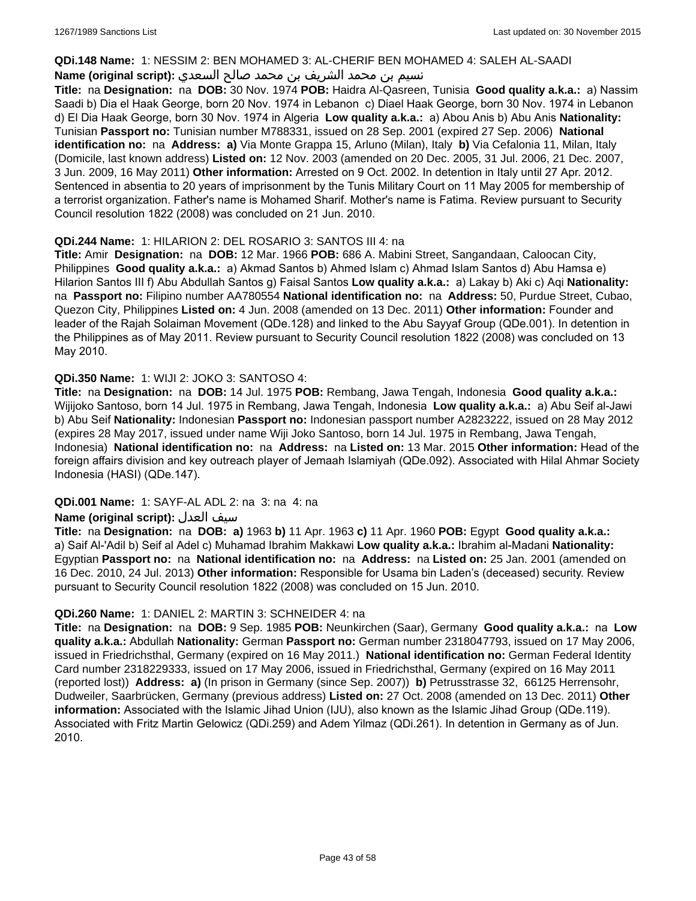**QDi.148 Name:** 1: NESSIM 2: BEN MOHAMED 3: AL-CHERIF BEN MOHAMED 4: SALEH AL-SAADI

**Name (original script):** نسيم بن محمد الشريف بن محمد صالح السعدي

**Title:** na **Designation:** na **DOB:** 30 Nov. 1974 **POB:** Haidra Al-Qasreen, Tunisia **Good quality a.k.a.:** a) Nassim Saadi b) Dia el Haak George, born 20 Nov. 1974 in Lebanon c) Diael Haak George, born 30 Nov. 1974 in Lebanon d) El Dia Haak George, born 30 Nov. 1974 in Algeria **Low quality a.k.a.:** a) Abou Anis b) Abu Anis **Nationality:** Tunisian **Passport no:** Tunisian number M788331, issued on 28 Sep. 2001 (expired 27 Sep. 2006) **National identification no:** na **Address:** **a)** Via Monte Grappa 15, Arluno (Milan), Italy **b)** Via Cefalonia 11, Milan, Italy (Domicile, last known address) **Listed on:** 12 Nov. 2003 (amended on 20 Dec. 2005, 31 Jul. 2006, 21 Dec. 2007, 3 Jun. 2009, 16 May 2011) **Other information:** Arrested on 9 Oct. 2002. In detention in Italy until 27 Apr. 2012. Sentenced in absentia to 20 years of imprisonment by the Tunis Military Court on 11 May 2005 for membership of a terrorist organization. Father's name is Mohamed Sharif. Mother's name is Fatima. Review pursuant to Security Council resolution 1822 (2008) was concluded on 21 Jun. 2010.

**QDi.244 Name:** 1: HILARION 2: DEL ROSARIO 3: SANTOS III 4: na

**Title:** Amir **Designation:** na **DOB:** 12 Mar. 1966 **POB:** 686 A. Mabini Street, Sangandaan, Caloocan City, Philippines **Good quality a.k.a.:** a) Akmad Santos b) Ahmed Islam c) Ahmad Islam Santos d) Abu Hamsa e) Hilarion Santos III f) Abu Abdullah Santos g) Faisal Santos **Low quality a.k.a.:** a) Lakay b) Aki c) Aqi **Nationality:** na **Passport no:** Filipino number AA780554 **National identification no:** na **Address:** 50, Purdue Street, Cubao, Quezon City, Philippines **Listed on:** 4 Jun. 2008 (amended on 13 Dec. 2011) **Other information:** Founder and leader of the Rajah Solaiman Movement (QDe.128) and linked to the Abu Sayyaf Group (QDe.001). In detention in the Philippines as of May 2011. Review pursuant to Security Council resolution 1822 (2008) was concluded on 13 May 2010.

**QDi.350 Name:** 1: WIJI 2: JOKO 3: SANTOSO 4:

**Title:** na **Designation:** na **DOB:** 14 Jul. 1975 **POB:** Rembang, Jawa Tengah, Indonesia **Good quality a.k.a.:** Wijijoko Santoso, born 14 Jul. 1975 in Rembang, Jawa Tengah, Indonesia **Low quality a.k.a.:** a) Abu Seif al-Jawi b) Abu Seif **Nationality:** Indonesian **Passport no:** Indonesian passport number A2823222, issued on 28 May 2012 (expires 28 May 2017, issued under name Wiji Joko Santoso, born 14 Jul. 1975 in Rembang, Jawa Tengah, Indonesia) **National identification no:** na **Address:** na **Listed on:** 13 Mar. 2015 **Other information:** Head of the foreign affairs division and key outreach player of Jemaah Islamiyah (QDe.092). Associated with Hilal Ahmar Society Indonesia (HASI) (QDe.147).

**QDi.001 Name:** 1: SAYF-AL ADL 2: na 3: na 4: na

**Name (original script):** سيف العدل

**Title:** na **Designation:** na **DOB:** **a)** 1963 **b)** 11 Apr. 1963 **c)** 11 Apr. 1960 **POB:** Egypt **Good quality a.k.a.:** a) Saif Al-'Adil b) Seif al Adel c) Muhamad Ibrahim Makkawi **Low quality a.k.a.:** Ibrahim al-Madani **Nationality:** Egyptian **Passport no:** na **National identification no:** na **Address:** na **Listed on:** 25 Jan. 2001 (amended on 16 Dec. 2010, 24 Jul. 2013) **Other information:** Responsible for Usama bin Laden's (deceased) security. Review pursuant to Security Council resolution 1822 (2008) was concluded on 15 Jun. 2010.

**QDi.260 Name:** 1: DANIEL 2: MARTIN 3: SCHNEIDER 4: na

**Title:** na **Designation:** na **DOB:** 9 Sep. 1985 **POB:** Neunkirchen (Saar), Germany **Good quality a.k.a.:** na **Low quality a.k.a.:** Abdullah **Nationality:** German **Passport no:** German number 2318047793, issued on 17 May 2006, issued in Friedrichsthal, Germany (expired on 16 May 2011.) **National identification no:** German Federal Identity Card number 2318229333, issued on 17 May 2006, issued in Friedrichsthal, Germany (expired on 16 May 2011 (reported lost)) **Address:** **a)** (In prison in Germany (since Sep. 2007)) **b)** Petrusstrasse 32, 66125 Herrensohr, Dudweiler, Saarbrücken, Germany (previous address) **Listed on:** 27 Oct. 2008 (amended on 13 Dec. 2011) **Other information:** Associated with the Islamic Jihad Union (IJU), also known as the Islamic Jihad Group (QDe.119). Associated with Fritz Martin Gelowicz (QDi.259) and Adem Yilmaz (QDi.261). In detention in Germany as of Jun. 2010.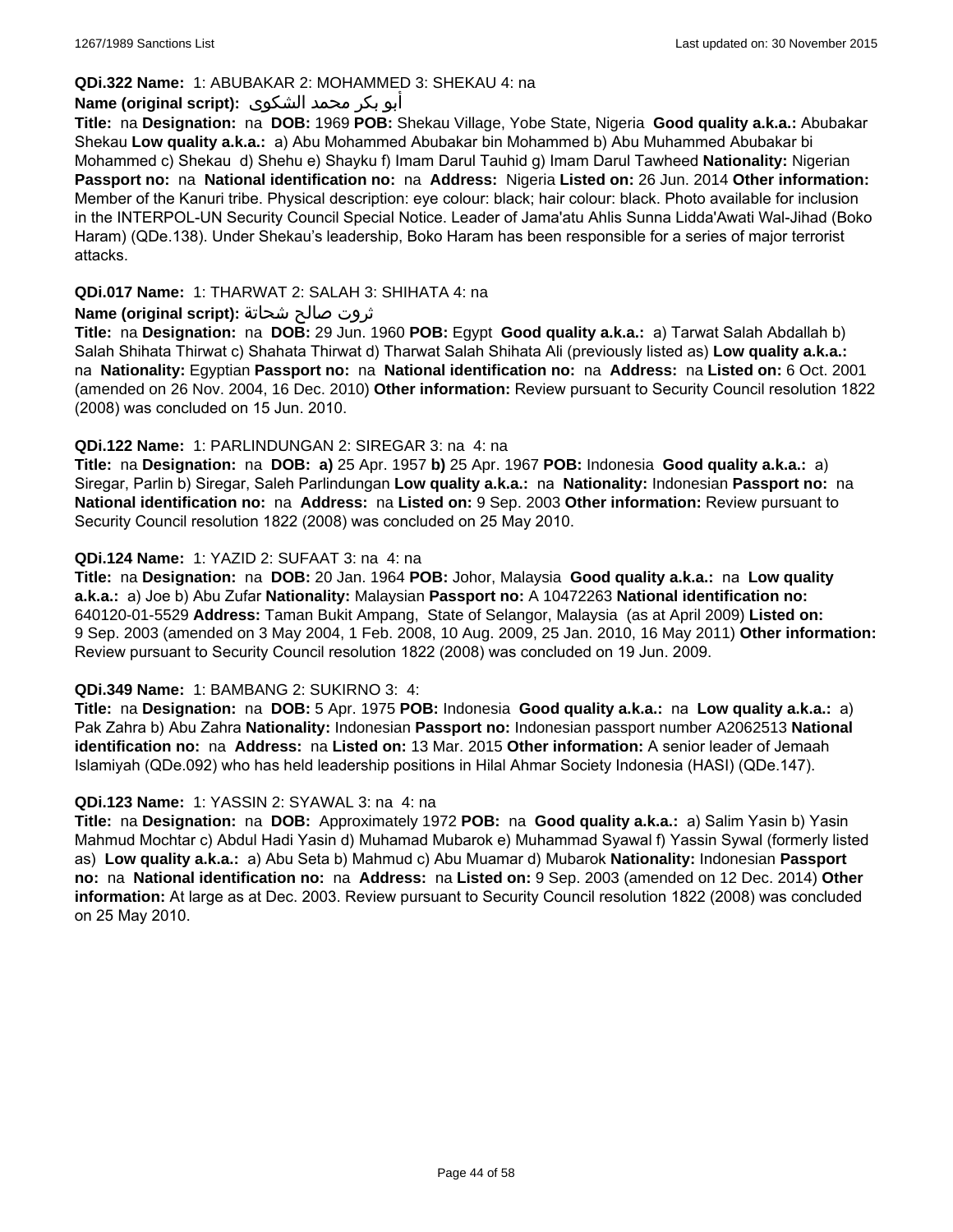**QDi.322 Name:** 1: ABUBAKAR 2: MOHAMMED 3: SHEKAU 4: na

**Name (original script):** أبو بكر محمد الشكوى

**Title:** na **Designation:** na **DOB:** 1969 **POB:** Shekau Village, Yobe State, Nigeria **Good quality a.k.a.:** Abubakar Shekau **Low quality a.k.a.:** a) Abu Mohammed Abubakar bin Mohammed b) Abu Muhammed Abubakar bi Mohammed c) Shekau d) Shehu e) Shayku f) Imam Darul Tauhid g) Imam Darul Tawheed **Nationality:** Nigerian **Passport no:** na **National identification no:** na **Address:** Nigeria **Listed on:** 26 Jun. 2014 **Other information:** Member of the Kanuri tribe. Physical description: eye colour: black; hair colour: black. Photo available for inclusion in the INTERPOL-UN Security Council Special Notice. Leader of Jama'atu Ahlis Sunna Lidda'Awati Wal-Jihad (Boko Haram) (QDe.138). Under Shekau's leadership, Boko Haram has been responsible for a series of major terrorist attacks.

**QDi.017 Name:** 1: THARWAT 2: SALAH 3: SHIHATA 4: na

**Name (original script):** ثروت صالح شحاتة

**Title:** na **Designation:** na **DOB:** 29 Jun. 1960 **POB:** Egypt **Good quality a.k.a.:** a) Tarwat Salah Abdallah b) Salah Shihata Thirwat c) Shahata Thirwat d) Tharwat Salah Shihata Ali (previously listed as) **Low quality a.k.a.:** na **Nationality:** Egyptian **Passport no:** na **National identification no:** na **Address:** na **Listed on:** 6 Oct. 2001 (amended on 26 Nov. 2004, 16 Dec. 2010) **Other information:** Review pursuant to Security Council resolution 1822 (2008) was concluded on 15 Jun. 2010.

**QDi.122 Name:** 1: PARLINDUNGAN 2: SIREGAR 3: na 4: na

**Title:** na **Designation:** na **DOB:** **a)** 25 Apr. 1957 **b)** 25 Apr. 1967 **POB:** Indonesia **Good quality a.k.a.:** a) Siregar, Parlin b) Siregar, Saleh Parlindungan **Low quality a.k.a.:** na **Nationality:** Indonesian **Passport no:** na **National identification no:** na **Address:** na **Listed on:** 9 Sep. 2003 **Other information:** Review pursuant to Security Council resolution 1822 (2008) was concluded on 25 May 2010.

**QDi.124 Name:** 1: YAZID 2: SUFAAT 3: na 4: na

**Title:** na **Designation:** na **DOB:** 20 Jan. 1964 **POB:** Johor, Malaysia **Good quality a.k.a.:** na **Low quality a.k.a.:** a) Joe b) Abu Zufar **Nationality:** Malaysian **Passport no:** A 10472263 **National identification no:** 640120-01-5529 **Address:** Taman Bukit Ampang, State of Selangor, Malaysia (as at April 2009) **Listed on:** 9 Sep. 2003 (amended on 3 May 2004, 1 Feb. 2008, 10 Aug. 2009, 25 Jan. 2010, 16 May 2011) **Other information:** Review pursuant to Security Council resolution 1822 (2008) was concluded on 19 Jun. 2009.

**QDi.349 Name:** 1: BAMBANG 2: SUKIRNO 3: 4:

**Title:** na **Designation:** na **DOB:** 5 Apr. 1975 **POB:** Indonesia **Good quality a.k.a.:** na **Low quality a.k.a.:** a) Pak Zahra b) Abu Zahra **Nationality:** Indonesian **Passport no:** Indonesian passport number A2062513 **National identification no:** na **Address:** na **Listed on:** 13 Mar. 2015 **Other information:** A senior leader of Jemaah Islamiyah (QDe.092) who has held leadership positions in Hilal Ahmar Society Indonesia (HASI) (QDe.147).

**QDi.123 Name:** 1: YASSIN 2: SYAWAL 3: na 4: na

**Title:** na **Designation:** na **DOB:** Approximately 1972 **POB:** na **Good quality a.k.a.:** a) Salim Yasin b) Yasin Mahmud Mochtar c) Abdul Hadi Yasin d) Muhamad Mubarok e) Muhammad Syawal f) Yassin Sywal (formerly listed as) **Low quality a.k.a.:** a) Abu Seta b) Mahmud c) Abu Muamar d) Mubarok **Nationality:** Indonesian **Passport no:** na **National identification no:** na **Address:** na **Listed on:** 9 Sep. 2003 (amended on 12 Dec. 2014) **Other information:** At large as at Dec. 2003. Review pursuant to Security Council resolution 1822 (2008) was concluded on 25 May 2010.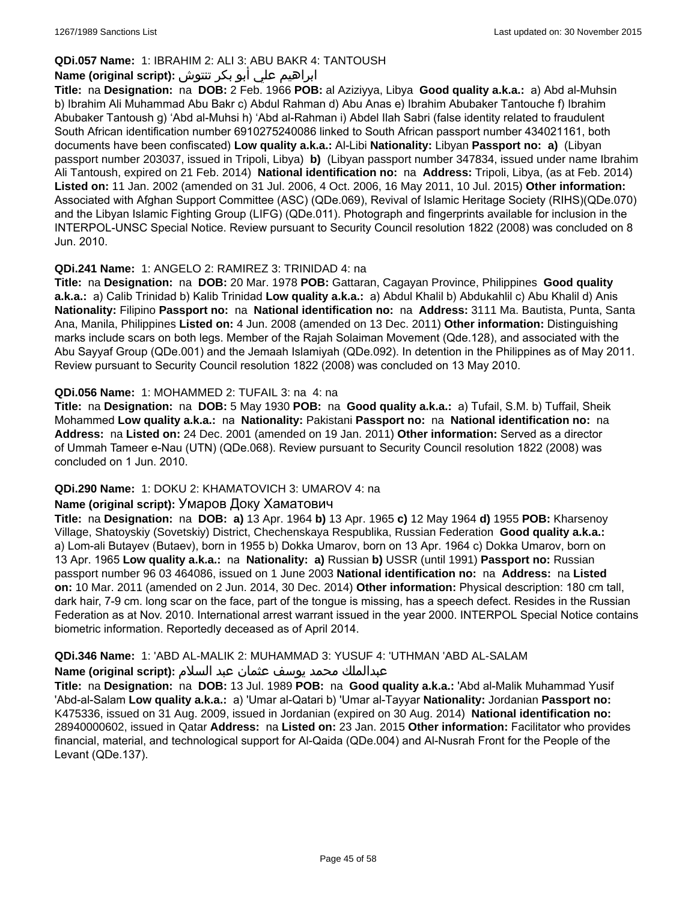**QDi.057 Name:** 1: IBRAHIM 2: ALI 3: ABU BAKR 4: TANTOUSH

**Name (original script):** ابراهيم علي أبو بكر تنتوش

**Title:** na **Designation:** na **DOB:** 2 Feb. 1966 **POB:** al Aziziyya, Libya **Good quality a.k.a.:** a) Abd al-Muhsin b) Ibrahim Ali Muhammad Abu Bakr c) Abdul Rahman d) Abu Anas e) Ibrahim Abubaker Tantouche f) Ibrahim Abubaker Tantoush g) 'Abd al-Muhsi h) 'Abd al-Rahman i) Abdel Ilah Sabri (false identity related to fraudulent South African identification number 6910275240086 linked to South African passport number 434021161, both documents have been confiscated) **Low quality a.k.a.:** Al-Libi **Nationality:** Libyan **Passport no:** **a)** (Libyan passport number 203037, issued in Tripoli, Libya) **b)** (Libyan passport number 347834, issued under name Ibrahim Ali Tantoush, expired on 21 Feb. 2014) **National identification no:** na **Address:** Tripoli, Libya, (as at Feb. 2014) **Listed on:** 11 Jan. 2002 (amended on 31 Jul. 2006, 4 Oct. 2006, 16 May 2011, 10 Jul. 2015) **Other information:** Associated with Afghan Support Committee (ASC) (QDe.069), Revival of Islamic Heritage Society (RIHS)(QDe.070) and the Libyan Islamic Fighting Group (LIFG) (QDe.011). Photograph and fingerprints available for inclusion in the INTERPOL-UNSC Special Notice. Review pursuant to Security Council resolution 1822 (2008) was concluded on 8 Jun. 2010.

**QDi.241 Name:** 1: ANGELO 2: RAMIREZ 3: TRINIDAD 4: na

**Title:** na **Designation:** na **DOB:** 20 Mar. 1978 **POB:** Gattaran, Cagayan Province, Philippines **Good quality a.k.a.:** a) Calib Trinidad b) Kalib Trinidad **Low quality a.k.a.:** a) Abdul Khalil b) Abdukahlil c) Abu Khalil d) Anis **Nationality:** Filipino **Passport no:** na **National identification no:** na **Address:** 3111 Ma. Bautista, Punta, Santa Ana, Manila, Philippines **Listed on:** 4 Jun. 2008 (amended on 13 Dec. 2011) **Other information:** Distinguishing marks include scars on both legs. Member of the Rajah Solaiman Movement (Qde.128), and associated with the Abu Sayyaf Group (QDe.001) and the Jemaah Islamiyah (QDe.092). In detention in the Philippines as of May 2011. Review pursuant to Security Council resolution 1822 (2008) was concluded on 13 May 2010.

**QDi.056 Name:** 1: MOHAMMED 2: TUFAIL 3: na 4: na

**Title:** na **Designation:** na **DOB:** 5 May 1930 **POB:** na **Good quality a.k.a.:** a) Tufail, S.M. b) Tuffail, Sheik Mohammed **Low quality a.k.a.:** na **Nationality:** Pakistani **Passport no:** na **National identification no:** na **Address:** na **Listed on:** 24 Dec. 2001 (amended on 19 Jan. 2011) **Other information:** Served as a director of Ummah Tameer e-Nau (UTN) (QDe.068). Review pursuant to Security Council resolution 1822 (2008) was concluded on 1 Jun. 2010.

**QDi.290 Name:** 1: DOKU 2: KHAMATOVICH 3: UMAROV 4: na

**Name (original script):** Умаров Доку Хаматович

**Title:** na **Designation:** na **DOB:** **a)** 13 Apr. 1964 **b)** 13 Apr. 1965 **c)** 12 May 1964 **d)** 1955 **POB:** Kharsenoy Village, Shatoyskiy (Sovetskiy) District, Chechenskaya Respublika, Russian Federation **Good quality a.k.a.:** a) Lom-ali Butayev (Butaev), born in 1955 b) Dokka Umarov, born on 13 Apr. 1964 c) Dokka Umarov, born on 13 Apr. 1965 **Low quality a.k.a.:** na **Nationality:** **a)** Russian **b)** USSR (until 1991) **Passport no:** Russian passport number 96 03 464086, issued on 1 June 2003 **National identification no:** na **Address:** na **Listed on:** 10 Mar. 2011 (amended on 2 Jun. 2014, 30 Dec. 2014) **Other information:** Physical description: 180 cm tall, dark hair, 7-9 cm. long scar on the face, part of the tongue is missing, has a speech defect. Resides in the Russian Federation as at Nov. 2010. International arrest warrant issued in the year 2000. INTERPOL Special Notice contains biometric information. Reportedly deceased as of April 2014.

**QDi.346 Name:** 1: 'ABD AL-MALIK 2: MUHAMMAD 3: YUSUF 4: 'UTHMAN 'ABD AL-SALAM

**Name (original script):** عبدالملك محمد يوسف عثمان عبد السلام

**Title:** na **Designation:** na **DOB:** 13 Jul. 1989 **POB:** na **Good quality a.k.a.:** 'Abd al-Malik Muhammad Yusif 'Abd-al-Salam **Low quality a.k.a.:** a) 'Umar al-Qatari b) 'Umar al-Tayyar **Nationality:** Jordanian **Passport no:** K475336, issued on 31 Aug. 2009, issued in Jordanian (expired on 30 Aug. 2014) **National identification no:** 28940000602, issued in Qatar **Address:** na **Listed on:** 23 Jan. 2015 **Other information:** Facilitator who provides financial, material, and technological support for Al-Qaida (QDe.004) and Al-Nusrah Front for the People of the Levant (QDe.137).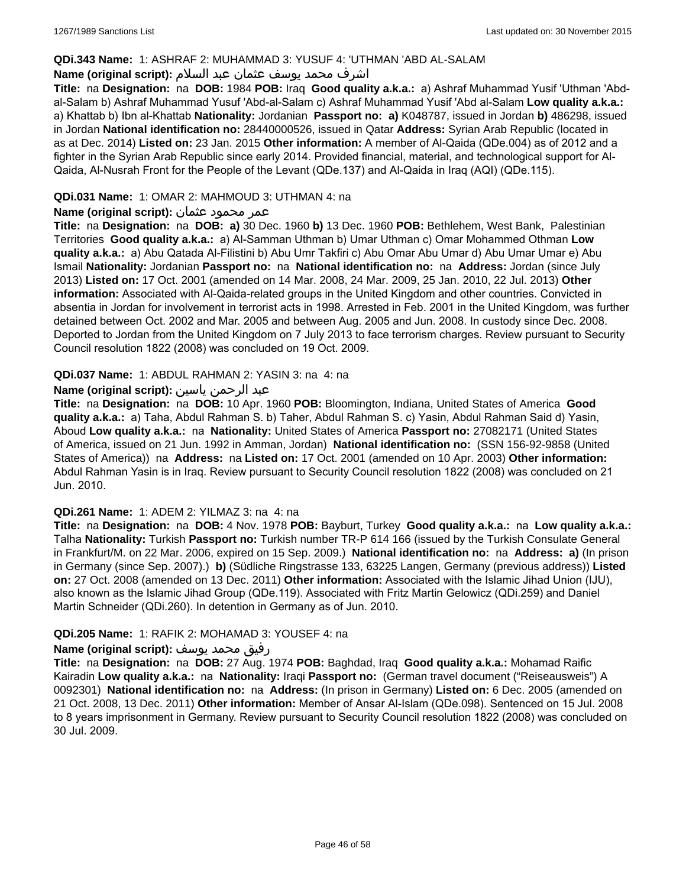**QDi.343 Name:** 1: ASHRAF 2: MUHAMMAD 3: YUSUF 4: 'UTHMAN 'ABD AL-SALAM

**Name (original script):** اشرف محمد يوسف عثمان عبد السلام

**Title:** na **Designation:** na **DOB:** 1984 **POB:** Iraq **Good quality a.k.a.:** a) Ashraf Muhammad Yusif 'Uthman 'Abd-al-Salam b) Ashraf Muhammad Yusuf 'Abd-al-Salam c) Ashraf Muhammad Yusif 'Abd al-Salam **Low quality a.k.a.:** a) Khattab b) Ibn al-Khattab **Nationality:** Jordanian **Passport no: a)** K048787, issued in Jordan **b)** 486298, issued in Jordan **National identification no:** 28440000526, issued in Qatar **Address:** Syrian Arab Republic (located in as at Dec. 2014) **Listed on:** 23 Jan. 2015 **Other information:** A member of Al-Qaida (QDe.004) as of 2012 and a fighter in the Syrian Arab Republic since early 2014. Provided financial, material, and technological support for Al-Qaida, Al-Nusrah Front for the People of the Levant (QDe.137) and Al-Qaida in Iraq (AQI) (QDe.115).

**QDi.031 Name:** 1: OMAR 2: MAHMOUD 3: UTHMAN 4: na

**Name (original script):** عمر محمود عثمان

**Title:** na **Designation:** na **DOB: a)** 30 Dec. 1960 **b)** 13 Dec. 1960 **POB:** Bethlehem, West Bank, Palestinian Territories **Good quality a.k.a.:** a) Al-Samman Uthman b) Umar Uthman c) Omar Mohammed Othman **Low quality a.k.a.:** a) Abu Qatada Al-Filistini b) Abu Umr Takfiri c) Abu Omar Abu Umar d) Abu Umar Umar e) Abu Ismail **Nationality:** Jordanian **Passport no:** na **National identification no:** na **Address:** Jordan (since July 2013) **Listed on:** 17 Oct. 2001 (amended on 14 Mar. 2008, 24 Mar. 2009, 25 Jan. 2010, 22 Jul. 2013) **Other information:** Associated with Al-Qaida-related groups in the United Kingdom and other countries. Convicted in absentia in Jordan for involvement in terrorist acts in 1998. Arrested in Feb. 2001 in the United Kingdom, was further detained between Oct. 2002 and Mar. 2005 and between Aug. 2005 and Jun. 2008. In custody since Dec. 2008. Deported to Jordan from the United Kingdom on 7 July 2013 to face terrorism charges. Review pursuant to Security Council resolution 1822 (2008) was concluded on 19 Oct. 2009.

**QDi.037 Name:** 1: ABDUL RAHMAN 2: YASIN 3: na 4: na

**Name (original script):** عبد الرحمن ياسين

**Title:** na **Designation:** na **DOB:** 10 Apr. 1960 **POB:** Bloomington, Indiana, United States of America **Good quality a.k.a.:** a) Taha, Abdul Rahman S. b) Taher, Abdul Rahman S. c) Yasin, Abdul Rahman Said d) Yasin, Aboud **Low quality a.k.a.:** na **Nationality:** United States of America **Passport no:** 27082171 (United States of America, issued on 21 Jun. 1992 in Amman, Jordan) **National identification no:** (SSN 156-92-9858 (United States of America)) na **Address:** na **Listed on:** 17 Oct. 2001 (amended on 10 Apr. 2003) **Other information:** Abdul Rahman Yasin is in Iraq. Review pursuant to Security Council resolution 1822 (2008) was concluded on 21 Jun. 2010.

**QDi.261 Name:** 1: ADEM 2: YILMAZ 3: na 4: na

**Title:** na **Designation:** na **DOB:** 4 Nov. 1978 **POB:** Bayburt, Turkey **Good quality a.k.a.:** na **Low quality a.k.a.:** Talha **Nationality:** Turkish **Passport no:** Turkish number TR-P 614 166 (issued by the Turkish Consulate General in Frankfurt/M. on 22 Mar. 2006, expired on 15 Sep. 2009.) **National identification no:** na **Address: a)** (In prison in Germany (since Sep. 2007).) **b)** (Südliche Ringstrasse 133, 63225 Langen, Germany (previous address)) **Listed on:** 27 Oct. 2008 (amended on 13 Dec. 2011) **Other information:** Associated with the Islamic Jihad Union (IJU), also known as the Islamic Jihad Group (QDe.119). Associated with Fritz Martin Gelowicz (QDi.259) and Daniel Martin Schneider (QDi.260). In detention in Germany as of Jun. 2010.

**QDi.205 Name:** 1: RAFIK 2: MOHAMAD 3: YOUSEF 4: na

**Name (original script):** رفيق محمد يوسف

**Title:** na **Designation:** na **DOB:** 27 Aug. 1974 **POB:** Baghdad, Iraq **Good quality a.k.a.:** Mohamad Raific Kairadin **Low quality a.k.a.:** na **Nationality:** Iraqi **Passport no:** (German travel document ("Reiseausweis") A 0092301) **National identification no:** na **Address:** (In prison in Germany) **Listed on:** 6 Dec. 2005 (amended on 21 Oct. 2008, 13 Dec. 2011) **Other information:** Member of Ansar Al-Islam (QDe.098). Sentenced on 15 Jul. 2008 to 8 years imprisonment in Germany. Review pursuant to Security Council resolution 1822 (2008) was concluded on 30 Jul. 2009.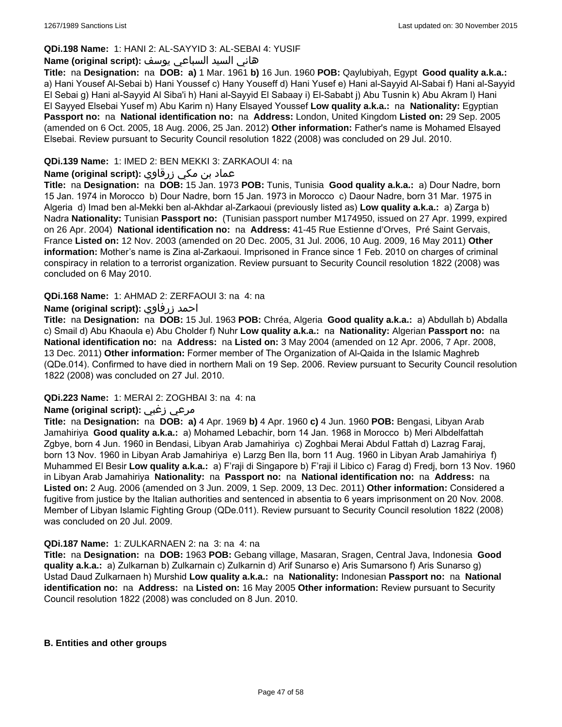**QDi.198 Name:** 1: HANI 2: AL-SAYYID 3: AL-SEBAI 4: YUSIF

**Name (original script):** هاني السيد السباعي يوسف

**Title:** na **Designation:** na **DOB:** **a)** 1 Mar. 1961 **b)** 16 Jun. 1960 **POB:** Qaylubiyah, Egypt **Good quality a.k.a.:** a) Hani Yousef Al-Sebai b) Hani Youssef c) Hany Youseff d) Hani Yusef e) Hani al-Sayyid Al-Sabai f) Hani al-Sayyid El Sebai g) Hani al-Sayyid Al Siba'i h) Hani al-Sayyid El Sabaay i) El-Sababt j) Abu Tusnin k) Abu Akram l) Hani El Sayyed Elsebai Yusef m) Abu Karim n) Hany Elsayed Youssef **Low quality a.k.a.:** na **Nationality:** Egyptian **Passport no:** na **National identification no:** na **Address:** London, United Kingdom **Listed on:** 29 Sep. 2005 (amended on 6 Oct. 2005, 18 Aug. 2006, 25 Jan. 2012) **Other information:** Father's name is Mohamed Elsayed Elsebai. Review pursuant to Security Council resolution 1822 (2008) was concluded on 29 Jul. 2010.

**QDi.139 Name:** 1: IMED 2: BEN MEKKI 3: ZARKAOUI 4: na

**Name (original script):** عماد بن مكي زرقاوي

**Title:** na **Designation:** na **DOB:** 15 Jan. 1973 **POB:** Tunis, Tunisia **Good quality a.k.a.:** a) Dour Nadre, born 15 Jan. 1974 in Morocco b) Dour Nadre, born 15 Jan. 1973 in Morocco c) Daour Nadre, born 31 Mar. 1975 in Algeria d) Imad ben al-Mekki ben al-Akhdar al-Zarkaoui (previously listed as) **Low quality a.k.a.:** a) Zarga b) Nadra **Nationality:** Tunisian **Passport no:** (Tunisian passport number M174950, issued on 27 Apr. 1999, expired on 26 Apr. 2004) **National identification no:** na **Address:** 41-45 Rue Estienne d'Orves, Pré Saint Gervais, France **Listed on:** 12 Nov. 2003 (amended on 20 Dec. 2005, 31 Jul. 2006, 10 Aug. 2009, 16 May 2011) **Other information:** Mother's name is Zina al-Zarkaoui. Imprisoned in France since 1 Feb. 2010 on charges of criminal conspiracy in relation to a terrorist organization. Review pursuant to Security Council resolution 1822 (2008) was concluded on 6 May 2010.

**QDi.168 Name:** 1: AHMAD 2: ZERFAOUI 3: na 4: na

**Name (original script):** احمد زرفاوي

**Title:** na **Designation:** na **DOB:** 15 Jul. 1963 **POB:** Chréa, Algeria **Good quality a.k.a.:** a) Abdullah b) Abdalla c) Smail d) Abu Khaoula e) Abu Cholder f) Nuhr **Low quality a.k.a.:** na **Nationality:** Algerian **Passport no:** na **National identification no:** na **Address:** na **Listed on:** 3 May 2004 (amended on 12 Apr. 2006, 7 Apr. 2008, 13 Dec. 2011) **Other information:** Former member of The Organization of Al-Qaida in the Islamic Maghreb (QDe.014). Confirmed to have died in northern Mali on 19 Sep. 2006. Review pursuant to Security Council resolution 1822 (2008) was concluded on 27 Jul. 2010.

**QDi.223 Name:** 1: MERAI 2: ZOGHBAI 3: na 4: na

**Name (original script):** مرعي زغبي

**Title:** na **Designation:** na **DOB:** **a)** 4 Apr. 1969 **b)** 4 Apr. 1960 **c)** 4 Jun. 1960 **POB:** Bengasi, Libyan Arab Jamahiriya **Good quality a.k.a.:** a) Mohamed Lebachir, born 14 Jan. 1968 in Morocco b) Meri Albdelfattah Zgbye, born 4 Jun. 1960 in Bendasi, Libyan Arab Jamahiriya c) Zoghbai Merai Abdul Fattah d) Lazrag Faraj, born 13 Nov. 1960 in Libyan Arab Jamahiriya e) Larzg Ben Ila, born 11 Aug. 1960 in Libyan Arab Jamahiriya f) Muhammed El Besir **Low quality a.k.a.:** a) F'raji di Singapore b) F'raji il Libico c) Farag d) Fredj, born 13 Nov. 1960 in Libyan Arab Jamahiriya **Nationality:** na **Passport no:** na **National identification no:** na **Address:** na **Listed on:** 2 Aug. 2006 (amended on 3 Jun. 2009, 1 Sep. 2009, 13 Dec. 2011) **Other information:** Considered a fugitive from justice by the Italian authorities and sentenced in absentia to 6 years imprisonment on 20 Nov. 2008. Member of Libyan Islamic Fighting Group (QDe.011). Review pursuant to Security Council resolution 1822 (2008) was concluded on 20 Jul. 2009.

**QDi.187 Name:** 1: ZULKARNAEN 2: na 3: na 4: na

**Title:** na **Designation:** na **DOB:** 1963 **POB:** Gebang village, Masaran, Sragen, Central Java, Indonesia **Good quality a.k.a.:** a) Zulkarnan b) Zulkarnain c) Zulkarnin d) Arif Sunarso e) Aris Sumarsono f) Aris Sunarso g) Ustad Daud Zulkarnaen h) Murshid **Low quality a.k.a.:** na **Nationality:** Indonesian **Passport no:** na **National identification no:** na **Address:** na **Listed on:** 16 May 2005 **Other information:** Review pursuant to Security Council resolution 1822 (2008) was concluded on 8 Jun. 2010.

## B. Entities and other groups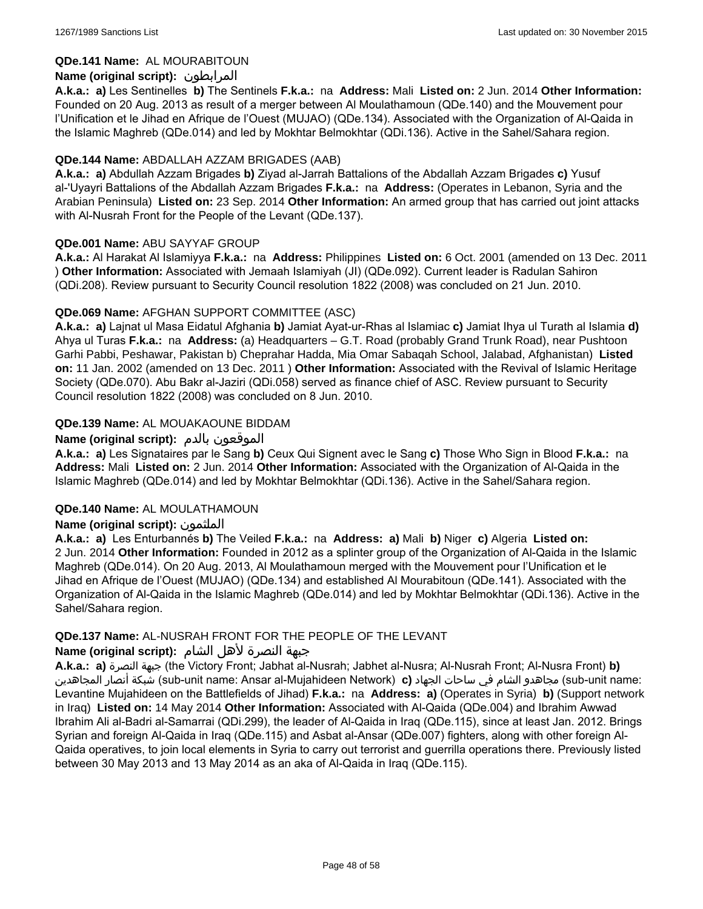**QDe.141 Name:** AL MOURABITOUN

**Name (original script):** المرابطون

**A.k.a.: a)** Les Sentinelles **b)** The Sentinels **F.k.a.:** na **Address:** Mali **Listed on:** 2 Jun. 2014 **Other Information:** Founded on 20 Aug. 2013 as result of a merger between Al Moulathamoun (QDe.140) and the Mouvement pour l'Unification et le Jihad en Afrique de l'Ouest (MUJAO) (QDe.134). Associated with the Organization of Al-Qaida in the Islamic Maghreb (QDe.014) and led by Mokhtar Belmokhtar (QDi.136). Active in the Sahel/Sahara region.

**QDe.144 Name:** ABDALLAH AZZAM BRIGADES (AAB)

**A.k.a.: a)** Abdullah Azzam Brigades **b)** Ziyad al-Jarrah Battalions of the Abdallah Azzam Brigades **c)** Yusuf al-'Uyayri Battalions of the Abdallah Azzam Brigades **F.k.a.:** na **Address:** (Operates in Lebanon, Syria and the Arabian Peninsula) **Listed on:** 23 Sep. 2014 **Other Information:** An armed group that has carried out joint attacks with Al-Nusrah Front for the People of the Levant (QDe.137).

**QDe.001 Name:** ABU SAYYAF GROUP

**A.k.a.:** Al Harakat Al Islamiyya **F.k.a.:** na **Address:** Philippines **Listed on:** 6 Oct. 2001 (amended on 13 Dec. 2011 ) **Other Information:** Associated with Jemaah Islamiyah (JI) (QDe.092). Current leader is Radulan Sahiron (QDi.208). Review pursuant to Security Council resolution 1822 (2008) was concluded on 21 Jun. 2010.

**QDe.069 Name:** AFGHAN SUPPORT COMMITTEE (ASC)

**A.k.a.: a)** Lajnat ul Masa Eidatul Afghania **b)** Jamiat Ayat-ur-Rhas al Islamiac **c)** Jamiat Ihya ul Turath al Islamia **d)** Ahya ul Turas **F.k.a.:** na **Address:** (a) Headquarters – G.T. Road (probably Grand Trunk Road), near Pushtoon Garhi Pabbi, Peshawar, Pakistan b) Cheprahar Hadda, Mia Omar Sabaqah School, Jalabad, Afghanistan) **Listed on:** 11 Jan. 2002 (amended on 13 Dec. 2011 ) **Other Information:** Associated with the Revival of Islamic Heritage Society (QDe.070). Abu Bakr al-Jaziri (QDi.058) served as finance chief of ASC. Review pursuant to Security Council resolution 1822 (2008) was concluded on 8 Jun. 2010.

**QDe.139 Name:** AL MOUAKAOUNE BIDDAM

**Name (original script):** الموقعون بالدم

**A.k.a.: a)** Les Signataires par le Sang **b)** Ceux Qui Signent avec le Sang **c)** Those Who Sign in Blood **F.k.a.:** na **Address:** Mali **Listed on:** 2 Jun. 2014 **Other Information:** Associated with the Organization of Al-Qaida in the Islamic Maghreb (QDe.014) and led by Mokhtar Belmokhtar (QDi.136). Active in the Sahel/Sahara region.

**QDe.140 Name:** AL MOULATHAMOUN

**Name (original script):** الملثمون

**A.k.a.: a)** Les Enturbannés **b)** The Veiled **F.k.a.:** na **Address: a)** Mali **b)** Niger **c)** Algeria **Listed on:** 2 Jun. 2014 **Other Information:** Founded in 2012 as a splinter group of the Organization of Al-Qaida in the Islamic Maghreb (QDe.014). On 20 Aug. 2013, Al Moulathamoun merged with the Mouvement pour l'Unification et le Jihad en Afrique de l'Ouest (MUJAO) (QDe.134) and established Al Mourabitoun (QDe.141). Associated with the Organization of Al-Qaida in the Islamic Maghreb (QDe.014) and led by Mokhtar Belmokhtar (QDi.136). Active in the Sahel/Sahara region.

**QDe.137 Name:** AL-NUSRAH FRONT FOR THE PEOPLE OF THE LEVANT

**Name (original script):** جبهة النصرة لأهل الشام

**A.k.a.: a)** جبهة النصرة (the Victory Front; Jabhat al-Nusrah; Jabhet al-Nusra; Al-Nusrah Front; Al-Nusra Front) **b)** شبكة أنصار المجاهدين (sub-unit name: Ansar al-Mujahideen Network) **c)** مجاهدو الشام في ساحات الجهاد (sub-unit name: Levantine Mujahideen on the Battlefields of Jihad) **F.k.a.:** na **Address: a)** (Operates in Syria) **b)** (Support network in Iraq) **Listed on:** 14 May 2014 **Other Information:** Associated with Al-Qaida (QDe.004) and Ibrahim Awwad Ibrahim Ali al-Badri al-Samarrai (QDi.299), the leader of Al-Qaida in Iraq (QDe.115), since at least Jan. 2012. Brings Syrian and foreign Al-Qaida in Iraq (QDe.115) and Asbat al-Ansar (QDe.007) fighters, along with other foreign Al-Qaida operatives, to join local elements in Syria to carry out terrorist and guerrilla operations there. Previously listed between 30 May 2013 and 13 May 2014 as an aka of Al-Qaida in Iraq (QDe.115).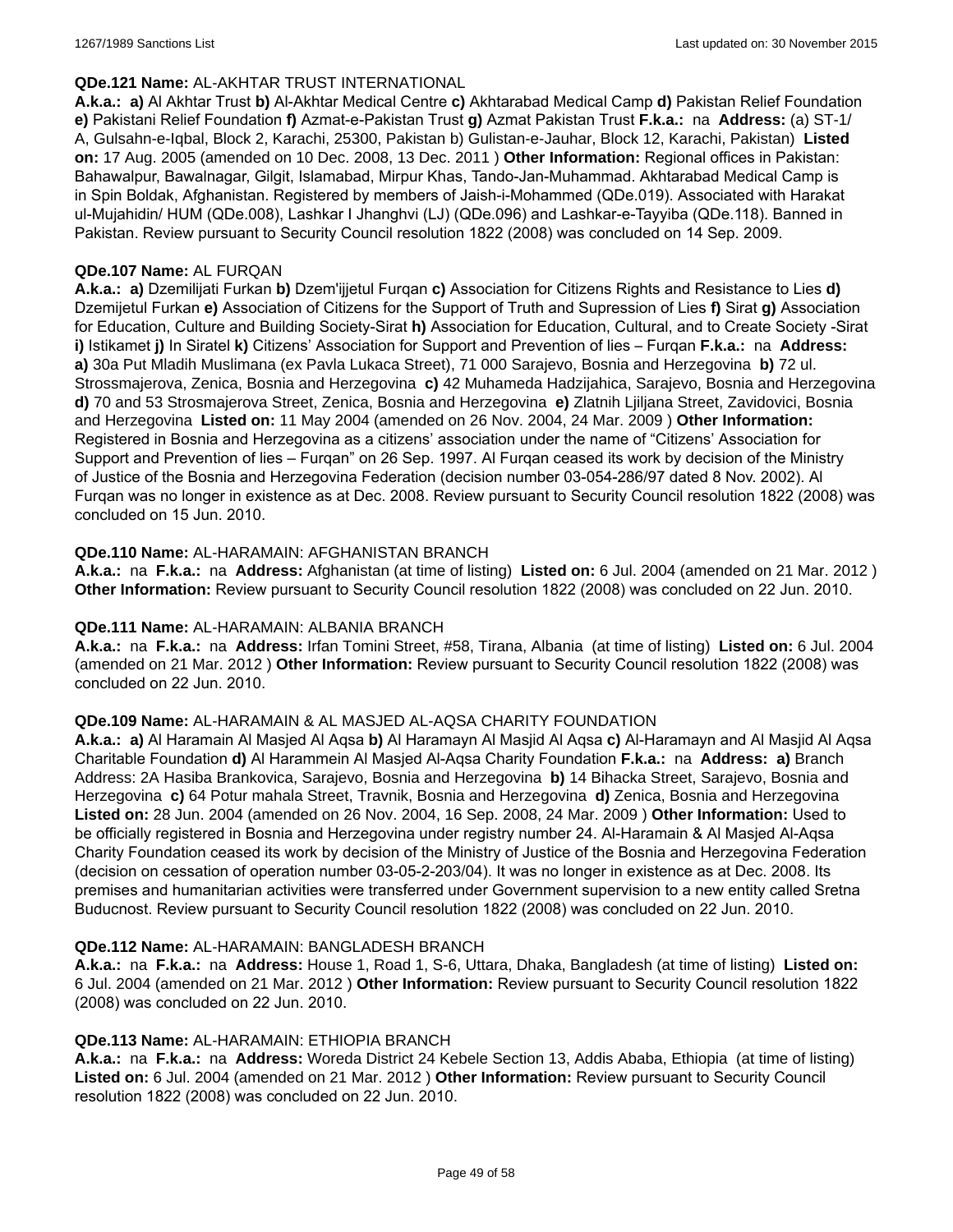**QDe.121 Name:** AL-AKHTAR TRUST INTERNATIONAL

**A.k.a.:** **a)** Al Akhtar Trust **b)** Al-Akhtar Medical Centre **c)** Akhtarabad Medical Camp **d)** Pakistan Relief Foundation **e)** Pakistani Relief Foundation **f)** Azmat-e-Pakistan Trust **g)** Azmat Pakistan Trust **F.k.a.:** na **Address:** (a) ST-1/A, Gulsahn-e-Iqbal, Block 2, Karachi, 25300, Pakistan b) Gulistan-e-Jauhar, Block 12, Karachi, Pakistan) **Listed on:** 17 Aug. 2005 (amended on 10 Dec. 2008, 13 Dec. 2011 ) **Other Information:** Regional offices in Pakistan: Bahawalpur, Bawalnagar, Gilgit, Islamabad, Mirpur Khas, Tando-Jan-Muhammad. Akhtarabad Medical Camp is in Spin Boldak, Afghanistan. Registered by members of Jaish-i-Mohammed (QDe.019). Associated with Harakat ul-Mujahidin/ HUM (QDe.008), Lashkar I Jhanghvi (LJ) (QDe.096) and Lashkar-e-Tayyiba (QDe.118). Banned in Pakistan. Review pursuant to Security Council resolution 1822 (2008) was concluded on 14 Sep. 2009.

**QDe.107 Name:** AL FURQAN

**A.k.a.:** **a)** Dzemilijati Furkan **b)** Dzem'ijjetul Furqan **c)** Association for Citizens Rights and Resistance to Lies **d)** Dzemijetul Furkan **e)** Association of Citizens for the Support of Truth and Supression of Lies **f)** Sirat **g)** Association for Education, Culture and Building Society-Sirat **h)** Association for Education, Cultural, and to Create Society -Sirat **i)** Istikamet **j)** In Siratel **k)** Citizens' Association for Support and Prevention of lies – Furqan **F.k.a.:** na **Address:** **a)** 30a Put Mladih Muslimana (ex Pavla Lukaca Street), 71 000 Sarajevo, Bosnia and Herzegovina **b)** 72 ul. Strossmajerova, Zenica, Bosnia and Herzegovina **c)** 42 Muhameda Hadzijahica, Sarajevo, Bosnia and Herzegovina **d)** 70 and 53 Strosmajerova Street, Zenica, Bosnia and Herzegovina **e)** Zlatnih Ljiljana Street, Zavidovici, Bosnia and Herzegovina **Listed on:** 11 May 2004 (amended on 26 Nov. 2004, 24 Mar. 2009 ) **Other Information:** Registered in Bosnia and Herzegovina as a citizens' association under the name of "Citizens' Association for Support and Prevention of lies – Furqan" on 26 Sep. 1997. Al Furqan ceased its work by decision of the Ministry of Justice of the Bosnia and Herzegovina Federation (decision number 03-054-286/97 dated 8 Nov. 2002). Al Furqan was no longer in existence as at Dec. 2008. Review pursuant to Security Council resolution 1822 (2008) was concluded on 15 Jun. 2010.

**QDe.110 Name:** AL-HARAMAIN: AFGHANISTAN BRANCH

**A.k.a.:** na **F.k.a.:** na **Address:** Afghanistan (at time of listing) **Listed on:** 6 Jul. 2004 (amended on 21 Mar. 2012 ) **Other Information:** Review pursuant to Security Council resolution 1822 (2008) was concluded on 22 Jun. 2010.

**QDe.111 Name:** AL-HARAMAIN: ALBANIA BRANCH

**A.k.a.:** na **F.k.a.:** na **Address:** Irfan Tomini Street, #58, Tirana, Albania (at time of listing) **Listed on:** 6 Jul. 2004 (amended on 21 Mar. 2012 ) **Other Information:** Review pursuant to Security Council resolution 1822 (2008) was concluded on 22 Jun. 2010.

**QDe.109 Name:** AL-HARAMAIN & AL MASJED AL-AQSA CHARITY FOUNDATION

**A.k.a.:** **a)** Al Haramain Al Masjed Al Aqsa **b)** Al Haramayn Al Masjid Al Aqsa **c)** Al-Haramayn and Al Masjid Al Aqsa Charitable Foundation **d)** Al Harammein Al Masjed Al-Aqsa Charity Foundation **F.k.a.:** na **Address:** **a)** Branch Address: 2A Hasiba Brankovica, Sarajevo, Bosnia and Herzegovina **b)** 14 Bihacka Street, Sarajevo, Bosnia and Herzegovina **c)** 64 Potur mahala Street, Travnik, Bosnia and Herzegovina **d)** Zenica, Bosnia and Herzegovina **Listed on:** 28 Jun. 2004 (amended on 26 Nov. 2004, 16 Sep. 2008, 24 Mar. 2009 ) **Other Information:** Used to be officially registered in Bosnia and Herzegovina under registry number 24. Al-Haramain & Al Masjed Al-Aqsa Charity Foundation ceased its work by decision of the Ministry of Justice of the Bosnia and Herzegovina Federation (decision on cessation of operation number 03-05-2-203/04). It was no longer in existence as at Dec. 2008. Its premises and humanitarian activities were transferred under Government supervision to a new entity called Sretna Buducnost. Review pursuant to Security Council resolution 1822 (2008) was concluded on 22 Jun. 2010.

**QDe.112 Name:** AL-HARAMAIN: BANGLADESH BRANCH

**A.k.a.:** na **F.k.a.:** na **Address:** House 1, Road 1, S-6, Uttara, Dhaka, Bangladesh (at time of listing) **Listed on:** 6 Jul. 2004 (amended on 21 Mar. 2012 ) **Other Information:** Review pursuant to Security Council resolution 1822 (2008) was concluded on 22 Jun. 2010.

**QDe.113 Name:** AL-HARAMAIN: ETHIOPIA BRANCH

**A.k.a.:** na **F.k.a.:** na **Address:** Woreda District 24 Kebele Section 13, Addis Ababa, Ethiopia (at time of listing) **Listed on:** 6 Jul. 2004 (amended on 21 Mar. 2012 ) **Other Information:** Review pursuant to Security Council resolution 1822 (2008) was concluded on 22 Jun. 2010.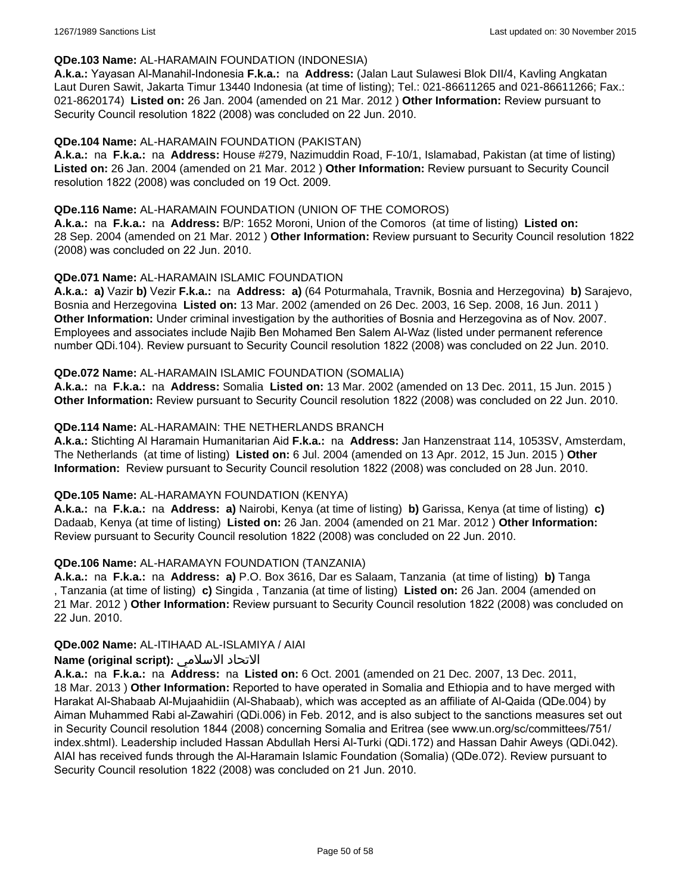**QDe.103 Name:** AL-HARAMAIN FOUNDATION (INDONESIA)

**A.k.a.:** Yayasan Al-Manahil-Indonesia **F.k.a.:** na **Address:** (Jalan Laut Sulawesi Blok DII/4, Kavling Angkatan Laut Duren Sawit, Jakarta Timur 13440 Indonesia (at time of listing); Tel.: 021-86611265 and 021-86611266; Fax.: 021-8620174) **Listed on:** 26 Jan. 2004 (amended on 21 Mar. 2012 ) **Other Information:** Review pursuant to Security Council resolution 1822 (2008) was concluded on 22 Jun. 2010.

**QDe.104 Name:** AL-HARAMAIN FOUNDATION (PAKISTAN)

**A.k.a.:** na **F.k.a.:** na **Address:** House #279, Nazimuddin Road, F-10/1, Islamabad, Pakistan (at time of listing) **Listed on:** 26 Jan. 2004 (amended on 21 Mar. 2012 ) **Other Information:** Review pursuant to Security Council resolution 1822 (2008) was concluded on 19 Oct. 2009.

**QDe.116 Name:** AL-HARAMAIN FOUNDATION (UNION OF THE COMOROS)

**A.k.a.:** na **F.k.a.:** na **Address:** B/P: 1652 Moroni, Union of the Comoros (at time of listing) **Listed on:** 28 Sep. 2004 (amended on 21 Mar. 2012 ) **Other Information:** Review pursuant to Security Council resolution 1822 (2008) was concluded on 22 Jun. 2010.

**QDe.071 Name:** AL-HARAMAIN ISLAMIC FOUNDATION

**A.k.a.:** **a)** Vazir **b)** Vezir **F.k.a.:** na **Address:** **a)** (64 Poturmahala, Travnik, Bosnia and Herzegovina) **b)** Sarajevo, Bosnia and Herzegovina **Listed on:** 13 Mar. 2002 (amended on 26 Dec. 2003, 16 Sep. 2008, 16 Jun. 2011 ) **Other Information:** Under criminal investigation by the authorities of Bosnia and Herzegovina as of Nov. 2007. Employees and associates include Najib Ben Mohamed Ben Salem Al-Waz (listed under permanent reference number QDi.104). Review pursuant to Security Council resolution 1822 (2008) was concluded on 22 Jun. 2010.

**QDe.072 Name:** AL-HARAMAIN ISLAMIC FOUNDATION (SOMALIA)

**A.k.a.:** na **F.k.a.:** na **Address:** Somalia **Listed on:** 13 Mar. 2002 (amended on 13 Dec. 2011, 15 Jun. 2015 ) **Other Information:** Review pursuant to Security Council resolution 1822 (2008) was concluded on 22 Jun. 2010.

**QDe.114 Name:** AL-HARAMAIN: THE NETHERLANDS BRANCH

**A.k.a.:** Stichting Al Haramain Humanitarian Aid **F.k.a.:** na **Address:** Jan Hanzenstraat 114, 1053SV, Amsterdam, The Netherlands (at time of listing) **Listed on:** 6 Jul. 2004 (amended on 13 Apr. 2012, 15 Jun. 2015 ) **Other Information:** Review pursuant to Security Council resolution 1822 (2008) was concluded on 28 Jun. 2010.

**QDe.105 Name:** AL-HARAMAYN FOUNDATION (KENYA)

**A.k.a.:** na **F.k.a.:** na **Address:** **a)** Nairobi, Kenya (at time of listing) **b)** Garissa, Kenya (at time of listing) **c)** Dadaab, Kenya (at time of listing) **Listed on:** 26 Jan. 2004 (amended on 21 Mar. 2012 ) **Other Information:** Review pursuant to Security Council resolution 1822 (2008) was concluded on 22 Jun. 2010.

**QDe.106 Name:** AL-HARAMAYN FOUNDATION (TANZANIA)

**A.k.a.:** na **F.k.a.:** na **Address:** **a)** P.O. Box 3616, Dar es Salaam, Tanzania (at time of listing) **b)** Tanga , Tanzania (at time of listing) **c)** Singida , Tanzania (at time of listing) **Listed on:** 26 Jan. 2004 (amended on 21 Mar. 2012 ) **Other Information:** Review pursuant to Security Council resolution 1822 (2008) was concluded on 22 Jun. 2010.

**QDe.002 Name:** AL-ITIHAAD AL-ISLAMIYA / AIAI

**Name (original script):** الاتحاد الاسلامي

**A.k.a.:** na **F.k.a.:** na **Address:** na **Listed on:** 6 Oct. 2001 (amended on 21 Dec. 2007, 13 Dec. 2011, 18 Mar. 2013 ) **Other Information:** Reported to have operated in Somalia and Ethiopia and to have merged with Harakat Al-Shabaab Al-Mujaahidiin (Al-Shabaab), which was accepted as an affiliate of Al-Qaida (QDe.004) by Aiman Muhammed Rabi al-Zawahiri (QDi.006) in Feb. 2012, and is also subject to the sanctions measures set out in Security Council resolution 1844 (2008) concerning Somalia and Eritrea (see www.un.org/sc/committees/751/index.shtml). Leadership included Hassan Abdullah Hersi Al-Turki (QDi.172) and Hassan Dahir Aweys (QDi.042). AIAI has received funds through the Al-Haramain Islamic Foundation (Somalia) (QDe.072). Review pursuant to Security Council resolution 1822 (2008) was concluded on 21 Jun. 2010.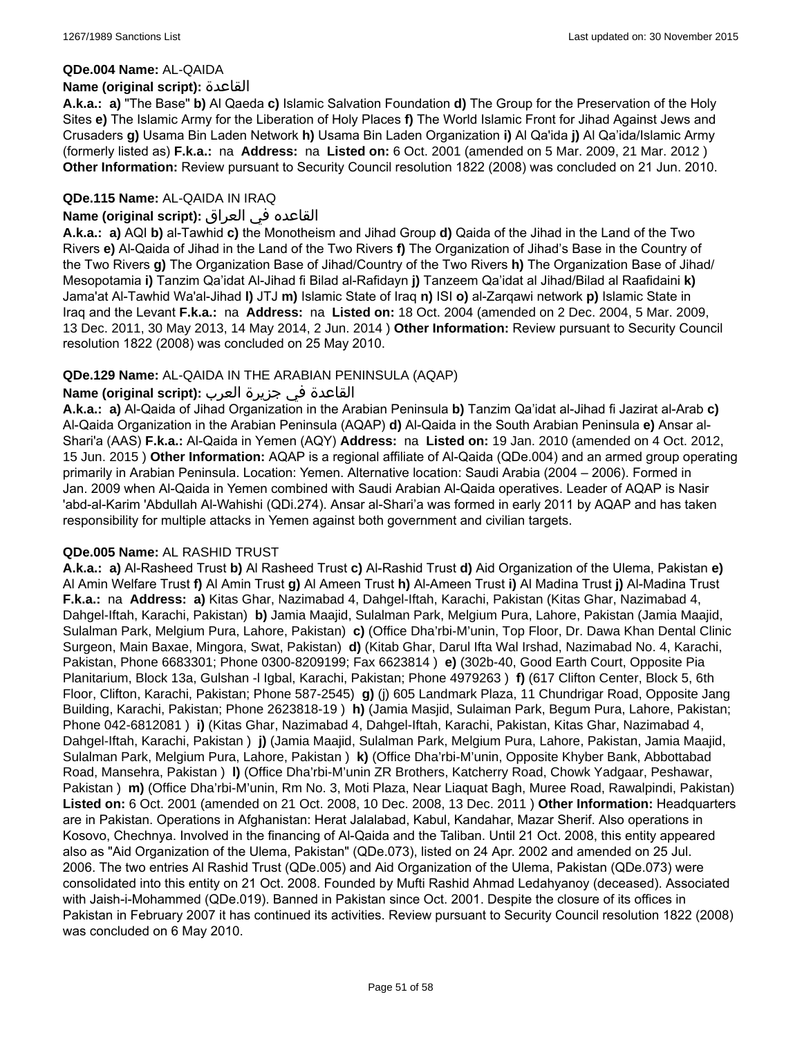**QDe.004 Name:** AL-QAIDA

**Name (original script):** القاعدة

**A.k.a.:** **a)** "The Base" **b)** Al Qaeda **c)** Islamic Salvation Foundation **d)** The Group for the Preservation of the Holy Sites **e)** The Islamic Army for the Liberation of Holy Places **f)** The World Islamic Front for Jihad Against Jews and Crusaders **g)** Usama Bin Laden Network **h)** Usama Bin Laden Organization **i)** Al Qa'ida **j)** Al Qa'ida/Islamic Army (formerly listed as) **F.k.a.:** na **Address:** na **Listed on:** 6 Oct. 2001 (amended on 5 Mar. 2009, 21 Mar. 2012 ) **Other Information:** Review pursuant to Security Council resolution 1822 (2008) was concluded on 21 Jun. 2010.

**QDe.115 Name:** AL-QAIDA IN IRAQ

**Name (original script):** القاعده في العراق

**A.k.a.:** **a)** AQI **b)** al-Tawhid **c)** the Monotheism and Jihad Group **d)** Qaida of the Jihad in the Land of the Two Rivers **e)** Al-Qaida of Jihad in the Land of the Two Rivers **f)** The Organization of Jihad's Base in the Country of the Two Rivers **g)** The Organization Base of Jihad/Country of the Two Rivers **h)** The Organization Base of Jihad/ Mesopotamia **i)** Tanzim Qa'idat Al-Jihad fi Bilad al-Rafidayn **j)** Tanzeem Qa'idat al Jihad/Bilad al Raafidaini **k)** Jama'at Al-Tawhid Wa'al-Jihad **l)** JTJ **m)** Islamic State of Iraq **n)** ISI **o)** al-Zarqawi network **p)** Islamic State in Iraq and the Levant **F.k.a.:** na **Address:** na **Listed on:** 18 Oct. 2004 (amended on 2 Dec. 2004, 5 Mar. 2009, 13 Dec. 2011, 30 May 2013, 14 May 2014, 2 Jun. 2014 ) **Other Information:** Review pursuant to Security Council resolution 1822 (2008) was concluded on 25 May 2010.

**QDe.129 Name:** AL-QAIDA IN THE ARABIAN PENINSULA (AQAP)

**Name (original script):** القاعدة في جزيرة العرب

**A.k.a.:** **a)** Al-Qaida of Jihad Organization in the Arabian Peninsula **b)** Tanzim Qa'idat al-Jihad fi Jazirat al-Arab **c)** Al-Qaida Organization in the Arabian Peninsula (AQAP) **d)** Al-Qaida in the South Arabian Peninsula **e)** Ansar al-Shari'a (AAS) **F.k.a.:** Al-Qaida in Yemen (AQY) **Address:** na **Listed on:** 19 Jan. 2010 (amended on 4 Oct. 2012, 15 Jun. 2015 ) **Other Information:** AQAP is a regional affiliate of Al-Qaida (QDe.004) and an armed group operating primarily in Arabian Peninsula. Location: Yemen. Alternative location: Saudi Arabia (2004 – 2006). Formed in Jan. 2009 when Al-Qaida in Yemen combined with Saudi Arabian Al-Qaida operatives. Leader of AQAP is Nasir 'abd-al-Karim 'Abdullah Al-Wahishi (QDi.274). Ansar al-Shari'a was formed in early 2011 by AQAP and has taken responsibility for multiple attacks in Yemen against both government and civilian targets.

**QDe.005 Name:** AL RASHID TRUST

**A.k.a.:** **a)** Al-Rasheed Trust **b)** Al Rasheed Trust **c)** Al-Rashid Trust **d)** Aid Organization of the Ulema, Pakistan **e)** Al Amin Welfare Trust **f)** Al Amin Trust **g)** Al Ameen Trust **h)** Al-Ameen Trust **i)** Al Madina Trust **j)** Al-Madina Trust **F.k.a.:** na **Address:** **a)** Kitas Ghar, Nazimabad 4, Dahgel-Iftah, Karachi, Pakistan (Kitas Ghar, Nazimabad 4, Dahgel-Iftah, Karachi, Pakistan) **b)** Jamia Maajid, Sulalman Park, Melgium Pura, Lahore, Pakistan (Jamia Maajid, Sulalman Park, Melgium Pura, Lahore, Pakistan) **c)** (Office Dha'rbi-M'unin, Top Floor, Dr. Dawa Khan Dental Clinic Surgeon, Main Baxae, Mingora, Swat, Pakistan) **d)** (Kitab Ghar, Darul Ifta Wal Irshad, Nazimabad No. 4, Karachi, Pakistan, Phone 6683301; Phone 0300-8209199; Fax 6623814 ) **e)** (302b-40, Good Earth Court, Opposite Pia Planitarium, Block 13a, Gulshan -l Igbal, Karachi, Pakistan; Phone 4979263 ) **f)** (617 Clifton Center, Block 5, 6th Floor, Clifton, Karachi, Pakistan; Phone 587-2545) **g)** (j) 605 Landmark Plaza, 11 Chundrigar Road, Opposite Jang Building, Karachi, Pakistan; Phone 2623818-19 ) **h)** (Jamia Masjid, Sulaiman Park, Begum Pura, Lahore, Pakistan; Phone 042-6812081 ) **i)** (Kitas Ghar, Nazimabad 4, Dahgel-Iftah, Karachi, Pakistan, Kitas Ghar, Nazimabad 4, Dahgel-Iftah, Karachi, Pakistan ) **j)** (Jamia Maajid, Sulalman Park, Melgium Pura, Lahore, Pakistan, Jamia Maajid, Sulalman Park, Melgium Pura, Lahore, Pakistan ) **k)** (Office Dha'rbi-M'unin, Opposite Khyber Bank, Abbottabad Road, Mansehra, Pakistan ) **l)** (Office Dha'rbi-M'unin ZR Brothers, Katcherry Road, Chowk Yadgaar, Peshawar, Pakistan ) **m)** (Office Dha'rbi-M'unin, Rm No. 3, Moti Plaza, Near Liaquat Bagh, Muree Road, Rawalpindi, Pakistan) **Listed on:** 6 Oct. 2001 (amended on 21 Oct. 2008, 10 Dec. 2008, 13 Dec. 2011 ) **Other Information:** Headquarters are in Pakistan. Operations in Afghanistan: Herat Jalalabad, Kabul, Kandahar, Mazar Sherif. Also operations in Kosovo, Chechnya. Involved in the financing of Al-Qaida and the Taliban. Until 21 Oct. 2008, this entity appeared also as "Aid Organization of the Ulema, Pakistan" (QDe.073), listed on 24 Apr. 2002 and amended on 25 Jul. 2006. The two entries Al Rashid Trust (QDe.005) and Aid Organization of the Ulema, Pakistan (QDe.073) were consolidated into this entity on 21 Oct. 2008. Founded by Mufti Rashid Ahmad Ledahyanoy (deceased). Associated with Jaish-i-Mohammed (QDe.019). Banned in Pakistan since Oct. 2001. Despite the closure of its offices in Pakistan in February 2007 it has continued its activities. Review pursuant to Security Council resolution 1822 (2008) was concluded on 6 May 2010.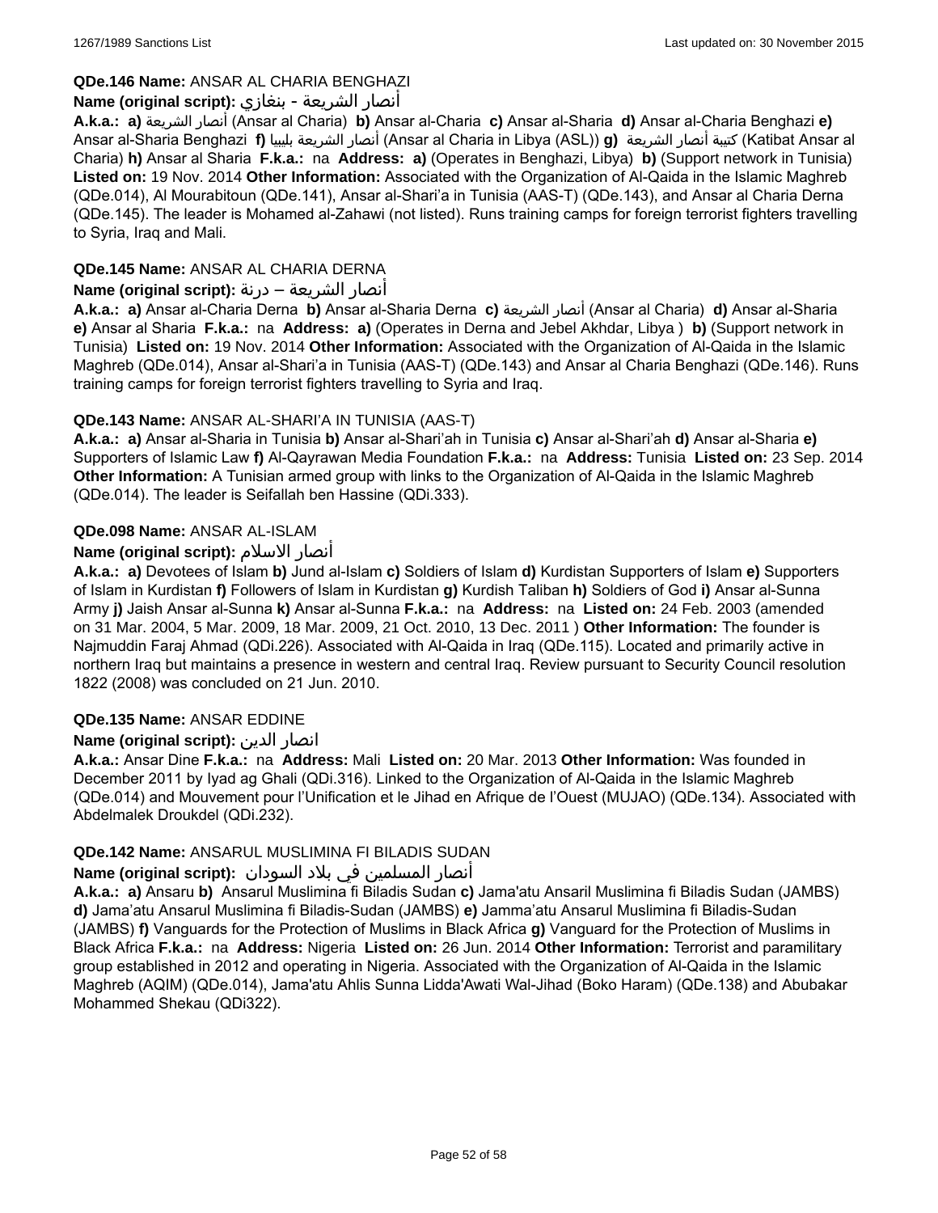**QDe.146 Name:** ANSAR AL CHARIA BENGHAZI

**Name (original script):** أنصار الشريعة - بنغازي

**A.k.a.:** **a)** أنصار الشريعة (Ansar al Charia) **b)** Ansar al-Charia **c)** Ansar al-Sharia **d)** Ansar al-Charia Benghazi **e)** Ansar al-Sharia Benghazi **f)** أنصار الشريعة بليبيا (Ansar al Charia in Libya (ASL)) **g)** كتيبة أنصار الشريعة (Katibat Ansar al Charia) **h)** Ansar al Sharia **F.k.a.:** na **Address:** **a)** (Operates in Benghazi, Libya) **b)** (Support network in Tunisia) **Listed on:** 19 Nov. 2014 **Other Information:** Associated with the Organization of Al-Qaida in the Islamic Maghreb (QDe.014), Al Mourabitoun (QDe.141), Ansar al-Shari'a in Tunisia (AAS-T) (QDe.143), and Ansar al Charia Derna (QDe.145). The leader is Mohamed al-Zahawi (not listed). Runs training camps for foreign terrorist fighters travelling to Syria, Iraq and Mali.

**QDe.145 Name:** ANSAR AL CHARIA DERNA

**Name (original script):** أنصار الشريعة – درنة

**A.k.a.:** **a)** Ansar al-Charia Derna **b)** Ansar al-Sharia Derna **c)** أنصار الشريعة (Ansar al Charia) **d)** Ansar al-Sharia **e)** Ansar al Sharia **F.k.a.:** na **Address:** **a)** (Operates in Derna and Jebel Akhdar, Libya ) **b)** (Support network in Tunisia) **Listed on:** 19 Nov. 2014 **Other Information:** Associated with the Organization of Al-Qaida in the Islamic Maghreb (QDe.014), Ansar al-Shari'a in Tunisia (AAS-T) (QDe.143) and Ansar al Charia Benghazi (QDe.146). Runs training camps for foreign terrorist fighters travelling to Syria and Iraq.

**QDe.143 Name:** ANSAR AL-SHARI'A IN TUNISIA (AAS-T)

**A.k.a.:** **a)** Ansar al-Sharia in Tunisia **b)** Ansar al-Shari'ah in Tunisia **c)** Ansar al-Shari'ah **d)** Ansar al-Sharia **e)** Supporters of Islamic Law **f)** Al-Qayrawan Media Foundation **F.k.a.:** na **Address:** Tunisia **Listed on:** 23 Sep. 2014 **Other Information:** A Tunisian armed group with links to the Organization of Al-Qaida in the Islamic Maghreb (QDe.014). The leader is Seifallah ben Hassine (QDi.333).

**QDe.098 Name:** ANSAR AL-ISLAM

**Name (original script):** أنصار الاسلام

**A.k.a.:** **a)** Devotees of Islam **b)** Jund al-Islam **c)** Soldiers of Islam **d)** Kurdistan Supporters of Islam **e)** Supporters of Islam in Kurdistan **f)** Followers of Islam in Kurdistan **g)** Kurdish Taliban **h)** Soldiers of God **i)** Ansar al-Sunna Army **j)** Jaish Ansar al-Sunna **k)** Ansar al-Sunna **F.k.a.:** na **Address:** na **Listed on:** 24 Feb. 2003 (amended on 31 Mar. 2004, 5 Mar. 2009, 18 Mar. 2009, 21 Oct. 2010, 13 Dec. 2011 ) **Other Information:** The founder is Najmuddin Faraj Ahmad (QDi.226). Associated with Al-Qaida in Iraq (QDe.115). Located and primarily active in northern Iraq but maintains a presence in western and central Iraq. Review pursuant to Security Council resolution 1822 (2008) was concluded on 21 Jun. 2010.

**QDe.135 Name:** ANSAR EDDINE

**Name (original script):** انصار الدين

**A.k.a.:** Ansar Dine **F.k.a.:** na **Address:** Mali **Listed on:** 20 Mar. 2013 **Other Information:** Was founded in December 2011 by Iyad ag Ghali (QDi.316). Linked to the Organization of Al-Qaida in the Islamic Maghreb (QDe.014) and Mouvement pour l'Unification et le Jihad en Afrique de l'Ouest (MUJAO) (QDe.134). Associated with Abdelmalek Droukdel (QDi.232).

**QDe.142 Name:** ANSARUL MUSLIMINA FI BILADIS SUDAN

**Name (original script):** أنصار المسلمين في بلاد السودان

**A.k.a.:** **a)** Ansaru **b)** Ansarul Muslimina fi Biladis Sudan **c)** Jama'atu Ansaril Muslimina fi Biladis Sudan (JAMBS) **d)** Jama'atu Ansarul Muslimina fi Biladis-Sudan (JAMBS) **e)** Jamma'atu Ansarul Muslimina fi Biladis-Sudan (JAMBS) **f)** Vanguards for the Protection of Muslims in Black Africa **g)** Vanguard for the Protection of Muslims in Black Africa **F.k.a.:** na **Address:** Nigeria **Listed on:** 26 Jun. 2014 **Other Information:** Terrorist and paramilitary group established in 2012 and operating in Nigeria. Associated with the Organization of Al-Qaida in the Islamic Maghreb (AQIM) (QDe.014), Jama'atu Ahlis Sunna Lidda'Awati Wal-Jihad (Boko Haram) (QDe.138) and Abubakar Mohammed Shekau (QDi322).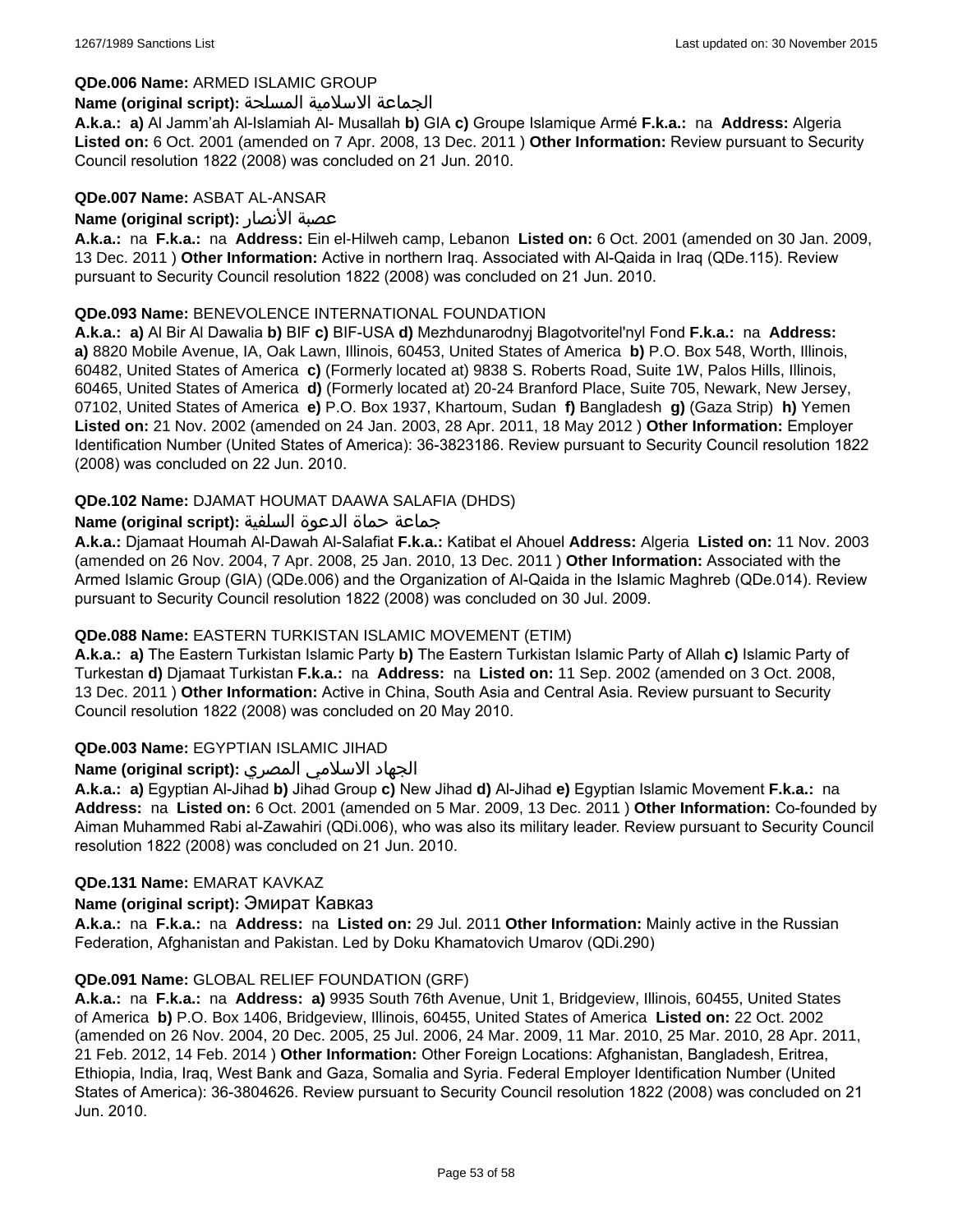**QDe.006 Name:** ARMED ISLAMIC GROUP

**Name (original script):** الجماعة الاسلامية المسلحة

**A.k.a.:** **a)** Al Jamm'ah Al-Islamiah Al- Musallah **b)** GIA **c)** Groupe Islamique Armé **F.k.a.:** na **Address:** Algeria **Listed on:** 6 Oct. 2001 (amended on 7 Apr. 2008, 13 Dec. 2011 ) **Other Information:** Review pursuant to Security Council resolution 1822 (2008) was concluded on 21 Jun. 2010.

**QDe.007 Name:** ASBAT AL-ANSAR

**Name (original script):** عصبة الأنصار

**A.k.a.:** na **F.k.a.:** na **Address:** Ein el-Hilweh camp, Lebanon **Listed on:** 6 Oct. 2001 (amended on 30 Jan. 2009, 13 Dec. 2011 ) **Other Information:** Active in northern Iraq. Associated with Al-Qaida in Iraq (QDe.115). Review pursuant to Security Council resolution 1822 (2008) was concluded on 21 Jun. 2010.

**QDe.093 Name:** BENEVOLENCE INTERNATIONAL FOUNDATION

**A.k.a.:** **a)** Al Bir Al Dawalia **b)** BIF **c)** BIF-USA **d)** Mezhdunarodnyj Blagotvoritel'nyl Fond **F.k.a.:** na **Address:** **a)** 8820 Mobile Avenue, IA, Oak Lawn, Illinois, 60453, United States of America **b)** P.O. Box 548, Worth, Illinois, 60482, United States of America **c)** (Formerly located at) 9838 S. Roberts Road, Suite 1W, Palos Hills, Illinois, 60465, United States of America **d)** (Formerly located at) 20-24 Branford Place, Suite 705, Newark, New Jersey, 07102, United States of America **e)** P.O. Box 1937, Khartoum, Sudan **f)** Bangladesh **g)** (Gaza Strip) **h)** Yemen **Listed on:** 21 Nov. 2002 (amended on 24 Jan. 2003, 28 Apr. 2011, 18 May 2012 ) **Other Information:** Employer Identification Number (United States of America): 36-3823186. Review pursuant to Security Council resolution 1822 (2008) was concluded on 22 Jun. 2010.

**QDe.102 Name:** DJAMAT HOUMAT DAAWA SALAFIA (DHDS)

**Name (original script):** جماعة حماة الدعوة السلفية

**A.k.a.:** Djamaat Houmah Al-Dawah Al-Salafiat **F.k.a.:** Katibat el Ahouel **Address:** Algeria **Listed on:** 11 Nov. 2003 (amended on 26 Nov. 2004, 7 Apr. 2008, 25 Jan. 2010, 13 Dec. 2011 ) **Other Information:** Associated with the Armed Islamic Group (GIA) (QDe.006) and the Organization of Al-Qaida in the Islamic Maghreb (QDe.014). Review pursuant to Security Council resolution 1822 (2008) was concluded on 30 Jul. 2009.

**QDe.088 Name:** EASTERN TURKISTAN ISLAMIC MOVEMENT (ETIM)

**A.k.a.:** **a)** The Eastern Turkistan Islamic Party **b)** The Eastern Turkistan Islamic Party of Allah **c)** Islamic Party of Turkestan **d)** Djamaat Turkistan **F.k.a.:** na **Address:** na **Listed on:** 11 Sep. 2002 (amended on 3 Oct. 2008, 13 Dec. 2011 ) **Other Information:** Active in China, South Asia and Central Asia. Review pursuant to Security Council resolution 1822 (2008) was concluded on 20 May 2010.

**QDe.003 Name:** EGYPTIAN ISLAMIC JIHAD

**Name (original script):** الجهاد الاسلامي المصري

**A.k.a.:** **a)** Egyptian Al-Jihad **b)** Jihad Group **c)** New Jihad **d)** Al-Jihad **e)** Egyptian Islamic Movement **F.k.a.:** na **Address:** na **Listed on:** 6 Oct. 2001 (amended on 5 Mar. 2009, 13 Dec. 2011 ) **Other Information:** Co-founded by Aiman Muhammed Rabi al-Zawahiri (QDi.006), who was also its military leader. Review pursuant to Security Council resolution 1822 (2008) was concluded on 21 Jun. 2010.

**QDe.131 Name:** EMARAT KAVKAZ

**Name (original script):** Эмират Кавказ

**A.k.a.:** na **F.k.a.:** na **Address:** na **Listed on:** 29 Jul. 2011 **Other Information:** Mainly active in the Russian Federation, Afghanistan and Pakistan. Led by Doku Khamatovich Umarov (QDi.290)

**QDe.091 Name:** GLOBAL RELIEF FOUNDATION (GRF)

**A.k.a.:** na **F.k.a.:** na **Address:** **a)** 9935 South 76th Avenue, Unit 1, Bridgeview, Illinois, 60455, United States of America **b)** P.O. Box 1406, Bridgeview, Illinois, 60455, United States of America **Listed on:** 22 Oct. 2002 (amended on 26 Nov. 2004, 20 Dec. 2005, 25 Jul. 2006, 24 Mar. 2009, 11 Mar. 2010, 25 Mar. 2010, 28 Apr. 2011, 21 Feb. 2012, 14 Feb. 2014 ) **Other Information:** Other Foreign Locations: Afghanistan, Bangladesh, Eritrea, Ethiopia, India, Iraq, West Bank and Gaza, Somalia and Syria. Federal Employer Identification Number (United States of America): 36-3804626. Review pursuant to Security Council resolution 1822 (2008) was concluded on 21 Jun. 2010.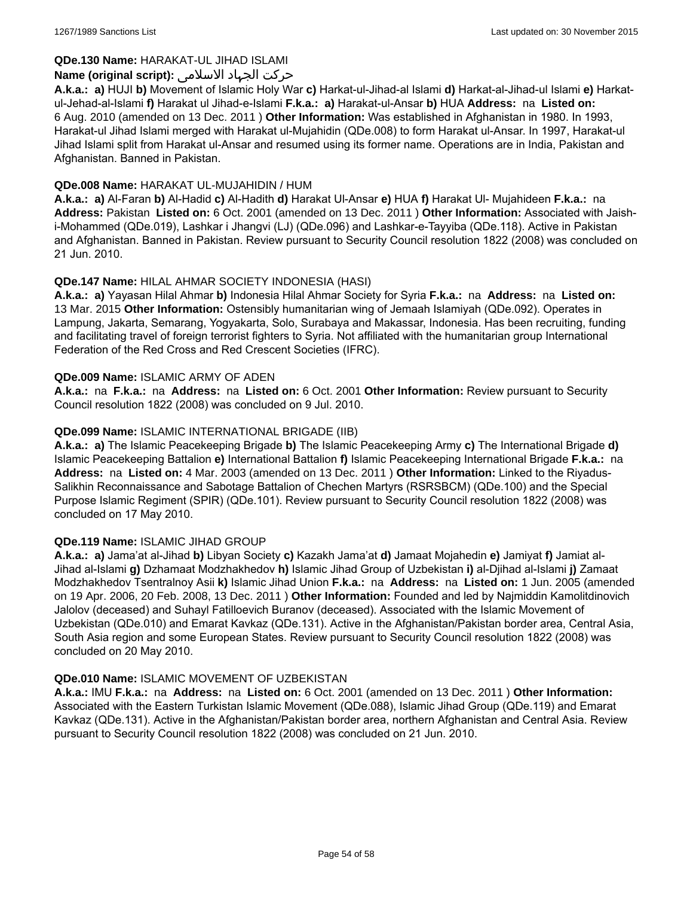**QDe.130 Name:** HARAKAT-UL JIHAD ISLAMI

**Name (original script):** حرکت الجهاد الاسلامی

**A.k.a.:** **a)** HUJI **b)** Movement of Islamic Holy War **c)** Harkat-ul-Jihad-al Islami **d)** Harkat-al-Jihad-ul Islami **e)** Harkat-ul-Jehad-al-Islami **f)** Harakat ul Jihad-e-Islami **F.k.a.:** **a)** Harakat-ul-Ansar **b)** HUA **Address:** na **Listed on:** 6 Aug. 2010 (amended on 13 Dec. 2011 ) **Other Information:** Was established in Afghanistan in 1980. In 1993, Harakat-ul Jihad Islami merged with Harakat ul-Mujahidin (QDe.008) to form Harakat ul-Ansar. In 1997, Harakat-ul Jihad Islami split from Harakat ul-Ansar and resumed using its former name. Operations are in India, Pakistan and Afghanistan. Banned in Pakistan.

**QDe.008 Name:** HARAKAT UL-MUJAHIDIN / HUM

**A.k.a.:** **a)** Al-Faran **b)** Al-Hadid **c)** Al-Hadith **d)** Harakat Ul-Ansar **e)** HUA **f)** Harakat Ul- Mujahideen **F.k.a.:** na **Address:** Pakistan **Listed on:** 6 Oct. 2001 (amended on 13 Dec. 2011 ) **Other Information:** Associated with Jaish-i-Mohammed (QDe.019), Lashkar i Jhangvi (LJ) (QDe.096) and Lashkar-e-Tayyiba (QDe.118). Active in Pakistan and Afghanistan. Banned in Pakistan. Review pursuant to Security Council resolution 1822 (2008) was concluded on 21 Jun. 2010.

**QDe.147 Name:** HILAL AHMAR SOCIETY INDONESIA (HASI)

**A.k.a.:** **a)** Yayasan Hilal Ahmar **b)** Indonesia Hilal Ahmar Society for Syria **F.k.a.:** na **Address:** na **Listed on:** 13 Mar. 2015 **Other Information:** Ostensibly humanitarian wing of Jemaah Islamiyah (QDe.092). Operates in Lampung, Jakarta, Semarang, Yogyakarta, Solo, Surabaya and Makassar, Indonesia. Has been recruiting, funding and facilitating travel of foreign terrorist fighters to Syria. Not affiliated with the humanitarian group International Federation of the Red Cross and Red Crescent Societies (IFRC).

**QDe.009 Name:** ISLAMIC ARMY OF ADEN

**A.k.a.:** na **F.k.a.:** na **Address:** na **Listed on:** 6 Oct. 2001 **Other Information:** Review pursuant to Security Council resolution 1822 (2008) was concluded on 9 Jul. 2010.

**QDe.099 Name:** ISLAMIC INTERNATIONAL BRIGADE (IIB)

**A.k.a.:** **a)** The Islamic Peacekeeping Brigade **b)** The Islamic Peacekeeping Army **c)** The International Brigade **d)** Islamic Peacekeeping Battalion **e)** International Battalion **f)** Islamic Peacekeeping International Brigade **F.k.a.:** na **Address:** na **Listed on:** 4 Mar. 2003 (amended on 13 Dec. 2011 ) **Other Information:** Linked to the Riyadus-Salikhin Reconnaissance and Sabotage Battalion of Chechen Martyrs (RSRSBCM) (QDe.100) and the Special Purpose Islamic Regiment (SPIR) (QDe.101). Review pursuant to Security Council resolution 1822 (2008) was concluded on 17 May 2010.

**QDe.119 Name:** ISLAMIC JIHAD GROUP

**A.k.a.:** **a)** Jama'at al-Jihad **b)** Libyan Society **c)** Kazakh Jama'at **d)** Jamaat Mojahedin **e)** Jamiyat **f)** Jamiat al-Jihad al-Islami **g)** Dzhamaat Modzhakhedov **h)** Islamic Jihad Group of Uzbekistan **i)** al-Djihad al-Islami **j)** Zamaat Modzhakhedov Tsentralnoy Asii **k)** Islamic Jihad Union **F.k.a.:** na **Address:** na **Listed on:** 1 Jun. 2005 (amended on 19 Apr. 2006, 20 Feb. 2008, 13 Dec. 2011 ) **Other Information:** Founded and led by Najmiddin Kamolitdinovich Jalolov (deceased) and Suhayl Fatilloevich Buranov (deceased). Associated with the Islamic Movement of Uzbekistan (QDe.010) and Emarat Kavkaz (QDe.131). Active in the Afghanistan/Pakistan border area, Central Asia, South Asia region and some European States. Review pursuant to Security Council resolution 1822 (2008) was concluded on 20 May 2010.

**QDe.010 Name:** ISLAMIC MOVEMENT OF UZBEKISTAN

**A.k.a.:** IMU **F.k.a.:** na **Address:** na **Listed on:** 6 Oct. 2001 (amended on 13 Dec. 2011 ) **Other Information:** Associated with the Eastern Turkistan Islamic Movement (QDe.088), Islamic Jihad Group (QDe.119) and Emarat Kavkaz (QDe.131). Active in the Afghanistan/Pakistan border area, northern Afghanistan and Central Asia. Review pursuant to Security Council resolution 1822 (2008) was concluded on 21 Jun. 2010.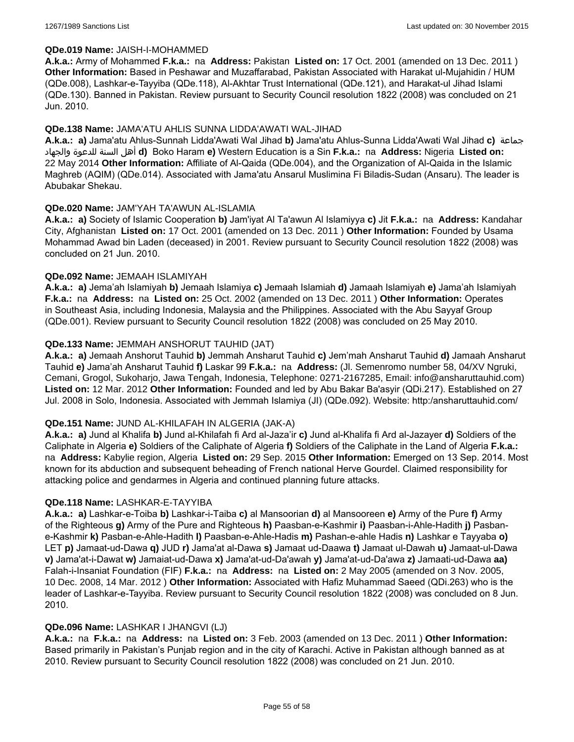**QDe.019 Name:** JAISH-I-MOHAMMED

**A.k.a.:** Army of Mohammed **F.k.a.:** na **Address:** Pakistan **Listed on:** 17 Oct. 2001 (amended on 13 Dec. 2011 ) **Other Information:** Based in Peshawar and Muzaffarabad, Pakistan Associated with Harakat ul-Mujahidin / HUM (QDe.008), Lashkar-e-Tayyiba (QDe.118), Al-Akhtar Trust International (QDe.121), and Harakat-ul Jihad Islami (QDe.130). Banned in Pakistan. Review pursuant to Security Council resolution 1822 (2008) was concluded on 21 Jun. 2010.

**QDe.138 Name:** JAMA'ATU AHLIS SUNNA LIDDA'AWATI WAL-JIHAD

**A.k.a.: a)** Jama'atu Ahlus-Sunnah Lidda'Awati Wal Jihad **b)** Jama'atu Ahlus-Sunna Lidda'Awati Wal Jihad **c)** جماعة أهل السنة للدعوة والجهاد **d)** Boko Haram **e)** Western Education is a Sin **F.k.a.:** na **Address:** Nigeria **Listed on:** 22 May 2014 **Other Information:** Affiliate of Al-Qaida (QDe.004), and the Organization of Al-Qaida in the Islamic Maghreb (AQIM) (QDe.014). Associated with Jama'atu Ansarul Muslimina Fi Biladis-Sudan (Ansaru). The leader is Abubakar Shekau.

**QDe.020 Name:** JAM'YAH TA'AWUN AL-ISLAMIA

**A.k.a.: a)** Society of Islamic Cooperation **b)** Jam'iyat Al Ta'awun Al Islamiyya **c)** Jit **F.k.a.:** na **Address:** Kandahar City, Afghanistan **Listed on:** 17 Oct. 2001 (amended on 13 Dec. 2011 ) **Other Information:** Founded by Usama Mohammad Awad bin Laden (deceased) in 2001. Review pursuant to Security Council resolution 1822 (2008) was concluded on 21 Jun. 2010.

**QDe.092 Name:** JEMAAH ISLAMIYAH

**A.k.a.: a)** Jema'ah Islamiyah **b)** Jemaah Islamiya **c)** Jemaah Islamiah **d)** Jamaah Islamiyah **e)** Jama'ah Islamiyah **F.k.a.:** na **Address:** na **Listed on:** 25 Oct. 2002 (amended on 13 Dec. 2011 ) **Other Information:** Operates in Southeast Asia, including Indonesia, Malaysia and the Philippines. Associated with the Abu Sayyaf Group (QDe.001). Review pursuant to Security Council resolution 1822 (2008) was concluded on 25 May 2010.

**QDe.133 Name:** JEMMAH ANSHORUT TAUHID (JAT)

**A.k.a.: a)** Jemaah Anshorut Tauhid **b)** Jemmah Ansharut Tauhid **c)** Jem'mah Ansharut Tauhid **d)** Jamaah Ansharut Tauhid **e)** Jama'ah Ansharut Tauhid **f)** Laskar 99 **F.k.a.:** na **Address:** (Jl. Semenromo number 58, 04/XV Ngruki, Cemani, Grogol, Sukoharjo, Jawa Tengah, Indonesia, Telephone: 0271-2167285, Email: info@ansharuttauhid.com) **Listed on:** 12 Mar. 2012 **Other Information:** Founded and led by Abu Bakar Ba'asyir (QDi.217). Established on 27 Jul. 2008 in Solo, Indonesia. Associated with Jemmah Islamiya (JI) (QDe.092). Website: http:/ansharuttauhid.com/

**QDe.151 Name:** JUND AL-KHILAFAH IN ALGERIA (JAK-A)

**A.k.a.: a)** Jund al Khalifa **b)** Jund al-Khilafah fi Ard al-Jaza'ir **c)** Jund al-Khalifa fi Ard al-Jazayer **d)** Soldiers of the Caliphate in Algeria **e)** Soldiers of the Caliphate of Algeria **f)** Soldiers of the Caliphate in the Land of Algeria **F.k.a.:** na **Address:** Kabylie region, Algeria **Listed on:** 29 Sep. 2015 **Other Information:** Emerged on 13 Sep. 2014. Most known for its abduction and subsequent beheading of French national Herve Gourdel. Claimed responsibility for attacking police and gendarmes in Algeria and continued planning future attacks.

**QDe.118 Name:** LASHKAR-E-TAYYIBA

**A.k.a.: a)** Lashkar-e-Toiba **b)** Lashkar-i-Taiba **c)** al Mansoorian **d)** al Mansooreen **e)** Army of the Pure **f)** Army of the Righteous **g)** Army of the Pure and Righteous **h)** Paasban-e-Kashmir **i)** Paasban-i-Ahle-Hadith **j)** Pasban-e-Kashmir **k)** Pasban-e-Ahle-Hadith **l)** Paasban-e-Ahle-Hadis **m)** Pashan-e-ahle Hadis **n)** Lashkar e Tayyaba **o)** LET **p)** Jamaat-ud-Dawa **q)** JUD **r)** Jama'at al-Dawa **s)** Jamaat ud-Daawa **t)** Jamaat ul-Dawah **u)** Jamaat-ul-Dawa **v)** Jama'at-i-Dawat **w)** Jamaiat-ud-Dawa **x)** Jama'at-ud-Da'awah **y)** Jama'at-ud-Da'awa **z)** Jamaati-ud-Dawa **aa)** Falah-i-Insaniat Foundation (FIF) **F.k.a.:** na **Address:** na **Listed on:** 2 May 2005 (amended on 3 Nov. 2005, 10 Dec. 2008, 14 Mar. 2012 ) **Other Information:** Associated with Hafiz Muhammad Saeed (QDi.263) who is the leader of Lashkar-e-Tayyiba. Review pursuant to Security Council resolution 1822 (2008) was concluded on 8 Jun. 2010.

**QDe.096 Name:** LASHKAR I JHANGVI (LJ)

**A.k.a.:** na **F.k.a.:** na **Address:** na **Listed on:** 3 Feb. 2003 (amended on 13 Dec. 2011 ) **Other Information:** Based primarily in Pakistan's Punjab region and in the city of Karachi. Active in Pakistan although banned as at 2010. Review pursuant to Security Council resolution 1822 (2008) was concluded on 21 Jun. 2010.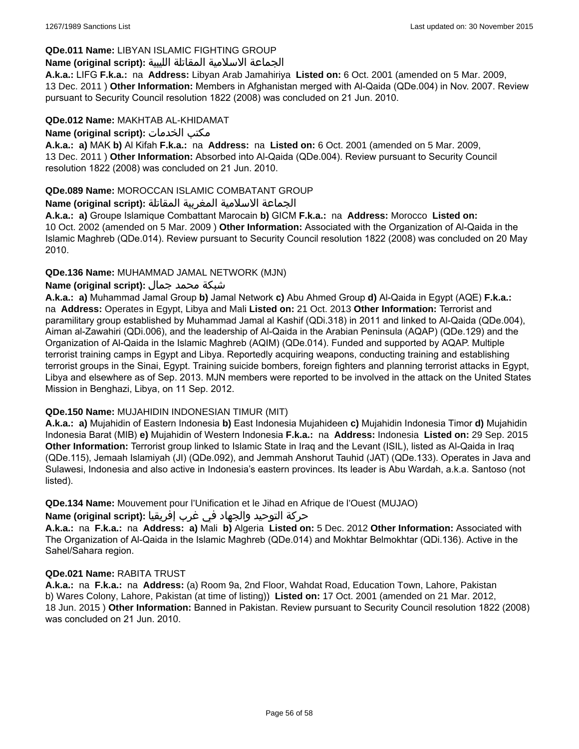**QDe.011 Name:** LIBYAN ISLAMIC FIGHTING GROUP

**Name (original script):** الجماعة الاسلامية المقاتلة الليبية

**A.k.a.:** LIFG **F.k.a.:** na **Address:** Libyan Arab Jamahiriya **Listed on:** 6 Oct. 2001 (amended on 5 Mar. 2009, 13 Dec. 2011 ) **Other Information:** Members in Afghanistan merged with Al-Qaida (QDe.004) in Nov. 2007. Review pursuant to Security Council resolution 1822 (2008) was concluded on 21 Jun. 2010.

**QDe.012 Name:** MAKHTAB AL-KHIDAMAT

**Name (original script):** مكتب الخدمات

**A.k.a.:** **a)** MAK **b)** Al Kifah **F.k.a.:** na **Address:** na **Listed on:** 6 Oct. 2001 (amended on 5 Mar. 2009, 13 Dec. 2011 ) **Other Information:** Absorbed into Al-Qaida (QDe.004). Review pursuant to Security Council resolution 1822 (2008) was concluded on 21 Jun. 2010.

**QDe.089 Name:** MOROCCAN ISLAMIC COMBATANT GROUP

**Name (original script):** الجماعة الاسلامية المغربية المقاتلة

**A.k.a.:** **a)** Groupe Islamique Combattant Marocain **b)** GICM **F.k.a.:** na **Address:** Morocco **Listed on:** 10 Oct. 2002 (amended on 5 Mar. 2009 ) **Other Information:** Associated with the Organization of Al-Qaida in the Islamic Maghreb (QDe.014). Review pursuant to Security Council resolution 1822 (2008) was concluded on 20 May 2010.

**QDe.136 Name:** MUHAMMAD JAMAL NETWORK (MJN)

**Name (original script):** شبكة محمد جمال

**A.k.a.:** **a)** Muhammad Jamal Group **b)** Jamal Network **c)** Abu Ahmed Group **d)** Al-Qaida in Egypt (AQE) **F.k.a.:** na **Address:** Operates in Egypt, Libya and Mali **Listed on:** 21 Oct. 2013 **Other Information:** Terrorist and paramilitary group established by Muhammad Jamal al Kashif (QDi.318) in 2011 and linked to Al-Qaida (QDe.004), Aiman al-Zawahiri (QDi.006), and the leadership of Al-Qaida in the Arabian Peninsula (AQAP) (QDe.129) and the Organization of Al-Qaida in the Islamic Maghreb (AQIM) (QDe.014). Funded and supported by AQAP. Multiple terrorist training camps in Egypt and Libya. Reportedly acquiring weapons, conducting training and establishing terrorist groups in the Sinai, Egypt. Training suicide bombers, foreign fighters and planning terrorist attacks in Egypt, Libya and elsewhere as of Sep. 2013. MJN members were reported to be involved in the attack on the United States Mission in Benghazi, Libya, on 11 Sep. 2012.

**QDe.150 Name:** MUJAHIDIN INDONESIAN TIMUR (MIT)

**A.k.a.:** **a)** Mujahidin of Eastern Indonesia **b)** East Indonesia Mujahideen **c)** Mujahidin Indonesia Timor **d)** Mujahidin Indonesia Barat (MIB) **e)** Mujahidin of Western Indonesia **F.k.a.:** na **Address:** Indonesia **Listed on:** 29 Sep. 2015 **Other Information:** Terrorist group linked to Islamic State in Iraq and the Levant (ISIL), listed as Al-Qaida in Iraq (QDe.115), Jemaah Islamiyah (JI) (QDe.092), and Jemmah Anshorut Tauhid (JAT) (QDe.133). Operates in Java and Sulawesi, Indonesia and also active in Indonesia's eastern provinces. Its leader is Abu Wardah, a.k.a. Santoso (not listed).

**QDe.134 Name:** Mouvement pour l'Unification et le Jihad en Afrique de l'Ouest (MUJAO)

**Name (original script):** حركة التوحيد والجهاد في غرب إفريقيا

**A.k.a.:** na **F.k.a.:** na **Address:** **a)** Mali **b)** Algeria **Listed on:** 5 Dec. 2012 **Other Information:** Associated with The Organization of Al-Qaida in the Islamic Maghreb (QDe.014) and Mokhtar Belmokhtar (QDi.136). Active in the Sahel/Sahara region.

**QDe.021 Name:** RABITA TRUST

**A.k.a.:** na **F.k.a.:** na **Address:** (a) Room 9a, 2nd Floor, Wahdat Road, Education Town, Lahore, Pakistan b) Wares Colony, Lahore, Pakistan (at time of listing)) **Listed on:** 17 Oct. 2001 (amended on 21 Mar. 2012, 18 Jun. 2015 ) **Other Information:** Banned in Pakistan. Review pursuant to Security Council resolution 1822 (2008) was concluded on 21 Jun. 2010.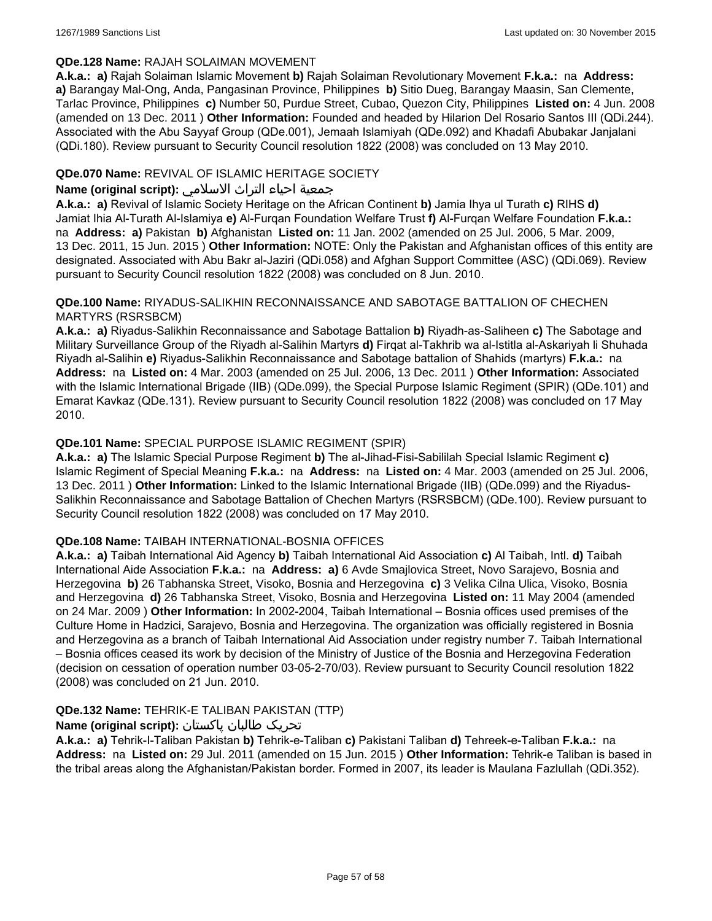**QDe.128 Name:** RAJAH SOLAIMAN MOVEMENT

**A.k.a.:** **a)** Rajah Solaiman Islamic Movement **b)** Rajah Solaiman Revolutionary Movement **F.k.a.:** na **Address:** **a)** Barangay Mal-Ong, Anda, Pangasinan Province, Philippines **b)** Sitio Dueg, Barangay Maasin, San Clemente, Tarlac Province, Philippines **c)** Number 50, Purdue Street, Cubao, Quezon City, Philippines **Listed on:** 4 Jun. 2008 (amended on 13 Dec. 2011 ) **Other Information:** Founded and headed by Hilarion Del Rosario Santos III (QDi.244). Associated with the Abu Sayyaf Group (QDe.001), Jemaah Islamiyah (QDe.092) and Khadafi Abubakar Janjalani (QDi.180). Review pursuant to Security Council resolution 1822 (2008) was concluded on 13 May 2010.

**QDe.070 Name:** REVIVAL OF ISLAMIC HERITAGE SOCIETY

**Name (original script):** جمعية احياء التراث الاسلامي

**A.k.a.:** **a)** Revival of Islamic Society Heritage on the African Continent **b)** Jamia Ihya ul Turath **c)** RIHS **d)** Jamiat Ihia Al-Turath Al-Islamiya **e)** Al-Furqan Foundation Welfare Trust **f)** Al-Furqan Welfare Foundation **F.k.a.:** na **Address:** **a)** Pakistan **b)** Afghanistan **Listed on:** 11 Jan. 2002 (amended on 25 Jul. 2006, 5 Mar. 2009, 13 Dec. 2011, 15 Jun. 2015 ) **Other Information:** NOTE: Only the Pakistan and Afghanistan offices of this entity are designated. Associated with Abu Bakr al-Jaziri (QDi.058) and Afghan Support Committee (ASC) (QDi.069). Review pursuant to Security Council resolution 1822 (2008) was concluded on 8 Jun. 2010.

**QDe.100 Name:** RIYADUS-SALIKHIN RECONNAISSANCE AND SABOTAGE BATTALION OF CHECHEN MARTYRS (RSRSBCM)

**A.k.a.:** **a)** Riyadus-Salikhin Reconnaissance and Sabotage Battalion **b)** Riyadh-as-Saliheen **c)** The Sabotage and Military Surveillance Group of the Riyadh al-Salihin Martyrs **d)** Firqat al-Takhrib wa al-Istitla al-Askariyah li Shuhada Riyadh al-Salihin **e)** Riyadus-Salikhin Reconnaissance and Sabotage battalion of Shahids (martyrs) **F.k.a.:** na **Address:** na **Listed on:** 4 Mar. 2003 (amended on 25 Jul. 2006, 13 Dec. 2011 ) **Other Information:** Associated with the Islamic International Brigade (IIB) (QDe.099), the Special Purpose Islamic Regiment (SPIR) (QDe.101) and Emarat Kavkaz (QDe.131). Review pursuant to Security Council resolution 1822 (2008) was concluded on 17 May 2010.

**QDe.101 Name:** SPECIAL PURPOSE ISLAMIC REGIMENT (SPIR)

**A.k.a.:** **a)** The Islamic Special Purpose Regiment **b)** The al-Jihad-Fisi-Sabililah Special Islamic Regiment **c)** Islamic Regiment of Special Meaning **F.k.a.:** na **Address:** na **Listed on:** 4 Mar. 2003 (amended on 25 Jul. 2006, 13 Dec. 2011 ) **Other Information:** Linked to the Islamic International Brigade (IIB) (QDe.099) and the Riyadus-Salikhin Reconnaissance and Sabotage Battalion of Chechen Martyrs (RSRSBCM) (QDe.100). Review pursuant to Security Council resolution 1822 (2008) was concluded on 17 May 2010.

**QDe.108 Name:** TAIBAH INTERNATIONAL-BOSNIA OFFICES

**A.k.a.:** **a)** Taibah International Aid Agency **b)** Taibah International Aid Association **c)** Al Taibah, Intl. **d)** Taibah International Aide Association **F.k.a.:** na **Address:** **a)** 6 Avde Smajlovica Street, Novo Sarajevo, Bosnia and Herzegovina **b)** 26 Tabhanska Street, Visoko, Bosnia and Herzegovina **c)** 3 Velika Cilna Ulica, Visoko, Bosnia and Herzegovina **d)** 26 Tabhanska Street, Visoko, Bosnia and Herzegovina **Listed on:** 11 May 2004 (amended on 24 Mar. 2009 ) **Other Information:** In 2002-2004, Taibah International – Bosnia offices used premises of the Culture Home in Hadzici, Sarajevo, Bosnia and Herzegovina. The organization was officially registered in Bosnia and Herzegovina as a branch of Taibah International Aid Association under registry number 7. Taibah International – Bosnia offices ceased its work by decision of the Ministry of Justice of the Bosnia and Herzegovina Federation (decision on cessation of operation number 03-05-2-70/03). Review pursuant to Security Council resolution 1822 (2008) was concluded on 21 Jun. 2010.

**QDe.132 Name:** TEHRIK-E TALIBAN PAKISTAN (TTP)

**Name (original script):** تحریک طالبان پاکستان

**A.k.a.:** **a)** Tehrik-I-Taliban Pakistan **b)** Tehrik-e-Taliban **c)** Pakistani Taliban **d)** Tehreek-e-Taliban **F.k.a.:** na **Address:** na **Listed on:** 29 Jul. 2011 (amended on 15 Jun. 2015 ) **Other Information:** Tehrik-e Taliban is based in the tribal areas along the Afghanistan/Pakistan border. Formed in 2007, its leader is Maulana Fazlullah (QDi.352).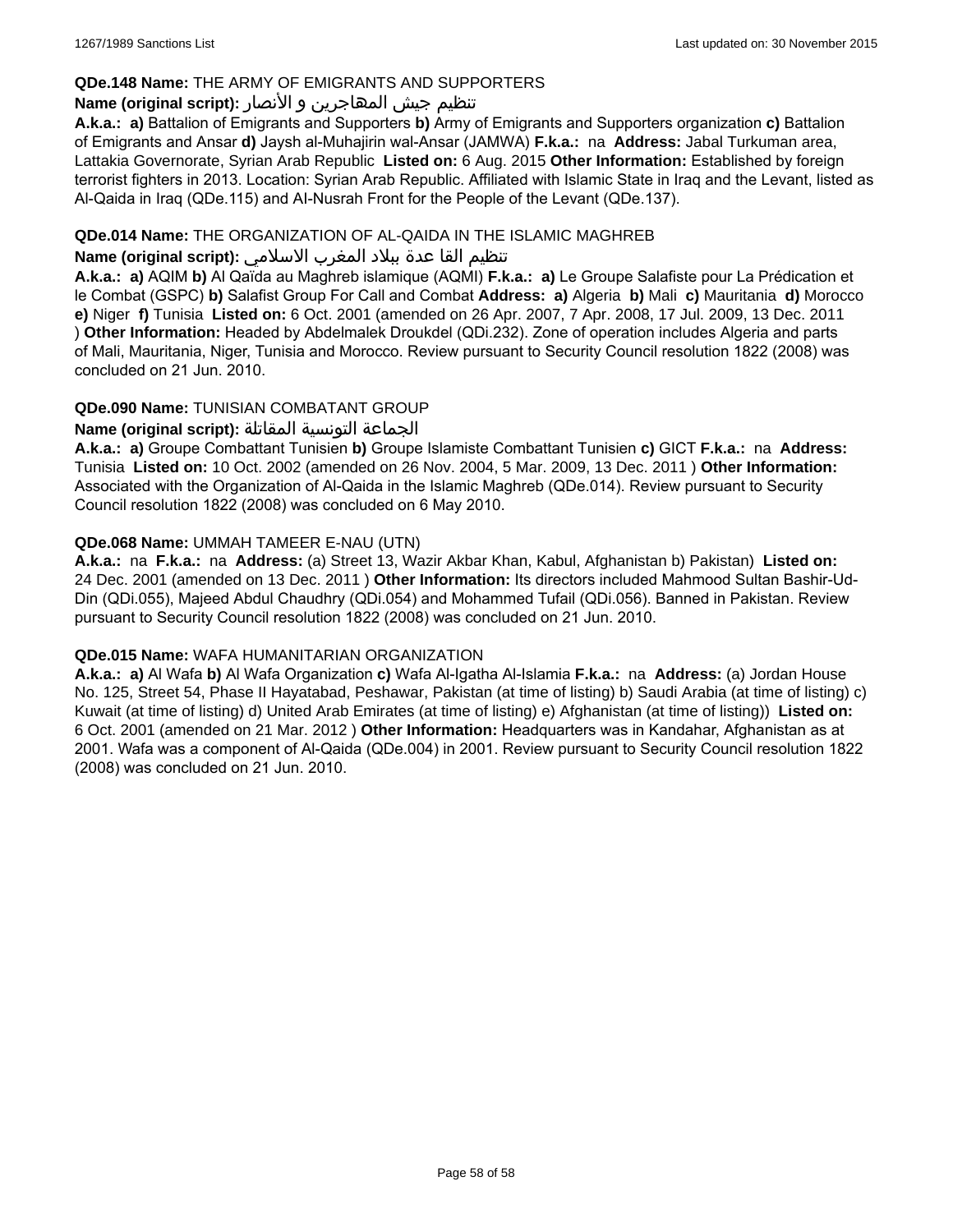**QDe.148 Name:** THE ARMY OF EMIGRANTS AND SUPPORTERS

**Name (original script):** تنظيم جيش المهاجرين و الأنصار

**A.k.a.: a)** Battalion of Emigrants and Supporters **b)** Army of Emigrants and Supporters organization **c)** Battalion of Emigrants and Ansar **d)** Jaysh al-Muhajirin wal-Ansar (JAMWA) **F.k.a.:** na **Address:** Jabal Turkuman area, Lattakia Governorate, Syrian Arab Republic **Listed on:** 6 Aug. 2015 **Other Information:** Established by foreign terrorist fighters in 2013. Location: Syrian Arab Republic. Affiliated with Islamic State in Iraq and the Levant, listed as Al-Qaida in Iraq (QDe.115) and Al-Nusrah Front for the People of the Levant (QDe.137).

**QDe.014 Name:** THE ORGANIZATION OF AL-QAIDA IN THE ISLAMIC MAGHREB

**Name (original script):** تنظيم القا عدة ببلاد المغرب الاسلامي

**A.k.a.: a)** AQIM **b)** Al Qaïda au Maghreb islamique (AQMI) **F.k.a.: a)** Le Groupe Salafiste pour La Prédication et le Combat (GSPC) **b)** Salafist Group For Call and Combat **Address: a)** Algeria **b)** Mali **c)** Mauritania **d)** Morocco **e)** Niger **f)** Tunisia **Listed on:** 6 Oct. 2001 (amended on 26 Apr. 2007, 7 Apr. 2008, 17 Jul. 2009, 13 Dec. 2011 ) **Other Information:** Headed by Abdelmalek Droukdel (QDi.232). Zone of operation includes Algeria and parts of Mali, Mauritania, Niger, Tunisia and Morocco. Review pursuant to Security Council resolution 1822 (2008) was concluded on 21 Jun. 2010.

**QDe.090 Name:** TUNISIAN COMBATANT GROUP

**Name (original script):** الجماعة التونسية المقاتلة

**A.k.a.: a)** Groupe Combattant Tunisien **b)** Groupe Islamiste Combattant Tunisien **c)** GICT **F.k.a.:** na **Address:** Tunisia **Listed on:** 10 Oct. 2002 (amended on 26 Nov. 2004, 5 Mar. 2009, 13 Dec. 2011 ) **Other Information:** Associated with the Organization of Al-Qaida in the Islamic Maghreb (QDe.014). Review pursuant to Security Council resolution 1822 (2008) was concluded on 6 May 2010.

**QDe.068 Name:** UMMAH TAMEER E-NAU (UTN)

**A.k.a.:** na **F.k.a.:** na **Address:** (a) Street 13, Wazir Akbar Khan, Kabul, Afghanistan b) Pakistan) **Listed on:** 24 Dec. 2001 (amended on 13 Dec. 2011 ) **Other Information:** Its directors included Mahmood Sultan Bashir-Ud-Din (QDi.055), Majeed Abdul Chaudhry (QDi.054) and Mohammed Tufail (QDi.056). Banned in Pakistan. Review pursuant to Security Council resolution 1822 (2008) was concluded on 21 Jun. 2010.

**QDe.015 Name:** WAFA HUMANITARIAN ORGANIZATION

**A.k.a.: a)** Al Wafa **b)** Al Wafa Organization **c)** Wafa Al-Igatha Al-Islamia **F.k.a.:** na **Address:** (a) Jordan House No. 125, Street 54, Phase II Hayatabad, Peshawar, Pakistan (at time of listing) b) Saudi Arabia (at time of listing) c) Kuwait (at time of listing) d) United Arab Emirates (at time of listing) e) Afghanistan (at time of listing)) **Listed on:** 6 Oct. 2001 (amended on 21 Mar. 2012 ) **Other Information:** Headquarters was in Kandahar, Afghanistan as at 2001. Wafa was a component of Al-Qaida (QDe.004) in 2001. Review pursuant to Security Council resolution 1822 (2008) was concluded on 21 Jun. 2010.